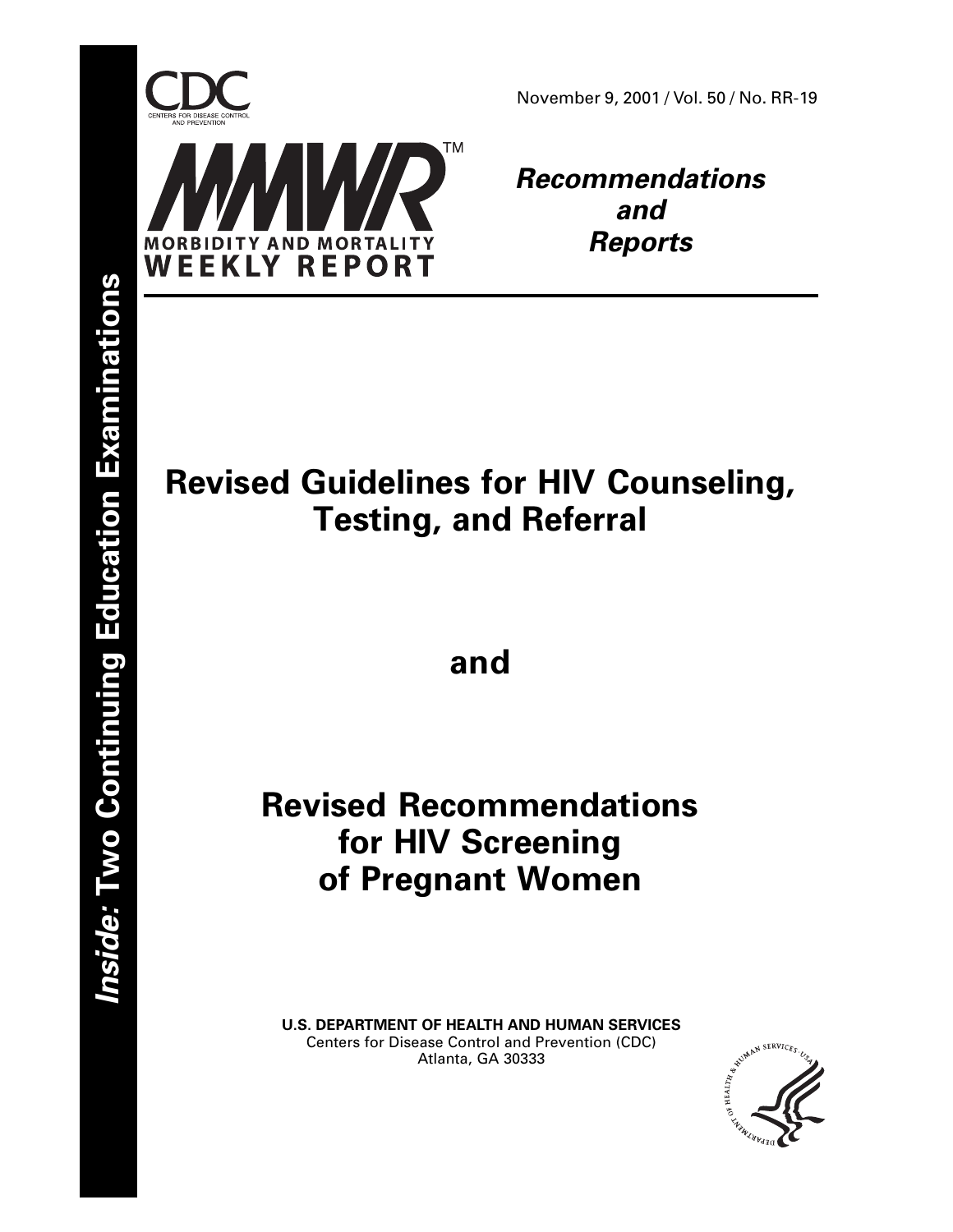CDC

CENTERS FOR DISEASE CONTROL AND PREVENTION

November 9, 2001 / Vol. 50 / No. RR-19

MMWR™

MORBIDITY AND MORTALITY WEEKLY REPORT

***Recommendations and Reports***

***Inside:*** **Two Continuing Education Examinations**

# Revised Guidelines for HIV Counseling, Testing, and Referral

# and

# Revised Recommendations for HIV Screening of Pregnant Women

**U.S. DEPARTMENT OF HEALTH AND HUMAN SERVICES**
Centers for Disease Control and Prevention (CDC)
Atlanta, GA 30333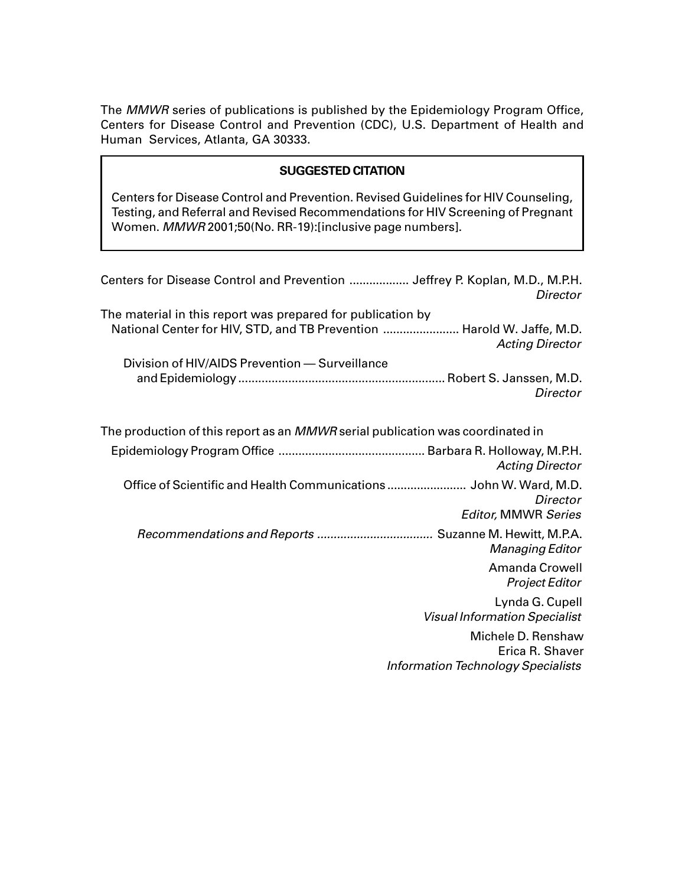The *MMWR* series of publications is published by the Epidemiology Program Office, Centers for Disease Control and Prevention (CDC), U.S. Department of Health and Human Services, Atlanta, GA 30333.

**SUGGESTED CITATION**

Centers for Disease Control and Prevention. Revised Guidelines for HIV Counseling, Testing, and Referral and Revised Recommendations for HIV Screening of Pregnant Women. *MMWR* 2001;50(No. RR-19):[inclusive page numbers].

Centers for Disease Control and Prevention .................. Jeffrey P. Koplan, M.D., M.P.H.
*Director*

The material in this report was prepared for publication by
National Center for HIV, STD, and TB Prevention ....................... Harold W. Jaffe, M.D.
*Acting Director*

Division of HIV/AIDS Prevention — Surveillance and Epidemiology ............................................................. Robert S. Janssen, M.D.
*Director*

The production of this report as an *MMWR* serial publication was coordinated in

Epidemiology Program Office ........................................... Barbara R. Holloway, M.P.H.
*Acting Director*

Office of Scientific and Health Communications ........................ John W. Ward, M.D.
*Director*
*Editor,* MMWR *Series*

*Recommendations and Reports* ................................... Suzanne M. Hewitt, M.P.A.
*Managing Editor*

Amanda Crowell
*Project Editor*

Lynda G. Cupell
*Visual Information Specialist*

Michele D. Renshaw
Erica R. Shaver
*Information Technology Specialists*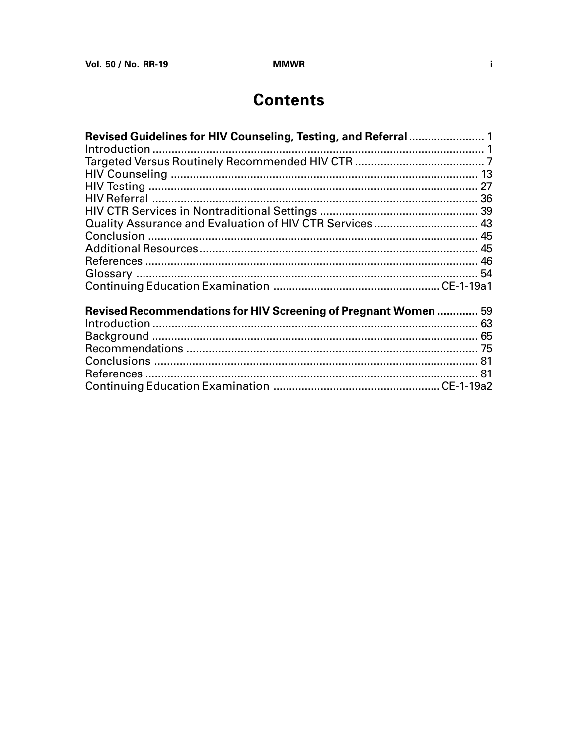# Contents

**Revised Guidelines for HIV Counseling, Testing, and Referral** ........................ 1

Introduction ........................................................................................................ 1

Targeted Versus Routinely Recommended HIV CTR ......................................... 7

HIV Counseling ................................................................................................. 13

HIV Testing ........................................................................................................ 27

HIV Referral ....................................................................................................... 36

HIV CTR Services in Nontraditional Settings .................................................. 39

Quality Assurance and Evaluation of HIV CTR Services ................................. 43

Conclusion ........................................................................................................ 45

Additional Resources ........................................................................................ 45

References ......................................................................................................... 46

Glossary ............................................................................................................ 54

Continuing Education Examination .................................................... CE-1-19a1

**Revised Recommendations for HIV Screening of Pregnant Women** ............. 59

Introduction ....................................................................................................... 63

Background ....................................................................................................... 65

Recommendations ............................................................................................ 75

Conclusions ...................................................................................................... 81

References ......................................................................................................... 81

Continuing Education Examination .................................................... CE-1-19a2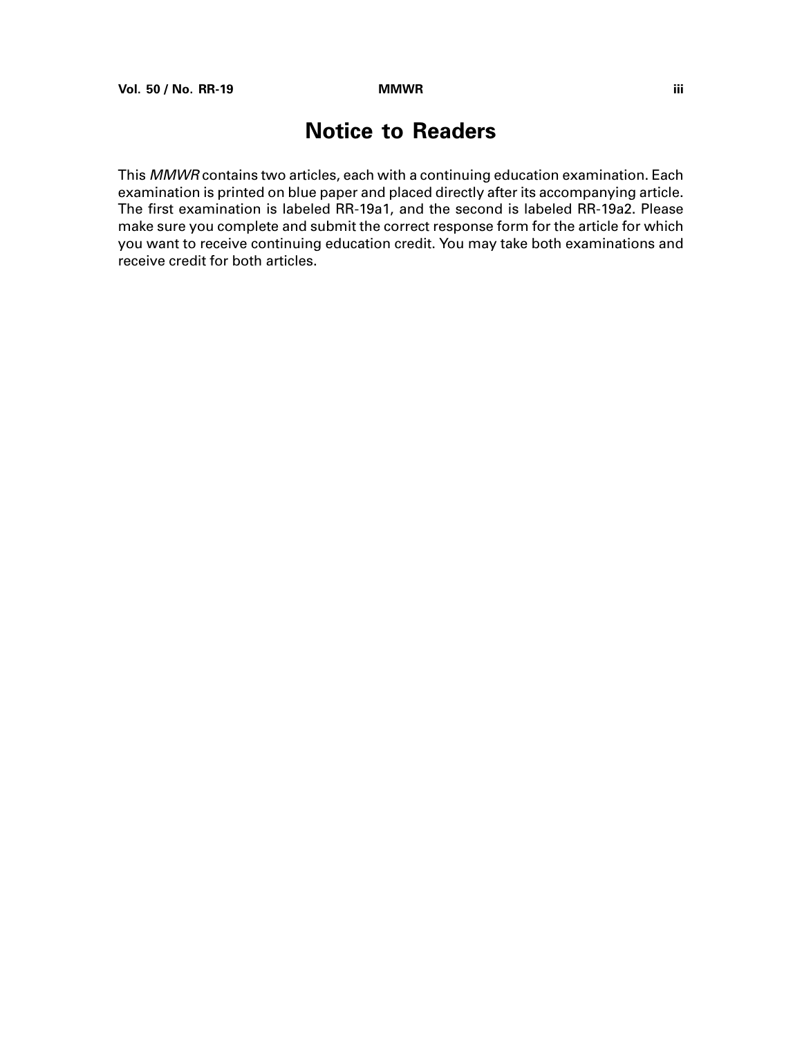# Notice to Readers

This *MMWR* contains two articles, each with a continuing education examination. Each examination is printed on blue paper and placed directly after its accompanying article. The first examination is labeled RR-19a1, and the second is labeled RR-19a2. Please make sure you complete and submit the correct response form for the article for which you want to receive continuing education credit. You may take both examinations and receive credit for both articles.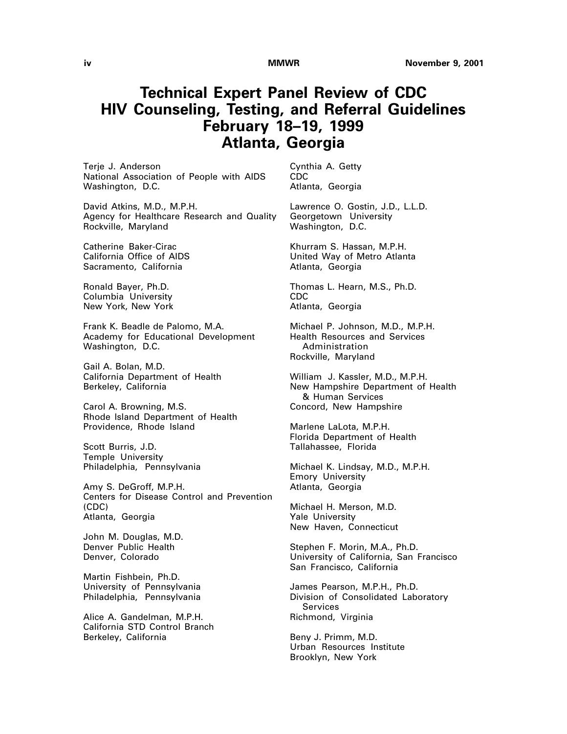# Technical Expert Panel Review of CDC HIV Counseling, Testing, and Referral Guidelines February 18–19, 1999 Atlanta, Georgia

Terje J. Anderson
National Association of People with AIDS
Washington, D.C.

David Atkins, M.D., M.P.H.
Agency for Healthcare Research and Quality
Rockville, Maryland

Catherine Baker-Cirac
California Office of AIDS
Sacramento, California

Ronald Bayer, Ph.D.
Columbia University
New York, New York

Frank K. Beadle de Palomo, M.A.
Academy for Educational Development
Washington, D.C.

Gail A. Bolan, M.D.
California Department of Health
Berkeley, California

Carol A. Browning, M.S.
Rhode Island Department of Health
Providence, Rhode Island

Scott Burris, J.D.
Temple University
Philadelphia, Pennsylvania

Amy S. DeGroff, M.P.H.
Centers for Disease Control and Prevention (CDC)
Atlanta, Georgia

John M. Douglas, M.D.
Denver Public Health
Denver, Colorado

Martin Fishbein, Ph.D.
University of Pennsylvania
Philadelphia, Pennsylvania

Alice A. Gandelman, M.P.H.
California STD Control Branch
Berkeley, California

Cynthia A. Getty
CDC
Atlanta, Georgia

Lawrence O. Gostin, J.D., L.L.D.
Georgetown University
Washington, D.C.

Khurram S. Hassan, M.P.H.
United Way of Metro Atlanta
Atlanta, Georgia

Thomas L. Hearn, M.S., Ph.D.
CDC
Atlanta, Georgia

Michael P. Johnson, M.D., M.P.H.
Health Resources and Services Administration
Rockville, Maryland

William J. Kassler, M.D., M.P.H.
New Hampshire Department of Health & Human Services
Concord, New Hampshire

Marlene LaLota, M.P.H.
Florida Department of Health
Tallahassee, Florida

Michael K. Lindsay, M.D., M.P.H.
Emory University
Atlanta, Georgia

Michael H. Merson, M.D.
Yale University
New Haven, Connecticut

Stephen F. Morin, M.A., Ph.D.
University of California, San Francisco
San Francisco, California

James Pearson, M.P.H., Ph.D.
Division of Consolidated Laboratory Services
Richmond, Virginia

Beny J. Primm, M.D.
Urban Resources Institute
Brooklyn, New York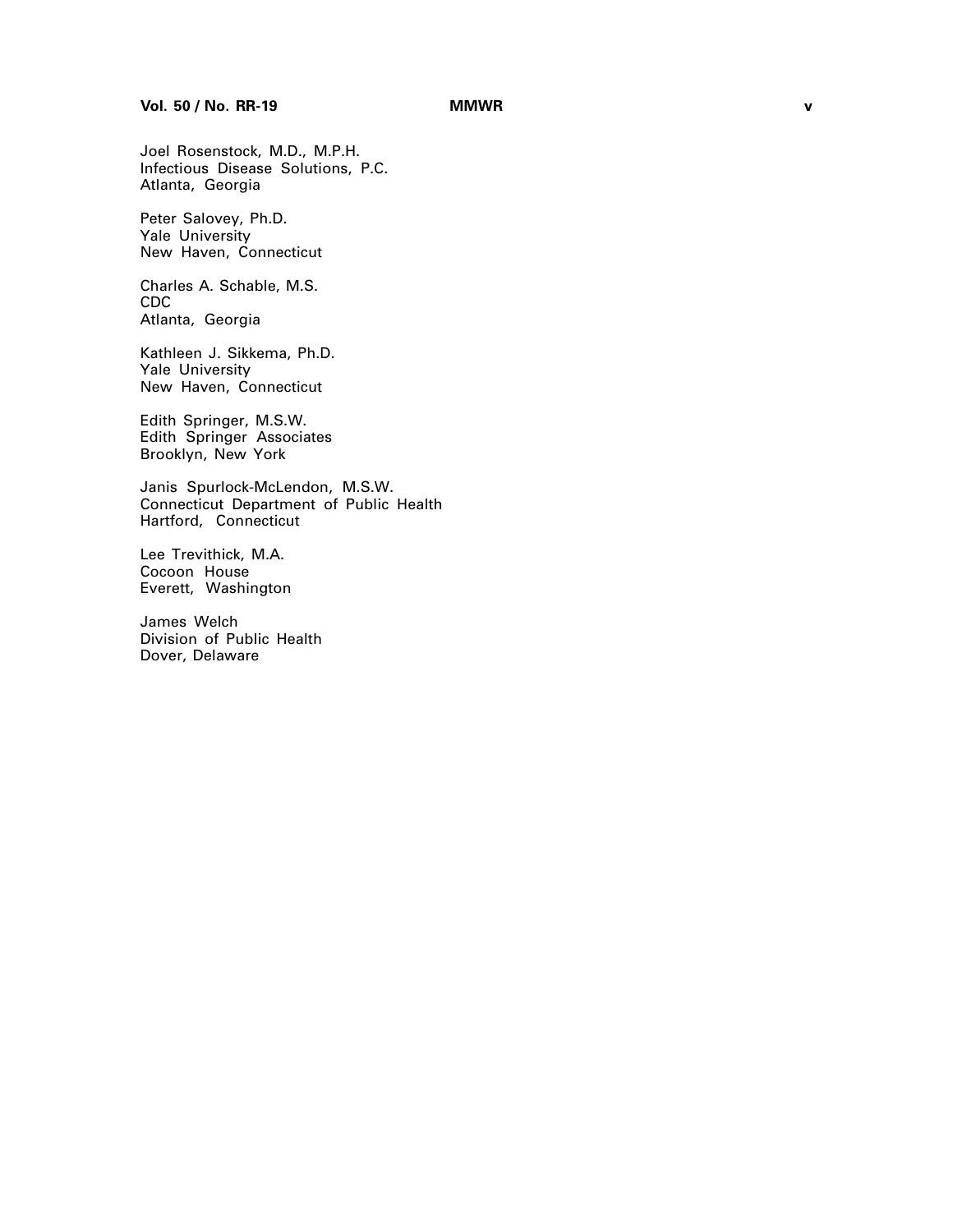Joel Rosenstock, M.D., M.P.H.
Infectious Disease Solutions, P.C.
Atlanta, Georgia

Peter Salovey, Ph.D.
Yale University
New Haven, Connecticut

Charles A. Schable, M.S.
CDC
Atlanta, Georgia

Kathleen J. Sikkema, Ph.D.
Yale University
New Haven, Connecticut

Edith Springer, M.S.W.
Edith Springer Associates
Brooklyn, New York

Janis Spurlock-McLendon, M.S.W.
Connecticut Department of Public Health
Hartford, Connecticut

Lee Trevithick, M.A.
Cocoon House
Everett, Washington

James Welch
Division of Public Health
Dover, Delaware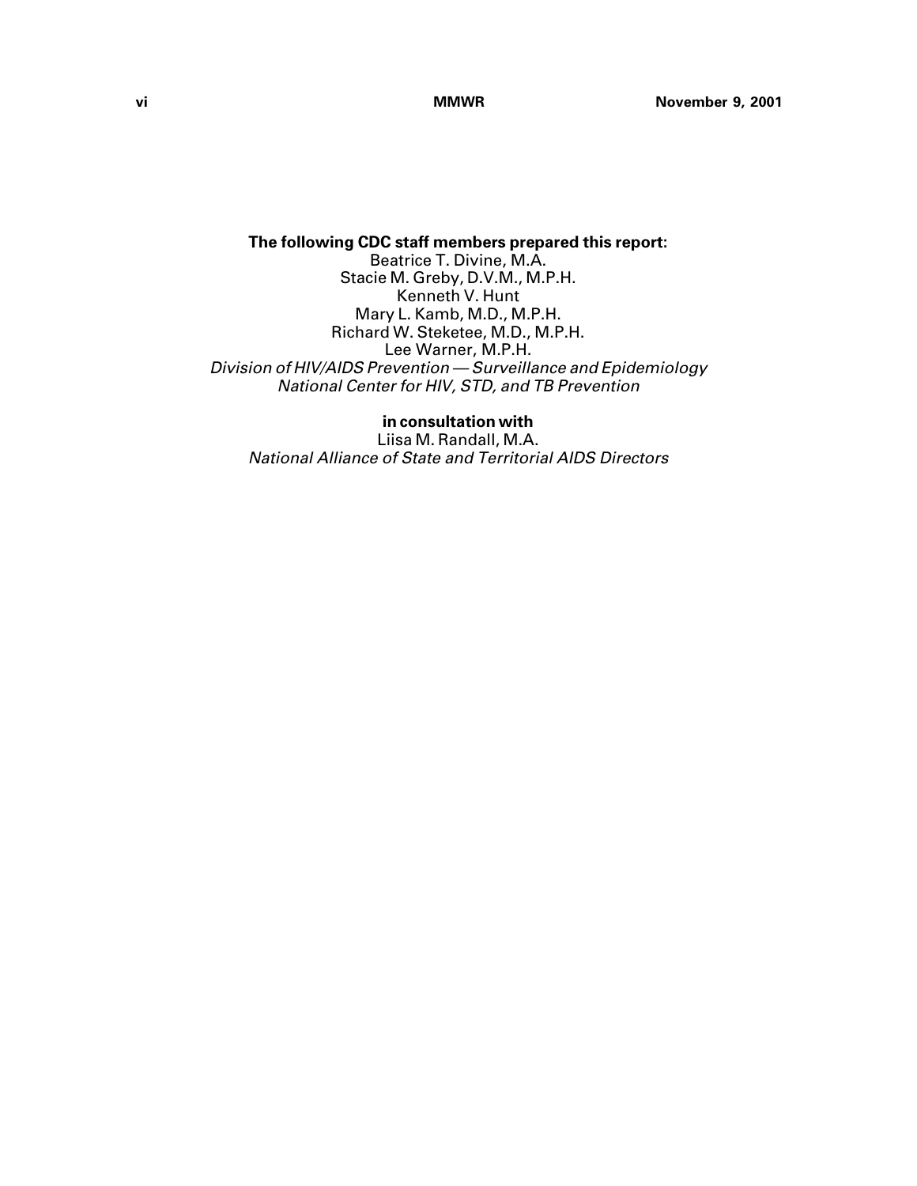**The following CDC staff members prepared this report:**

Beatrice T. Divine, M.A.
Stacie M. Greby, D.V.M., M.P.H.
Kenneth V. Hunt
Mary L. Kamb, M.D., M.P.H.
Richard W. Steketee, M.D., M.P.H.
Lee Warner, M.P.H.
*Division of HIV/AIDS Prevention — Surveillance and Epidemiology*
*National Center for HIV, STD, and TB Prevention*

**in consultation with**

Liisa M. Randall, M.A.
*National Alliance of State and Territorial AIDS Directors*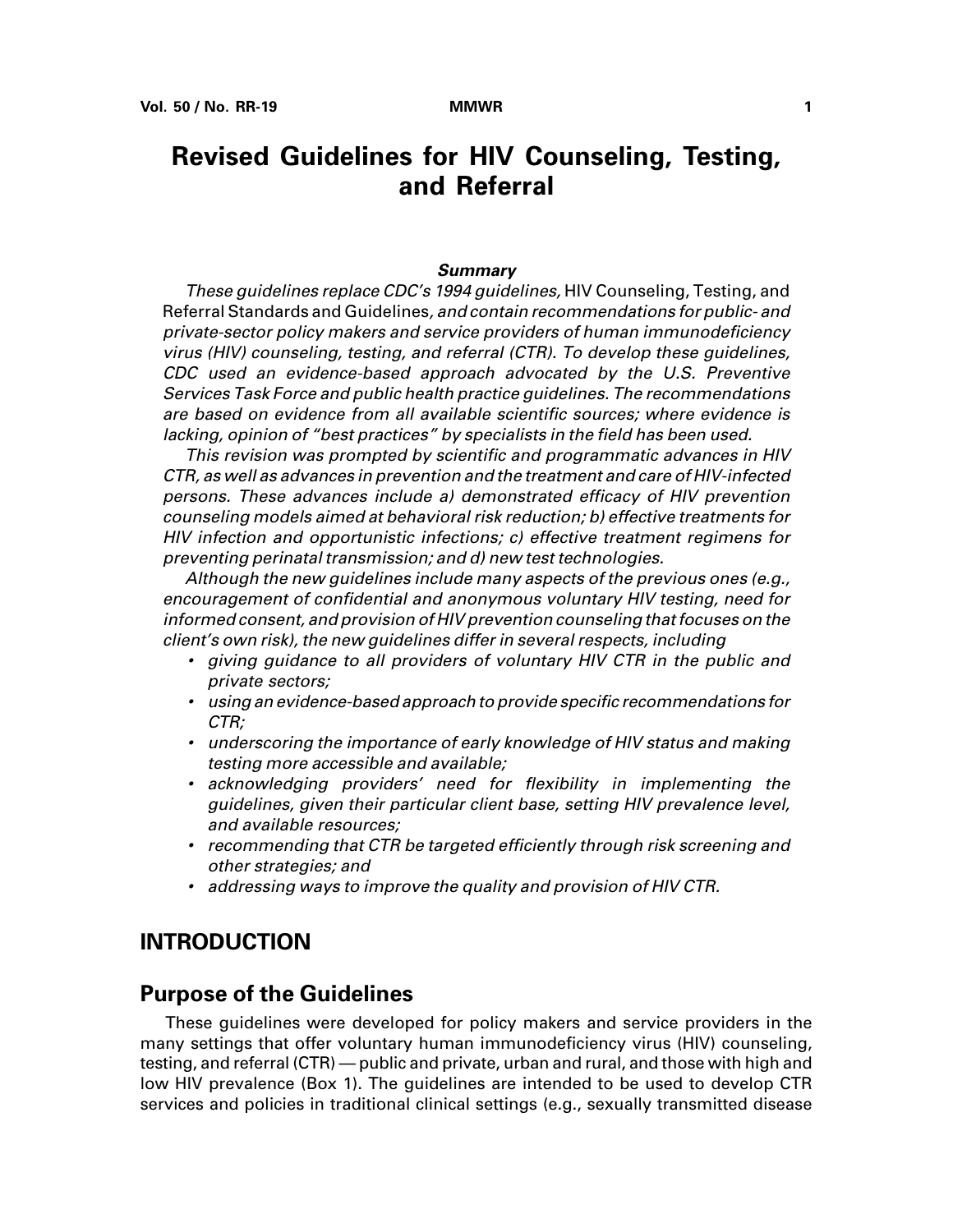# Revised Guidelines for HIV Counseling, Testing, and Referral

### *Summary*

*These guidelines replace CDC's 1994 guidelines,* HIV Counseling, Testing, and Referral Standards and Guidelines*, and contain recommendations for public- and private-sector policy makers and service providers of human immunodeficiency virus (HIV) counseling, testing, and referral (CTR). To develop these guidelines, CDC used an evidence-based approach advocated by the U.S. Preventive Services Task Force and public health practice guidelines. The recommendations are based on evidence from all available scientific sources; where evidence is lacking, opinion of "best practices" by specialists in the field has been used.*

*This revision was prompted by scientific and programmatic advances in HIV CTR, as well as advances in prevention and the treatment and care of HIV-infected persons. These advances include a) demonstrated efficacy of HIV prevention counseling models aimed at behavioral risk reduction; b) effective treatments for HIV infection and opportunistic infections; c) effective treatment regimens for preventing perinatal transmission; and d) new test technologies.*

*Although the new guidelines include many aspects of the previous ones (e.g., encouragement of confidential and anonymous voluntary HIV testing, need for informed consent, and provision of HIV prevention counseling that focuses on the client's own risk), the new guidelines differ in several respects, including*

- *giving guidance to all providers of voluntary HIV CTR in the public and private sectors;*
- *using an evidence-based approach to provide specific recommendations for CTR;*
- *underscoring the importance of early knowledge of HIV status and making testing more accessible and available;*
- *acknowledging providers' need for flexibility in implementing the guidelines, given their particular client base, setting HIV prevalence level, and available resources;*
- *recommending that CTR be targeted efficiently through risk screening and other strategies; and*
- *addressing ways to improve the quality and provision of HIV CTR.*

## INTRODUCTION

## Purpose of the Guidelines

These guidelines were developed for policy makers and service providers in the many settings that offer voluntary human immunodeficiency virus (HIV) counseling, testing, and referral (CTR) — public and private, urban and rural, and those with high and low HIV prevalence (Box 1). The guidelines are intended to be used to develop CTR services and policies in traditional clinical settings (e.g., sexually transmitted disease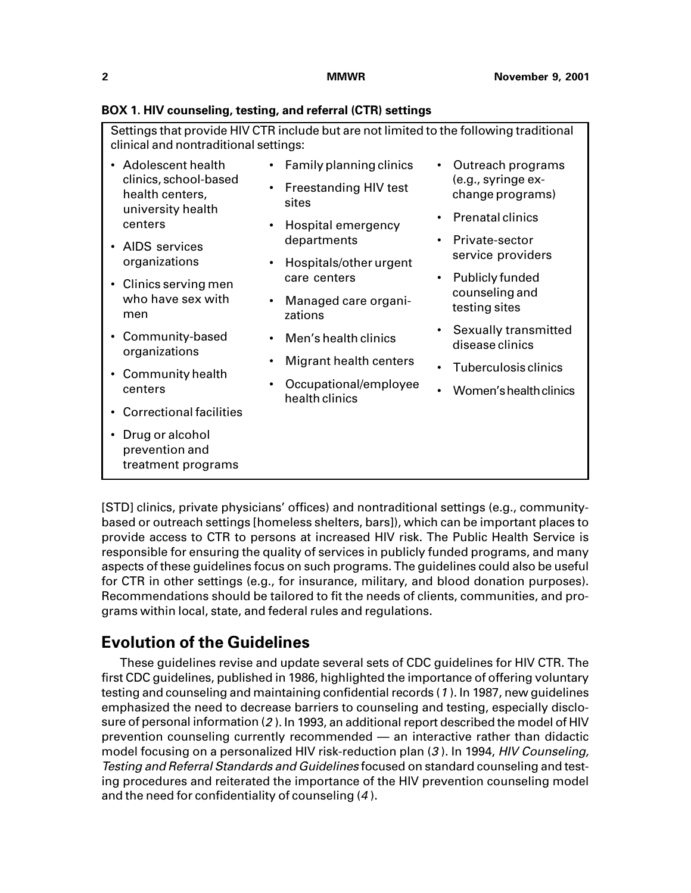**BOX 1. HIV counseling, testing, and referral (CTR) settings**

Settings that provide HIV CTR include but are not limited to the following traditional clinical and nontraditional settings:

- Adolescent health clinics, school-based health centers, university health centers
- AIDS services organizations
- Clinics serving men who have sex with men
- Community-based organizations
- Community health centers
- Correctional facilities
- Drug or alcohol prevention and treatment programs
- Family planning clinics
- Freestanding HIV test sites
- Hospital emergency departments
- Hospitals/other urgent care centers
- Managed care organizations
- Men's health clinics
- Migrant health centers
- Occupational/employee health clinics
- Outreach programs (e.g., syringe exchange programs)
- Prenatal clinics
- Private-sector service providers
- Publicly funded counseling and testing sites
- Sexually transmitted disease clinics
- Tuberculosis clinics
- Women's health clinics

[STD] clinics, private physicians' offices) and nontraditional settings (e.g., community-based or outreach settings [homeless shelters, bars]), which can be important places to provide access to CTR to persons at increased HIV risk. The Public Health Service is responsible for ensuring the quality of services in publicly funded programs, and many aspects of these guidelines focus on such programs. The guidelines could also be useful for CTR in other settings (e.g., for insurance, military, and blood donation purposes). Recommendations should be tailored to fit the needs of clients, communities, and programs within local, state, and federal rules and regulations.

## Evolution of the Guidelines

These guidelines revise and update several sets of CDC guidelines for HIV CTR. The first CDC guidelines, published in 1986, highlighted the importance of offering voluntary testing and counseling and maintaining confidential records (*1*). In 1987, new guidelines emphasized the need to decrease barriers to counseling and testing, especially disclosure of personal information (*2*). In 1993, an additional report described the model of HIV prevention counseling currently recommended — an interactive rather than didactic model focusing on a personalized HIV risk-reduction plan (*3*). In 1994, *HIV Counseling, Testing and Referral Standards and Guidelines* focused on standard counseling and testing procedures and reiterated the importance of the HIV prevention counseling model and the need for confidentiality of counseling (*4*).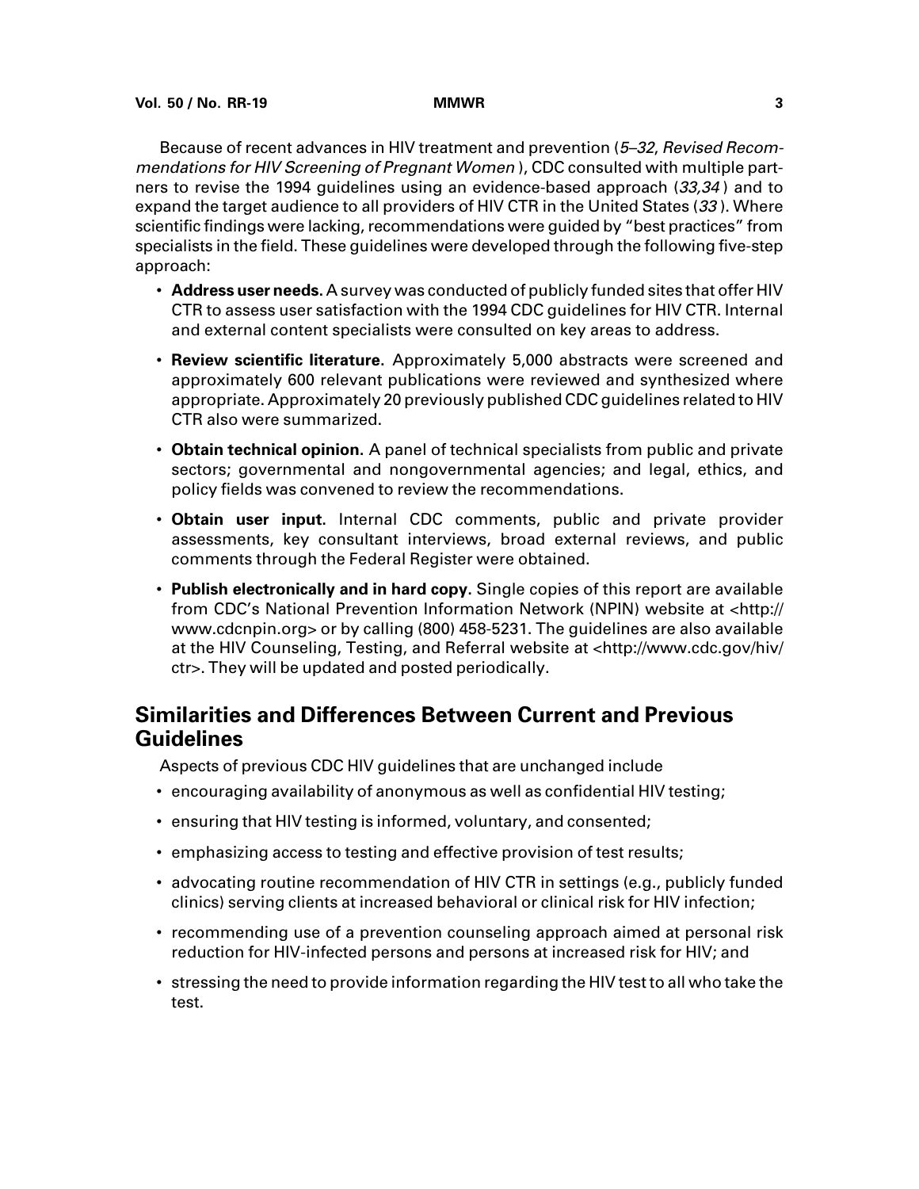Because of recent advances in HIV treatment and prevention (*5–32*, *Revised Recommendations for HIV Screening of Pregnant Women*), CDC consulted with multiple partners to revise the 1994 guidelines using an evidence-based approach (*33,34*) and to expand the target audience to all providers of HIV CTR in the United States (*33*). Where scientific findings were lacking, recommendations were guided by "best practices" from specialists in the field. These guidelines were developed through the following five-step approach:

- **Address user needs.** A survey was conducted of publicly funded sites that offer HIV CTR to assess user satisfaction with the 1994 CDC guidelines for HIV CTR. Internal and external content specialists were consulted on key areas to address.
- **Review scientific literature.** Approximately 5,000 abstracts were screened and approximately 600 relevant publications were reviewed and synthesized where appropriate. Approximately 20 previously published CDC guidelines related to HIV CTR also were summarized.
- **Obtain technical opinion.** A panel of technical specialists from public and private sectors; governmental and nongovernmental agencies; and legal, ethics, and policy fields was convened to review the recommendations.
- **Obtain user input.** Internal CDC comments, public and private provider assessments, key consultant interviews, broad external reviews, and public comments through the Federal Register were obtained.
- **Publish electronically and in hard copy.** Single copies of this report are available from CDC's National Prevention Information Network (NPIN) website at <http://www.cdcnpin.org> or by calling (800) 458-5231. The guidelines are also available at the HIV Counseling, Testing, and Referral website at <http://www.cdc.gov/hiv/ctr>. They will be updated and posted periodically.

## Similarities and Differences Between Current and Previous Guidelines

Aspects of previous CDC HIV guidelines that are unchanged include

- encouraging availability of anonymous as well as confidential HIV testing;
- ensuring that HIV testing is informed, voluntary, and consented;
- emphasizing access to testing and effective provision of test results;
- advocating routine recommendation of HIV CTR in settings (e.g., publicly funded clinics) serving clients at increased behavioral or clinical risk for HIV infection;
- recommending use of a prevention counseling approach aimed at personal risk reduction for HIV-infected persons and persons at increased risk for HIV; and
- stressing the need to provide information regarding the HIV test to all who take the test.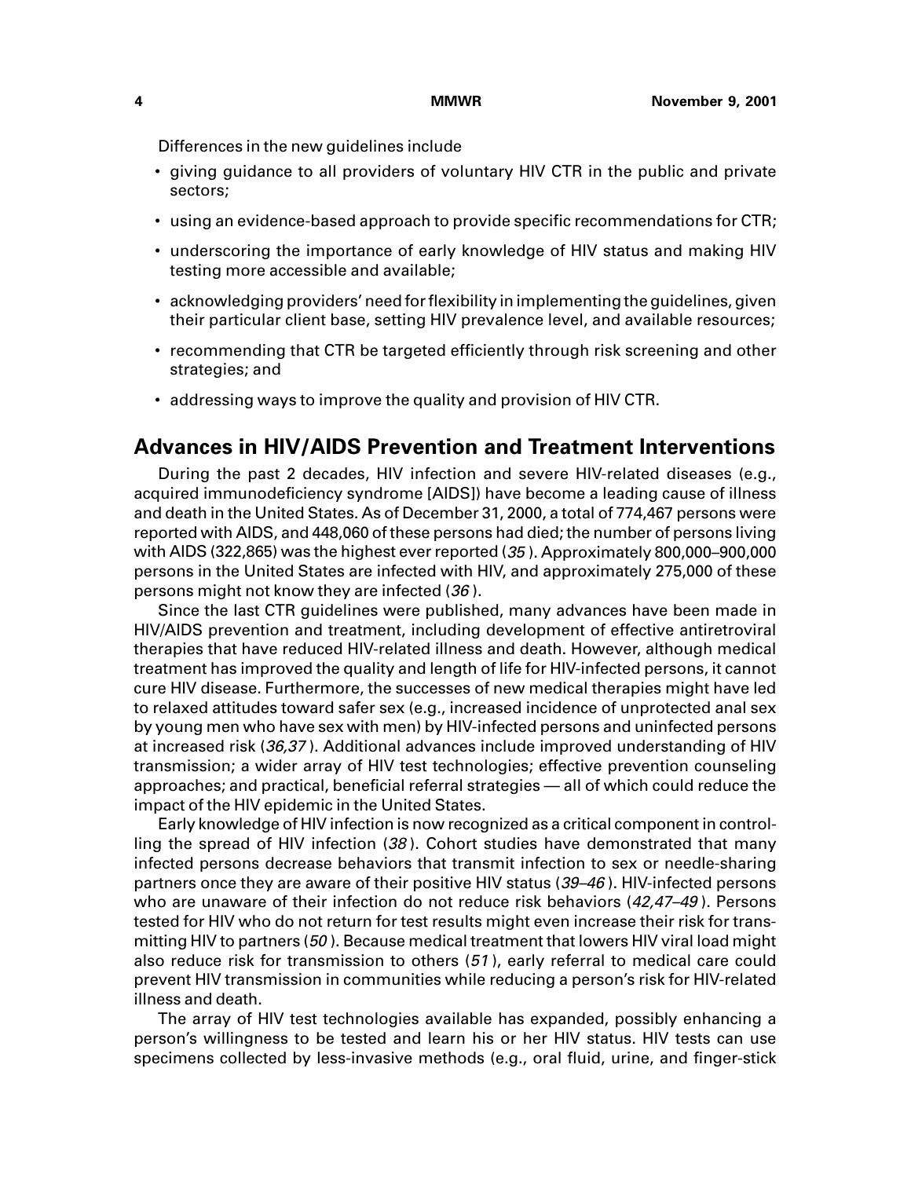Differences in the new guidelines include

- giving guidance to all providers of voluntary HIV CTR in the public and private sectors;
- using an evidence-based approach to provide specific recommendations for CTR;
- underscoring the importance of early knowledge of HIV status and making HIV testing more accessible and available;
- acknowledging providers' need for flexibility in implementing the guidelines, given their particular client base, setting HIV prevalence level, and available resources;
- recommending that CTR be targeted efficiently through risk screening and other strategies; and
- addressing ways to improve the quality and provision of HIV CTR.

## Advances in HIV/AIDS Prevention and Treatment Interventions

During the past 2 decades, HIV infection and severe HIV-related diseases (e.g., acquired immunodeficiency syndrome [AIDS]) have become a leading cause of illness and death in the United States. As of December 31, 2000, a total of 774,467 persons were reported with AIDS, and 448,060 of these persons had died; the number of persons living with AIDS (322,865) was the highest ever reported (*35*). Approximately 800,000–900,000 persons in the United States are infected with HIV, and approximately 275,000 of these persons might not know they are infected (*36*).

Since the last CTR guidelines were published, many advances have been made in HIV/AIDS prevention and treatment, including development of effective antiretroviral therapies that have reduced HIV-related illness and death. However, although medical treatment has improved the quality and length of life for HIV-infected persons, it cannot cure HIV disease. Furthermore, the successes of new medical therapies might have led to relaxed attitudes toward safer sex (e.g., increased incidence of unprotected anal sex by young men who have sex with men) by HIV-infected persons and uninfected persons at increased risk (*36,37*). Additional advances include improved understanding of HIV transmission; a wider array of HIV test technologies; effective prevention counseling approaches; and practical, beneficial referral strategies — all of which could reduce the impact of the HIV epidemic in the United States.

Early knowledge of HIV infection is now recognized as a critical component in controlling the spread of HIV infection (*38*). Cohort studies have demonstrated that many infected persons decrease behaviors that transmit infection to sex or needle-sharing partners once they are aware of their positive HIV status (*39–46*). HIV-infected persons who are unaware of their infection do not reduce risk behaviors (*42,47–49*). Persons tested for HIV who do not return for test results might even increase their risk for transmitting HIV to partners (*50*). Because medical treatment that lowers HIV viral load might also reduce risk for transmission to others (*51*), early referral to medical care could prevent HIV transmission in communities while reducing a person's risk for HIV-related illness and death.

The array of HIV test technologies available has expanded, possibly enhancing a person's willingness to be tested and learn his or her HIV status. HIV tests can use specimens collected by less-invasive methods (e.g., oral fluid, urine, and finger-stick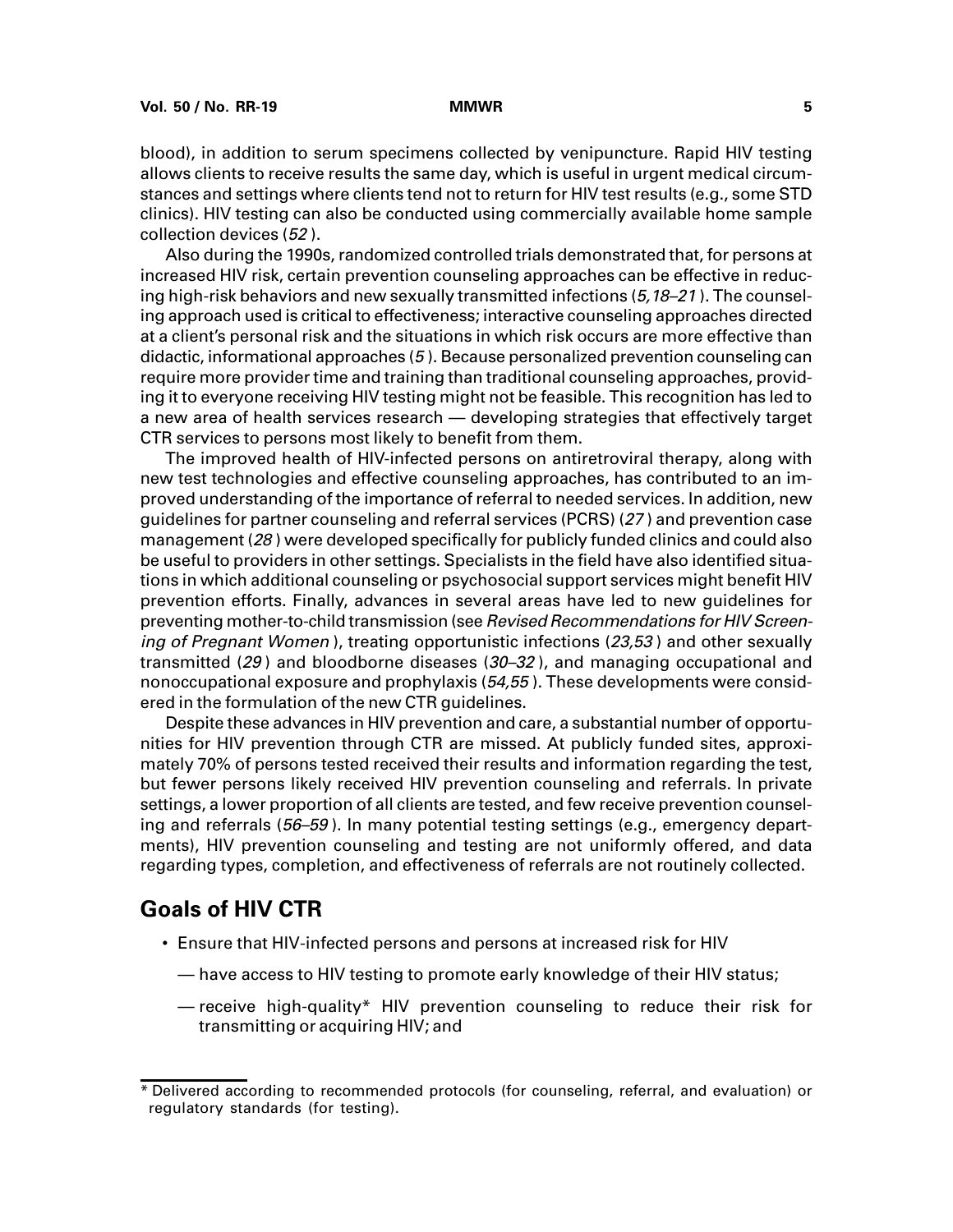blood), in addition to serum specimens collected by venipuncture. Rapid HIV testing allows clients to receive results the same day, which is useful in urgent medical circumstances and settings where clients tend not to return for HIV test results (e.g., some STD clinics). HIV testing can also be conducted using commercially available home sample collection devices (*52*).

Also during the 1990s, randomized controlled trials demonstrated that, for persons at increased HIV risk, certain prevention counseling approaches can be effective in reducing high-risk behaviors and new sexually transmitted infections (*5,18–21*). The counseling approach used is critical to effectiveness; interactive counseling approaches directed at a client's personal risk and the situations in which risk occurs are more effective than didactic, informational approaches (*5*). Because personalized prevention counseling can require more provider time and training than traditional counseling approaches, providing it to everyone receiving HIV testing might not be feasible. This recognition has led to a new area of health services research — developing strategies that effectively target CTR services to persons most likely to benefit from them.

The improved health of HIV-infected persons on antiretroviral therapy, along with new test technologies and effective counseling approaches, has contributed to an improved understanding of the importance of referral to needed services. In addition, new guidelines for partner counseling and referral services (PCRS) (*27*) and prevention case management (*28*) were developed specifically for publicly funded clinics and could also be useful to providers in other settings. Specialists in the field have also identified situations in which additional counseling or psychosocial support services might benefit HIV prevention efforts. Finally, advances in several areas have led to new guidelines for preventing mother-to-child transmission (see *Revised Recommendations for HIV Screening of Pregnant Women*), treating opportunistic infections (*23,53*) and other sexually transmitted (*29*) and bloodborne diseases (*30–32*), and managing occupational and nonoccupational exposure and prophylaxis (*54,55*). These developments were considered in the formulation of the new CTR guidelines.

Despite these advances in HIV prevention and care, a substantial number of opportunities for HIV prevention through CTR are missed. At publicly funded sites, approximately 70% of persons tested received their results and information regarding the test, but fewer persons likely received HIV prevention counseling and referrals. In private settings, a lower proportion of all clients are tested, and few receive prevention counseling and referrals (*56–59*). In many potential testing settings (e.g., emergency departments), HIV prevention counseling and testing are not uniformly offered, and data regarding types, completion, and effectiveness of referrals are not routinely collected.

## Goals of HIV CTR

- Ensure that HIV-infected persons and persons at increased risk for HIV
  - — have access to HIV testing to promote early knowledge of their HIV status;
  - — receive high-quality* HIV prevention counseling to reduce their risk for transmitting or acquiring HIV; and

---

* Delivered according to recommended protocols (for counseling, referral, and evaluation) or regulatory standards (for testing).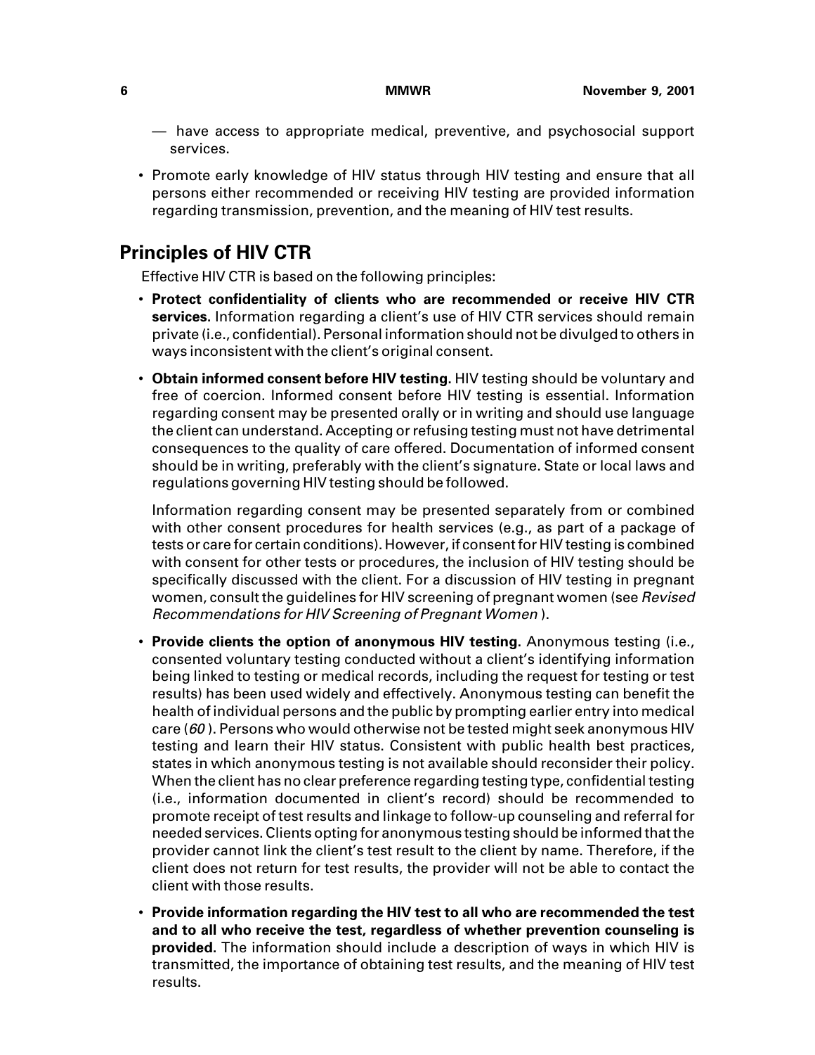— have access to appropriate medical, preventive, and psychosocial support services.

- Promote early knowledge of HIV status through HIV testing and ensure that all persons either recommended or receiving HIV testing are provided information regarding transmission, prevention, and the meaning of HIV test results.

## Principles of HIV CTR

Effective HIV CTR is based on the following principles:

- **Protect confidentiality of clients who are recommended or receive HIV CTR services.** Information regarding a client's use of HIV CTR services should remain private (i.e., confidential). Personal information should not be divulged to others in ways inconsistent with the client's original consent.

- **Obtain informed consent before HIV testing.** HIV testing should be voluntary and free of coercion. Informed consent before HIV testing is essential. Information regarding consent may be presented orally or in writing and should use language the client can understand. Accepting or refusing testing must not have detrimental consequences to the quality of care offered. Documentation of informed consent should be in writing, preferably with the client's signature. State or local laws and regulations governing HIV testing should be followed.

  Information regarding consent may be presented separately from or combined with other consent procedures for health services (e.g., as part of a package of tests or care for certain conditions). However, if consent for HIV testing is combined with consent for other tests or procedures, the inclusion of HIV testing should be specifically discussed with the client. For a discussion of HIV testing in pregnant women, consult the guidelines for HIV screening of pregnant women (see *Revised Recommendations for HIV Screening of Pregnant Women* ).

- **Provide clients the option of anonymous HIV testing.** Anonymous testing (i.e., consented voluntary testing conducted without a client's identifying information being linked to testing or medical records, including the request for testing or test results) has been used widely and effectively. Anonymous testing can benefit the health of individual persons and the public by prompting earlier entry into medical care (*60* ). Persons who would otherwise not be tested might seek anonymous HIV testing and learn their HIV status. Consistent with public health best practices, states in which anonymous testing is not available should reconsider their policy. When the client has no clear preference regarding testing type, confidential testing (i.e., information documented in client's record) should be recommended to promote receipt of test results and linkage to follow-up counseling and referral for needed services. Clients opting for anonymous testing should be informed that the provider cannot link the client's test result to the client by name. Therefore, if the client does not return for test results, the provider will not be able to contact the client with those results.

- **Provide information regarding the HIV test to all who are recommended the test and to all who receive the test, regardless of whether prevention counseling is provided.** The information should include a description of ways in which HIV is transmitted, the importance of obtaining test results, and the meaning of HIV test results.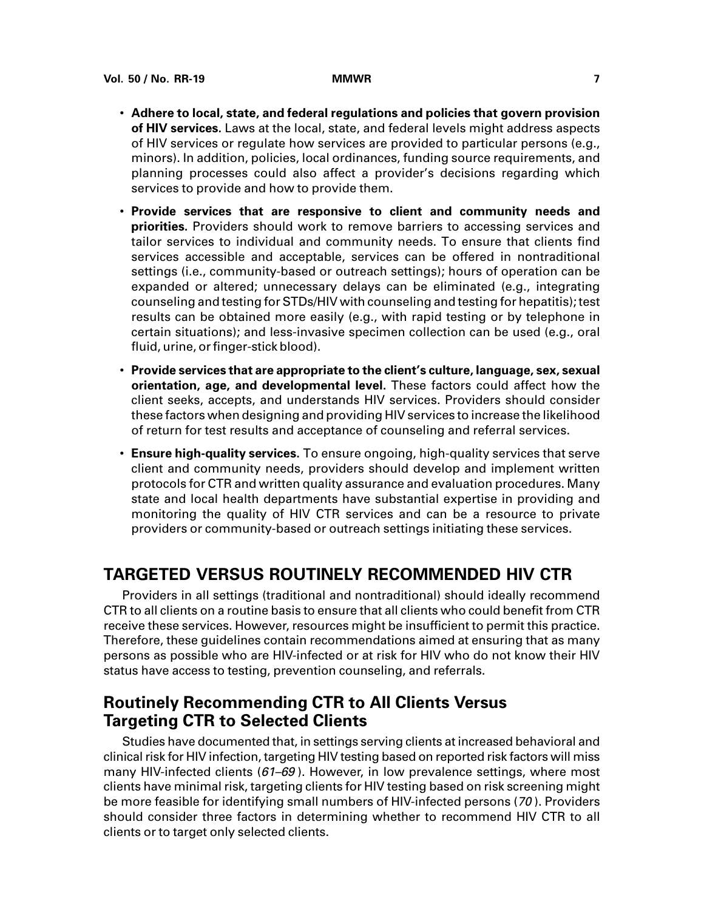- **Adhere to local, state, and federal regulations and policies that govern provision of HIV services.** Laws at the local, state, and federal levels might address aspects of HIV services or regulate how services are provided to particular persons (e.g., minors). In addition, policies, local ordinances, funding source requirements, and planning processes could also affect a provider's decisions regarding which services to provide and how to provide them.
- **Provide services that are responsive to client and community needs and priorities.** Providers should work to remove barriers to accessing services and tailor services to individual and community needs. To ensure that clients find services accessible and acceptable, services can be offered in nontraditional settings (i.e., community-based or outreach settings); hours of operation can be expanded or altered; unnecessary delays can be eliminated (e.g., integrating counseling and testing for STDs/HIV with counseling and testing for hepatitis); test results can be obtained more easily (e.g., with rapid testing or by telephone in certain situations); and less-invasive specimen collection can be used (e.g., oral fluid, urine, or finger-stick blood).
- **Provide services that are appropriate to the client's culture, language, sex, sexual orientation, age, and developmental level.** These factors could affect how the client seeks, accepts, and understands HIV services. Providers should consider these factors when designing and providing HIV services to increase the likelihood of return for test results and acceptance of counseling and referral services.
- **Ensure high-quality services.** To ensure ongoing, high-quality services that serve client and community needs, providers should develop and implement written protocols for CTR and written quality assurance and evaluation procedures. Many state and local health departments have substantial expertise in providing and monitoring the quality of HIV CTR services and can be a resource to private providers or community-based or outreach settings initiating these services.

# TARGETED VERSUS ROUTINELY RECOMMENDED HIV CTR

Providers in all settings (traditional and nontraditional) should ideally recommend CTR to all clients on a routine basis to ensure that all clients who could benefit from CTR receive these services. However, resources might be insufficient to permit this practice. Therefore, these guidelines contain recommendations aimed at ensuring that as many persons as possible who are HIV-infected or at risk for HIV who do not know their HIV status have access to testing, prevention counseling, and referrals.

## Routinely Recommending CTR to All Clients Versus Targeting CTR to Selected Clients

Studies have documented that, in settings serving clients at increased behavioral and clinical risk for HIV infection, targeting HIV testing based on reported risk factors will miss many HIV-infected clients (*61–69*). However, in low prevalence settings, where most clients have minimal risk, targeting clients for HIV testing based on risk screening might be more feasible for identifying small numbers of HIV-infected persons (*70*). Providers should consider three factors in determining whether to recommend HIV CTR to all clients or to target only selected clients.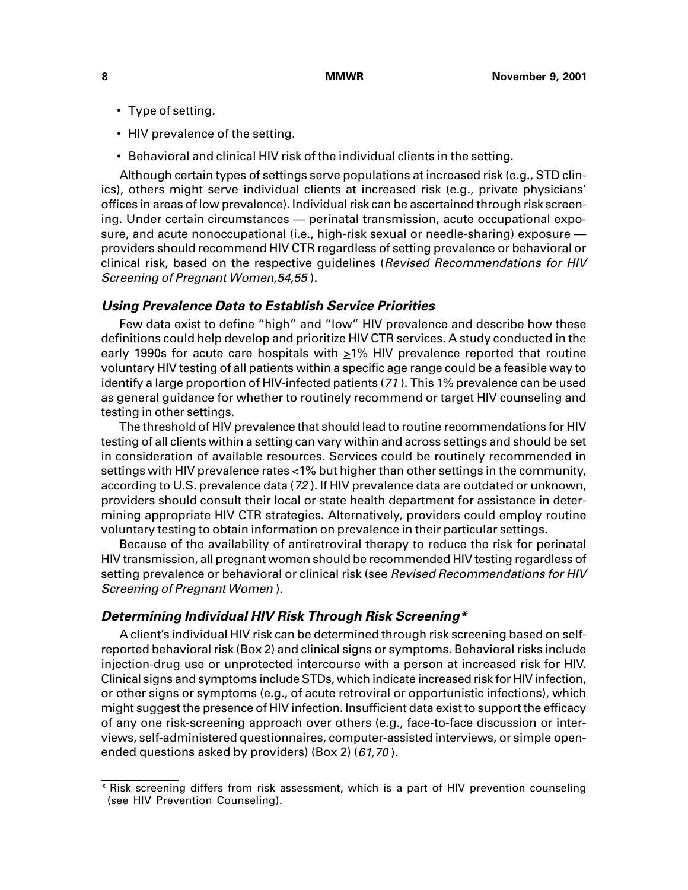- Type of setting.
- HIV prevalence of the setting.
- Behavioral and clinical HIV risk of the individual clients in the setting.

Although certain types of settings serve populations at increased risk (e.g., STD clinics), others might serve individual clients at increased risk (e.g., private physicians' offices in areas of low prevalence). Individual risk can be ascertained through risk screening. Under certain circumstances — perinatal transmission, acute occupational exposure, and acute nonoccupational (i.e., high-risk sexual or needle-sharing) exposure — providers should recommend HIV CTR regardless of setting prevalence or behavioral or clinical risk, based on the respective guidelines (*Revised Recommendations for HIV Screening of Pregnant Women,54,55* ).

### *Using Prevalence Data to Establish Service Priorities*

Few data exist to define "high" and "low" HIV prevalence and describe how these definitions could help develop and prioritize HIV CTR services. A study conducted in the early 1990s for acute care hospitals with $\geq$1% HIV prevalence reported that routine voluntary HIV testing of all patients within a specific age range could be a feasible way to identify a large proportion of HIV-infected patients (*71* ). This 1% prevalence can be used as general guidance for whether to routinely recommend or target HIV counseling and testing in other settings.

The threshold of HIV prevalence that should lead to routine recommendations for HIV testing of all clients within a setting can vary within and across settings and should be set in consideration of available resources. Services could be routinely recommended in settings with HIV prevalence rates <1% but higher than other settings in the community, according to U.S. prevalence data (*72* ). If HIV prevalence data are outdated or unknown, providers should consult their local or state health department for assistance in determining appropriate HIV CTR strategies. Alternatively, providers could employ routine voluntary testing to obtain information on prevalence in their particular settings.

Because of the availability of antiretroviral therapy to reduce the risk for perinatal HIV transmission, all pregnant women should be recommended HIV testing regardless of setting prevalence or behavioral or clinical risk (see *Revised Recommendations for HIV Screening of Pregnant Women* ).

### *Determining Individual HIV Risk Through Risk Screening**

A client's individual HIV risk can be determined through risk screening based on self-reported behavioral risk (Box 2) and clinical signs or symptoms. Behavioral risks include injection-drug use or unprotected intercourse with a person at increased risk for HIV. Clinical signs and symptoms include STDs, which indicate increased risk for HIV infection, or other signs or symptoms (e.g., of acute retroviral or opportunistic infections), which might suggest the presence of HIV infection. Insufficient data exist to support the efficacy of any one risk-screening approach over others (e.g., face-to-face discussion or interviews, self-administered questionnaires, computer-assisted interviews, or simple open-ended questions asked by providers) (Box 2) (*61,70* ).

---

* Risk screening differs from risk assessment, which is a part of HIV prevention counseling (see HIV Prevention Counseling).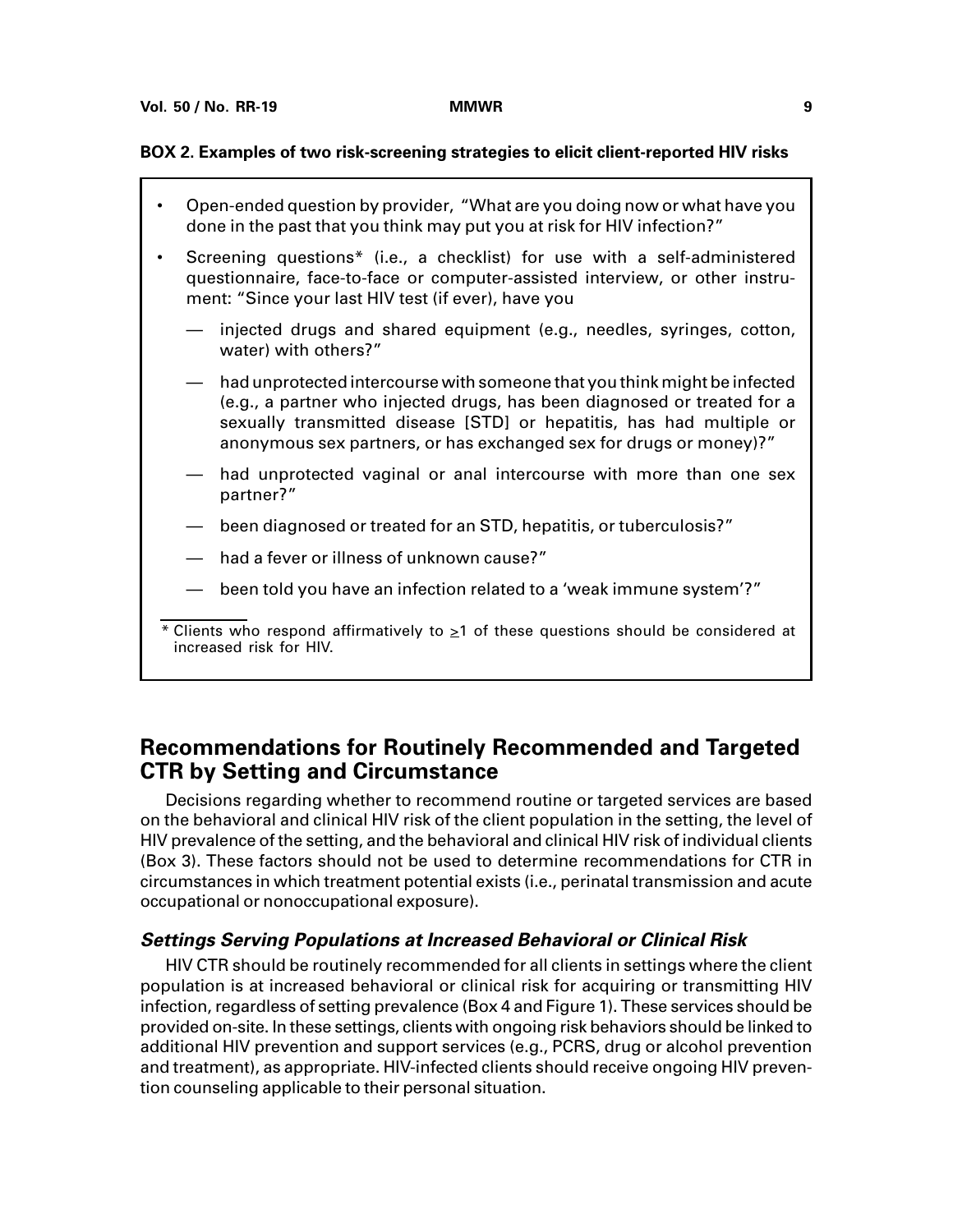**BOX 2. Examples of two risk-screening strategies to elicit client-reported HIV risks**

- Open-ended question by provider, "What are you doing now or what have you done in the past that you think may put you at risk for HIV infection?"
- Screening questions* (i.e., a checklist) for use with a self-administered questionnaire, face-to-face or computer-assisted interview, or other instrument: "Since your last HIV test (if ever), have you
  - — injected drugs and shared equipment (e.g., needles, syringes, cotton, water) with others?"
  - — had unprotected intercourse with someone that you think might be infected (e.g., a partner who injected drugs, has been diagnosed or treated for a sexually transmitted disease [STD] or hepatitis, has had multiple or anonymous sex partners, or has exchanged sex for drugs or money)?"
  - — had unprotected vaginal or anal intercourse with more than one sex partner?"
  - — been diagnosed or treated for an STD, hepatitis, or tuberculosis?"
  - — had a fever or illness of unknown cause?"
  - — been told you have an infection related to a 'weak immune system'?"

\* Clients who respond affirmatively to $\geq$1 of these questions should be considered at increased risk for HIV.

## Recommendations for Routinely Recommended and Targeted CTR by Setting and Circumstance

Decisions regarding whether to recommend routine or targeted services are based on the behavioral and clinical HIV risk of the client population in the setting, the level of HIV prevalence of the setting, and the behavioral and clinical HIV risk of individual clients (Box 3). These factors should not be used to determine recommendations for CTR in circumstances in which treatment potential exists (i.e., perinatal transmission and acute occupational or nonoccupational exposure).

### *Settings Serving Populations at Increased Behavioral or Clinical Risk*

HIV CTR should be routinely recommended for all clients in settings where the client population is at increased behavioral or clinical risk for acquiring or transmitting HIV infection, regardless of setting prevalence (Box 4 and Figure 1). These services should be provided on-site. In these settings, clients with ongoing risk behaviors should be linked to additional HIV prevention and support services (e.g., PCRS, drug or alcohol prevention and treatment), as appropriate. HIV-infected clients should receive ongoing HIV prevention counseling applicable to their personal situation.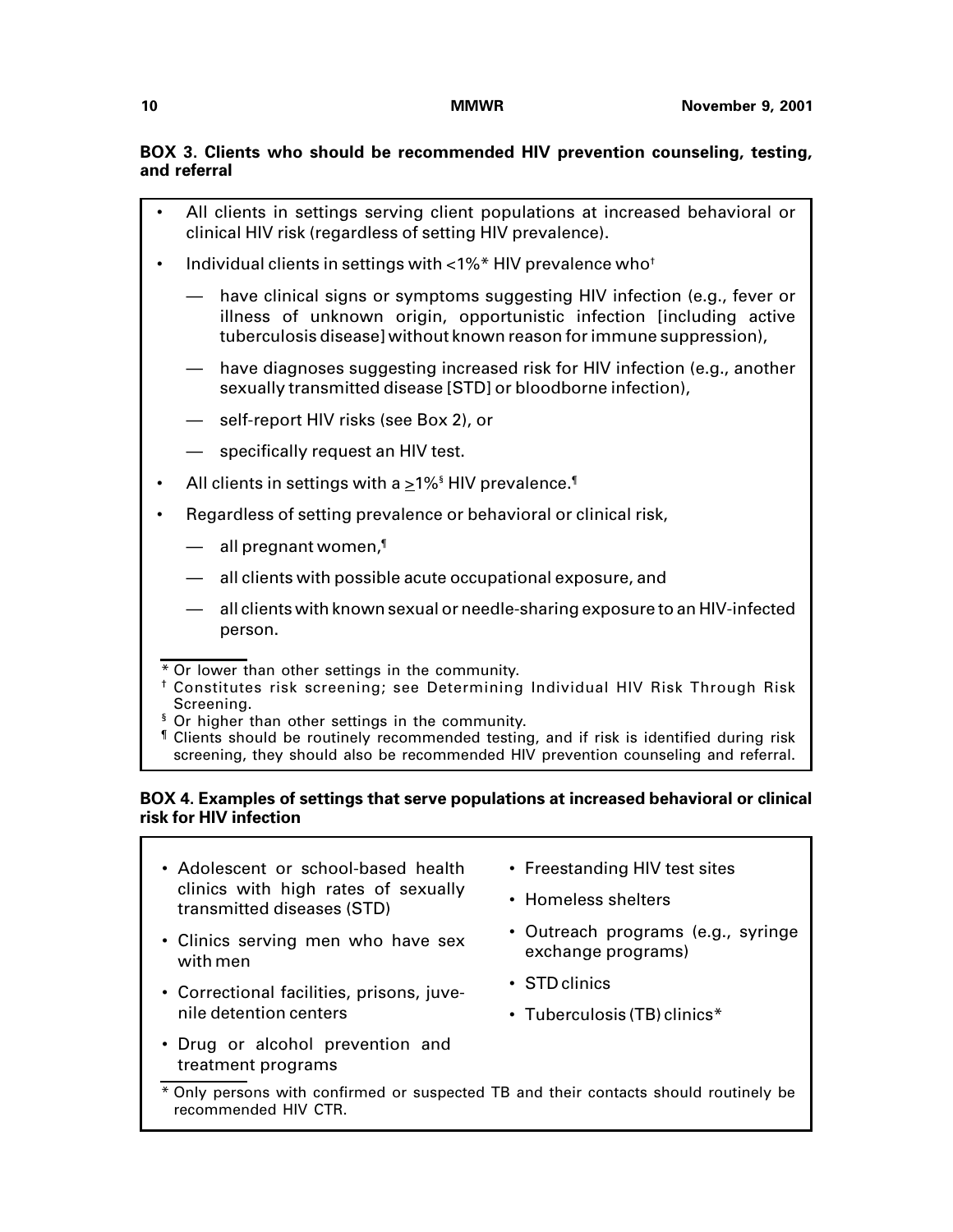**BOX 3. Clients who should be recommended HIV prevention counseling, testing, and referral**

- All clients in settings serving client populations at increased behavioral or clinical HIV risk (regardless of setting HIV prevalence).
- Individual clients in settings with <1%* HIV prevalence who[†]
  - — have clinical signs or symptoms suggesting HIV infection (e.g., fever or illness of unknown origin, opportunistic infection [including active tuberculosis disease] without known reason for immune suppression),
  - — have diagnoses suggesting increased risk for HIV infection (e.g., another sexually transmitted disease [STD] or bloodborne infection),
  - — self-report HIV risks (see Box 2), or
  - — specifically request an HIV test.
- All clients in settings with a ≥1%[§] HIV prevalence.[¶]
- Regardless of setting prevalence or behavioral or clinical risk,
  - — all pregnant women,[¶]
  - — all clients with possible acute occupational exposure, and
  - — all clients with known sexual or needle-sharing exposure to an HIV-infected person.

\* Or lower than other settings in the community.
[†] Constitutes risk screening; see Determining Individual HIV Risk Through Risk Screening.
[§] Or higher than other settings in the community.
[¶] Clients should be routinely recommended testing, and if risk is identified during risk screening, they should also be recommended HIV prevention counseling and referral.

**BOX 4. Examples of settings that serve populations at increased behavioral or clinical risk for HIV infection**

- Adolescent or school-based health clinics with high rates of sexually transmitted diseases (STD)
- Clinics serving men who have sex with men
- Correctional facilities, prisons, juvenile detention centers
- Drug or alcohol prevention and treatment programs
- Freestanding HIV test sites
- Homeless shelters
- Outreach programs (e.g., syringe exchange programs)
- STD clinics
- Tuberculosis (TB) clinics*

\* Only persons with confirmed or suspected TB and their contacts should routinely be recommended HIV CTR.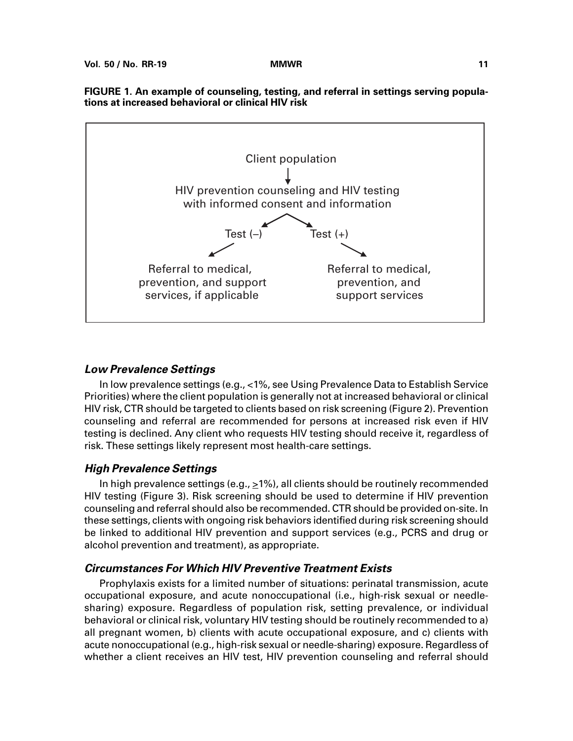**FIGURE 1. An example of counseling, testing, and referral in settings serving populations at increased behavioral or clinical HIV risk**

Client population

↓

HIV prevention counseling and HIV testing with informed consent and information

Test (–) → Referral to medical, prevention, and support services, if applicable

Test (+) → Referral to medical, prevention, and support services

### *Low Prevalence Settings*

In low prevalence settings (e.g., <1%, see Using Prevalence Data to Establish Service Priorities) where the client population is generally not at increased behavioral or clinical HIV risk, CTR should be targeted to clients based on risk screening (Figure 2). Prevention counseling and referral are recommended for persons at increased risk even if HIV testing is declined. Any client who requests HIV testing should receive it, regardless of risk. These settings likely represent most health-care settings.

### *High Prevalence Settings*

In high prevalence settings (e.g., ≥1%), all clients should be routinely recommended HIV testing (Figure 3). Risk screening should be used to determine if HIV prevention counseling and referral should also be recommended. CTR should be provided on-site. In these settings, clients with ongoing risk behaviors identified during risk screening should be linked to additional HIV prevention and support services (e.g., PCRS and drug or alcohol prevention and treatment), as appropriate.

### *Circumstances For Which HIV Preventive Treatment Exists*

Prophylaxis exists for a limited number of situations: perinatal transmission, acute occupational exposure, and acute nonoccupational (i.e., high-risk sexual or needle-sharing) exposure. Regardless of population risk, setting prevalence, or individual behavioral or clinical risk, voluntary HIV testing should be routinely recommended to a) all pregnant women, b) clients with acute occupational exposure, and c) clients with acute nonoccupational (e.g., high-risk sexual or needle-sharing) exposure. Regardless of whether a client receives an HIV test, HIV prevention counseling and referral should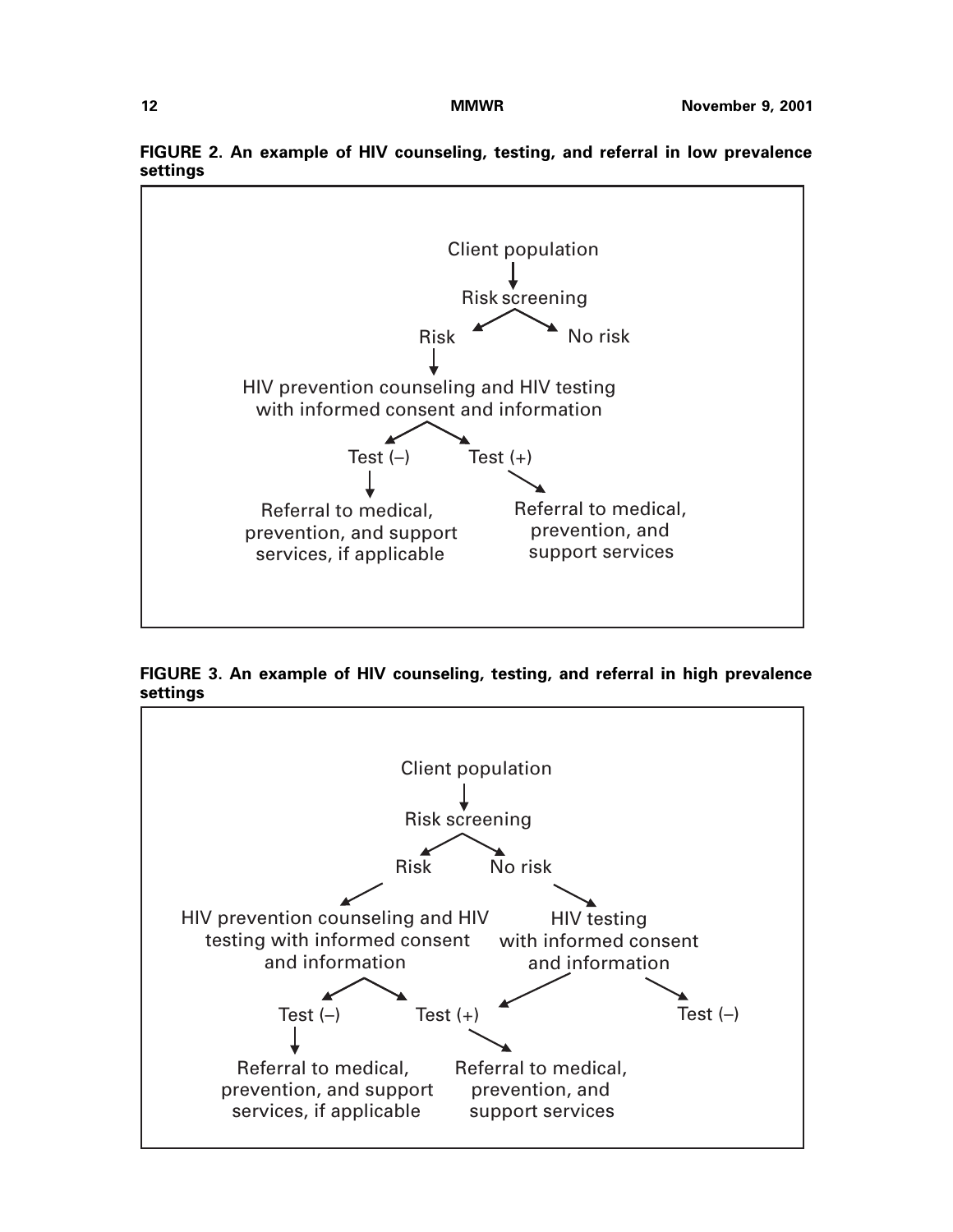**FIGURE 2. An example of HIV counseling, testing, and referral in low prevalence settings**

Client population

Risk screening

Risk

No risk

HIV prevention counseling and HIV testing with informed consent and information

Test (–)

Test (+)

Referral to medical, prevention, and support services, if applicable

Referral to medical, prevention, and support services

**FIGURE 3. An example of HIV counseling, testing, and referral in high prevalence settings**

Client population

Risk screening

Risk

No risk

HIV prevention counseling and HIV testing with informed consent and information

HIV testing with informed consent and information

Test (–)

Test (+)

Test (–)

Referral to medical, prevention, and support services, if applicable

Referral to medical, prevention, and support services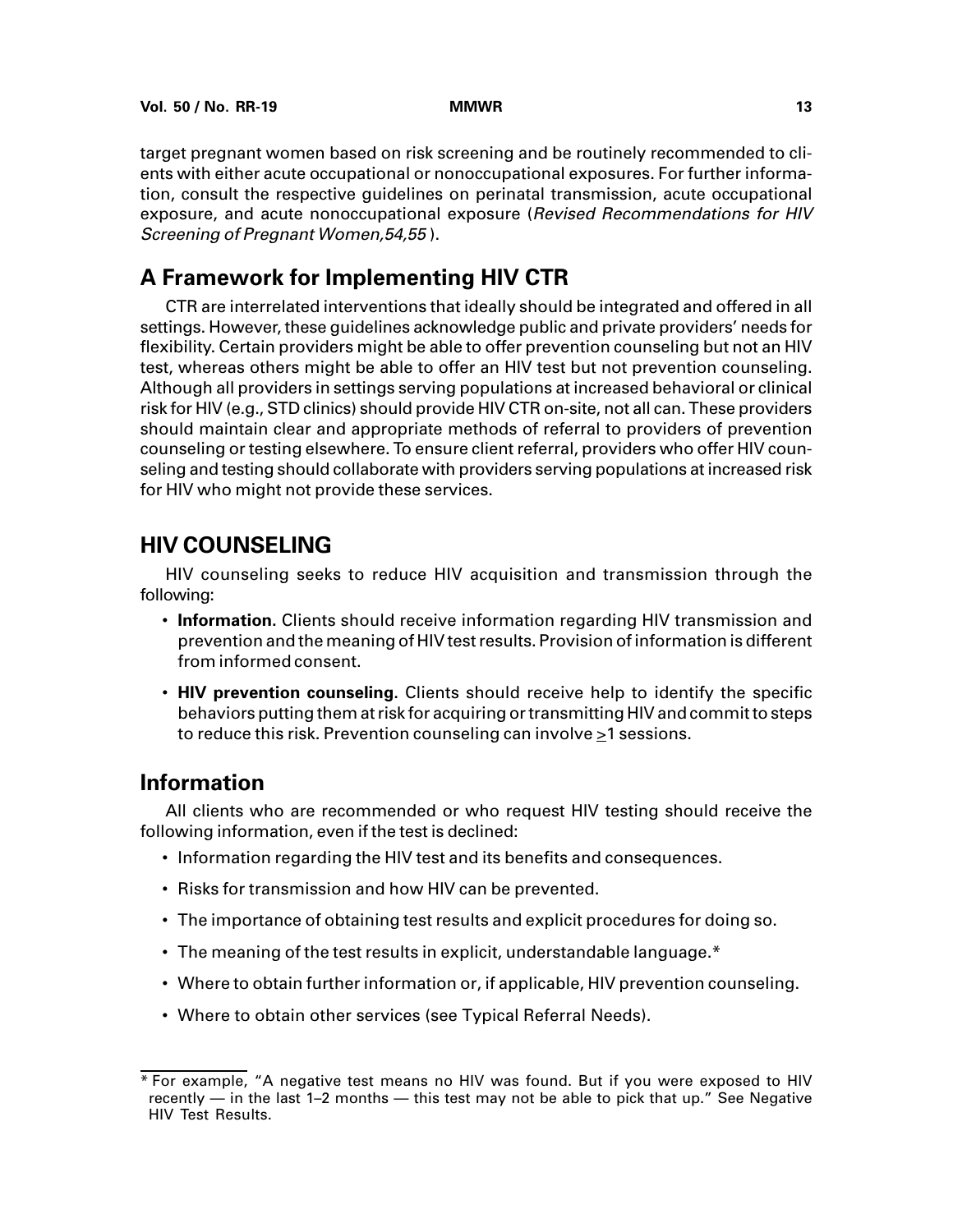target pregnant women based on risk screening and be routinely recommended to clients with either acute occupational or nonoccupational exposures. For further information, consult the respective guidelines on perinatal transmission, acute occupational exposure, and acute nonoccupational exposure (*Revised Recommendations for HIV Screening of Pregnant Women,54,55* ).

## A Framework for Implementing HIV CTR

CTR are interrelated interventions that ideally should be integrated and offered in all settings. However, these guidelines acknowledge public and private providers' needs for flexibility. Certain providers might be able to offer prevention counseling but not an HIV test, whereas others might be able to offer an HIV test but not prevention counseling. Although all providers in settings serving populations at increased behavioral or clinical risk for HIV (e.g., STD clinics) should provide HIV CTR on-site, not all can. These providers should maintain clear and appropriate methods of referral to providers of prevention counseling or testing elsewhere. To ensure client referral, providers who offer HIV counseling and testing should collaborate with providers serving populations at increased risk for HIV who might not provide these services.

# HIV COUNSELING

HIV counseling seeks to reduce HIV acquisition and transmission through the following:

- **Information.** Clients should receive information regarding HIV transmission and prevention and the meaning of HIV test results. Provision of information is different from informed consent.
- **HIV prevention counseling.** Clients should receive help to identify the specific behaviors putting them at risk for acquiring or transmitting HIV and commit to steps to reduce this risk. Prevention counseling can involve $\geq$1 sessions.

## Information

All clients who are recommended or who request HIV testing should receive the following information, even if the test is declined:

- Information regarding the HIV test and its benefits and consequences.
- Risks for transmission and how HIV can be prevented.
- The importance of obtaining test results and explicit procedures for doing so.
- The meaning of the test results in explicit, understandable language.*
- Where to obtain further information or, if applicable, HIV prevention counseling.
- Where to obtain other services (see Typical Referral Needs).

* For example, "A negative test means no HIV was found. But if you were exposed to HIV recently — in the last 1–2 months — this test may not be able to pick that up." See Negative HIV Test Results.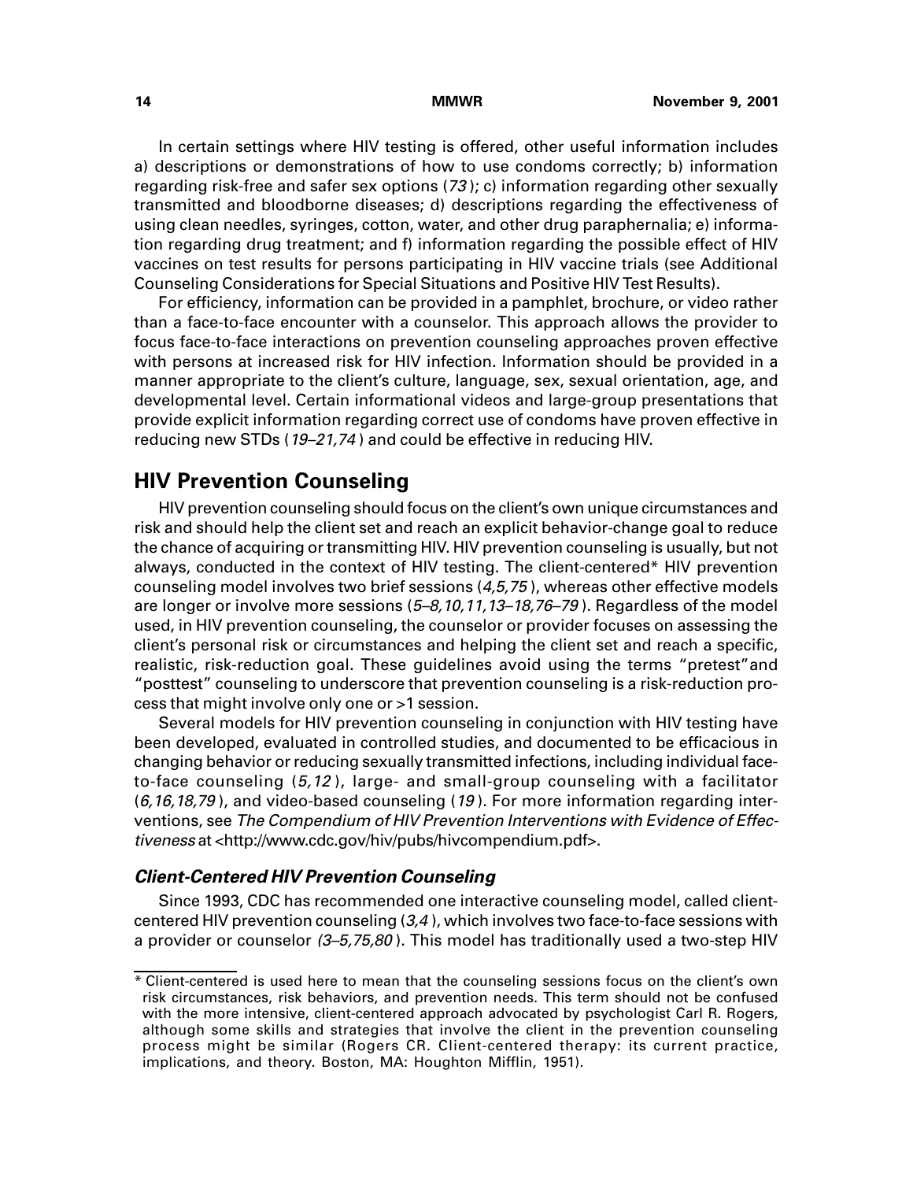In certain settings where HIV testing is offered, other useful information includes a) descriptions or demonstrations of how to use condoms correctly; b) information regarding risk-free and safer sex options (*73*); c) information regarding other sexually transmitted and bloodborne diseases; d) descriptions regarding the effectiveness of using clean needles, syringes, cotton, water, and other drug paraphernalia; e) information regarding drug treatment; and f) information regarding the possible effect of HIV vaccines on test results for persons participating in HIV vaccine trials (see Additional Counseling Considerations for Special Situations and Positive HIV Test Results).

For efficiency, information can be provided in a pamphlet, brochure, or video rather than a face-to-face encounter with a counselor. This approach allows the provider to focus face-to-face interactions on prevention counseling approaches proven effective with persons at increased risk for HIV infection. Information should be provided in a manner appropriate to the client's culture, language, sex, sexual orientation, age, and developmental level. Certain informational videos and large-group presentations that provide explicit information regarding correct use of condoms have proven effective in reducing new STDs (*19–21,74*) and could be effective in reducing HIV.

## HIV Prevention Counseling

HIV prevention counseling should focus on the client's own unique circumstances and risk and should help the client set and reach an explicit behavior-change goal to reduce the chance of acquiring or transmitting HIV. HIV prevention counseling is usually, but not always, conducted in the context of HIV testing. The client-centered* HIV prevention counseling model involves two brief sessions (*4,5,75*), whereas other effective models are longer or involve more sessions (*5–8,10,11,13–18,76–79*). Regardless of the model used, in HIV prevention counseling, the counselor or provider focuses on assessing the client's personal risk or circumstances and helping the client set and reach a specific, realistic, risk-reduction goal. These guidelines avoid using the terms "pretest" and "posttest" counseling to underscore that prevention counseling is a risk-reduction process that might involve only one or >1 session.

Several models for HIV prevention counseling in conjunction with HIV testing have been developed, evaluated in controlled studies, and documented to be efficacious in changing behavior or reducing sexually transmitted infections, including individual face-to-face counseling (*5,12*), large- and small-group counseling with a facilitator (*6,16,18,79*), and video-based counseling (*19*). For more information regarding interventions, see *The Compendium of HIV Prevention Interventions with Evidence of Effectiveness* at <http://www.cdc.gov/hiv/pubs/hivcompendium.pdf>.

### *Client-Centered HIV Prevention Counseling*

Since 1993, CDC has recommended one interactive counseling model, called client-centered HIV prevention counseling (*3,4*), which involves two face-to-face sessions with a provider or counselor (*3–5,75,80*). This model has traditionally used a two-step HIV

---

* Client-centered is used here to mean that the counseling sessions focus on the client's own risk circumstances, risk behaviors, and prevention needs. This term should not be confused with the more intensive, client-centered approach advocated by psychologist Carl R. Rogers, although some skills and strategies that involve the client in the prevention counseling process might be similar (Rogers CR. Client-centered therapy: its current practice, implications, and theory. Boston, MA: Houghton Mifflin, 1951).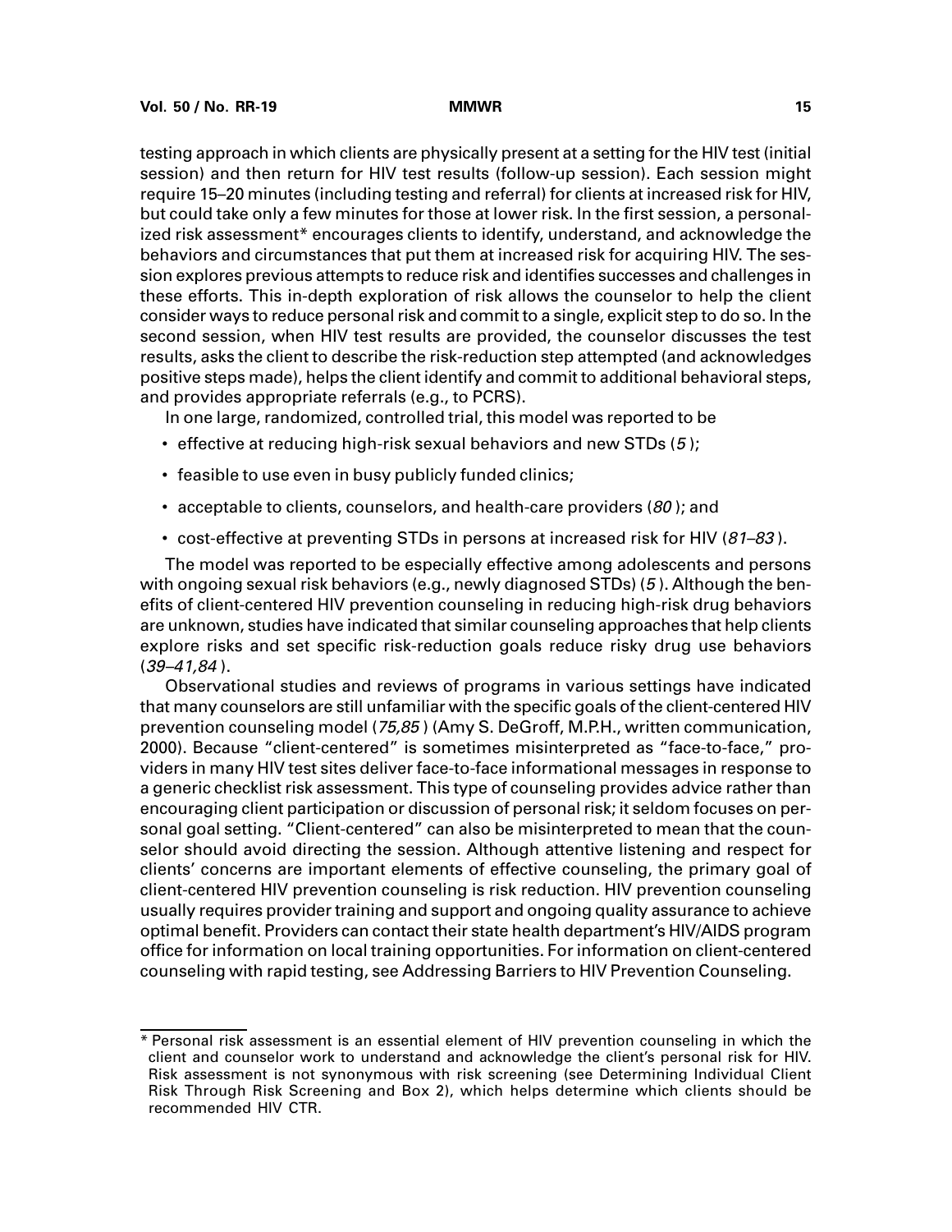testing approach in which clients are physically present at a setting for the HIV test (initial session) and then return for HIV test results (follow-up session). Each session might require 15–20 minutes (including testing and referral) for clients at increased risk for HIV, but could take only a few minutes for those at lower risk. In the first session, a personalized risk assessment* encourages clients to identify, understand, and acknowledge the behaviors and circumstances that put them at increased risk for acquiring HIV. The session explores previous attempts to reduce risk and identifies successes and challenges in these efforts. This in-depth exploration of risk allows the counselor to help the client consider ways to reduce personal risk and commit to a single, explicit step to do so. In the second session, when HIV test results are provided, the counselor discusses the test results, asks the client to describe the risk-reduction step attempted (and acknowledges positive steps made), helps the client identify and commit to additional behavioral steps, and provides appropriate referrals (e.g., to PCRS).

In one large, randomized, controlled trial, this model was reported to be

- effective at reducing high-risk sexual behaviors and new STDs (*5*);
- feasible to use even in busy publicly funded clinics;
- acceptable to clients, counselors, and health-care providers (*80*); and
- cost-effective at preventing STDs in persons at increased risk for HIV (*81–83*).

The model was reported to be especially effective among adolescents and persons with ongoing sexual risk behaviors (e.g., newly diagnosed STDs) (*5*). Although the benefits of client-centered HIV prevention counseling in reducing high-risk drug behaviors are unknown, studies have indicated that similar counseling approaches that help clients explore risks and set specific risk-reduction goals reduce risky drug use behaviors (*39–41,84*).

Observational studies and reviews of programs in various settings have indicated that many counselors are still unfamiliar with the specific goals of the client-centered HIV prevention counseling model (*75,85*) (Amy S. DeGroff, M.P.H., written communication, 2000). Because "client-centered" is sometimes misinterpreted as "face-to-face," providers in many HIV test sites deliver face-to-face informational messages in response to a generic checklist risk assessment. This type of counseling provides advice rather than encouraging client participation or discussion of personal risk; it seldom focuses on personal goal setting. "Client-centered" can also be misinterpreted to mean that the counselor should avoid directing the session. Although attentive listening and respect for clients' concerns are important elements of effective counseling, the primary goal of client-centered HIV prevention counseling is risk reduction. HIV prevention counseling usually requires provider training and support and ongoing quality assurance to achieve optimal benefit. Providers can contact their state health department's HIV/AIDS program office for information on local training opportunities. For information on client-centered counseling with rapid testing, see Addressing Barriers to HIV Prevention Counseling.

---

\* Personal risk assessment is an essential element of HIV prevention counseling in which the client and counselor work to understand and acknowledge the client's personal risk for HIV. Risk assessment is not synonymous with risk screening (see Determining Individual Client Risk Through Risk Screening and Box 2), which helps determine which clients should be recommended HIV CTR.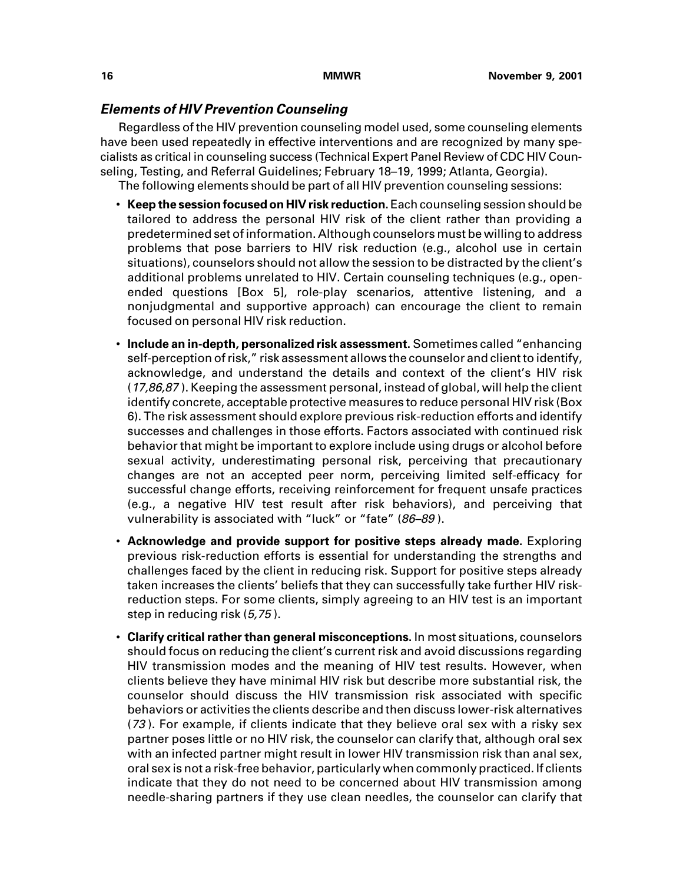### *Elements of HIV Prevention Counseling*

Regardless of the HIV prevention counseling model used, some counseling elements have been used repeatedly in effective interventions and are recognized by many specialists as critical in counseling success (Technical Expert Panel Review of CDC HIV Counseling, Testing, and Referral Guidelines; February 18–19, 1999; Atlanta, Georgia).

The following elements should be part of all HIV prevention counseling sessions:

- **Keep the session focused on HIV risk reduction.** Each counseling session should be tailored to address the personal HIV risk of the client rather than providing a predetermined set of information. Although counselors must be willing to address problems that pose barriers to HIV risk reduction (e.g., alcohol use in certain situations), counselors should not allow the session to be distracted by the client's additional problems unrelated to HIV. Certain counseling techniques (e.g., open-ended questions [Box 5], role-play scenarios, attentive listening, and a nonjudgmental and supportive approach) can encourage the client to remain focused on personal HIV risk reduction.
- **Include an in-depth, personalized risk assessment.** Sometimes called "enhancing self-perception of risk," risk assessment allows the counselor and client to identify, acknowledge, and understand the details and context of the client's HIV risk (*17,86,87*). Keeping the assessment personal, instead of global, will help the client identify concrete, acceptable protective measures to reduce personal HIV risk (Box 6). The risk assessment should explore previous risk-reduction efforts and identify successes and challenges in those efforts. Factors associated with continued risk behavior that might be important to explore include using drugs or alcohol before sexual activity, underestimating personal risk, perceiving that precautionary changes are not an accepted peer norm, perceiving limited self-efficacy for successful change efforts, receiving reinforcement for frequent unsafe practices (e.g., a negative HIV test result after risk behaviors), and perceiving that vulnerability is associated with "luck" or "fate" (*86–89*).
- **Acknowledge and provide support for positive steps already made.** Exploring previous risk-reduction efforts is essential for understanding the strengths and challenges faced by the client in reducing risk. Support for positive steps already taken increases the clients' beliefs that they can successfully take further HIV risk-reduction steps. For some clients, simply agreeing to an HIV test is an important step in reducing risk (*5,75*).
- **Clarify critical rather than general misconceptions.** In most situations, counselors should focus on reducing the client's current risk and avoid discussions regarding HIV transmission modes and the meaning of HIV test results. However, when clients believe they have minimal HIV risk but describe more substantial risk, the counselor should discuss the HIV transmission risk associated with specific behaviors or activities the clients describe and then discuss lower-risk alternatives (*73*). For example, if clients indicate that they believe oral sex with a risky sex partner poses little or no HIV risk, the counselor can clarify that, although oral sex with an infected partner might result in lower HIV transmission risk than anal sex, oral sex is not a risk-free behavior, particularly when commonly practiced. If clients indicate that they do not need to be concerned about HIV transmission among needle-sharing partners if they use clean needles, the counselor can clarify that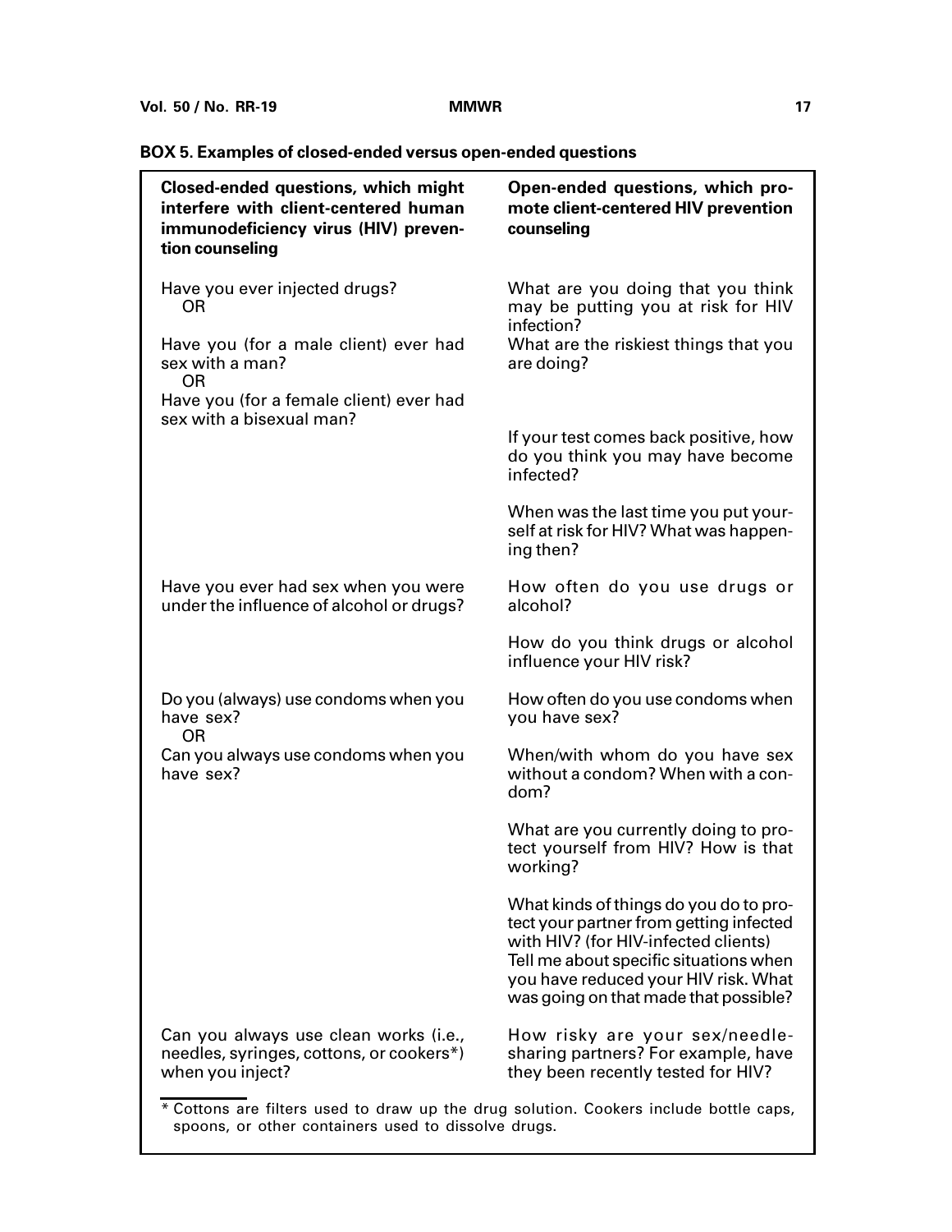**BOX 5. Examples of closed-ended versus open-ended questions**

| Closed-ended questions, which might interfere with client-centered human immunodeficiency virus (HIV) prevention counseling | Open-ended questions, which promote client-centered HIV prevention counseling |
| --- | --- |
| Have you ever injected drugs?<br>OR<br>Have you (for a male client) ever had sex with a man?<br>OR<br>Have you (for a female client) ever had sex with a bisexual man? | What are you doing that you think may be putting you at risk for HIV infection?<br>What are the riskiest things that you are doing? |
| | If your test comes back positive, how do you think you may have become infected? |
| | When was the last time you put yourself at risk for HIV? What was happening then? |
| Have you ever had sex when you were under the influence of alcohol or drugs? | How often do you use drugs or alcohol? |
| | How do you think drugs or alcohol influence your HIV risk? |
| Do you (always) use condoms when you have sex?<br>OR<br>Can you always use condoms when you have sex? | How often do you use condoms when you have sex?<br>When/with whom do you have sex without a condom? When with a condom? |
| | What are you currently doing to protect yourself from HIV? How is that working? |
| | What kinds of things do you do to protect your partner from getting infected with HIV? (for HIV-infected clients)<br>Tell me about specific situations when you have reduced your HIV risk. What was going on that made that possible? |
| Can you always use clean works (i.e., needles, syringes, cottons, or cookers*) when you inject? | How risky are your sex/needle-sharing partners? For example, have they been recently tested for HIV? |

\* Cottons are filters used to draw up the drug solution. Cookers include bottle caps, spoons, or other containers used to dissolve drugs.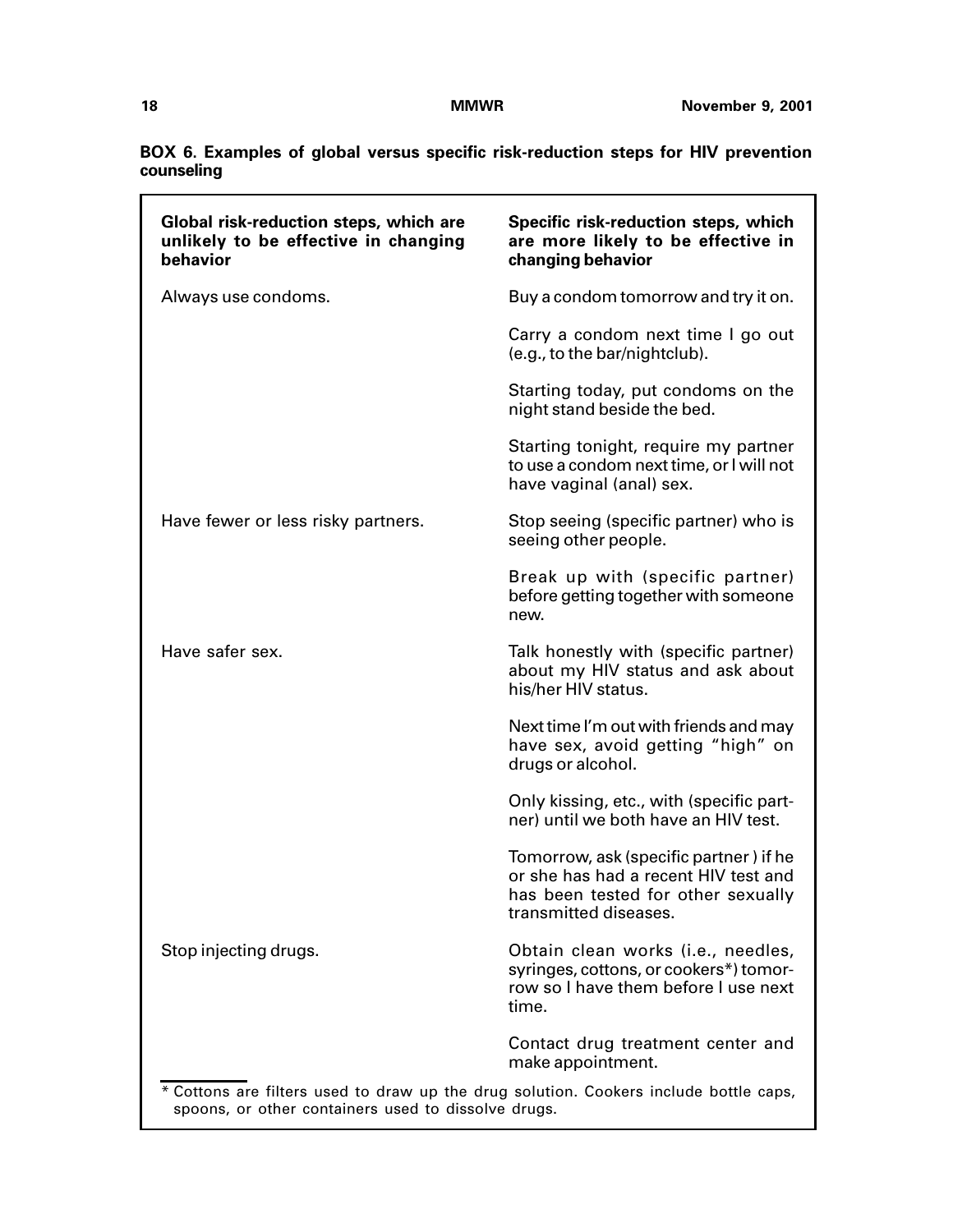**BOX 6. Examples of global versus specific risk-reduction steps for HIV prevention counseling**

| Global risk-reduction steps, which are unlikely to be effective in changing behavior | Specific risk-reduction steps, which are more likely to be effective in changing behavior |
|---|---|
| Always use condoms. | Buy a condom tomorrow and try it on. |
| | Carry a condom next time I go out (e.g., to the bar/nightclub). |
| | Starting today, put condoms on the night stand beside the bed. |
| | Starting tonight, require my partner to use a condom next time, or I will not have vaginal (anal) sex. |
| Have fewer or less risky partners. | Stop seeing (specific partner) who is seeing other people. |
| | Break up with (specific partner) before getting together with someone new. |
| Have safer sex. | Talk honestly with (specific partner) about my HIV status and ask about his/her HIV status. |
| | Next time I'm out with friends and may have sex, avoid getting "high" on drugs or alcohol. |
| | Only kissing, etc., with (specific partner) until we both have an HIV test. |
| | Tomorrow, ask (specific partner ) if he or she has had a recent HIV test and has been tested for other sexually transmitted diseases. |
| Stop injecting drugs. | Obtain clean works (i.e., needles, syringes, cottons, or cookers*) tomorrow so I have them before I use next time. |
| | Contact drug treatment center and make appointment. |

* Cottons are filters used to draw up the drug solution. Cookers include bottle caps, spoons, or other containers used to dissolve drugs.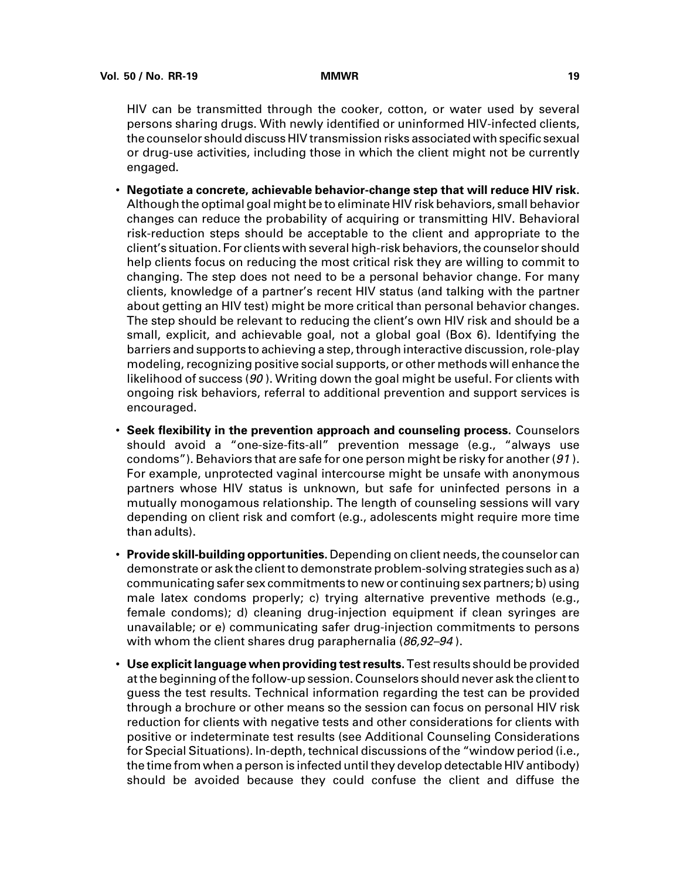HIV can be transmitted through the cooker, cotton, or water used by several persons sharing drugs. With newly identified or uninformed HIV-infected clients, the counselor should discuss HIV transmission risks associated with specific sexual or drug-use activities, including those in which the client might not be currently engaged.

- **Negotiate a concrete, achievable behavior-change step that will reduce HIV risk.** Although the optimal goal might be to eliminate HIV risk behaviors, small behavior changes can reduce the probability of acquiring or transmitting HIV. Behavioral risk-reduction steps should be acceptable to the client and appropriate to the client's situation. For clients with several high-risk behaviors, the counselor should help clients focus on reducing the most critical risk they are willing to commit to changing. The step does not need to be a personal behavior change. For many clients, knowledge of a partner's recent HIV status (and talking with the partner about getting an HIV test) might be more critical than personal behavior changes. The step should be relevant to reducing the client's own HIV risk and should be a small, explicit, and achievable goal, not a global goal (Box 6). Identifying the barriers and supports to achieving a step, through interactive discussion, role-play modeling, recognizing positive social supports, or other methods will enhance the likelihood of success (*90*). Writing down the goal might be useful. For clients with ongoing risk behaviors, referral to additional prevention and support services is encouraged.
- **Seek flexibility in the prevention approach and counseling process.** Counselors should avoid a "one-size-fits-all" prevention message (e.g., "always use condoms"). Behaviors that are safe for one person might be risky for another (*91*). For example, unprotected vaginal intercourse might be unsafe with anonymous partners whose HIV status is unknown, but safe for uninfected persons in a mutually monogamous relationship. The length of counseling sessions will vary depending on client risk and comfort (e.g., adolescents might require more time than adults).
- **Provide skill-building opportunities.** Depending on client needs, the counselor can demonstrate or ask the client to demonstrate problem-solving strategies such as a) communicating safer sex commitments to new or continuing sex partners; b) using male latex condoms properly; c) trying alternative preventive methods (e.g., female condoms); d) cleaning drug-injection equipment if clean syringes are unavailable; or e) communicating safer drug-injection commitments to persons with whom the client shares drug paraphernalia (*86,92–94*).
- **Use explicit language when providing test results.** Test results should be provided at the beginning of the follow-up session. Counselors should never ask the client to guess the test results. Technical information regarding the test can be provided through a brochure or other means so the session can focus on personal HIV risk reduction for clients with negative tests and other considerations for clients with positive or indeterminate test results (see Additional Counseling Considerations for Special Situations). In-depth, technical discussions of the "window period (i.e., the time from when a person is infected until they develop detectable HIV antibody) should be avoided because they could confuse the client and diffuse the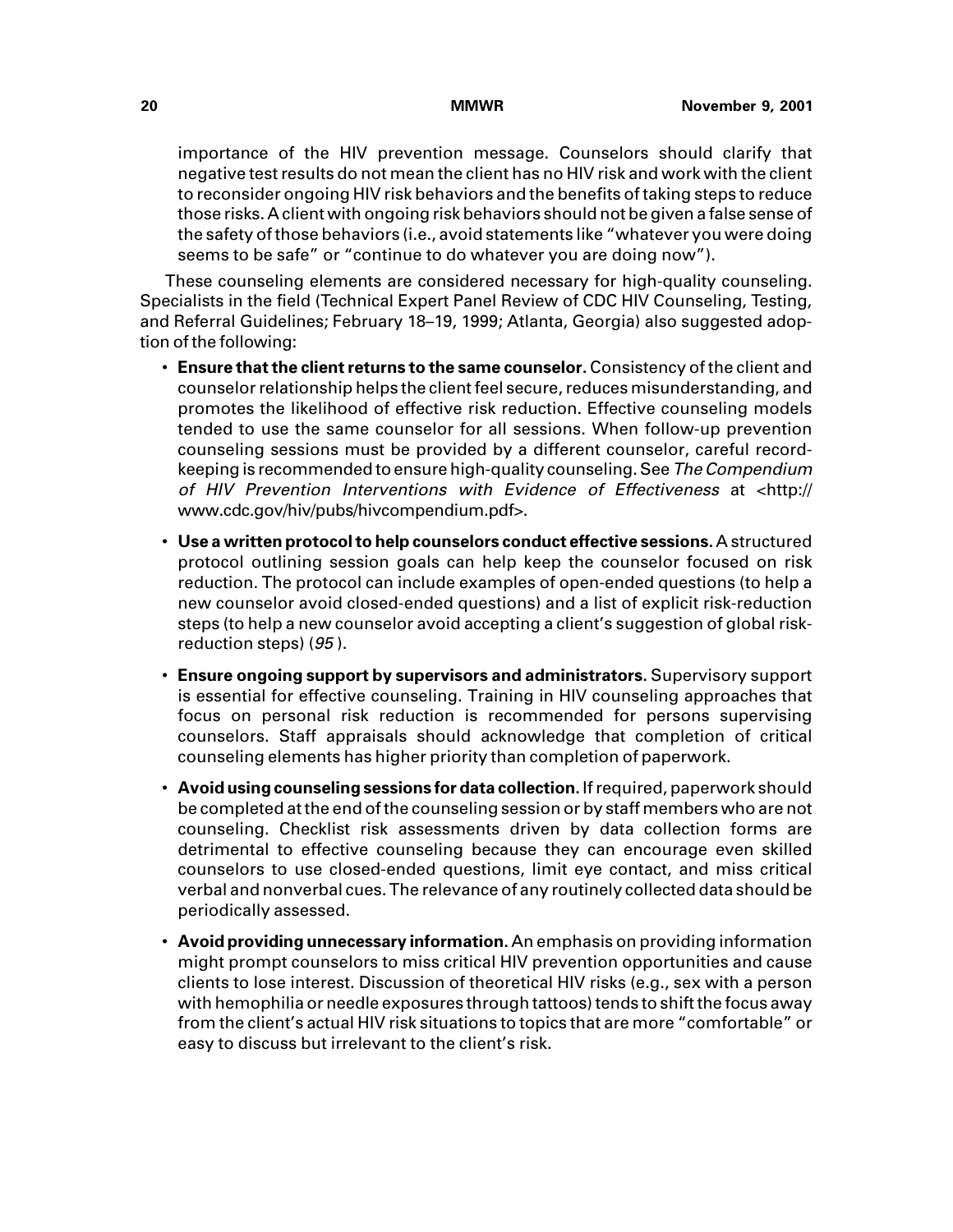importance of the HIV prevention message. Counselors should clarify that negative test results do not mean the client has no HIV risk and work with the client to reconsider ongoing HIV risk behaviors and the benefits of taking steps to reduce those risks. A client with ongoing risk behaviors should not be given a false sense of the safety of those behaviors (i.e., avoid statements like "whatever you were doing seems to be safe" or "continue to do whatever you are doing now").

These counseling elements are considered necessary for high-quality counseling. Specialists in the field (Technical Expert Panel Review of CDC HIV Counseling, Testing, and Referral Guidelines; February 18–19, 1999; Atlanta, Georgia) also suggested adoption of the following:

- **Ensure that the client returns to the same counselor.** Consistency of the client and counselor relationship helps the client feel secure, reduces misunderstanding, and promotes the likelihood of effective risk reduction. Effective counseling models tended to use the same counselor for all sessions. When follow-up prevention counseling sessions must be provided by a different counselor, careful record-keeping is recommended to ensure high-quality counseling. See *The Compendium of HIV Prevention Interventions with Evidence of Effectiveness* at <http://www.cdc.gov/hiv/pubs/hivcompendium.pdf>.

- **Use a written protocol to help counselors conduct effective sessions.** A structured protocol outlining session goals can help keep the counselor focused on risk reduction. The protocol can include examples of open-ended questions (to help a new counselor avoid closed-ended questions) and a list of explicit risk-reduction steps (to help a new counselor avoid accepting a client's suggestion of global risk-reduction steps) (*95*).

- **Ensure ongoing support by supervisors and administrators.** Supervisory support is essential for effective counseling. Training in HIV counseling approaches that focus on personal risk reduction is recommended for persons supervising counselors. Staff appraisals should acknowledge that completion of critical counseling elements has higher priority than completion of paperwork.

- **Avoid using counseling sessions for data collection.** If required, paperwork should be completed at the end of the counseling session or by staff members who are not counseling. Checklist risk assessments driven by data collection forms are detrimental to effective counseling because they can encourage even skilled counselors to use closed-ended questions, limit eye contact, and miss critical verbal and nonverbal cues. The relevance of any routinely collected data should be periodically assessed.

- **Avoid providing unnecessary information.** An emphasis on providing information might prompt counselors to miss critical HIV prevention opportunities and cause clients to lose interest. Discussion of theoretical HIV risks (e.g., sex with a person with hemophilia or needle exposures through tattoos) tends to shift the focus away from the client's actual HIV risk situations to topics that are more "comfortable" or easy to discuss but irrelevant to the client's risk.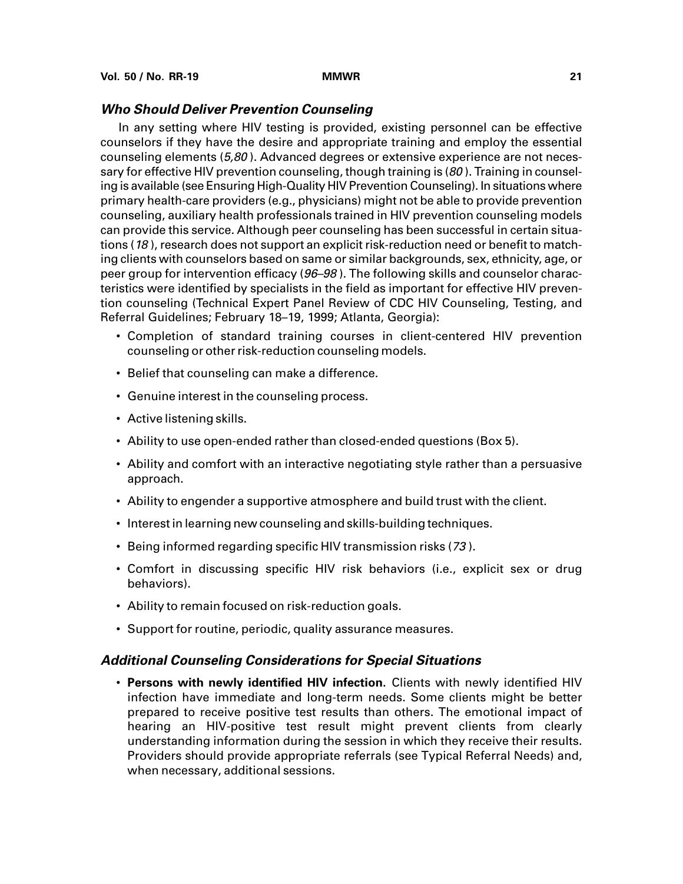### *Who Should Deliver Prevention Counseling*

In any setting where HIV testing is provided, existing personnel can be effective counselors if they have the desire and appropriate training and employ the essential counseling elements (*5,80*). Advanced degrees or extensive experience are not necessary for effective HIV prevention counseling, though training is (*80*). Training in counseling is available (see Ensuring High-Quality HIV Prevention Counseling). In situations where primary health-care providers (e.g., physicians) might not be able to provide prevention counseling, auxiliary health professionals trained in HIV prevention counseling models can provide this service. Although peer counseling has been successful in certain situations (*18*), research does not support an explicit risk-reduction need or benefit to matching clients with counselors based on same or similar backgrounds, sex, ethnicity, age, or peer group for intervention efficacy (*96–98*). The following skills and counselor characteristics were identified by specialists in the field as important for effective HIV prevention counseling (Technical Expert Panel Review of CDC HIV Counseling, Testing, and Referral Guidelines; February 18–19, 1999; Atlanta, Georgia):

- Completion of standard training courses in client-centered HIV prevention counseling or other risk-reduction counseling models.
- Belief that counseling can make a difference.
- Genuine interest in the counseling process.
- Active listening skills.
- Ability to use open-ended rather than closed-ended questions (Box 5).
- Ability and comfort with an interactive negotiating style rather than a persuasive approach.
- Ability to engender a supportive atmosphere and build trust with the client.
- Interest in learning new counseling and skills-building techniques.
- Being informed regarding specific HIV transmission risks (*73*).
- Comfort in discussing specific HIV risk behaviors (i.e., explicit sex or drug behaviors).
- Ability to remain focused on risk-reduction goals.
- Support for routine, periodic, quality assurance measures.

### *Additional Counseling Considerations for Special Situations*

- **Persons with newly identified HIV infection.** Clients with newly identified HIV infection have immediate and long-term needs. Some clients might be better prepared to receive positive test results than others. The emotional impact of hearing an HIV-positive test result might prevent clients from clearly understanding information during the session in which they receive their results. Providers should provide appropriate referrals (see Typical Referral Needs) and, when necessary, additional sessions.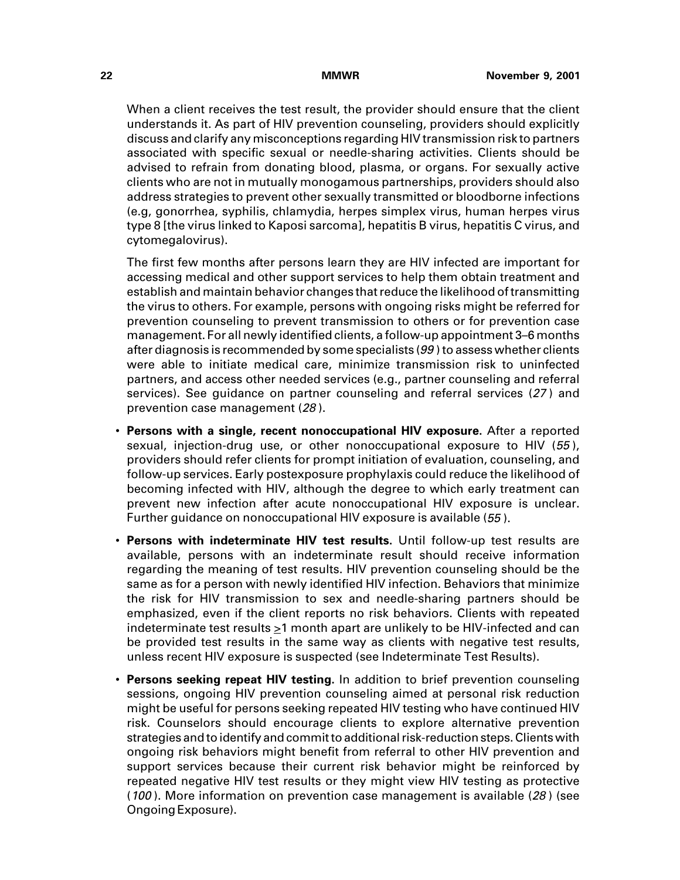When a client receives the test result, the provider should ensure that the client understands it. As part of HIV prevention counseling, providers should explicitly discuss and clarify any misconceptions regarding HIV transmission risk to partners associated with specific sexual or needle-sharing activities. Clients should be advised to refrain from donating blood, plasma, or organs. For sexually active clients who are not in mutually monogamous partnerships, providers should also address strategies to prevent other sexually transmitted or bloodborne infections (e.g, gonorrhea, syphilis, chlamydia, herpes simplex virus, human herpes virus type 8 [the virus linked to Kaposi sarcoma], hepatitis B virus, hepatitis C virus, and cytomegalovirus).

The first few months after persons learn they are HIV infected are important for accessing medical and other support services to help them obtain treatment and establish and maintain behavior changes that reduce the likelihood of transmitting the virus to others. For example, persons with ongoing risks might be referred for prevention counseling to prevent transmission to others or for prevention case management. For all newly identified clients, a follow-up appointment 3–6 months after diagnosis is recommended by some specialists (*99*) to assess whether clients were able to initiate medical care, minimize transmission risk to uninfected partners, and access other needed services (e.g., partner counseling and referral services). See guidance on partner counseling and referral services (*27*) and prevention case management (*28*).

- **Persons with a single, recent nonoccupational HIV exposure**. After a reported sexual, injection-drug use, or other nonoccupational exposure to HIV (*55*), providers should refer clients for prompt initiation of evaluation, counseling, and follow-up services. Early postexposure prophylaxis could reduce the likelihood of becoming infected with HIV, although the degree to which early treatment can prevent new infection after acute nonoccupational HIV exposure is unclear. Further guidance on nonoccupational HIV exposure is available (*55*).
- **Persons with indeterminate HIV test results**. Until follow-up test results are available, persons with an indeterminate result should receive information regarding the meaning of test results. HIV prevention counseling should be the same as for a person with newly identified HIV infection. Behaviors that minimize the risk for HIV transmission to sex and needle-sharing partners should be emphasized, even if the client reports no risk behaviors. Clients with repeated indeterminate test results $\geq$1 month apart are unlikely to be HIV-infected and can be provided test results in the same way as clients with negative test results, unless recent HIV exposure is suspected (see Indeterminate Test Results).
- **Persons seeking repeat HIV testing**. In addition to brief prevention counseling sessions, ongoing HIV prevention counseling aimed at personal risk reduction might be useful for persons seeking repeated HIV testing who have continued HIV risk. Counselors should encourage clients to explore alternative prevention strategies and to identify and commit to additional risk-reduction steps. Clients with ongoing risk behaviors might benefit from referral to other HIV prevention and support services because their current risk behavior might be reinforced by repeated negative HIV test results or they might view HIV testing as protective (*100*). More information on prevention case management is available (*28*) (see Ongoing Exposure).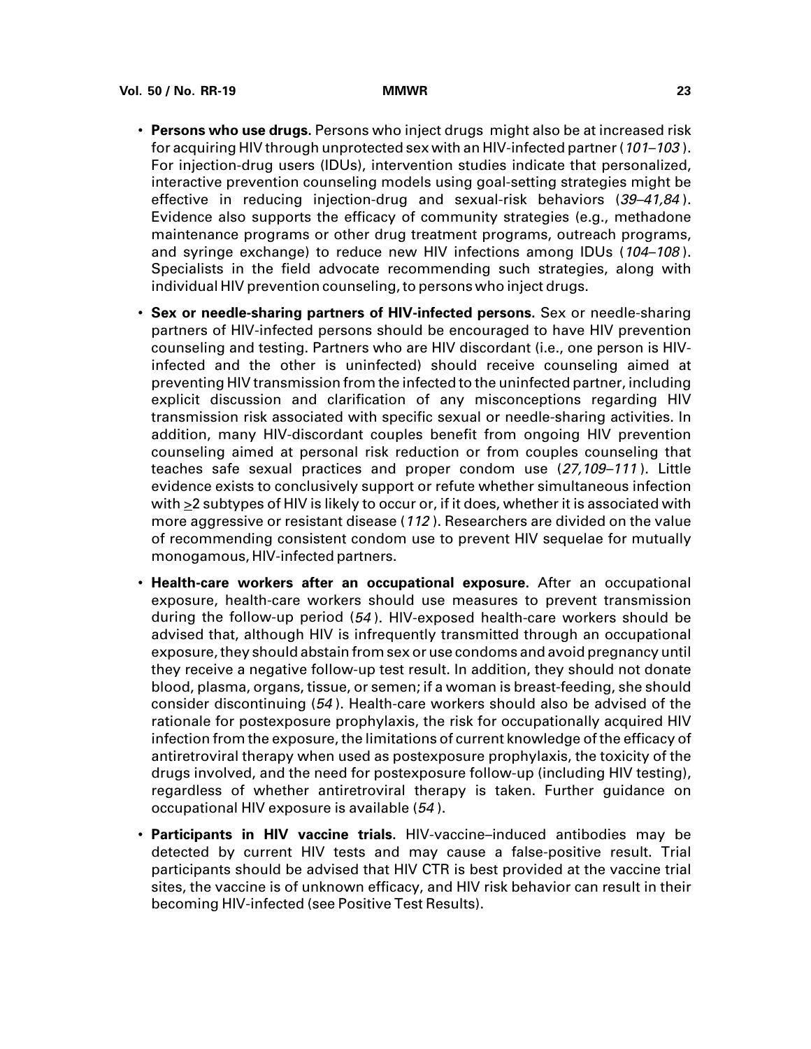- **Persons who use drugs.** Persons who inject drugs might also be at increased risk for acquiring HIV through unprotected sex with an HIV-infected partner (*101–103*). For injection-drug users (IDUs), intervention studies indicate that personalized, interactive prevention counseling models using goal-setting strategies might be effective in reducing injection-drug and sexual-risk behaviors (*39–41,84*). Evidence also supports the efficacy of community strategies (e.g., methadone maintenance programs or other drug treatment programs, outreach programs, and syringe exchange) to reduce new HIV infections among IDUs (*104–108*). Specialists in the field advocate recommending such strategies, along with individual HIV prevention counseling, to persons who inject drugs.

- **Sex or needle-sharing partners of HIV-infected persons.** Sex or needle-sharing partners of HIV-infected persons should be encouraged to have HIV prevention counseling and testing. Partners who are HIV discordant (i.e., one person is HIV-infected and the other is uninfected) should receive counseling aimed at preventing HIV transmission from the infected to the uninfected partner, including explicit discussion and clarification of any misconceptions regarding HIV transmission risk associated with specific sexual or needle-sharing activities. In addition, many HIV-discordant couples benefit from ongoing HIV prevention counseling aimed at personal risk reduction or from couples counseling that teaches safe sexual practices and proper condom use (*27,109–111*). Little evidence exists to conclusively support or refute whether simultaneous infection with $\geq$2 subtypes of HIV is likely to occur or, if it does, whether it is associated with more aggressive or resistant disease (*112*). Researchers are divided on the value of recommending consistent condom use to prevent HIV sequelae for mutually monogamous, HIV-infected partners.

- **Health-care workers after an occupational exposure.** After an occupational exposure, health-care workers should use measures to prevent transmission during the follow-up period (*54*). HIV-exposed health-care workers should be advised that, although HIV is infrequently transmitted through an occupational exposure, they should abstain from sex or use condoms and avoid pregnancy until they receive a negative follow-up test result. In addition, they should not donate blood, plasma, organs, tissue, or semen; if a woman is breast-feeding, she should consider discontinuing (*54*). Health-care workers should also be advised of the rationale for postexposure prophylaxis, the risk for occupationally acquired HIV infection from the exposure, the limitations of current knowledge of the efficacy of antiretroviral therapy when used as postexposure prophylaxis, the toxicity of the drugs involved, and the need for postexposure follow-up (including HIV testing), regardless of whether antiretroviral therapy is taken. Further guidance on occupational HIV exposure is available (*54*).

- **Participants in HIV vaccine trials.** HIV-vaccine–induced antibodies may be detected by current HIV tests and may cause a false-positive result. Trial participants should be advised that HIV CTR is best provided at the vaccine trial sites, the vaccine is of unknown efficacy, and HIV risk behavior can result in their becoming HIV-infected (see Positive Test Results).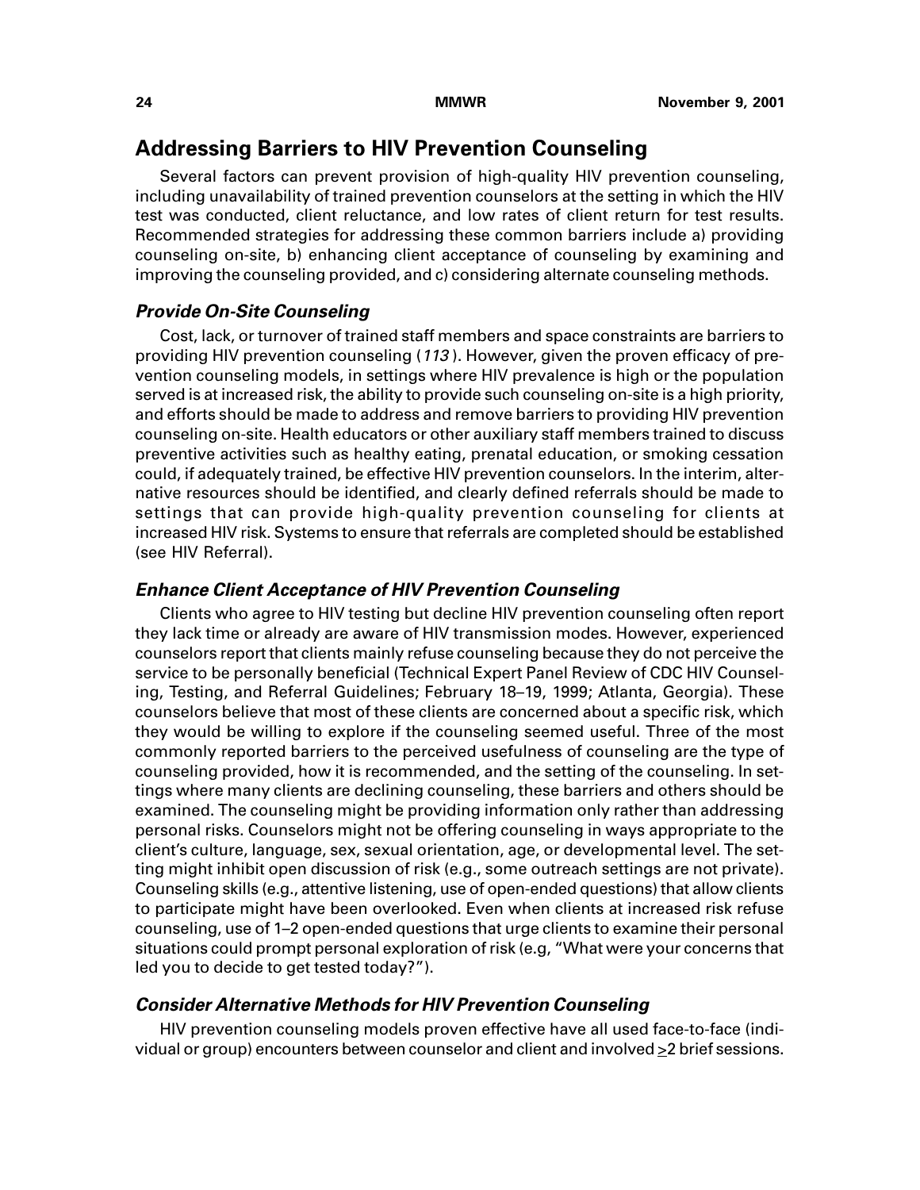## Addressing Barriers to HIV Prevention Counseling

Several factors can prevent provision of high-quality HIV prevention counseling, including unavailability of trained prevention counselors at the setting in which the HIV test was conducted, client reluctance, and low rates of client return for test results. Recommended strategies for addressing these common barriers include a) providing counseling on-site, b) enhancing client acceptance of counseling by examining and improving the counseling provided, and c) considering alternate counseling methods.

### *Provide On-Site Counseling*

Cost, lack, or turnover of trained staff members and space constraints are barriers to providing HIV prevention counseling (*113*). However, given the proven efficacy of prevention counseling models, in settings where HIV prevalence is high or the population served is at increased risk, the ability to provide such counseling on-site is a high priority, and efforts should be made to address and remove barriers to providing HIV prevention counseling on-site. Health educators or other auxiliary staff members trained to discuss preventive activities such as healthy eating, prenatal education, or smoking cessation could, if adequately trained, be effective HIV prevention counselors. In the interim, alternative resources should be identified, and clearly defined referrals should be made to settings that can provide high-quality prevention counseling for clients at increased HIV risk. Systems to ensure that referrals are completed should be established (see HIV Referral).

### *Enhance Client Acceptance of HIV Prevention Counseling*

Clients who agree to HIV testing but decline HIV prevention counseling often report they lack time or already are aware of HIV transmission modes. However, experienced counselors report that clients mainly refuse counseling because they do not perceive the service to be personally beneficial (Technical Expert Panel Review of CDC HIV Counseling, Testing, and Referral Guidelines; February 18–19, 1999; Atlanta, Georgia). These counselors believe that most of these clients are concerned about a specific risk, which they would be willing to explore if the counseling seemed useful. Three of the most commonly reported barriers to the perceived usefulness of counseling are the type of counseling provided, how it is recommended, and the setting of the counseling. In settings where many clients are declining counseling, these barriers and others should be examined. The counseling might be providing information only rather than addressing personal risks. Counselors might not be offering counseling in ways appropriate to the client's culture, language, sex, sexual orientation, age, or developmental level. The setting might inhibit open discussion of risk (e.g., some outreach settings are not private). Counseling skills (e.g., attentive listening, use of open-ended questions) that allow clients to participate might have been overlooked. Even when clients at increased risk refuse counseling, use of 1–2 open-ended questions that urge clients to examine their personal situations could prompt personal exploration of risk (e.g, "What were your concerns that led you to decide to get tested today?").

### *Consider Alternative Methods for HIV Prevention Counseling*

HIV prevention counseling models proven effective have all used face-to-face (individual or group) encounters between counselor and client and involved ≥2 brief sessions.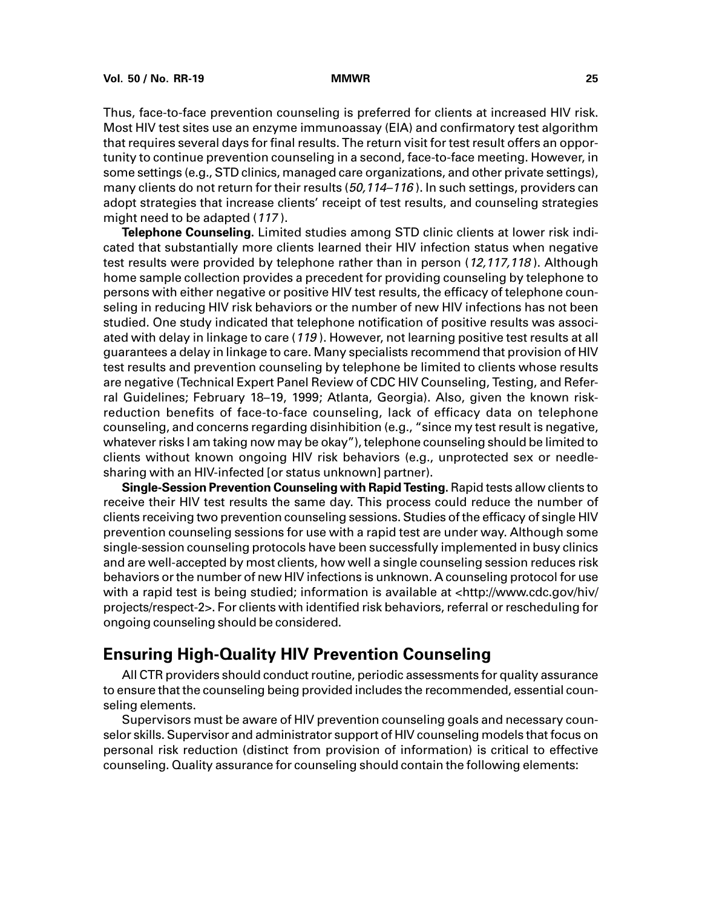Thus, face-to-face prevention counseling is preferred for clients at increased HIV risk. Most HIV test sites use an enzyme immunoassay (EIA) and confirmatory test algorithm that requires several days for final results. The return visit for test result offers an opportunity to continue prevention counseling in a second, face-to-face meeting. However, in some settings (e.g., STD clinics, managed care organizations, and other private settings), many clients do not return for their results (*50,114–116*). In such settings, providers can adopt strategies that increase clients' receipt of test results, and counseling strategies might need to be adapted (*117*).

**Telephone Counseling.** Limited studies among STD clinic clients at lower risk indicated that substantially more clients learned their HIV infection status when negative test results were provided by telephone rather than in person (*12,117,118*). Although home sample collection provides a precedent for providing counseling by telephone to persons with either negative or positive HIV test results, the efficacy of telephone counseling in reducing HIV risk behaviors or the number of new HIV infections has not been studied. One study indicated that telephone notification of positive results was associated with delay in linkage to care (*119*). However, not learning positive test results at all guarantees a delay in linkage to care. Many specialists recommend that provision of HIV test results and prevention counseling by telephone be limited to clients whose results are negative (Technical Expert Panel Review of CDC HIV Counseling, Testing, and Referral Guidelines; February 18–19, 1999; Atlanta, Georgia). Also, given the known risk-reduction benefits of face-to-face counseling, lack of efficacy data on telephone counseling, and concerns regarding disinhibition (e.g., "since my test result is negative, whatever risks I am taking now may be okay"), telephone counseling should be limited to clients without known ongoing HIV risk behaviors (e.g., unprotected sex or needle-sharing with an HIV-infected [or status unknown] partner).

**Single-Session Prevention Counseling with Rapid Testing.** Rapid tests allow clients to receive their HIV test results the same day. This process could reduce the number of clients receiving two prevention counseling sessions. Studies of the efficacy of single HIV prevention counseling sessions for use with a rapid test are under way. Although some single-session counseling protocols have been successfully implemented in busy clinics and are well-accepted by most clients, how well a single counseling session reduces risk behaviors or the number of new HIV infections is unknown. A counseling protocol for use with a rapid test is being studied; information is available at <http://www.cdc.gov/hiv/projects/respect-2>. For clients with identified risk behaviors, referral or rescheduling for ongoing counseling should be considered.

## Ensuring High-Quality HIV Prevention Counseling

All CTR providers should conduct routine, periodic assessments for quality assurance to ensure that the counseling being provided includes the recommended, essential counseling elements.

Supervisors must be aware of HIV prevention counseling goals and necessary counselor skills. Supervisor and administrator support of HIV counseling models that focus on personal risk reduction (distinct from provision of information) is critical to effective counseling. Quality assurance for counseling should contain the following elements: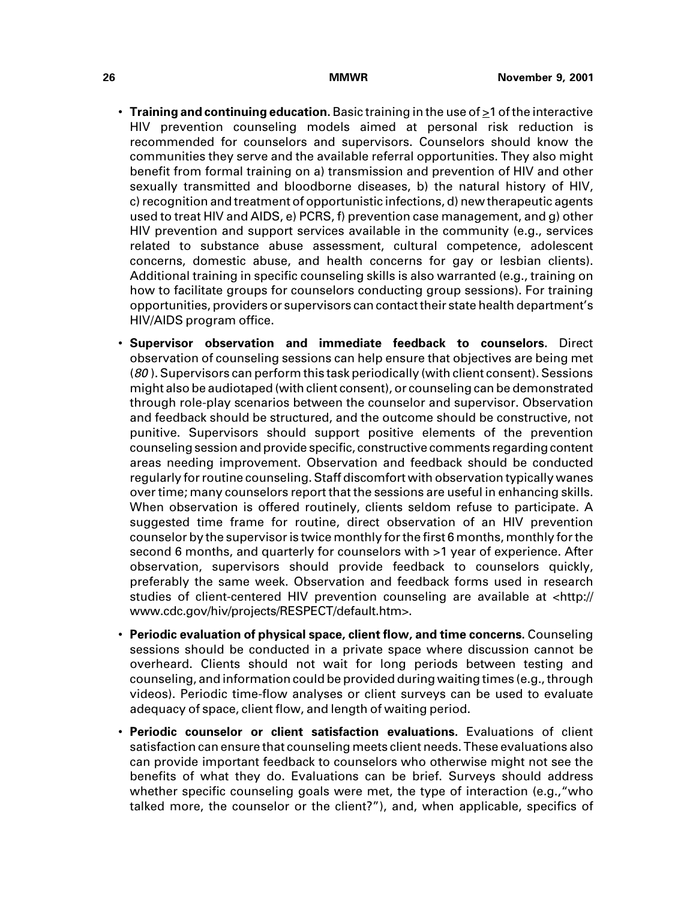- **Training and continuing education.** Basic training in the use of $\geq$1 of the interactive HIV prevention counseling models aimed at personal risk reduction is recommended for counselors and supervisors. Counselors should know the communities they serve and the available referral opportunities. They also might benefit from formal training on a) transmission and prevention of HIV and other sexually transmitted and bloodborne diseases, b) the natural history of HIV, c) recognition and treatment of opportunistic infections, d) new therapeutic agents used to treat HIV and AIDS, e) PCRS, f) prevention case management, and g) other HIV prevention and support services available in the community (e.g., services related to substance abuse assessment, cultural competence, adolescent concerns, domestic abuse, and health concerns for gay or lesbian clients). Additional training in specific counseling skills is also warranted (e.g., training on how to facilitate groups for counselors conducting group sessions). For training opportunities, providers or supervisors can contact their state health department's HIV/AIDS program office.

- **Supervisor observation and immediate feedback to counselors.** Direct observation of counseling sessions can help ensure that objectives are being met (*80* ). Supervisors can perform this task periodically (with client consent). Sessions might also be audiotaped (with client consent), or counseling can be demonstrated through role-play scenarios between the counselor and supervisor. Observation and feedback should be structured, and the outcome should be constructive, not punitive. Supervisors should support positive elements of the prevention counseling session and provide specific, constructive comments regarding content areas needing improvement. Observation and feedback should be conducted regularly for routine counseling. Staff discomfort with observation typically wanes over time; many counselors report that the sessions are useful in enhancing skills. When observation is offered routinely, clients seldom refuse to participate. A suggested time frame for routine, direct observation of an HIV prevention counselor by the supervisor is twice monthly for the first 6 months, monthly for the second 6 months, and quarterly for counselors with >1 year of experience. After observation, supervisors should provide feedback to counselors quickly, preferably the same week. Observation and feedback forms used in research studies of client-centered HIV prevention counseling are available at <http://www.cdc.gov/hiv/projects/RESPECT/default.htm>.

- **Periodic evaluation of physical space, client flow, and time concerns.** Counseling sessions should be conducted in a private space where discussion cannot be overheard. Clients should not wait for long periods between testing and counseling, and information could be provided during waiting times (e.g., through videos). Periodic time-flow analyses or client surveys can be used to evaluate adequacy of space, client flow, and length of waiting period.

- **Periodic counselor or client satisfaction evaluations.** Evaluations of client satisfaction can ensure that counseling meets client needs. These evaluations also can provide important feedback to counselors who otherwise might not see the benefits of what they do. Evaluations can be brief. Surveys should address whether specific counseling goals were met, the type of interaction (e.g.,"who talked more, the counselor or the client?"), and, when applicable, specifics of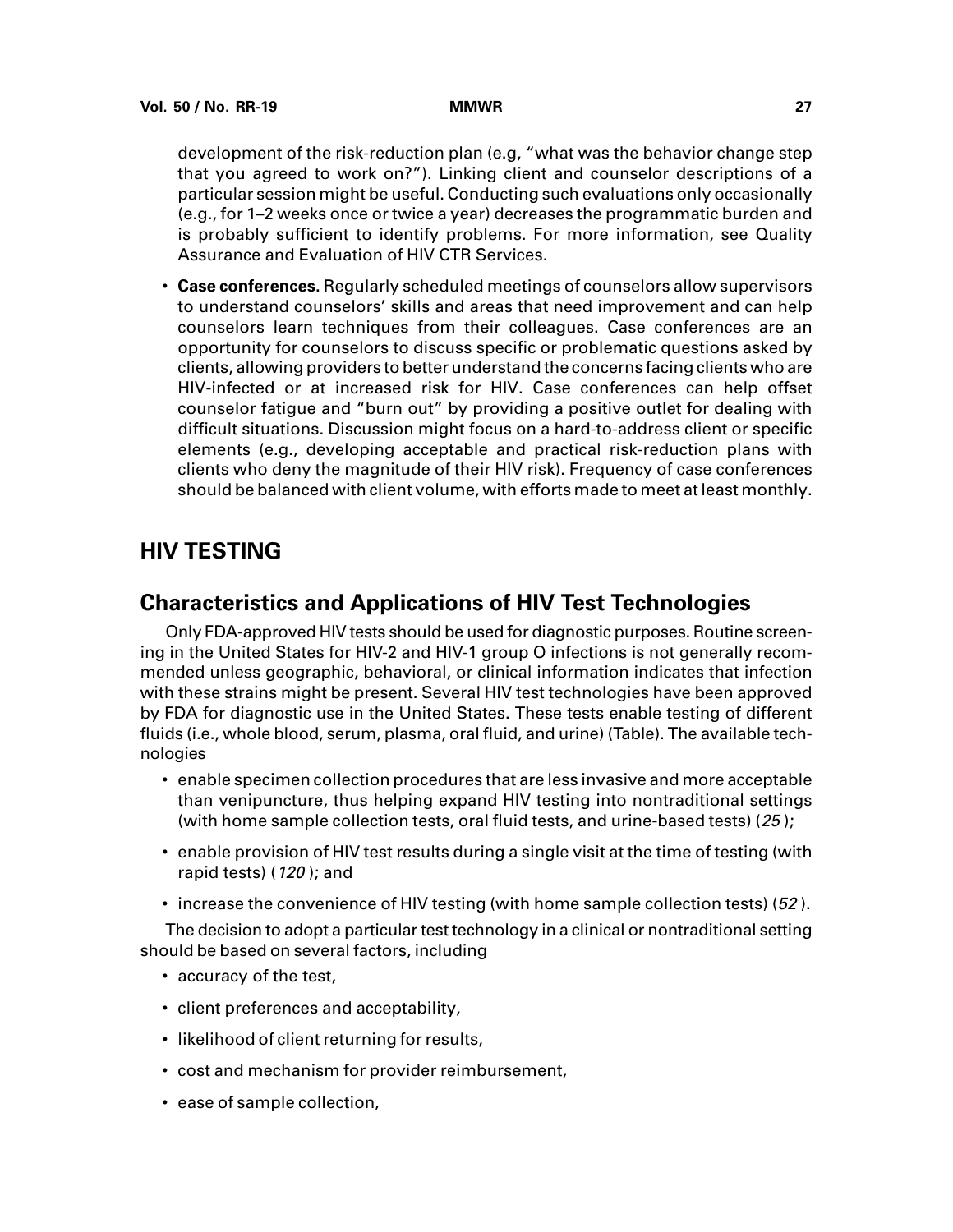development of the risk-reduction plan (e.g, "what was the behavior change step that you agreed to work on?"). Linking client and counselor descriptions of a particular session might be useful. Conducting such evaluations only occasionally (e.g., for 1–2 weeks once or twice a year) decreases the programmatic burden and is probably sufficient to identify problems. For more information, see Quality Assurance and Evaluation of HIV CTR Services.

- **Case conferences.** Regularly scheduled meetings of counselors allow supervisors to understand counselors' skills and areas that need improvement and can help counselors learn techniques from their colleagues. Case conferences are an opportunity for counselors to discuss specific or problematic questions asked by clients, allowing providers to better understand the concerns facing clients who are HIV-infected or at increased risk for HIV. Case conferences can help offset counselor fatigue and "burn out" by providing a positive outlet for dealing with difficult situations. Discussion might focus on a hard-to-address client or specific elements (e.g., developing acceptable and practical risk-reduction plans with clients who deny the magnitude of their HIV risk). Frequency of case conferences should be balanced with client volume, with efforts made to meet at least monthly.

# HIV TESTING

## Characteristics and Applications of HIV Test Technologies

Only FDA-approved HIV tests should be used for diagnostic purposes. Routine screening in the United States for HIV-2 and HIV-1 group O infections is not generally recommended unless geographic, behavioral, or clinical information indicates that infection with these strains might be present. Several HIV test technologies have been approved by FDA for diagnostic use in the United States. These tests enable testing of different fluids (i.e., whole blood, serum, plasma, oral fluid, and urine) (Table). The available technologies

- enable specimen collection procedures that are less invasive and more acceptable than venipuncture, thus helping expand HIV testing into nontraditional settings (with home sample collection tests, oral fluid tests, and urine-based tests) (*25*);
- enable provision of HIV test results during a single visit at the time of testing (with rapid tests) (*120*); and
- increase the convenience of HIV testing (with home sample collection tests) (*52*).

The decision to adopt a particular test technology in a clinical or nontraditional setting should be based on several factors, including

- accuracy of the test,
- client preferences and acceptability,
- likelihood of client returning for results,
- cost and mechanism for provider reimbursement,
- ease of sample collection,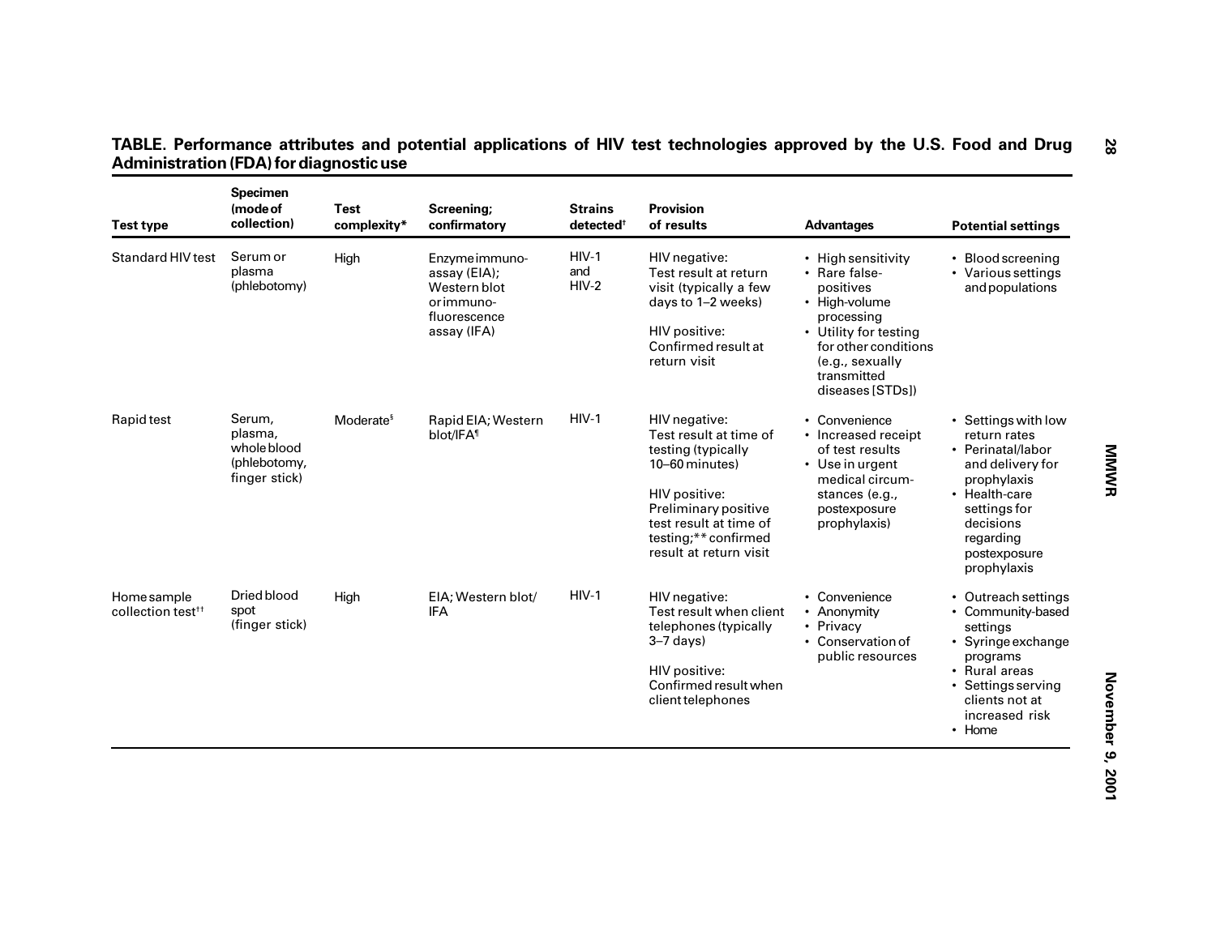**TABLE. Performance attributes and potential applications of HIV test technologies approved by the U.S. Food and Drug Administration (FDA) for diagnostic use**

| Test type | Specimen (mode of collection) | Test complexity* | Screening; confirmatory | Strains detected† | Provision of results | Advantages | Potential settings |
|---|---|---|---|---|---|---|---|
| Standard HIV test | Serum or plasma (phlebotomy) | High | Enzyme immunoassay (EIA); Western blot or immunofluorescence assay (IFA) | HIV-1 and HIV-2 | HIV negative: Test result at return visit (typically a few days to 1–2 weeks)<br><br>HIV positive: Confirmed result at return visit | • High sensitivity<br>• Rare false-positives<br>• High-volume processing<br>• Utility for testing for other conditions (e.g., sexually transmitted diseases [STDs]) | • Blood screening<br>• Various settings and populations |
| Rapid test | Serum, plasma, whole blood (phlebotomy, finger stick) | Moderate§ | Rapid EIA; Western blot/IFA¶ | HIV-1 | HIV negative: Test result at time of testing (typically 10–60 minutes)<br><br>HIV positive: Preliminary positive test result at time of testing;** confirmed result at return visit | • Convenience<br>• Increased receipt of test results<br>• Use in urgent medical circumstances (e.g., postexposure prophylaxis) | • Settings with low return rates<br>• Perinatal/labor and delivery for prophylaxis<br>• Health-care settings for decisions regarding postexposure prophylaxis |
| Home sample collection test†† | Dried blood spot (finger stick) | High | EIA; Western blot/IFA | HIV-1 | HIV negative: Test result when client telephones (typically 3–7 days)<br><br>HIV positive: Confirmed result when client telephones | • Convenience<br>• Anonymity<br>• Privacy<br>• Conservation of public resources | • Outreach settings<br>• Community-based settings<br>• Syringe exchange programs<br>• Rural areas<br>• Settings serving clients not at increased risk<br>• Home |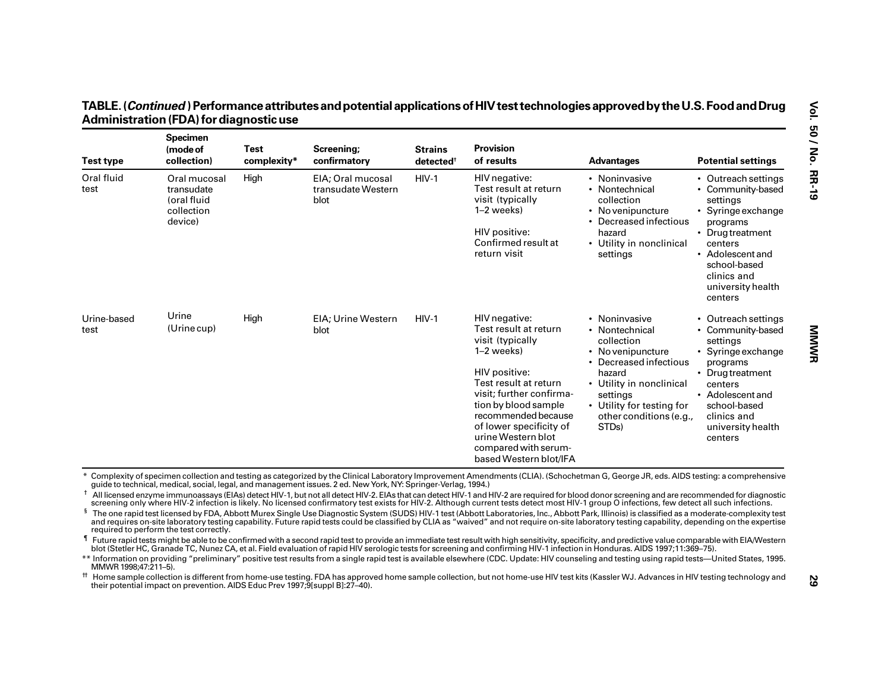**TABLE. (*Continued*) Performance attributes and potential applications of HIV test technologies approved by the U.S. Food and Drug Administration (FDA) for diagnostic use**

| Test type | Specimen (mode of collection) | Test complexity* | Screening; confirmatory | Strains detected† | Provision of results | Advantages | Potential settings |
|---|---|---|---|---|---|---|---|
| Oral fluid test | Oral mucosal transudate (oral fluid collection device) | High | EIA; Oral mucosal transudate Western blot | HIV-1 | HIV negative: Test result at return visit (typically 1–2 weeks)<br><br>HIV positive: Confirmed result at return visit | • Noninvasive<br>• Nontechnical collection<br>• No venipuncture<br>• Decreased infectious hazard<br>• Utility in nonclinical settings | • Outreach settings<br>• Community-based settings<br>• Syringe exchange programs<br>• Drug treatment centers<br>• Adolescent and school-based clinics and university health centers |
| Urine-based test | Urine (Urine cup) | High | EIA; Urine Western blot | HIV-1 | HIV negative: Test result at return visit (typically 1–2 weeks)<br><br>HIV positive: Test result at return visit; further confirmation by blood sample recommended because of lower specificity of urine Western blot compared with serum-based Western blot/IFA | • Noninvasive<br>• Nontechnical collection<br>• No venipuncture<br>• Decreased infectious hazard<br>• Utility in nonclinical settings<br>• Utility for testing for other conditions (e.g., STDs) | • Outreach settings<br>• Community-based settings<br>• Syringe exchange programs<br>• Drug treatment centers<br>• Adolescent and school-based clinics and university health centers |

\* Complexity of specimen collection and testing as categorized by the Clinical Laboratory Improvement Amendments (CLIA). (Schochetman G, George JR, eds. AIDS testing: a comprehensive guide to technical, medical, social, legal, and management issues. 2 ed. New York, NY: Springer-Verlag, 1994.)

† All licensed enzyme immunoassays (EIAs) detect HIV-1, but not all detect HIV-2. EIAs that can detect HIV-1 and HIV-2 are required for blood donor screening and are recommended for diagnostic screening only where HIV-2 infection is likely. No licensed confirmatory test exists for HIV-2. Although current tests detect most HIV-1 group O infections, few detect all such infections.

§ The one rapid test licensed by FDA, Abbott Murex Single Use Diagnostic System (SUDS) HIV-1 test (Abbott Laboratories, Inc., Abbott Park, Illinois) is classified as a moderate-complexity test and requires on-site laboratory testing capability. Future rapid tests could be classified by CLIA as "waived" and not require on-site laboratory testing capability, depending on the expertise required to perform the test correctly.

¶ Future rapid tests might be able to be confirmed with a second rapid test to provide an immediate test result with high sensitivity, specificity, and predictive value comparable with EIA/Western blot (Stetler HC, Granade TC, Nunez CA, et al. Field evaluation of rapid HIV serologic tests for screening and confirming HIV-1 infection in Honduras. AIDS 1997;11:369–75).

\*\* Information on providing "preliminary" positive test results from a single rapid test is available elsewhere (CDC. Update: HIV counseling and testing using rapid tests—United States, 1995. MMWR 1998;47:211–5).

†† Home sample collection is different from home-use testing. FDA has approved home sample collection, but not home-use HIV test kits (Kassler WJ. Advances in HIV testing technology and their potential impact on prevention. AIDS Educ Prev 1997;9[suppl B]:27–40).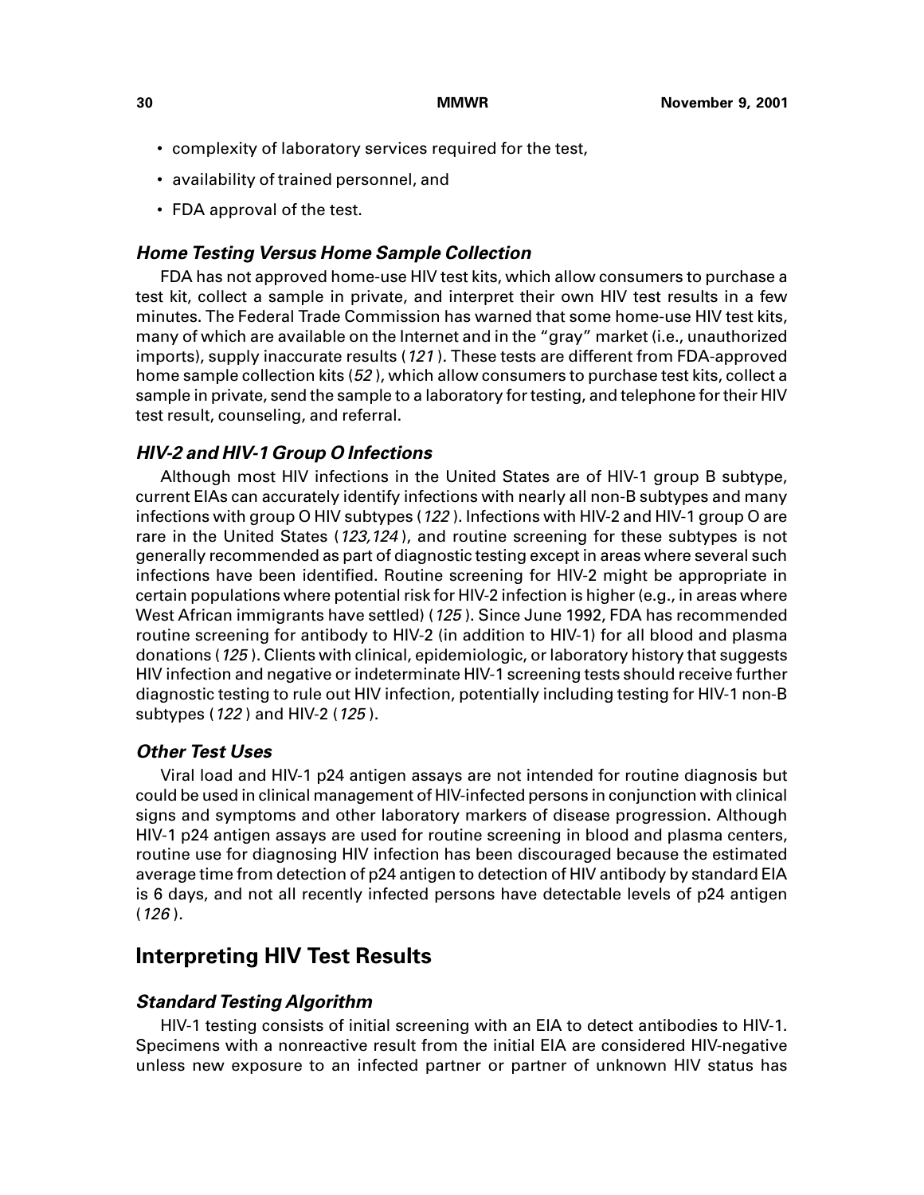- complexity of laboratory services required for the test,
- availability of trained personnel, and
- FDA approval of the test.

### *Home Testing Versus Home Sample Collection*

FDA has not approved home-use HIV test kits, which allow consumers to purchase a test kit, collect a sample in private, and interpret their own HIV test results in a few minutes. The Federal Trade Commission has warned that some home-use HIV test kits, many of which are available on the Internet and in the "gray" market (i.e., unauthorized imports), supply inaccurate results (*121*). These tests are different from FDA-approved home sample collection kits (*52*), which allow consumers to purchase test kits, collect a sample in private, send the sample to a laboratory for testing, and telephone for their HIV test result, counseling, and referral.

### *HIV-2 and HIV-1 Group O Infections*

Although most HIV infections in the United States are of HIV-1 group B subtype, current EIAs can accurately identify infections with nearly all non-B subtypes and many infections with group O HIV subtypes (*122*). Infections with HIV-2 and HIV-1 group O are rare in the United States (*123,124*), and routine screening for these subtypes is not generally recommended as part of diagnostic testing except in areas where several such infections have been identified. Routine screening for HIV-2 might be appropriate in certain populations where potential risk for HIV-2 infection is higher (e.g., in areas where West African immigrants have settled) (*125*). Since June 1992, FDA has recommended routine screening for antibody to HIV-2 (in addition to HIV-1) for all blood and plasma donations (*125*). Clients with clinical, epidemiologic, or laboratory history that suggests HIV infection and negative or indeterminate HIV-1 screening tests should receive further diagnostic testing to rule out HIV infection, potentially including testing for HIV-1 non-B subtypes (*122*) and HIV-2 (*125*).

### *Other Test Uses*

Viral load and HIV-1 p24 antigen assays are not intended for routine diagnosis but could be used in clinical management of HIV-infected persons in conjunction with clinical signs and symptoms and other laboratory markers of disease progression. Although HIV-1 p24 antigen assays are used for routine screening in blood and plasma centers, routine use for diagnosing HIV infection has been discouraged because the estimated average time from detection of p24 antigen to detection of HIV antibody by standard EIA is 6 days, and not all recently infected persons have detectable levels of p24 antigen (*126*).

## Interpreting HIV Test Results

### *Standard Testing Algorithm*

HIV-1 testing consists of initial screening with an EIA to detect antibodies to HIV-1. Specimens with a nonreactive result from the initial EIA are considered HIV-negative unless new exposure to an infected partner or partner of unknown HIV status has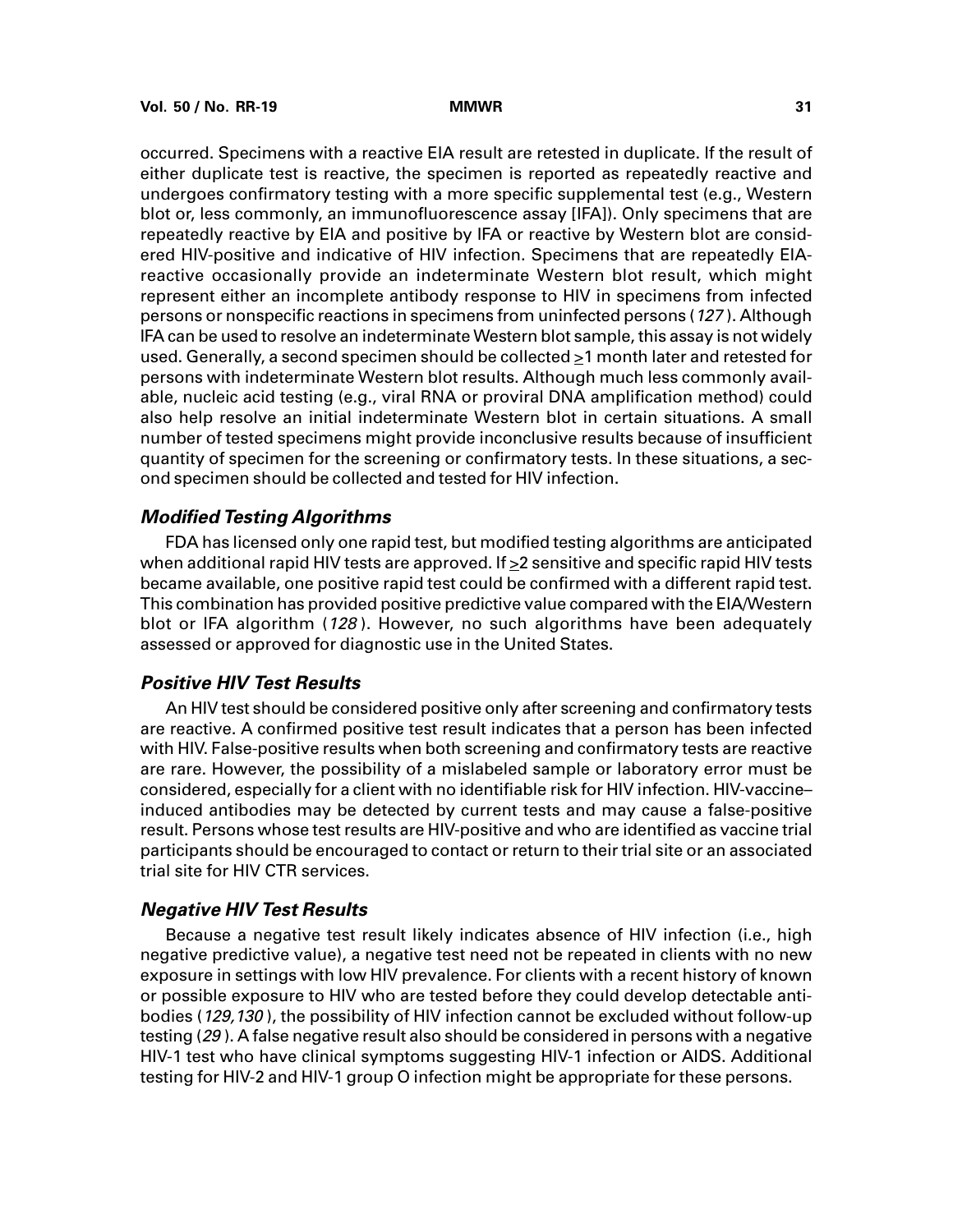occurred. Specimens with a reactive EIA result are retested in duplicate. If the result of either duplicate test is reactive, the specimen is reported as repeatedly reactive and undergoes confirmatory testing with a more specific supplemental test (e.g., Western blot or, less commonly, an immunofluorescence assay [IFA]). Only specimens that are repeatedly reactive by EIA and positive by IFA or reactive by Western blot are considered HIV-positive and indicative of HIV infection. Specimens that are repeatedly EIA-reactive occasionally provide an indeterminate Western blot result, which might represent either an incomplete antibody response to HIV in specimens from infected persons or nonspecific reactions in specimens from uninfected persons (*127*). Although IFA can be used to resolve an indeterminate Western blot sample, this assay is not widely used. Generally, a second specimen should be collected ≥1 month later and retested for persons with indeterminate Western blot results. Although much less commonly available, nucleic acid testing (e.g., viral RNA or proviral DNA amplification method) could also help resolve an initial indeterminate Western blot in certain situations. A small number of tested specimens might provide inconclusive results because of insufficient quantity of specimen for the screening or confirmatory tests. In these situations, a second specimen should be collected and tested for HIV infection.

### *Modified Testing Algorithms*

FDA has licensed only one rapid test, but modified testing algorithms are anticipated when additional rapid HIV tests are approved. If ≥2 sensitive and specific rapid HIV tests became available, one positive rapid test could be confirmed with a different rapid test. This combination has provided positive predictive value compared with the EIA/Western blot or IFA algorithm (*128*). However, no such algorithms have been adequately assessed or approved for diagnostic use in the United States.

### *Positive HIV Test Results*

An HIV test should be considered positive only after screening and confirmatory tests are reactive. A confirmed positive test result indicates that a person has been infected with HIV. False-positive results when both screening and confirmatory tests are reactive are rare. However, the possibility of a mislabeled sample or laboratory error must be considered, especially for a client with no identifiable risk for HIV infection. HIV-vaccine–induced antibodies may be detected by current tests and may cause a false-positive result. Persons whose test results are HIV-positive and who are identified as vaccine trial participants should be encouraged to contact or return to their trial site or an associated trial site for HIV CTR services.

### *Negative HIV Test Results*

Because a negative test result likely indicates absence of HIV infection (i.e., high negative predictive value), a negative test need not be repeated in clients with no new exposure in settings with low HIV prevalence. For clients with a recent history of known or possible exposure to HIV who are tested before they could develop detectable antibodies (*129,130*), the possibility of HIV infection cannot be excluded without follow-up testing (*29*). A false negative result also should be considered in persons with a negative HIV-1 test who have clinical symptoms suggesting HIV-1 infection or AIDS. Additional testing for HIV-2 and HIV-1 group O infection might be appropriate for these persons.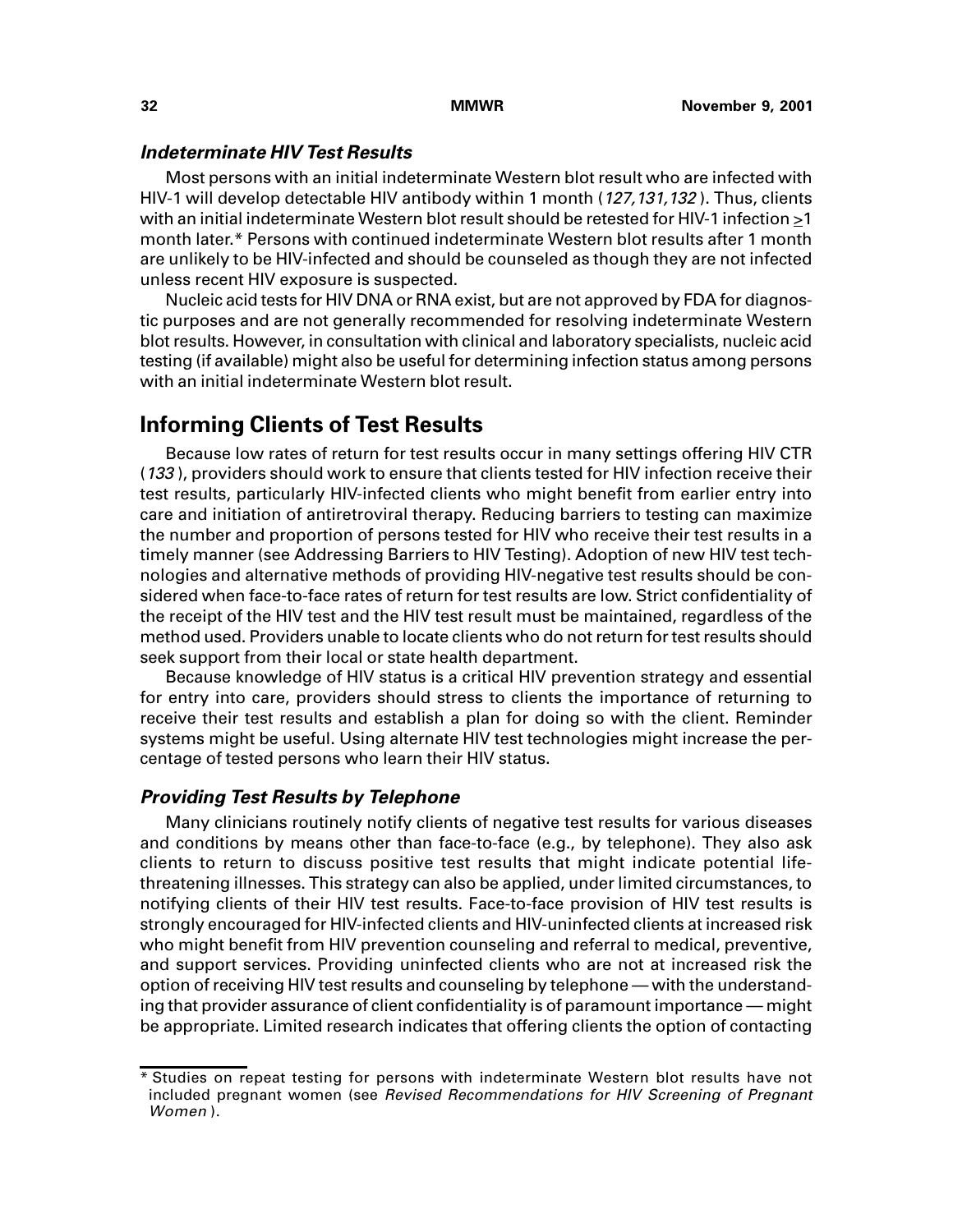### *Indeterminate HIV Test Results*

Most persons with an initial indeterminate Western blot result who are infected with HIV-1 will develop detectable HIV antibody within 1 month (*127,131,132*). Thus, clients with an initial indeterminate Western blot result should be retested for HIV-1 infection ≥1 month later.* Persons with continued indeterminate Western blot results after 1 month are unlikely to be HIV-infected and should be counseled as though they are not infected unless recent HIV exposure is suspected.

Nucleic acid tests for HIV DNA or RNA exist, but are not approved by FDA for diagnostic purposes and are not generally recommended for resolving indeterminate Western blot results. However, in consultation with clinical and laboratory specialists, nucleic acid testing (if available) might also be useful for determining infection status among persons with an initial indeterminate Western blot result.

## Informing Clients of Test Results

Because low rates of return for test results occur in many settings offering HIV CTR (*133*), providers should work to ensure that clients tested for HIV infection receive their test results, particularly HIV-infected clients who might benefit from earlier entry into care and initiation of antiretroviral therapy. Reducing barriers to testing can maximize the number and proportion of persons tested for HIV who receive their test results in a timely manner (see Addressing Barriers to HIV Testing). Adoption of new HIV test technologies and alternative methods of providing HIV-negative test results should be considered when face-to-face rates of return for test results are low. Strict confidentiality of the receipt of the HIV test and the HIV test result must be maintained, regardless of the method used. Providers unable to locate clients who do not return for test results should seek support from their local or state health department.

Because knowledge of HIV status is a critical HIV prevention strategy and essential for entry into care, providers should stress to clients the importance of returning to receive their test results and establish a plan for doing so with the client. Reminder systems might be useful. Using alternate HIV test technologies might increase the percentage of tested persons who learn their HIV status.

### *Providing Test Results by Telephone*

Many clinicians routinely notify clients of negative test results for various diseases and conditions by means other than face-to-face (e.g., by telephone). They also ask clients to return to discuss positive test results that might indicate potential life-threatening illnesses. This strategy can also be applied, under limited circumstances, to notifying clients of their HIV test results. Face-to-face provision of HIV test results is strongly encouraged for HIV-infected clients and HIV-uninfected clients at increased risk who might benefit from HIV prevention counseling and referral to medical, preventive, and support services. Providing uninfected clients who are not at increased risk the option of receiving HIV test results and counseling by telephone — with the understanding that provider assurance of client confidentiality is of paramount importance — might be appropriate. Limited research indicates that offering clients the option of contacting

* Studies on repeat testing for persons with indeterminate Western blot results have not included pregnant women (see *Revised Recommendations for HIV Screening of Pregnant Women*).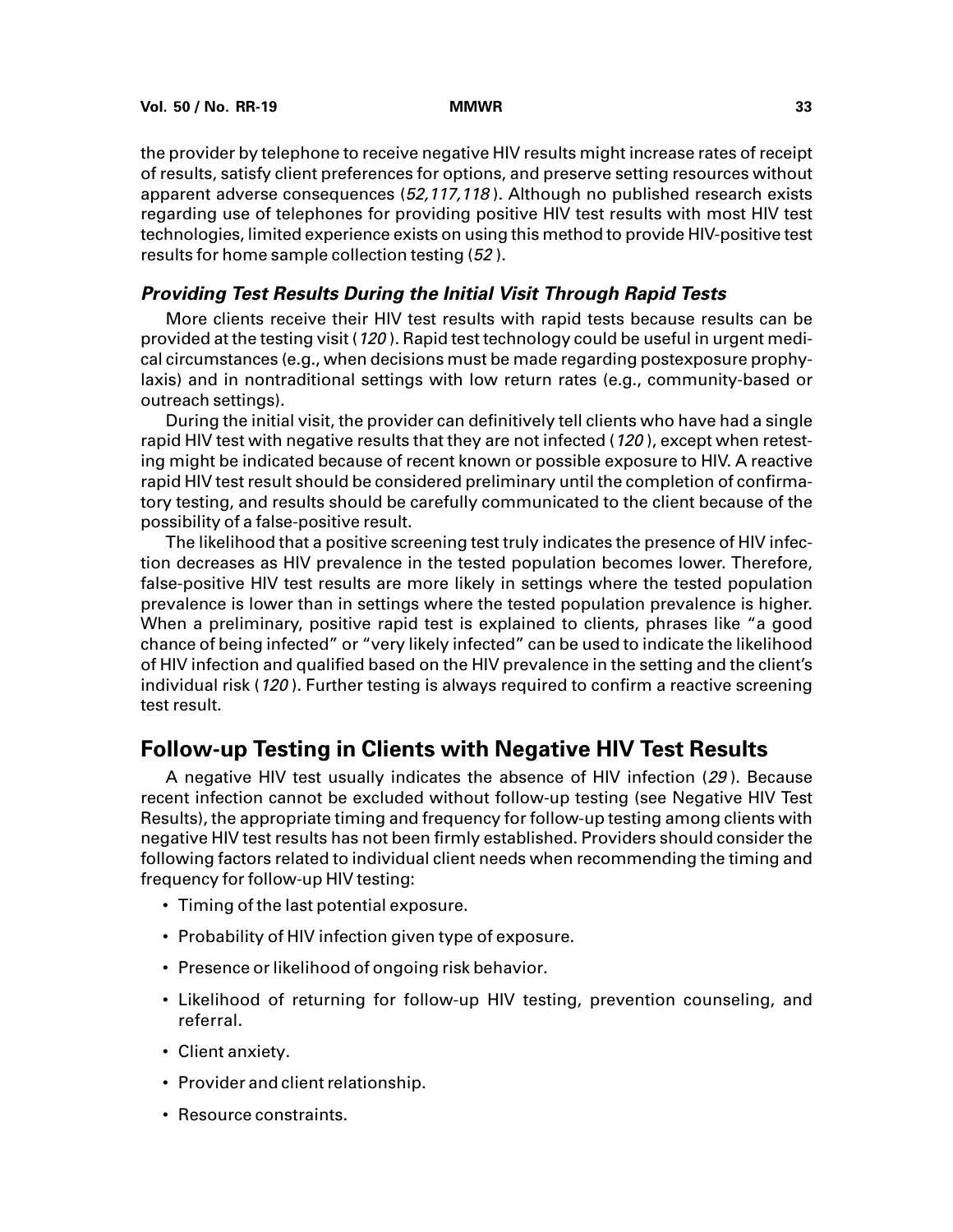the provider by telephone to receive negative HIV results might increase rates of receipt of results, satisfy client preferences for options, and preserve setting resources without apparent adverse consequences (*52,117,118*). Although no published research exists regarding use of telephones for providing positive HIV test results with most HIV test technologies, limited experience exists on using this method to provide HIV-positive test results for home sample collection testing (*52*).

### *Providing Test Results During the Initial Visit Through Rapid Tests*

More clients receive their HIV test results with rapid tests because results can be provided at the testing visit (*120*). Rapid test technology could be useful in urgent medical circumstances (e.g., when decisions must be made regarding postexposure prophylaxis) and in nontraditional settings with low return rates (e.g., community-based or outreach settings).

During the initial visit, the provider can definitively tell clients who have had a single rapid HIV test with negative results that they are not infected (*120*), except when retesting might be indicated because of recent known or possible exposure to HIV. A reactive rapid HIV test result should be considered preliminary until the completion of confirmatory testing, and results should be carefully communicated to the client because of the possibility of a false-positive result.

The likelihood that a positive screening test truly indicates the presence of HIV infection decreases as HIV prevalence in the tested population becomes lower. Therefore, false-positive HIV test results are more likely in settings where the tested population prevalence is lower than in settings where the tested population prevalence is higher. When a preliminary, positive rapid test is explained to clients, phrases like "a good chance of being infected" or "very likely infected" can be used to indicate the likelihood of HIV infection and qualified based on the HIV prevalence in the setting and the client's individual risk (*120*). Further testing is always required to confirm a reactive screening test result.

## Follow-up Testing in Clients with Negative HIV Test Results

A negative HIV test usually indicates the absence of HIV infection (*29*). Because recent infection cannot be excluded without follow-up testing (see Negative HIV Test Results), the appropriate timing and frequency for follow-up testing among clients with negative HIV test results has not been firmly established. Providers should consider the following factors related to individual client needs when recommending the timing and frequency for follow-up HIV testing:

- Timing of the last potential exposure.
- Probability of HIV infection given type of exposure.
- Presence or likelihood of ongoing risk behavior.
- Likelihood of returning for follow-up HIV testing, prevention counseling, and referral.
- Client anxiety.
- Provider and client relationship.
- Resource constraints.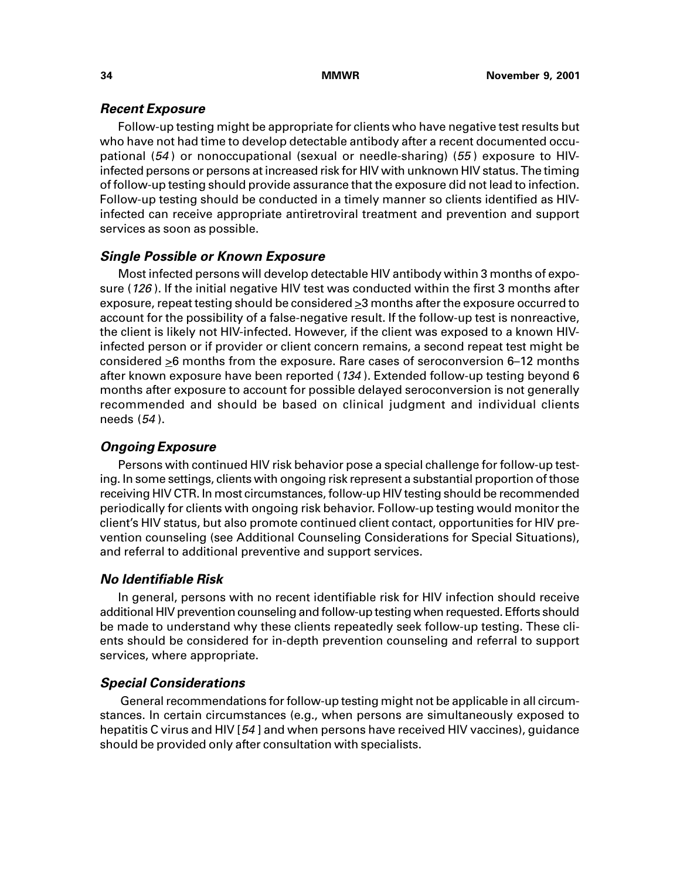### *Recent Exposure*

Follow-up testing might be appropriate for clients who have negative test results but who have not had time to develop detectable antibody after a recent documented occupational (*54*) or nonoccupational (sexual or needle-sharing) (*55*) exposure to HIV-infected persons or persons at increased risk for HIV with unknown HIV status. The timing of follow-up testing should provide assurance that the exposure did not lead to infection. Follow-up testing should be conducted in a timely manner so clients identified as HIV-infected can receive appropriate antiretroviral treatment and prevention and support services as soon as possible.

### *Single Possible or Known Exposure*

Most infected persons will develop detectable HIV antibody within 3 months of exposure (*126*). If the initial negative HIV test was conducted within the first 3 months after exposure, repeat testing should be considered ≥3 months after the exposure occurred to account for the possibility of a false-negative result. If the follow-up test is nonreactive, the client is likely not HIV-infected. However, if the client was exposed to a known HIV-infected person or if provider or client concern remains, a second repeat test might be considered ≥6 months from the exposure. Rare cases of seroconversion 6–12 months after known exposure have been reported (*134*). Extended follow-up testing beyond 6 months after exposure to account for possible delayed seroconversion is not generally recommended and should be based on clinical judgment and individual clients needs (*54*).

### *Ongoing Exposure*

Persons with continued HIV risk behavior pose a special challenge for follow-up testing. In some settings, clients with ongoing risk represent a substantial proportion of those receiving HIV CTR. In most circumstances, follow-up HIV testing should be recommended periodically for clients with ongoing risk behavior. Follow-up testing would monitor the client's HIV status, but also promote continued client contact, opportunities for HIV prevention counseling (see Additional Counseling Considerations for Special Situations), and referral to additional preventive and support services.

### *No Identifiable Risk*

In general, persons with no recent identifiable risk for HIV infection should receive additional HIV prevention counseling and follow-up testing when requested. Efforts should be made to understand why these clients repeatedly seek follow-up testing. These clients should be considered for in-depth prevention counseling and referral to support services, where appropriate.

### *Special Considerations*

General recommendations for follow-up testing might not be applicable in all circumstances. In certain circumstances (e.g., when persons are simultaneously exposed to hepatitis C virus and HIV [*54*] and when persons have received HIV vaccines), guidance should be provided only after consultation with specialists.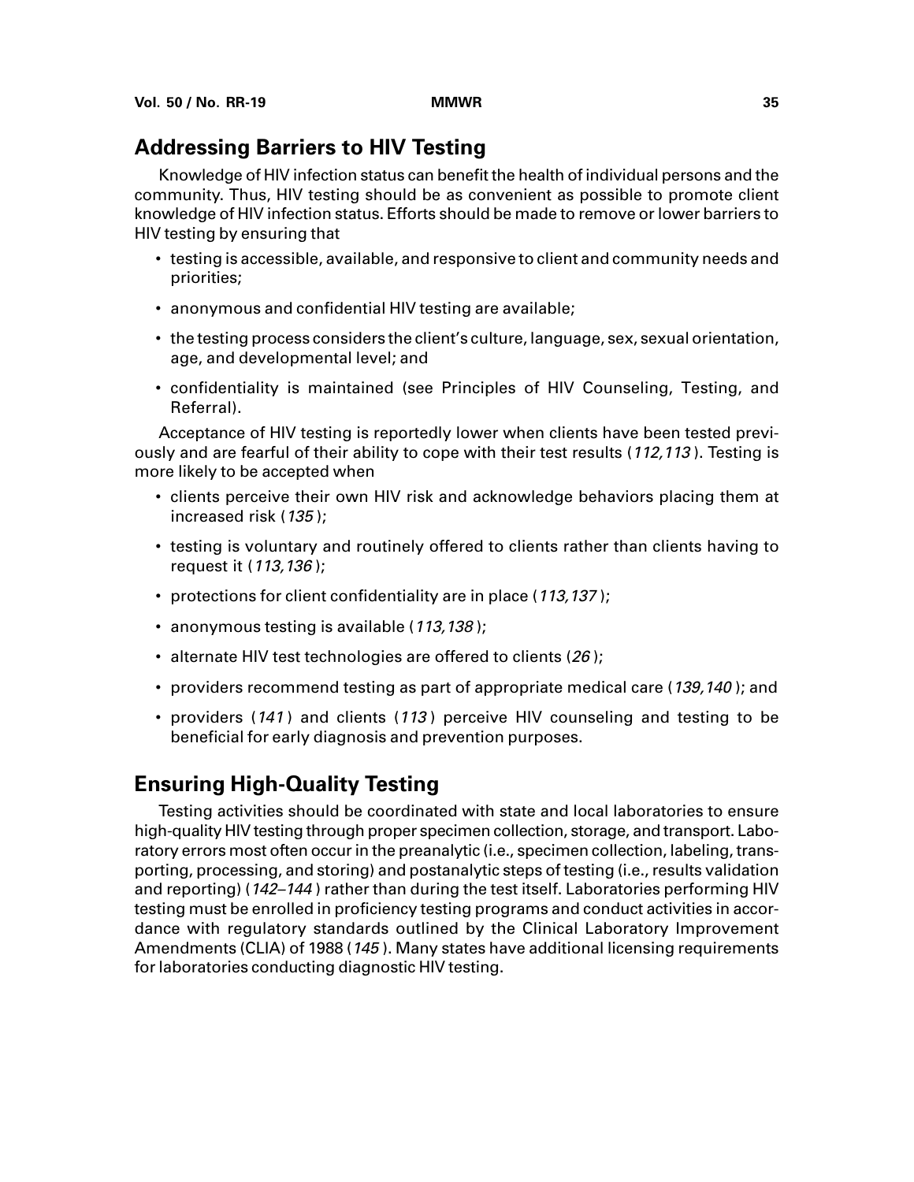## Addressing Barriers to HIV Testing

Knowledge of HIV infection status can benefit the health of individual persons and the community. Thus, HIV testing should be as convenient as possible to promote client knowledge of HIV infection status. Efforts should be made to remove or lower barriers to HIV testing by ensuring that

- testing is accessible, available, and responsive to client and community needs and priorities;
- anonymous and confidential HIV testing are available;
- the testing process considers the client's culture, language, sex, sexual orientation, age, and developmental level; and
- confidentiality is maintained (see Principles of HIV Counseling, Testing, and Referral).

Acceptance of HIV testing is reportedly lower when clients have been tested previously and are fearful of their ability to cope with their test results (*112,113*). Testing is more likely to be accepted when

- clients perceive their own HIV risk and acknowledge behaviors placing them at increased risk (*135*);
- testing is voluntary and routinely offered to clients rather than clients having to request it (*113,136*);
- protections for client confidentiality are in place (*113,137*);
- anonymous testing is available (*113,138*);
- alternate HIV test technologies are offered to clients (*26*);
- providers recommend testing as part of appropriate medical care (*139,140*); and
- providers (*141*) and clients (*113*) perceive HIV counseling and testing to be beneficial for early diagnosis and prevention purposes.

## Ensuring High-Quality Testing

Testing activities should be coordinated with state and local laboratories to ensure high-quality HIV testing through proper specimen collection, storage, and transport. Laboratory errors most often occur in the preanalytic (i.e., specimen collection, labeling, transporting, processing, and storing) and postanalytic steps of testing (i.e., results validation and reporting) (*142–144*) rather than during the test itself. Laboratories performing HIV testing must be enrolled in proficiency testing programs and conduct activities in accordance with regulatory standards outlined by the Clinical Laboratory Improvement Amendments (CLIA) of 1988 (*145*). Many states have additional licensing requirements for laboratories conducting diagnostic HIV testing.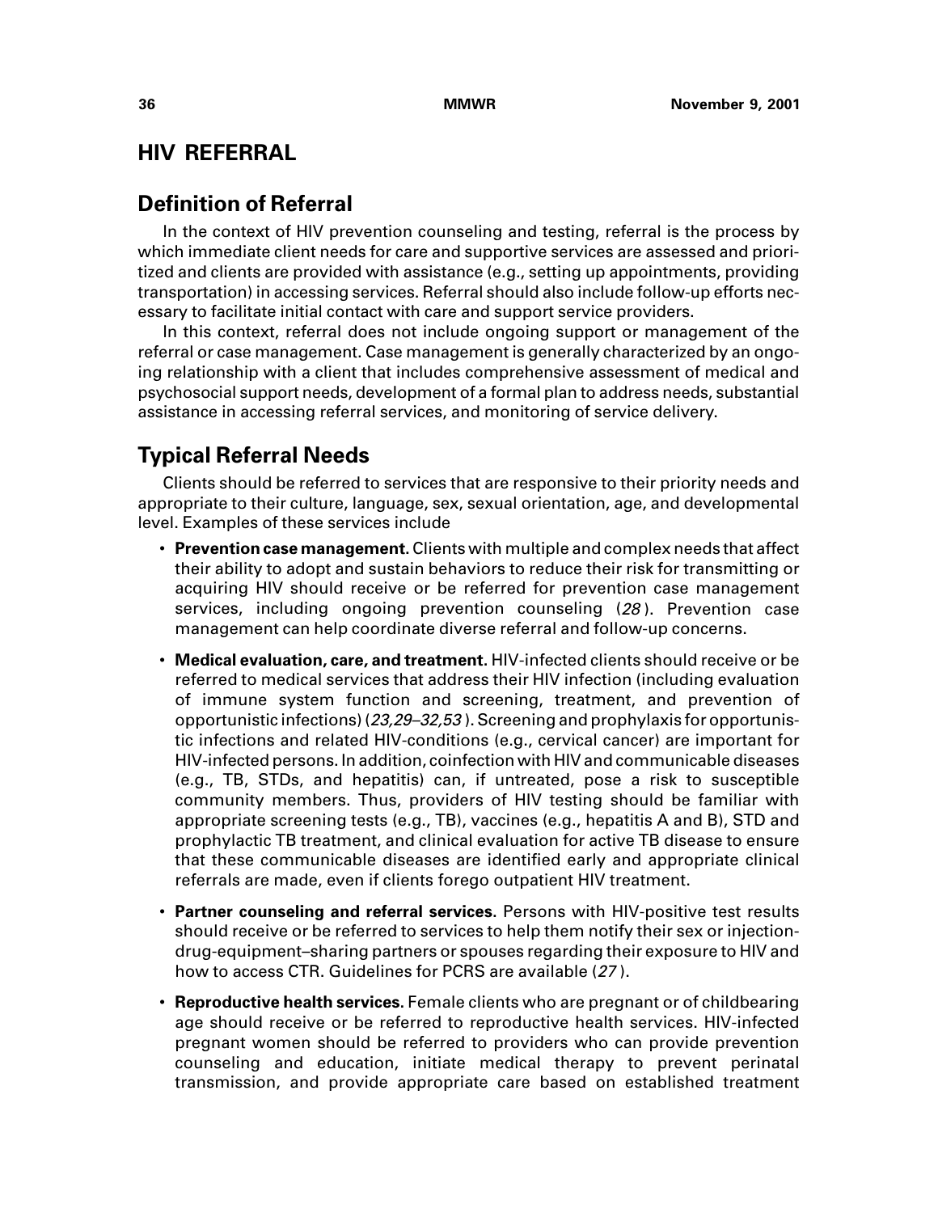## HIV REFERRAL

### Definition of Referral

In the context of HIV prevention counseling and testing, referral is the process by which immediate client needs for care and supportive services are assessed and prioritized and clients are provided with assistance (e.g., setting up appointments, providing transportation) in accessing services. Referral should also include follow-up efforts necessary to facilitate initial contact with care and support service providers.

In this context, referral does not include ongoing support or management of the referral or case management. Case management is generally characterized by an ongoing relationship with a client that includes comprehensive assessment of medical and psychosocial support needs, development of a formal plan to address needs, substantial assistance in accessing referral services, and monitoring of service delivery.

### Typical Referral Needs

Clients should be referred to services that are responsive to their priority needs and appropriate to their culture, language, sex, sexual orientation, age, and developmental level. Examples of these services include

- **Prevention case management.** Clients with multiple and complex needs that affect their ability to adopt and sustain behaviors to reduce their risk for transmitting or acquiring HIV should receive or be referred for prevention case management services, including ongoing prevention counseling (*28*). Prevention case management can help coordinate diverse referral and follow-up concerns.
- **Medical evaluation, care, and treatment.** HIV-infected clients should receive or be referred to medical services that address their HIV infection (including evaluation of immune system function and screening, treatment, and prevention of opportunistic infections) (*23,29–32,53*). Screening and prophylaxis for opportunistic infections and related HIV-conditions (e.g., cervical cancer) are important for HIV-infected persons. In addition, coinfection with HIV and communicable diseases (e.g., TB, STDs, and hepatitis) can, if untreated, pose a risk to susceptible community members. Thus, providers of HIV testing should be familiar with appropriate screening tests (e.g., TB), vaccines (e.g., hepatitis A and B), STD and prophylactic TB treatment, and clinical evaluation for active TB disease to ensure that these communicable diseases are identified early and appropriate clinical referrals are made, even if clients forego outpatient HIV treatment.
- **Partner counseling and referral services.** Persons with HIV-positive test results should receive or be referred to services to help them notify their sex or injection-drug-equipment–sharing partners or spouses regarding their exposure to HIV and how to access CTR. Guidelines for PCRS are available (*27*).
- **Reproductive health services.** Female clients who are pregnant or of childbearing age should receive or be referred to reproductive health services. HIV-infected pregnant women should be referred to providers who can provide prevention counseling and education, initiate medical therapy to prevent perinatal transmission, and provide appropriate care based on established treatment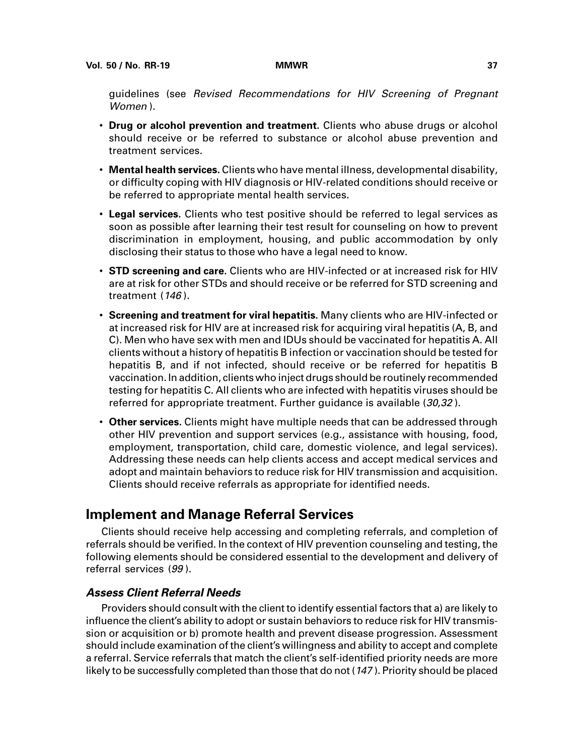guidelines (see *Revised Recommendations for HIV Screening of Pregnant Women*).

- **Drug or alcohol prevention and treatment.** Clients who abuse drugs or alcohol should receive or be referred to substance or alcohol abuse prevention and treatment services.
- **Mental health services.** Clients who have mental illness, developmental disability, or difficulty coping with HIV diagnosis or HIV-related conditions should receive or be referred to appropriate mental health services.
- **Legal services.** Clients who test positive should be referred to legal services as soon as possible after learning their test result for counseling on how to prevent discrimination in employment, housing, and public accommodation by only disclosing their status to those who have a legal need to know.
- **STD screening and care.** Clients who are HIV-infected or at increased risk for HIV are at risk for other STDs and should receive or be referred for STD screening and treatment (*146*).
- **Screening and treatment for viral hepatitis.** Many clients who are HIV-infected or at increased risk for HIV are at increased risk for acquiring viral hepatitis (A, B, and C). Men who have sex with men and IDUs should be vaccinated for hepatitis A. All clients without a history of hepatitis B infection or vaccination should be tested for hepatitis B, and if not infected, should receive or be referred for hepatitis B vaccination. In addition, clients who inject drugs should be routinely recommended testing for hepatitis C. All clients who are infected with hepatitis viruses should be referred for appropriate treatment. Further guidance is available (*30,32*).
- **Other services.** Clients might have multiple needs that can be addressed through other HIV prevention and support services (e.g., assistance with housing, food, employment, transportation, child care, domestic violence, and legal services). Addressing these needs can help clients access and accept medical services and adopt and maintain behaviors to reduce risk for HIV transmission and acquisition. Clients should receive referrals as appropriate for identified needs.

## Implement and Manage Referral Services

Clients should receive help accessing and completing referrals, and completion of referrals should be verified. In the context of HIV prevention counseling and testing, the following elements should be considered essential to the development and delivery of referral services (*99*).

### *Assess Client Referral Needs*

Providers should consult with the client to identify essential factors that a) are likely to influence the client's ability to adopt or sustain behaviors to reduce risk for HIV transmission or acquisition or b) promote health and prevent disease progression. Assessment should include examination of the client's willingness and ability to accept and complete a referral. Service referrals that match the client's self-identified priority needs are more likely to be successfully completed than those that do not (*147*). Priority should be placed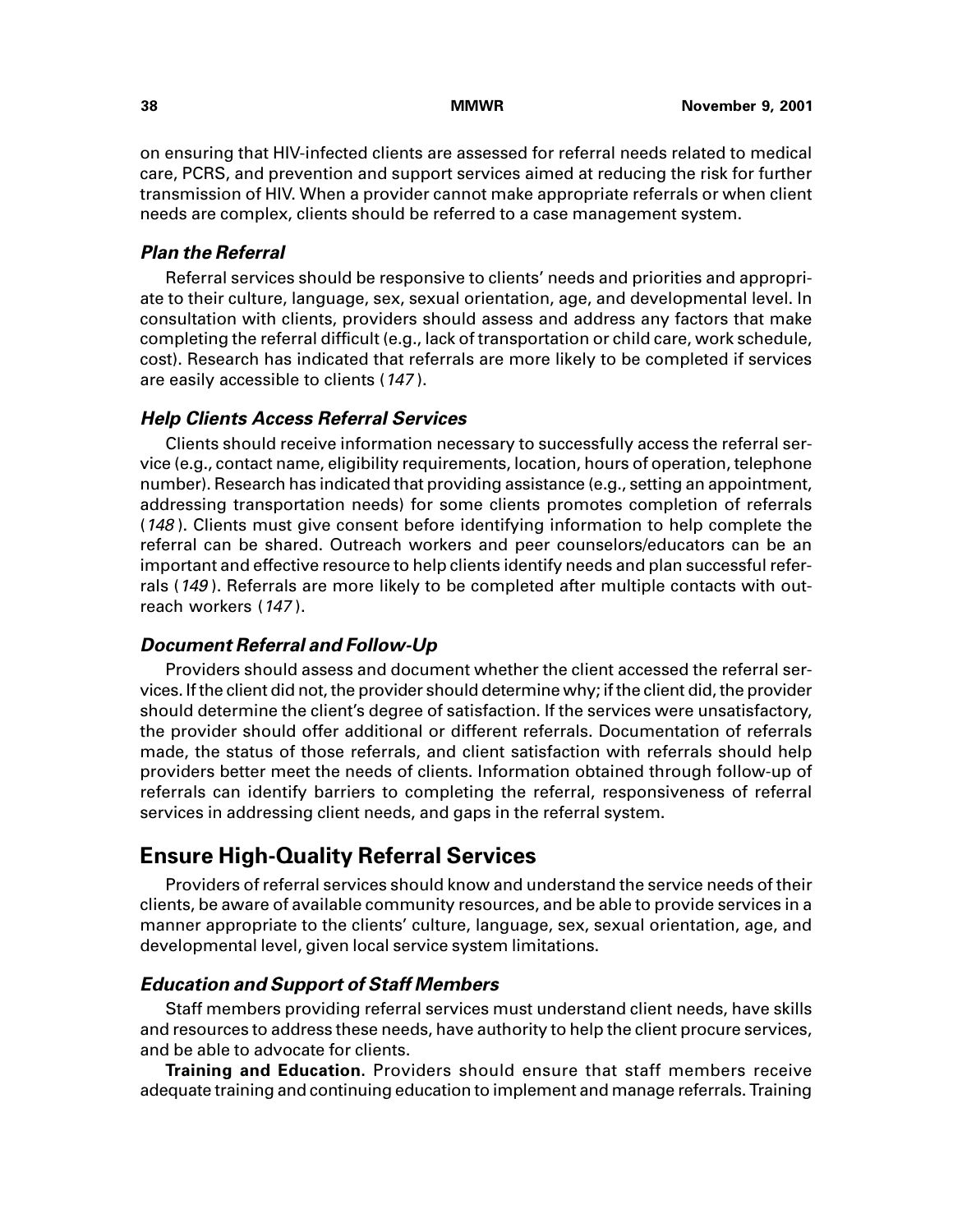on ensuring that HIV-infected clients are assessed for referral needs related to medical care, PCRS, and prevention and support services aimed at reducing the risk for further transmission of HIV. When a provider cannot make appropriate referrals or when client needs are complex, clients should be referred to a case management system.

### *Plan the Referral*

Referral services should be responsive to clients' needs and priorities and appropriate to their culture, language, sex, sexual orientation, age, and developmental level. In consultation with clients, providers should assess and address any factors that make completing the referral difficult (e.g., lack of transportation or child care, work schedule, cost). Research has indicated that referrals are more likely to be completed if services are easily accessible to clients (*147*).

### *Help Clients Access Referral Services*

Clients should receive information necessary to successfully access the referral service (e.g., contact name, eligibility requirements, location, hours of operation, telephone number). Research has indicated that providing assistance (e.g., setting an appointment, addressing transportation needs) for some clients promotes completion of referrals (*148*). Clients must give consent before identifying information to help complete the referral can be shared. Outreach workers and peer counselors/educators can be an important and effective resource to help clients identify needs and plan successful referrals (*149*). Referrals are more likely to be completed after multiple contacts with outreach workers (*147*).

### *Document Referral and Follow-Up*

Providers should assess and document whether the client accessed the referral services. If the client did not, the provider should determine why; if the client did, the provider should determine the client's degree of satisfaction. If the services were unsatisfactory, the provider should offer additional or different referrals. Documentation of referrals made, the status of those referrals, and client satisfaction with referrals should help providers better meet the needs of clients. Information obtained through follow-up of referrals can identify barriers to completing the referral, responsiveness of referral services in addressing client needs, and gaps in the referral system.

## Ensure High-Quality Referral Services

Providers of referral services should know and understand the service needs of their clients, be aware of available community resources, and be able to provide services in a manner appropriate to the clients' culture, language, sex, sexual orientation, age, and developmental level, given local service system limitations.

### *Education and Support of Staff Members*

Staff members providing referral services must understand client needs, have skills and resources to address these needs, have authority to help the client procure services, and be able to advocate for clients.

**Training and Education**. Providers should ensure that staff members receive adequate training and continuing education to implement and manage referrals. Training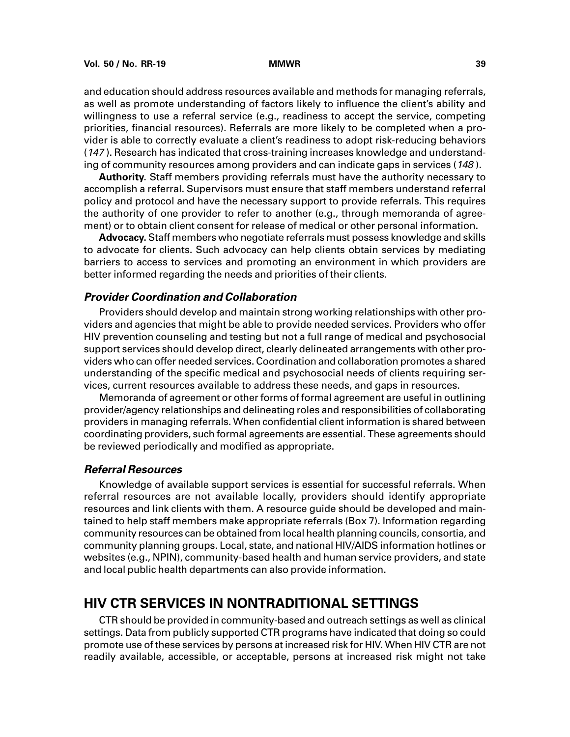and education should address resources available and methods for managing referrals, as well as promote understanding of factors likely to influence the client's ability and willingness to use a referral service (e.g., readiness to accept the service, competing priorities, financial resources). Referrals are more likely to be completed when a provider is able to correctly evaluate a client's readiness to adopt risk-reducing behaviors (*147*). Research has indicated that cross-training increases knowledge and understanding of community resources among providers and can indicate gaps in services (*148*).

**Authority.** Staff members providing referrals must have the authority necessary to accomplish a referral. Supervisors must ensure that staff members understand referral policy and protocol and have the necessary support to provide referrals. This requires the authority of one provider to refer to another (e.g., through memoranda of agreement) or to obtain client consent for release of medical or other personal information.

**Advocacy.** Staff members who negotiate referrals must possess knowledge and skills to advocate for clients. Such advocacy can help clients obtain services by mediating barriers to access to services and promoting an environment in which providers are better informed regarding the needs and priorities of their clients.

### *Provider Coordination and Collaboration*

Providers should develop and maintain strong working relationships with other providers and agencies that might be able to provide needed services. Providers who offer HIV prevention counseling and testing but not a full range of medical and psychosocial support services should develop direct, clearly delineated arrangements with other providers who can offer needed services. Coordination and collaboration promotes a shared understanding of the specific medical and psychosocial needs of clients requiring services, current resources available to address these needs, and gaps in resources.

Memoranda of agreement or other forms of formal agreement are useful in outlining provider/agency relationships and delineating roles and responsibilities of collaborating providers in managing referrals. When confidential client information is shared between coordinating providers, such formal agreements are essential. These agreements should be reviewed periodically and modified as appropriate.

### *Referral Resources*

Knowledge of available support services is essential for successful referrals. When referral resources are not available locally, providers should identify appropriate resources and link clients with them. A resource guide should be developed and maintained to help staff members make appropriate referrals (Box 7). Information regarding community resources can be obtained from local health planning councils, consortia, and community planning groups. Local, state, and national HIV/AIDS information hotlines or websites (e.g., NPIN), community-based health and human service providers, and state and local public health departments can also provide information.

## HIV CTR SERVICES IN NONTRADITIONAL SETTINGS

CTR should be provided in community-based and outreach settings as well as clinical settings. Data from publicly supported CTR programs have indicated that doing so could promote use of these services by persons at increased risk for HIV. When HIV CTR are not readily available, accessible, or acceptable, persons at increased risk might not take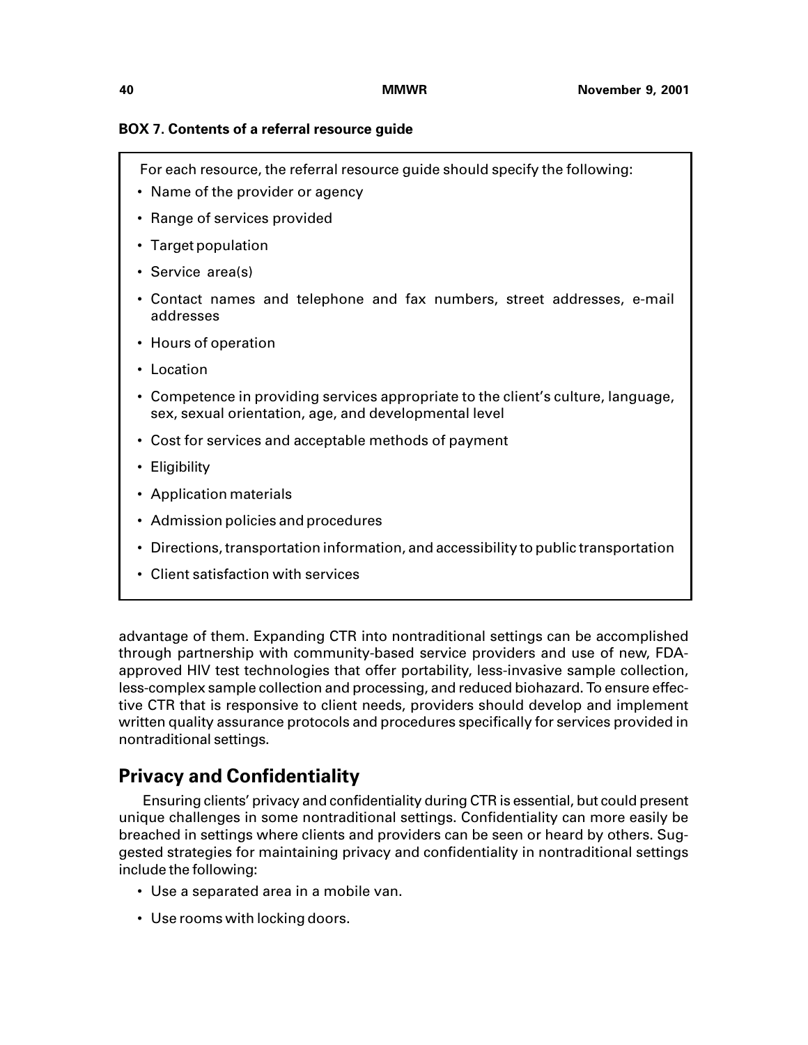**BOX 7. Contents of a referral resource guide**

For each resource, the referral resource guide should specify the following:

- Name of the provider or agency
- Range of services provided
- Target population
- Service area(s)
- Contact names and telephone and fax numbers, street addresses, e-mail addresses
- Hours of operation
- Location
- Competence in providing services appropriate to the client's culture, language, sex, sexual orientation, age, and developmental level
- Cost for services and acceptable methods of payment
- Eligibility
- Application materials
- Admission policies and procedures
- Directions, transportation information, and accessibility to public transportation
- Client satisfaction with services

advantage of them. Expanding CTR into nontraditional settings can be accomplished through partnership with community-based service providers and use of new, FDA-approved HIV test technologies that offer portability, less-invasive sample collection, less-complex sample collection and processing, and reduced biohazard. To ensure effective CTR that is responsive to client needs, providers should develop and implement written quality assurance protocols and procedures specifically for services provided in nontraditional settings.

## Privacy and Confidentiality

Ensuring clients' privacy and confidentiality during CTR is essential, but could present unique challenges in some nontraditional settings. Confidentiality can more easily be breached in settings where clients and providers can be seen or heard by others. Suggested strategies for maintaining privacy and confidentiality in nontraditional settings include the following:

- Use a separated area in a mobile van.
- Use rooms with locking doors.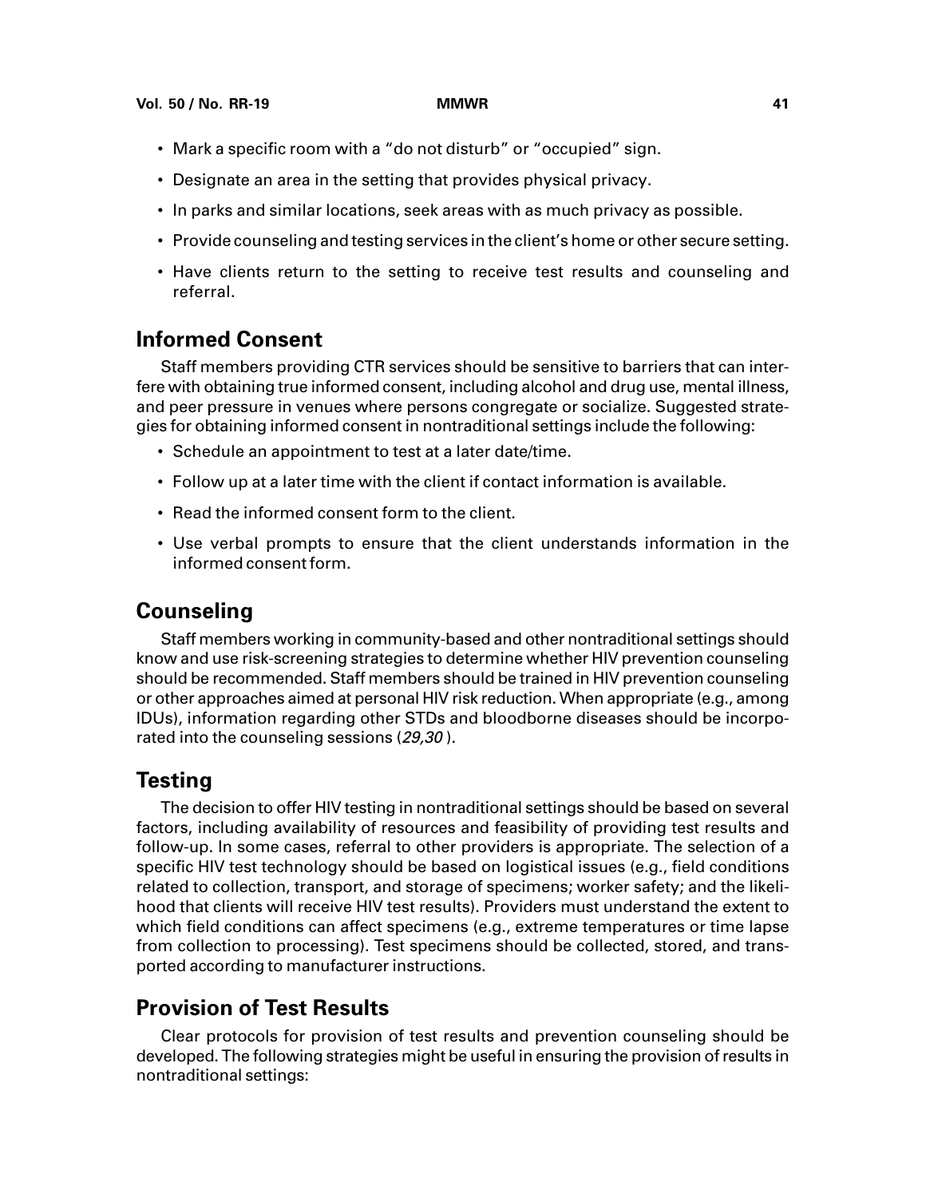- Mark a specific room with a "do not disturb" or "occupied" sign.
- Designate an area in the setting that provides physical privacy.
- In parks and similar locations, seek areas with as much privacy as possible.
- Provide counseling and testing services in the client's home or other secure setting.
- Have clients return to the setting to receive test results and counseling and referral.

## Informed Consent

Staff members providing CTR services should be sensitive to barriers that can interfere with obtaining true informed consent, including alcohol and drug use, mental illness, and peer pressure in venues where persons congregate or socialize. Suggested strategies for obtaining informed consent in nontraditional settings include the following:

- Schedule an appointment to test at a later date/time.
- Follow up at a later time with the client if contact information is available.
- Read the informed consent form to the client.
- Use verbal prompts to ensure that the client understands information in the informed consent form.

## Counseling

Staff members working in community-based and other nontraditional settings should know and use risk-screening strategies to determine whether HIV prevention counseling should be recommended. Staff members should be trained in HIV prevention counseling or other approaches aimed at personal HIV risk reduction. When appropriate (e.g., among IDUs), information regarding other STDs and bloodborne diseases should be incorporated into the counseling sessions (*29,30* ).

## Testing

The decision to offer HIV testing in nontraditional settings should be based on several factors, including availability of resources and feasibility of providing test results and follow-up. In some cases, referral to other providers is appropriate. The selection of a specific HIV test technology should be based on logistical issues (e.g., field conditions related to collection, transport, and storage of specimens; worker safety; and the likelihood that clients will receive HIV test results). Providers must understand the extent to which field conditions can affect specimens (e.g., extreme temperatures or time lapse from collection to processing). Test specimens should be collected, stored, and transported according to manufacturer instructions.

## Provision of Test Results

Clear protocols for provision of test results and prevention counseling should be developed. The following strategies might be useful in ensuring the provision of results in nontraditional settings: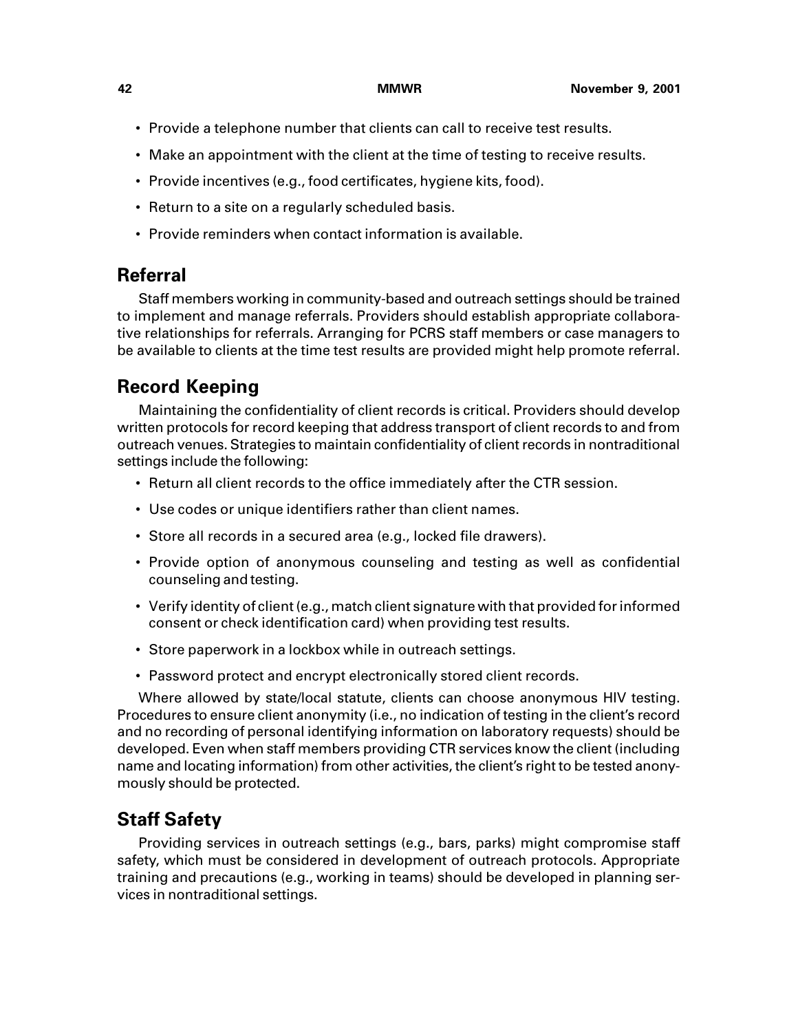- Provide a telephone number that clients can call to receive test results.
- Make an appointment with the client at the time of testing to receive results.
- Provide incentives (e.g., food certificates, hygiene kits, food).
- Return to a site on a regularly scheduled basis.
- Provide reminders when contact information is available.

## Referral

Staff members working in community-based and outreach settings should be trained to implement and manage referrals. Providers should establish appropriate collaborative relationships for referrals. Arranging for PCRS staff members or case managers to be available to clients at the time test results are provided might help promote referral.

## Record Keeping

Maintaining the confidentiality of client records is critical. Providers should develop written protocols for record keeping that address transport of client records to and from outreach venues. Strategies to maintain confidentiality of client records in nontraditional settings include the following:

- Return all client records to the office immediately after the CTR session.
- Use codes or unique identifiers rather than client names.
- Store all records in a secured area (e.g., locked file drawers).
- Provide option of anonymous counseling and testing as well as confidential counseling and testing.
- Verify identity of client (e.g., match client signature with that provided for informed consent or check identification card) when providing test results.
- Store paperwork in a lockbox while in outreach settings.
- Password protect and encrypt electronically stored client records.

Where allowed by state/local statute, clients can choose anonymous HIV testing. Procedures to ensure client anonymity (i.e., no indication of testing in the client's record and no recording of personal identifying information on laboratory requests) should be developed. Even when staff members providing CTR services know the client (including name and locating information) from other activities, the client's right to be tested anonymously should be protected.

## Staff Safety

Providing services in outreach settings (e.g., bars, parks) might compromise staff safety, which must be considered in development of outreach protocols. Appropriate training and precautions (e.g., working in teams) should be developed in planning services in nontraditional settings.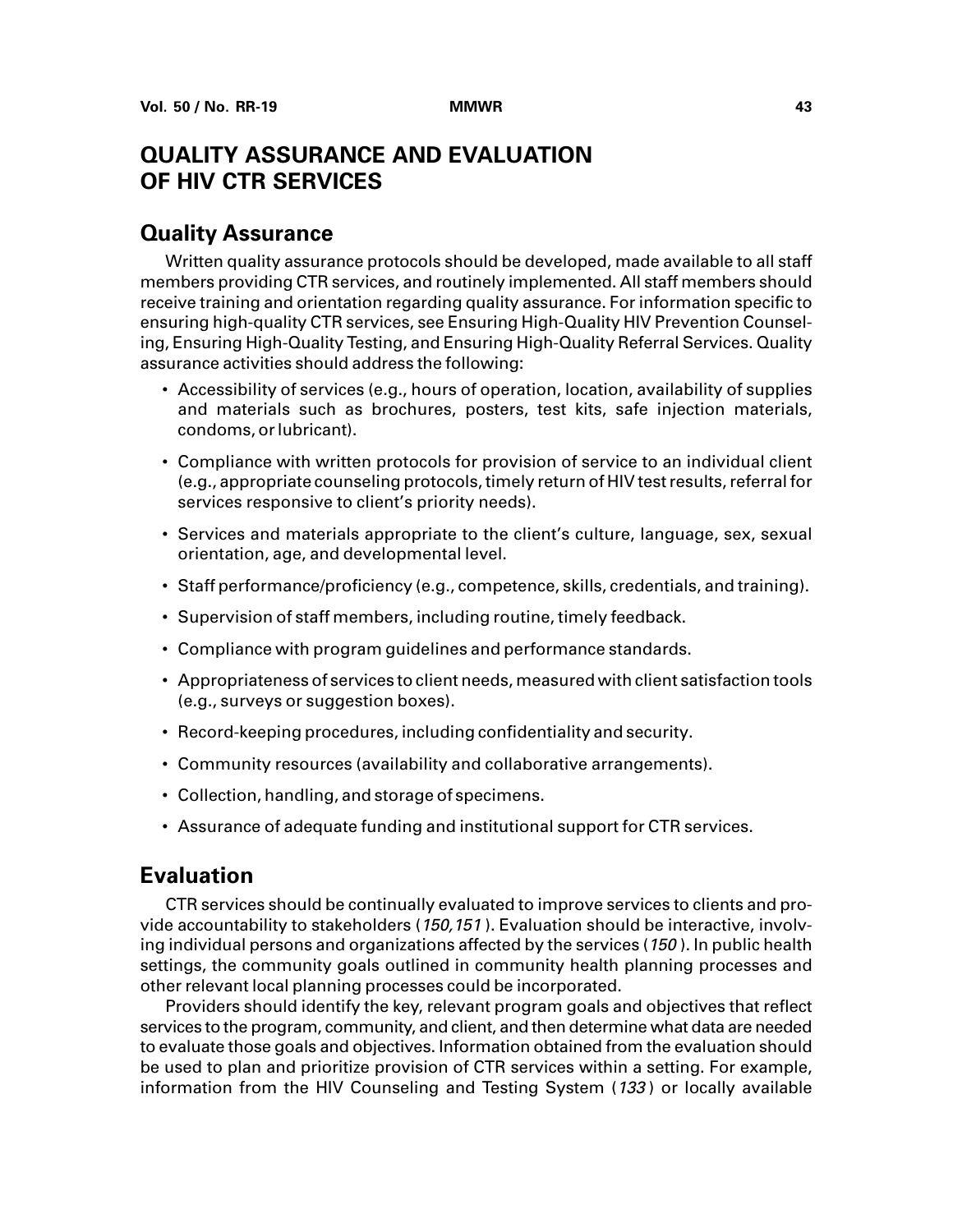# QUALITY ASSURANCE AND EVALUATION OF HIV CTR SERVICES

## Quality Assurance

Written quality assurance protocols should be developed, made available to all staff members providing CTR services, and routinely implemented. All staff members should receive training and orientation regarding quality assurance. For information specific to ensuring high-quality CTR services, see Ensuring High-Quality HIV Prevention Counseling, Ensuring High-Quality Testing, and Ensuring High-Quality Referral Services. Quality assurance activities should address the following:

- Accessibility of services (e.g., hours of operation, location, availability of supplies and materials such as brochures, posters, test kits, safe injection materials, condoms, or lubricant).
- Compliance with written protocols for provision of service to an individual client (e.g., appropriate counseling protocols, timely return of HIV test results, referral for services responsive to client's priority needs).
- Services and materials appropriate to the client's culture, language, sex, sexual orientation, age, and developmental level.
- Staff performance/proficiency (e.g., competence, skills, credentials, and training).
- Supervision of staff members, including routine, timely feedback.
- Compliance with program guidelines and performance standards.
- Appropriateness of services to client needs, measured with client satisfaction tools (e.g., surveys or suggestion boxes).
- Record-keeping procedures, including confidentiality and security.
- Community resources (availability and collaborative arrangements).
- Collection, handling, and storage of specimens.
- Assurance of adequate funding and institutional support for CTR services.

## Evaluation

CTR services should be continually evaluated to improve services to clients and provide accountability to stakeholders (*150,151*). Evaluation should be interactive, involving individual persons and organizations affected by the services (*150*). In public health settings, the community goals outlined in community health planning processes and other relevant local planning processes could be incorporated.

Providers should identify the key, relevant program goals and objectives that reflect services to the program, community, and client, and then determine what data are needed to evaluate those goals and objectives. Information obtained from the evaluation should be used to plan and prioritize provision of CTR services within a setting. For example, information from the HIV Counseling and Testing System (*133*) or locally available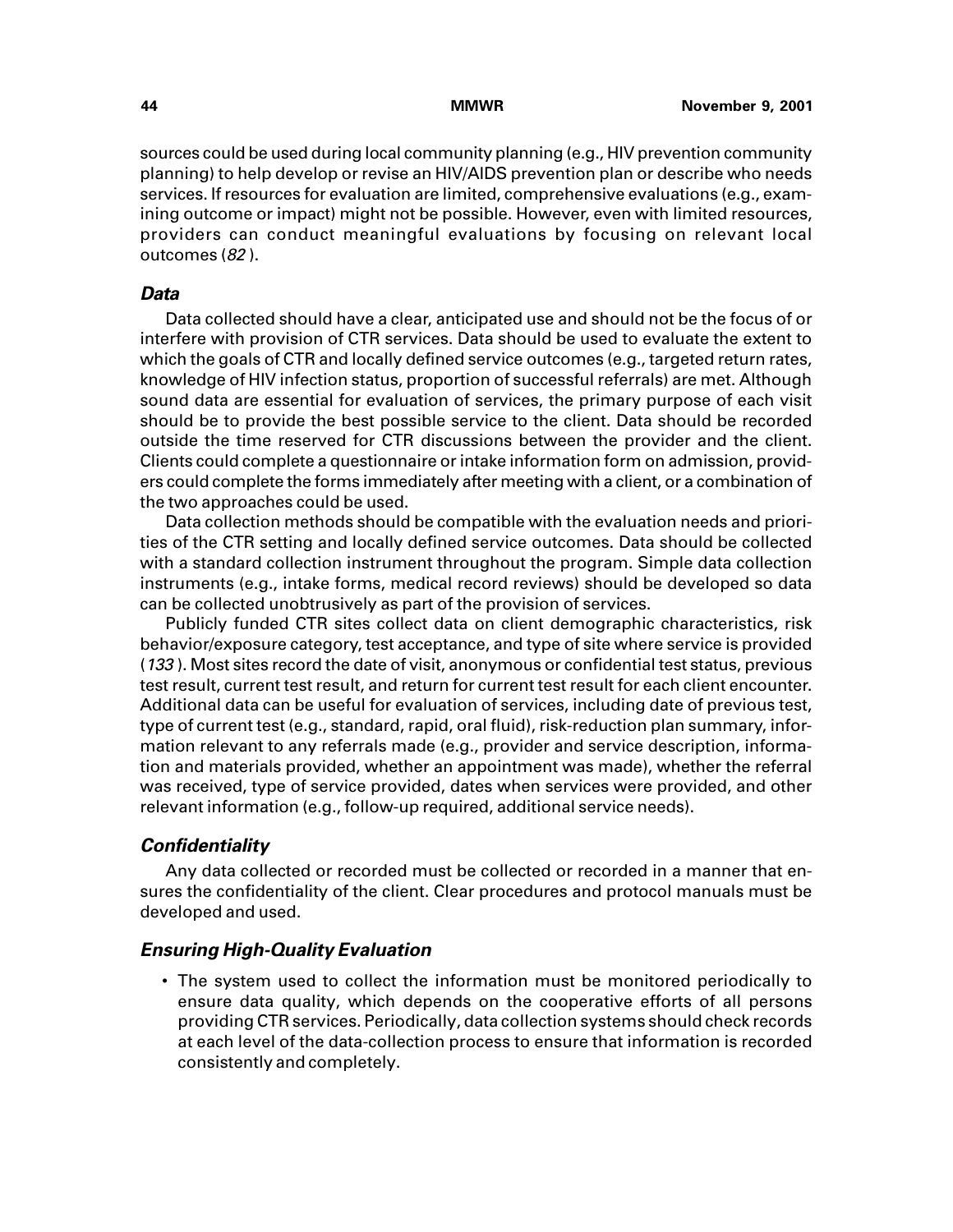sources could be used during local community planning (e.g., HIV prevention community planning) to help develop or revise an HIV/AIDS prevention plan or describe who needs services. If resources for evaluation are limited, comprehensive evaluations (e.g., examining outcome or impact) might not be possible. However, even with limited resources, providers can conduct meaningful evaluations by focusing on relevant local outcomes (*82*).

### *Data*

Data collected should have a clear, anticipated use and should not be the focus of or interfere with provision of CTR services. Data should be used to evaluate the extent to which the goals of CTR and locally defined service outcomes (e.g., targeted return rates, knowledge of HIV infection status, proportion of successful referrals) are met. Although sound data are essential for evaluation of services, the primary purpose of each visit should be to provide the best possible service to the client. Data should be recorded outside the time reserved for CTR discussions between the provider and the client. Clients could complete a questionnaire or intake information form on admission, providers could complete the forms immediately after meeting with a client, or a combination of the two approaches could be used.

Data collection methods should be compatible with the evaluation needs and priorities of the CTR setting and locally defined service outcomes. Data should be collected with a standard collection instrument throughout the program. Simple data collection instruments (e.g., intake forms, medical record reviews) should be developed so data can be collected unobtrusively as part of the provision of services.

Publicly funded CTR sites collect data on client demographic characteristics, risk behavior/exposure category, test acceptance, and type of site where service is provided (*133*). Most sites record the date of visit, anonymous or confidential test status, previous test result, current test result, and return for current test result for each client encounter. Additional data can be useful for evaluation of services, including date of previous test, type of current test (e.g., standard, rapid, oral fluid), risk-reduction plan summary, information relevant to any referrals made (e.g., provider and service description, information and materials provided, whether an appointment was made), whether the referral was received, type of service provided, dates when services were provided, and other relevant information (e.g., follow-up required, additional service needs).

### *Confidentiality*

Any data collected or recorded must be collected or recorded in a manner that ensures the confidentiality of the client. Clear procedures and protocol manuals must be developed and used.

### *Ensuring High-Quality Evaluation*

- The system used to collect the information must be monitored periodically to ensure data quality, which depends on the cooperative efforts of all persons providing CTR services. Periodically, data collection systems should check records at each level of the data-collection process to ensure that information is recorded consistently and completely.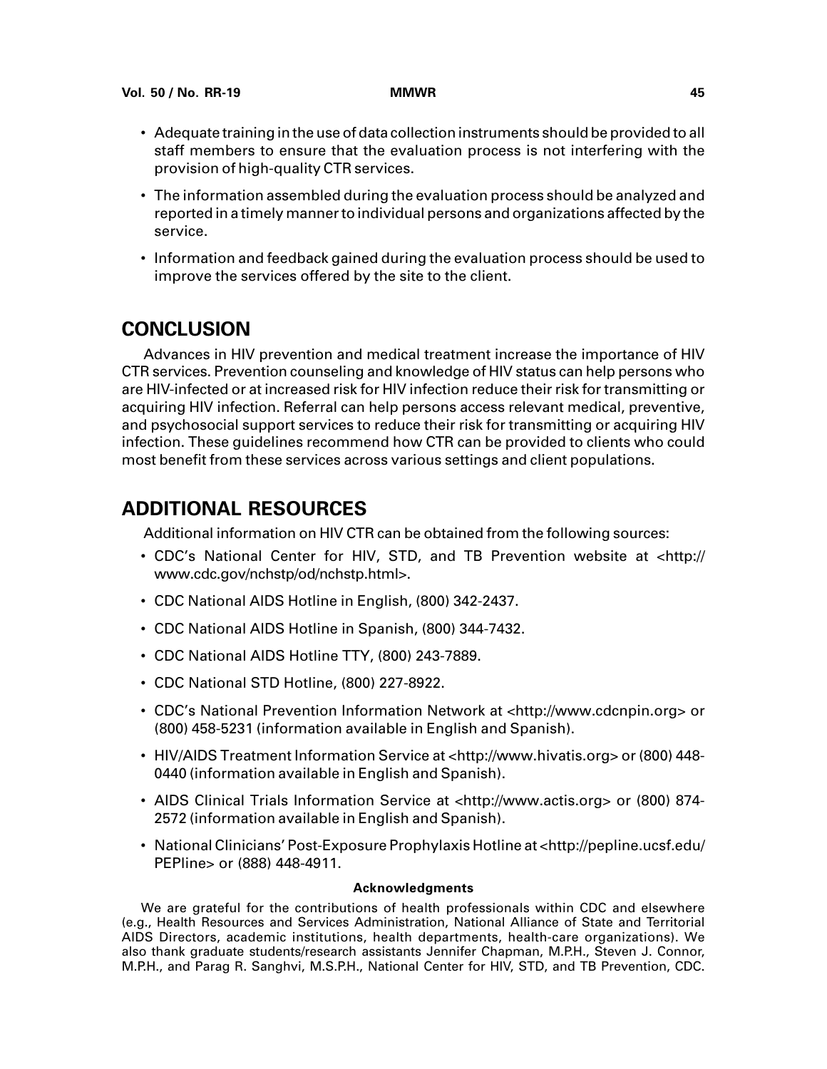- Adequate training in the use of data collection instruments should be provided to all staff members to ensure that the evaluation process is not interfering with the provision of high-quality CTR services.
- The information assembled during the evaluation process should be analyzed and reported in a timely manner to individual persons and organizations affected by the service.
- Information and feedback gained during the evaluation process should be used to improve the services offered by the site to the client.

# CONCLUSION

Advances in HIV prevention and medical treatment increase the importance of HIV CTR services. Prevention counseling and knowledge of HIV status can help persons who are HIV-infected or at increased risk for HIV infection reduce their risk for transmitting or acquiring HIV infection. Referral can help persons access relevant medical, preventive, and psychosocial support services to reduce their risk for transmitting or acquiring HIV infection. These guidelines recommend how CTR can be provided to clients who could most benefit from these services across various settings and client populations.

# ADDITIONAL RESOURCES

Additional information on HIV CTR can be obtained from the following sources:

- CDC's National Center for HIV, STD, and TB Prevention website at <http://www.cdc.gov/nchstp/od/nchstp.html>.
- CDC National AIDS Hotline in English, (800) 342-2437.
- CDC National AIDS Hotline in Spanish, (800) 344-7432.
- CDC National AIDS Hotline TTY, (800) 243-7889.
- CDC National STD Hotline, (800) 227-8922.
- CDC's National Prevention Information Network at <http://www.cdcnpin.org> or (800) 458-5231 (information available in English and Spanish).
- HIV/AIDS Treatment Information Service at <http://www.hivatis.org> or (800) 448-0440 (information available in English and Spanish).
- AIDS Clinical Trials Information Service at <http://www.actis.org> or (800) 874-2572 (information available in English and Spanish).
- National Clinicians' Post-Exposure Prophylaxis Hotline at <http://pepline.ucsf.edu/PEPline> or (888) 448-4911.

#### Acknowledgments

We are grateful for the contributions of health professionals within CDC and elsewhere (e.g., Health Resources and Services Administration, National Alliance of State and Territorial AIDS Directors, academic institutions, health departments, health-care organizations). We also thank graduate students/research assistants Jennifer Chapman, M.P.H., Steven J. Connor, M.P.H., and Parag R. Sanghvi, M.S.P.H., National Center for HIV, STD, and TB Prevention, CDC.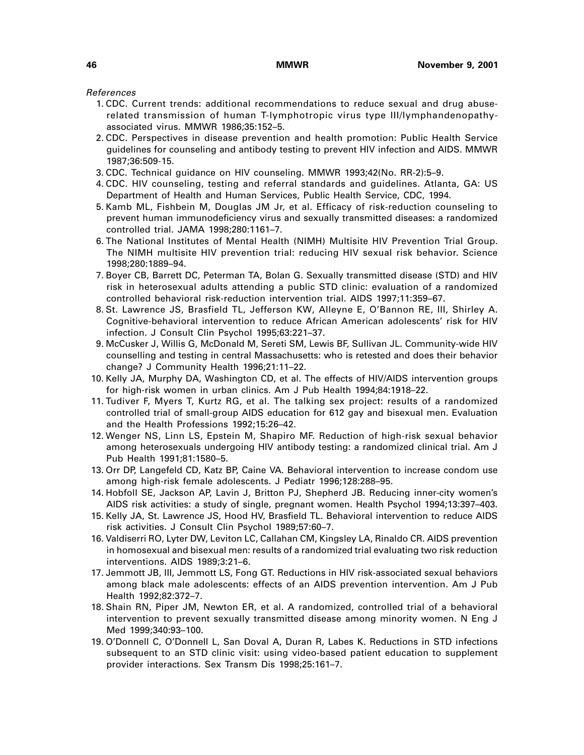*References*

1. CDC. Current trends: additional recommendations to reduce sexual and drug abuse-related transmission of human T-lymphotropic virus type III/lymphandenopathy-associated virus. MMWR 1986;35:152–5.
2. CDC. Perspectives in disease prevention and health promotion: Public Health Service guidelines for counseling and antibody testing to prevent HIV infection and AIDS. MMWR 1987;36:509-15.
3. CDC. Technical guidance on HIV counseling. MMWR 1993;42(No. RR-2):5–9.
4. CDC. HIV counseling, testing and referral standards and guidelines. Atlanta, GA: US Department of Health and Human Services, Public Health Service, CDC, 1994.
5. Kamb ML, Fishbein M, Douglas JM Jr, et al. Efficacy of risk-reduction counseling to prevent human immunodeficiency virus and sexually transmitted diseases: a randomized controlled trial. JAMA 1998;280:1161–7.
6. The National Institutes of Mental Health (NIMH) Multisite HIV Prevention Trial Group. The NIMH multisite HIV prevention trial: reducing HIV sexual risk behavior. Science 1998;280:1889–94.
7. Boyer CB, Barrett DC, Peterman TA, Bolan G. Sexually transmitted disease (STD) and HIV risk in heterosexual adults attending a public STD clinic: evaluation of a randomized controlled behavioral risk-reduction intervention trial. AIDS 1997;11:359–67.
8. St. Lawrence JS, Brasfield TL, Jefferson KW, Alleyne E, O'Bannon RE, III, Shirley A. Cognitive-behavioral intervention to reduce African American adolescents' risk for HIV infection. J Consult Clin Psychol 1995;63:221–37.
9. McCusker J, Willis G, McDonald M, Sereti SM, Lewis BF, Sullivan JL. Community-wide HIV counselling and testing in central Massachusetts: who is retested and does their behavior change? J Community Health 1996;21:11–22.
10. Kelly JA, Murphy DA, Washington CD, et al. The effects of HIV/AIDS intervention groups for high-risk women in urban clinics. Am J Pub Health 1994;84:1918–22.
11. Tudiver F, Myers T, Kurtz RG, et al. The talking sex project: results of a randomized controlled trial of small-group AIDS education for 612 gay and bisexual men. Evaluation and the Health Professions 1992;15:26–42.
12. Wenger NS, Linn LS, Epstein M, Shapiro MF. Reduction of high-risk sexual behavior among heterosexuals undergoing HIV antibody testing: a randomized clinical trial. Am J Pub Health 1991;81:1580–5.
13. Orr DP, Langefeld CD, Katz BP, Caine VA. Behavioral intervention to increase condom use among high-risk female adolescents. J Pediatr 1996;128:288–95.
14. Hobfoll SE, Jackson AP, Lavin J, Britton PJ, Shepherd JB. Reducing inner-city women's AIDS risk activities: a study of single, pregnant women. Health Psychol 1994;13:397–403.
15. Kelly JA, St. Lawrence JS, Hood HV, Brasfield TL. Behavioral intervention to reduce AIDS risk activities. J Consult Clin Psychol 1989;57:60–7.
16. Valdiserri RO, Lyter DW, Leviton LC, Callahan CM, Kingsley LA, Rinaldo CR. AIDS prevention in homosexual and bisexual men: results of a randomized trial evaluating two risk reduction interventions. AIDS 1989;3:21–6.
17. Jemmott JB, III, Jemmott LS, Fong GT. Reductions in HIV risk-associated sexual behaviors among black male adolescents: effects of an AIDS prevention intervention. Am J Pub Health 1992;82:372–7.
18. Shain RN, Piper JM, Newton ER, et al. A randomized, controlled trial of a behavioral intervention to prevent sexually transmitted disease among minority women. N Eng J Med 1999;340:93–100.
19. O'Donnell C, O'Donnell L, San Doval A, Duran R, Labes K. Reductions in STD infections subsequent to an STD clinic visit: using video-based patient education to supplement provider interactions. Sex Transm Dis 1998;25:161–7.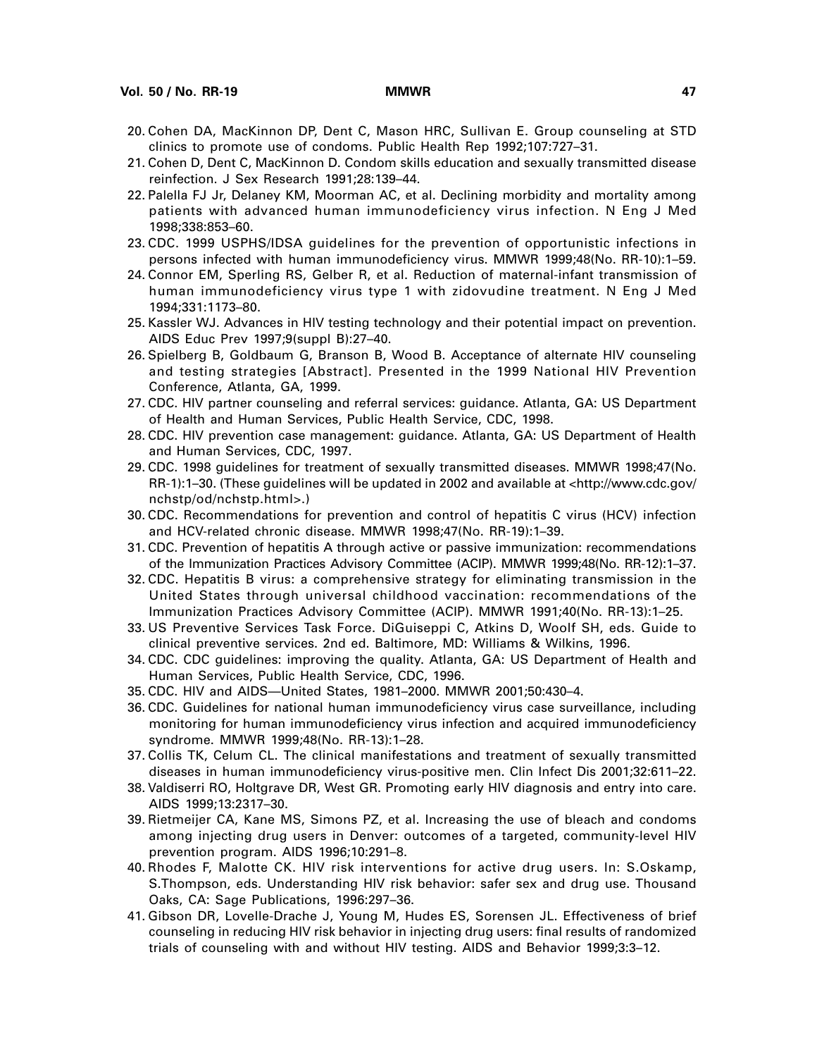20. Cohen DA, MacKinnon DP, Dent C, Mason HRC, Sullivan E. Group counseling at STD clinics to promote use of condoms. Public Health Rep 1992;107:727–31.
21. Cohen D, Dent C, MacKinnon D. Condom skills education and sexually transmitted disease reinfection. J Sex Research 1991;28:139–44.
22. Palella FJ Jr, Delaney KM, Moorman AC, et al. Declining morbidity and mortality among patients with advanced human immunodeficiency virus infection. N Eng J Med 1998;338:853–60.
23. CDC. 1999 USPHS/IDSA guidelines for the prevention of opportunistic infections in persons infected with human immunodeficiency virus. MMWR 1999;48(No. RR-10):1–59.
24. Connor EM, Sperling RS, Gelber R, et al. Reduction of maternal-infant transmission of human immunodeficiency virus type 1 with zidovudine treatment. N Eng J Med 1994;331:1173–80.
25. Kassler WJ. Advances in HIV testing technology and their potential impact on prevention. AIDS Educ Prev 1997;9(suppl B):27–40.
26. Spielberg B, Goldbaum G, Branson B, Wood B. Acceptance of alternate HIV counseling and testing strategies [Abstract]. Presented in the 1999 National HIV Prevention Conference, Atlanta, GA, 1999.
27. CDC. HIV partner counseling and referral services: guidance. Atlanta, GA: US Department of Health and Human Services, Public Health Service, CDC, 1998.
28. CDC. HIV prevention case management: guidance. Atlanta, GA: US Department of Health and Human Services, CDC, 1997.
29. CDC. 1998 guidelines for treatment of sexually transmitted diseases. MMWR 1998;47(No. RR-1):1–30. (These guidelines will be updated in 2002 and available at <http://www.cdc.gov/nchstp/od/nchstp.html>.)
30. CDC. Recommendations for prevention and control of hepatitis C virus (HCV) infection and HCV-related chronic disease. MMWR 1998;47(No. RR-19):1–39.
31. CDC. Prevention of hepatitis A through active or passive immunization: recommendations of the Immunization Practices Advisory Committee (ACIP). MMWR 1999;48(No. RR-12):1–37.
32. CDC. Hepatitis B virus: a comprehensive strategy for eliminating transmission in the United States through universal childhood vaccination: recommendations of the Immunization Practices Advisory Committee (ACIP). MMWR 1991;40(No. RR-13):1–25.
33. US Preventive Services Task Force. DiGuiseppi C, Atkins D, Woolf SH, eds. Guide to clinical preventive services. 2nd ed. Baltimore, MD: Williams & Wilkins, 1996.
34. CDC. CDC guidelines: improving the quality. Atlanta, GA: US Department of Health and Human Services, Public Health Service, CDC, 1996.
35. CDC. HIV and AIDS—United States, 1981–2000. MMWR 2001;50:430–4.
36. CDC. Guidelines for national human immunodeficiency virus case surveillance, including monitoring for human immunodeficiency virus infection and acquired immunodeficiency syndrome. MMWR 1999;48(No. RR-13):1–28.
37. Collis TK, Celum CL. The clinical manifestations and treatment of sexually transmitted diseases in human immunodeficiency virus-positive men. Clin Infect Dis 2001;32:611–22.
38. Valdiserri RO, Holtgrave DR, West GR. Promoting early HIV diagnosis and entry into care. AIDS 1999;13:2317–30.
39. Rietmeijer CA, Kane MS, Simons PZ, et al. Increasing the use of bleach and condoms among injecting drug users in Denver: outcomes of a targeted, community-level HIV prevention program. AIDS 1996;10:291–8.
40. Rhodes F, Malotte CK. HIV risk interventions for active drug users. In: S.Oskamp, S.Thompson, eds. Understanding HIV risk behavior: safer sex and drug use. Thousand Oaks, CA: Sage Publications, 1996:297–36.
41. Gibson DR, Lovelle-Drache J, Young M, Hudes ES, Sorensen JL. Effectiveness of brief counseling in reducing HIV risk behavior in injecting drug users: final results of randomized trials of counseling with and without HIV testing. AIDS and Behavior 1999;3:3–12.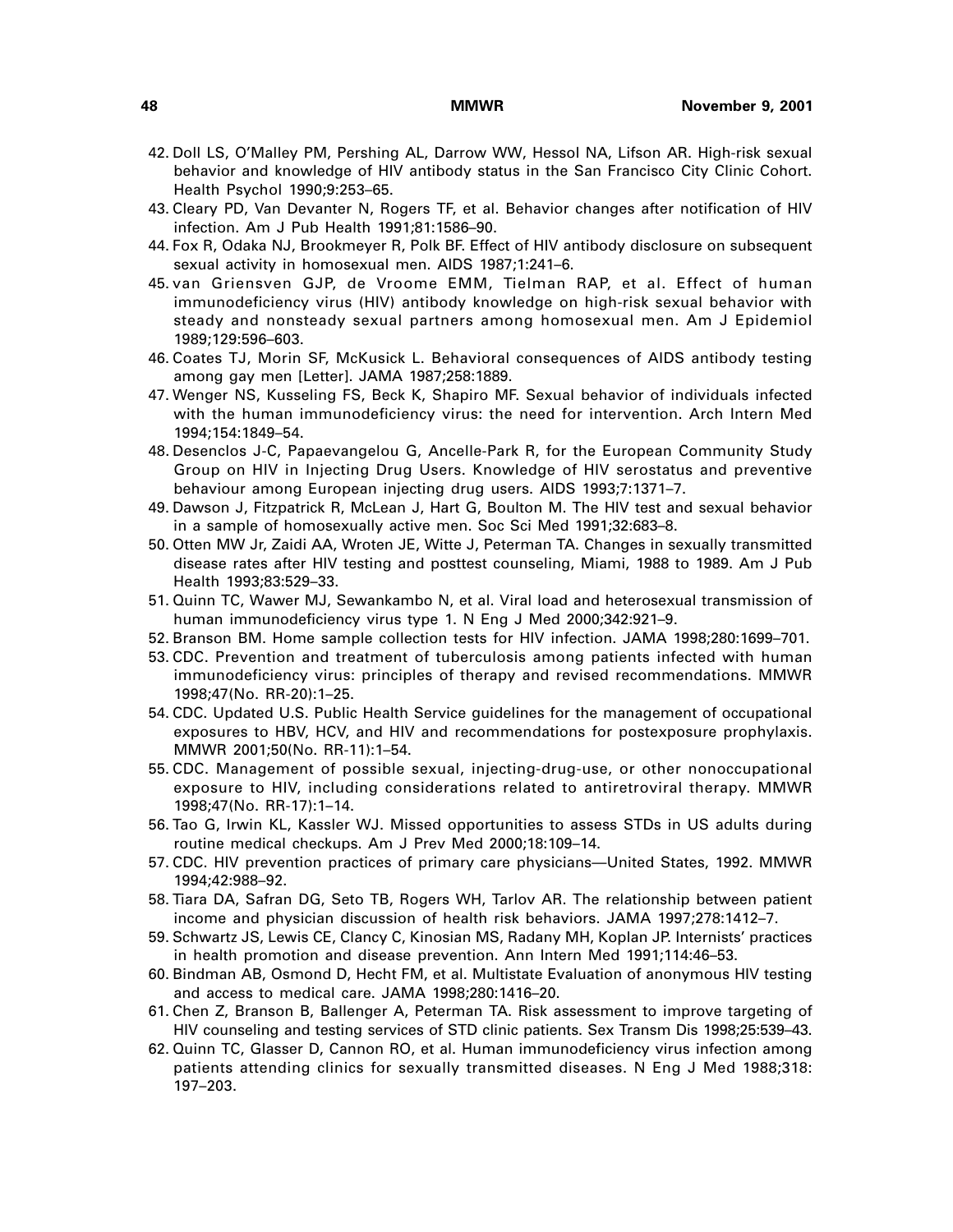42. Doll LS, O'Malley PM, Pershing AL, Darrow WW, Hessol NA, Lifson AR. High-risk sexual behavior and knowledge of HIV antibody status in the San Francisco City Clinic Cohort. Health Psychol 1990;9:253–65.
43. Cleary PD, Van Devanter N, Rogers TF, et al. Behavior changes after notification of HIV infection. Am J Pub Health 1991;81:1586–90.
44. Fox R, Odaka NJ, Brookmeyer R, Polk BF. Effect of HIV antibody disclosure on subsequent sexual activity in homosexual men. AIDS 1987;1:241–6.
45. van Griensven GJP, de Vroome EMM, Tielman RAP, et al. Effect of human immunodeficiency virus (HIV) antibody knowledge on high-risk sexual behavior with steady and nonsteady sexual partners among homosexual men. Am J Epidemiol 1989;129:596–603.
46. Coates TJ, Morin SF, McKusick L. Behavioral consequences of AIDS antibody testing among gay men [Letter]. JAMA 1987;258:1889.
47. Wenger NS, Kusseling FS, Beck K, Shapiro MF. Sexual behavior of individuals infected with the human immunodeficiency virus: the need for intervention. Arch Intern Med 1994;154:1849–54.
48. Desenclos J-C, Papaevangelou G, Ancelle-Park R, for the European Community Study Group on HIV in Injecting Drug Users. Knowledge of HIV serostatus and preventive behaviour among European injecting drug users. AIDS 1993;7:1371–7.
49. Dawson J, Fitzpatrick R, McLean J, Hart G, Boulton M. The HIV test and sexual behavior in a sample of homosexually active men. Soc Sci Med 1991;32:683–8.
50. Otten MW Jr, Zaidi AA, Wroten JE, Witte J, Peterman TA. Changes in sexually transmitted disease rates after HIV testing and posttest counseling, Miami, 1988 to 1989. Am J Pub Health 1993;83:529–33.
51. Quinn TC, Wawer MJ, Sewankambo N, et al. Viral load and heterosexual transmission of human immunodeficiency virus type 1. N Eng J Med 2000;342:921–9.
52. Branson BM. Home sample collection tests for HIV infection. JAMA 1998;280:1699–701.
53. CDC. Prevention and treatment of tuberculosis among patients infected with human immunodeficiency virus: principles of therapy and revised recommendations. MMWR 1998;47(No. RR-20):1–25.
54. CDC. Updated U.S. Public Health Service guidelines for the management of occupational exposures to HBV, HCV, and HIV and recommendations for postexposure prophylaxis. MMWR 2001;50(No. RR-11):1–54.
55. CDC. Management of possible sexual, injecting-drug-use, or other nonoccupational exposure to HIV, including considerations related to antiretroviral therapy. MMWR 1998;47(No. RR-17):1–14.
56. Tao G, Irwin KL, Kassler WJ. Missed opportunities to assess STDs in US adults during routine medical checkups. Am J Prev Med 2000;18:109–14.
57. CDC. HIV prevention practices of primary care physicians—United States, 1992. MMWR 1994;42:988–92.
58. Tiara DA, Safran DG, Seto TB, Rogers WH, Tarlov AR. The relationship between patient income and physician discussion of health risk behaviors. JAMA 1997;278:1412–7.
59. Schwartz JS, Lewis CE, Clancy C, Kinosian MS, Radany MH, Koplan JP. Internists' practices in health promotion and disease prevention. Ann Intern Med 1991;114:46–53.
60. Bindman AB, Osmond D, Hecht FM, et al. Multistate Evaluation of anonymous HIV testing and access to medical care. JAMA 1998;280:1416–20.
61. Chen Z, Branson B, Ballenger A, Peterman TA. Risk assessment to improve targeting of HIV counseling and testing services of STD clinic patients. Sex Transm Dis 1998;25:539–43.
62. Quinn TC, Glasser D, Cannon RO, et al. Human immunodeficiency virus infection among patients attending clinics for sexually transmitted diseases. N Eng J Med 1988;318: 197–203.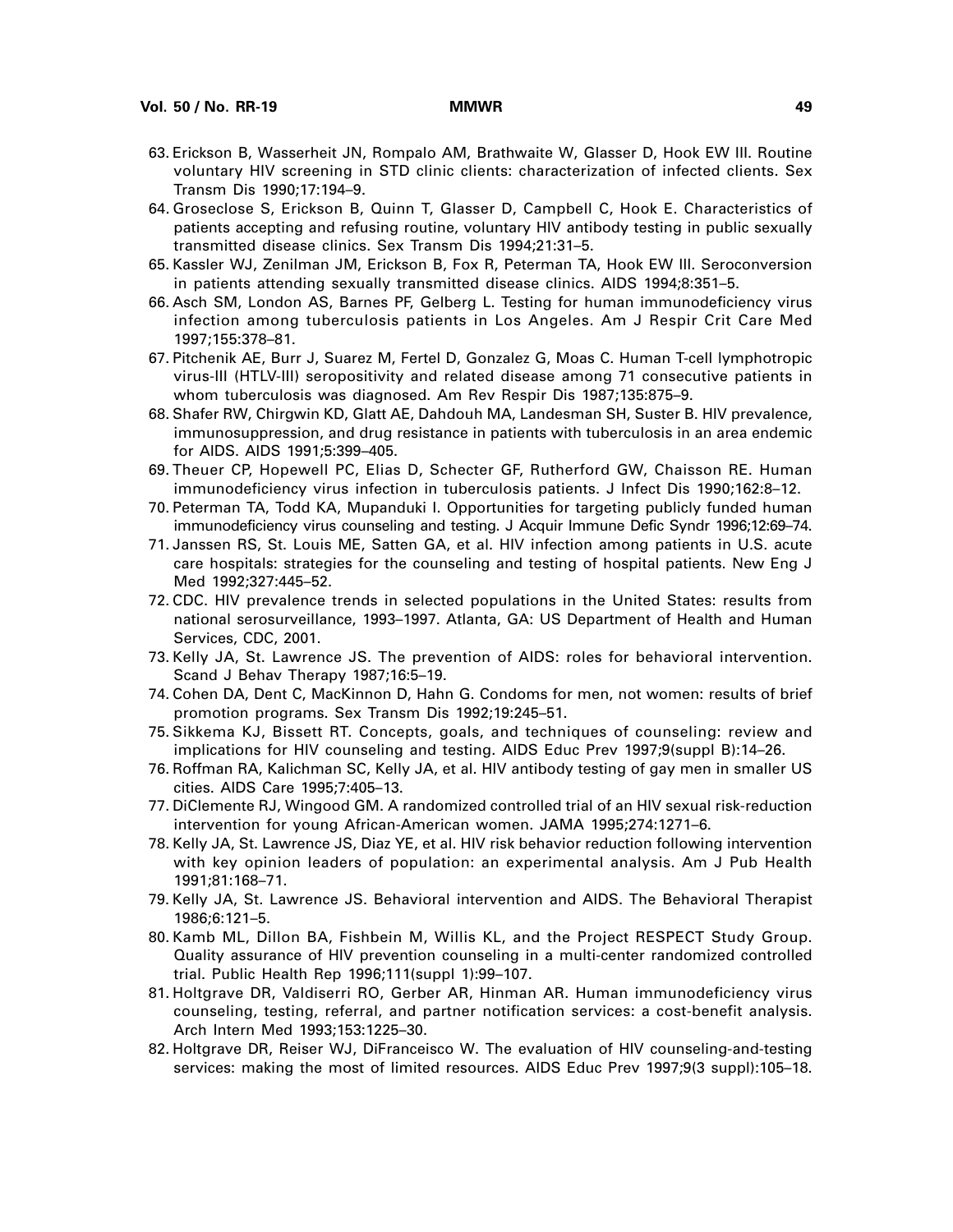63. Erickson B, Wasserheit JN, Rompalo AM, Brathwaite W, Glasser D, Hook EW III. Routine voluntary HIV screening in STD clinic clients: characterization of infected clients. Sex Transm Dis 1990;17:194–9.
64. Groseclose S, Erickson B, Quinn T, Glasser D, Campbell C, Hook E. Characteristics of patients accepting and refusing routine, voluntary HIV antibody testing in public sexually transmitted disease clinics. Sex Transm Dis 1994;21:31–5.
65. Kassler WJ, Zenilman JM, Erickson B, Fox R, Peterman TA, Hook EW III. Seroconversion in patients attending sexually transmitted disease clinics. AIDS 1994;8:351–5.
66. Asch SM, London AS, Barnes PF, Gelberg L. Testing for human immunodeficiency virus infection among tuberculosis patients in Los Angeles. Am J Respir Crit Care Med 1997;155:378–81.
67. Pitchenik AE, Burr J, Suarez M, Fertel D, Gonzalez G, Moas C. Human T-cell lymphotropic virus-III (HTLV-III) seropositivity and related disease among 71 consecutive patients in whom tuberculosis was diagnosed. Am Rev Respir Dis 1987;135:875–9.
68. Shafer RW, Chirgwin KD, Glatt AE, Dahdouh MA, Landesman SH, Suster B. HIV prevalence, immunosuppression, and drug resistance in patients with tuberculosis in an area endemic for AIDS. AIDS 1991;5:399–405.
69. Theuer CP, Hopewell PC, Elias D, Schecter GF, Rutherford GW, Chaisson RE. Human immunodeficiency virus infection in tuberculosis patients. J Infect Dis 1990;162:8–12.
70. Peterman TA, Todd KA, Mupanduki I. Opportunities for targeting publicly funded human immunodeficiency virus counseling and testing. J Acquir Immune Defic Syndr 1996;12:69–74.
71. Janssen RS, St. Louis ME, Satten GA, et al. HIV infection among patients in U.S. acute care hospitals: strategies for the counseling and testing of hospital patients. New Eng J Med 1992;327:445–52.
72. CDC. HIV prevalence trends in selected populations in the United States: results from national serosurveillance, 1993–1997. Atlanta, GA: US Department of Health and Human Services, CDC, 2001.
73. Kelly JA, St. Lawrence JS. The prevention of AIDS: roles for behavioral intervention. Scand J Behav Therapy 1987;16:5–19.
74. Cohen DA, Dent C, MacKinnon D, Hahn G. Condoms for men, not women: results of brief promotion programs. Sex Transm Dis 1992;19:245–51.
75. Sikkema KJ, Bissett RT. Concepts, goals, and techniques of counseling: review and implications for HIV counseling and testing. AIDS Educ Prev 1997;9(suppl B):14–26.
76. Roffman RA, Kalichman SC, Kelly JA, et al. HIV antibody testing of gay men in smaller US cities. AIDS Care 1995;7:405–13.
77. DiClemente RJ, Wingood GM. A randomized controlled trial of an HIV sexual risk-reduction intervention for young African-American women. JAMA 1995;274:1271–6.
78. Kelly JA, St. Lawrence JS, Diaz YE, et al. HIV risk behavior reduction following intervention with key opinion leaders of population: an experimental analysis. Am J Pub Health 1991;81:168–71.
79. Kelly JA, St. Lawrence JS. Behavioral intervention and AIDS. The Behavioral Therapist 1986;6:121–5.
80. Kamb ML, Dillon BA, Fishbein M, Willis KL, and the Project RESPECT Study Group. Quality assurance of HIV prevention counseling in a multi-center randomized controlled trial. Public Health Rep 1996;111(suppl 1):99–107.
81. Holtgrave DR, Valdiserri RO, Gerber AR, Hinman AR. Human immunodeficiency virus counseling, testing, referral, and partner notification services: a cost-benefit analysis. Arch Intern Med 1993;153:1225–30.
82. Holtgrave DR, Reiser WJ, DiFranceisco W. The evaluation of HIV counseling-and-testing services: making the most of limited resources. AIDS Educ Prev 1997;9(3 suppl):105–18.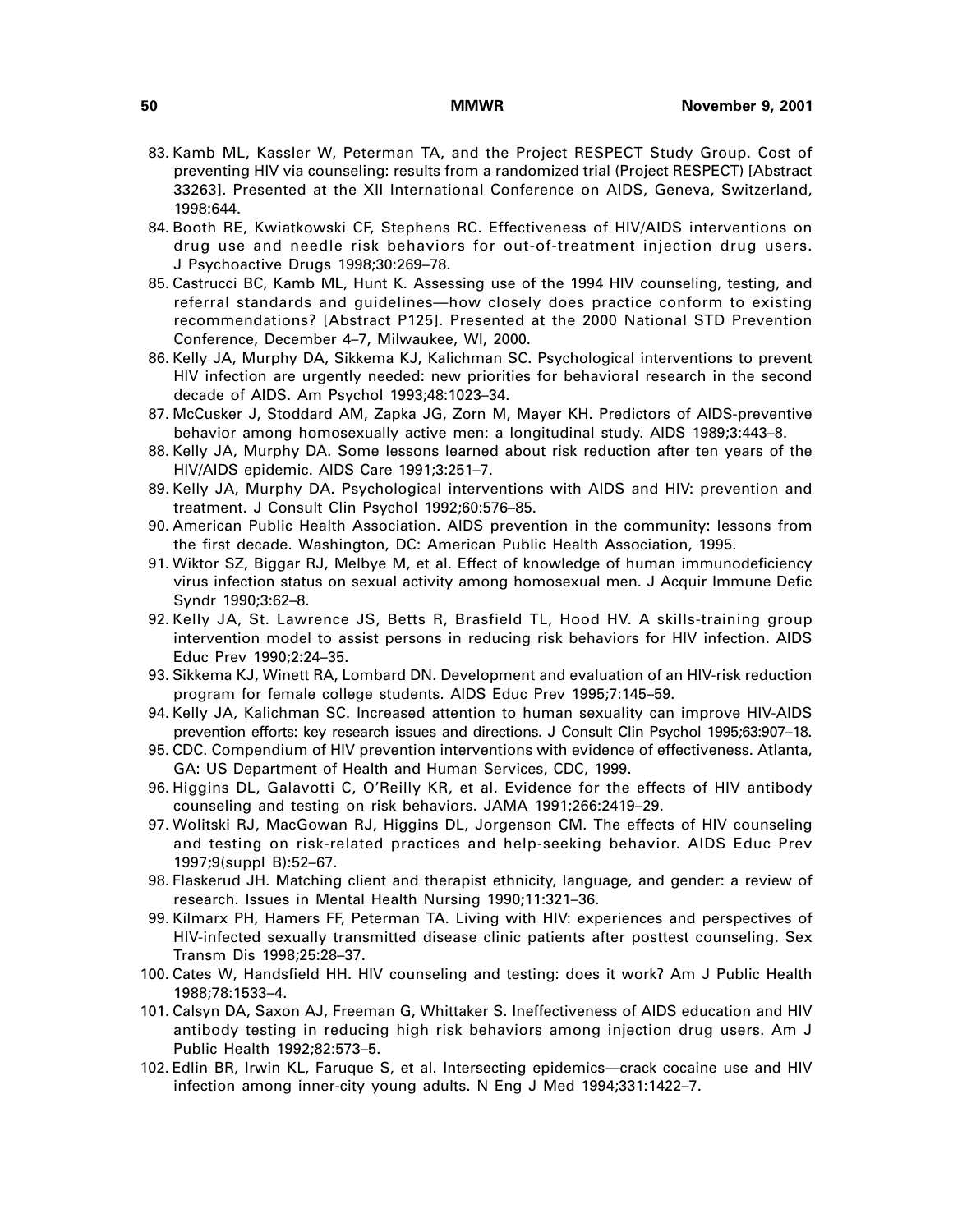83. Kamb ML, Kassler W, Peterman TA, and the Project RESPECT Study Group. Cost of preventing HIV via counseling: results from a randomized trial (Project RESPECT) [Abstract 33263]. Presented at the XII International Conference on AIDS, Geneva, Switzerland, 1998:644.
84. Booth RE, Kwiatkowski CF, Stephens RC. Effectiveness of HIV/AIDS interventions on drug use and needle risk behaviors for out-of-treatment injection drug users. J Psychoactive Drugs 1998;30:269–78.
85. Castrucci BC, Kamb ML, Hunt K. Assessing use of the 1994 HIV counseling, testing, and referral standards and guidelines—how closely does practice conform to existing recommendations? [Abstract P125]. Presented at the 2000 National STD Prevention Conference, December 4–7, Milwaukee, WI, 2000.
86. Kelly JA, Murphy DA, Sikkema KJ, Kalichman SC. Psychological interventions to prevent HIV infection are urgently needed: new priorities for behavioral research in the second decade of AIDS. Am Psychol 1993;48:1023–34.
87. McCusker J, Stoddard AM, Zapka JG, Zorn M, Mayer KH. Predictors of AIDS-preventive behavior among homosexually active men: a longitudinal study. AIDS 1989;3:443–8.
88. Kelly JA, Murphy DA. Some lessons learned about risk reduction after ten years of the HIV/AIDS epidemic. AIDS Care 1991;3:251–7.
89. Kelly JA, Murphy DA. Psychological interventions with AIDS and HIV: prevention and treatment. J Consult Clin Psychol 1992;60:576–85.
90. American Public Health Association. AIDS prevention in the community: lessons from the first decade. Washington, DC: American Public Health Association, 1995.
91. Wiktor SZ, Biggar RJ, Melbye M, et al. Effect of knowledge of human immunodeficiency virus infection status on sexual activity among homosexual men. J Acquir Immune Defic Syndr 1990;3:62–8.
92. Kelly JA, St. Lawrence JS, Betts R, Brasfield TL, Hood HV. A skills-training group intervention model to assist persons in reducing risk behaviors for HIV infection. AIDS Educ Prev 1990;2:24–35.
93. Sikkema KJ, Winett RA, Lombard DN. Development and evaluation of an HIV-risk reduction program for female college students. AIDS Educ Prev 1995;7:145–59.
94. Kelly JA, Kalichman SC. Increased attention to human sexuality can improve HIV-AIDS prevention efforts: key research issues and directions. J Consult Clin Psychol 1995;63:907–18.
95. CDC. Compendium of HIV prevention interventions with evidence of effectiveness. Atlanta, GA: US Department of Health and Human Services, CDC, 1999.
96. Higgins DL, Galavotti C, O'Reilly KR, et al. Evidence for the effects of HIV antibody counseling and testing on risk behaviors. JAMA 1991;266:2419–29.
97. Wolitski RJ, MacGowan RJ, Higgins DL, Jorgenson CM. The effects of HIV counseling and testing on risk-related practices and help-seeking behavior. AIDS Educ Prev 1997;9(suppl B):52–67.
98. Flaskerud JH. Matching client and therapist ethnicity, language, and gender: a review of research. Issues in Mental Health Nursing 1990;11:321–36.
99. Kilmarx PH, Hamers FF, Peterman TA. Living with HIV: experiences and perspectives of HIV-infected sexually transmitted disease clinic patients after posttest counseling. Sex Transm Dis 1998;25:28–37.
100. Cates W, Handsfield HH. HIV counseling and testing: does it work? Am J Public Health 1988;78:1533–4.
101. Calsyn DA, Saxon AJ, Freeman G, Whittaker S. Ineffectiveness of AIDS education and HIV antibody testing in reducing high risk behaviors among injection drug users. Am J Public Health 1992;82:573–5.
102. Edlin BR, Irwin KL, Faruque S, et al. Intersecting epidemics—crack cocaine use and HIV infection among inner-city young adults. N Eng J Med 1994;331:1422–7.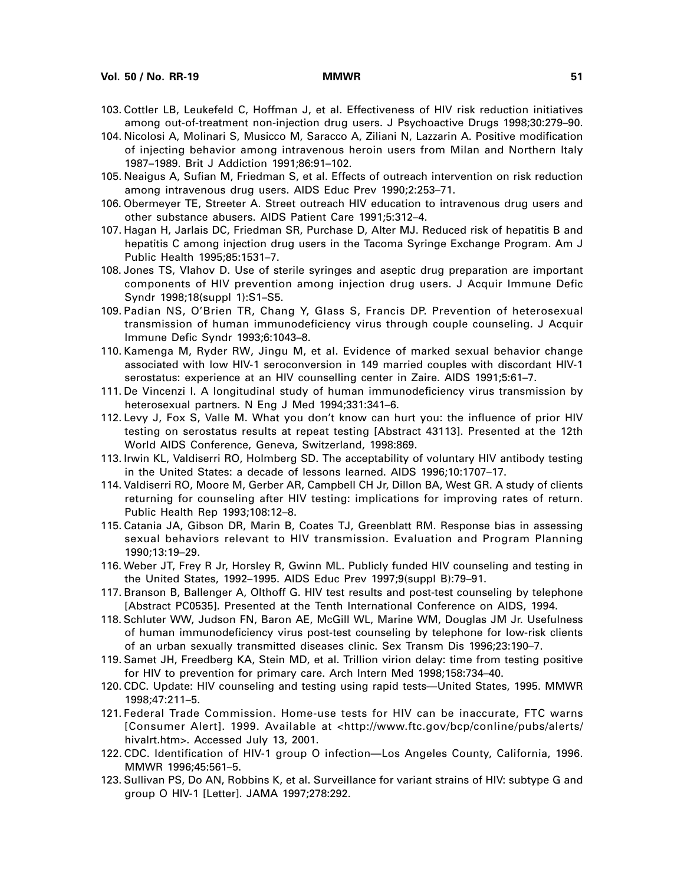103. Cottler LB, Leukefeld C, Hoffman J, et al. Effectiveness of HIV risk reduction initiatives among out-of-treatment non-injection drug users. J Psychoactive Drugs 1998;30:279–90.
104. Nicolosi A, Molinari S, Musicco M, Saracco A, Ziliani N, Lazzarin A. Positive modification of injecting behavior among intravenous heroin users from Milan and Northern Italy 1987–1989. Brit J Addiction 1991;86:91–102.
105. Neaigus A, Sufian M, Friedman S, et al. Effects of outreach intervention on risk reduction among intravenous drug users. AIDS Educ Prev 1990;2:253–71.
106. Obermeyer TE, Streeter A. Street outreach HIV education to intravenous drug users and other substance abusers. AIDS Patient Care 1991;5:312–4.
107. Hagan H, Jarlais DC, Friedman SR, Purchase D, Alter MJ. Reduced risk of hepatitis B and hepatitis C among injection drug users in the Tacoma Syringe Exchange Program. Am J Public Health 1995;85:1531–7.
108. Jones TS, Vlahov D. Use of sterile syringes and aseptic drug preparation are important components of HIV prevention among injection drug users. J Acquir Immune Defic Syndr 1998;18(suppl 1):S1–S5.
109. Padian NS, O'Brien TR, Chang Y, Glass S, Francis DP. Prevention of heterosexual transmission of human immunodeficiency virus through couple counseling. J Acquir Immune Defic Syndr 1993;6:1043–8.
110. Kamenga M, Ryder RW, Jingu M, et al. Evidence of marked sexual behavior change associated with low HIV-1 seroconversion in 149 married couples with discordant HIV-1 serostatus: experience at an HIV counselling center in Zaire. AIDS 1991;5:61–7.
111. De Vincenzi I. A longitudinal study of human immunodeficiency virus transmission by heterosexual partners. N Eng J Med 1994;331:341–6.
112. Levy J, Fox S, Valle M. What you don't know can hurt you: the influence of prior HIV testing on serostatus results at repeat testing [Abstract 43113]. Presented at the 12th World AIDS Conference, Geneva, Switzerland, 1998:869.
113. Irwin KL, Valdiserri RO, Holmberg SD. The acceptability of voluntary HIV antibody testing in the United States: a decade of lessons learned. AIDS 1996;10:1707–17.
114. Valdiserri RO, Moore M, Gerber AR, Campbell CH Jr, Dillon BA, West GR. A study of clients returning for counseling after HIV testing: implications for improving rates of return. Public Health Rep 1993;108:12–8.
115. Catania JA, Gibson DR, Marin B, Coates TJ, Greenblatt RM. Response bias in assessing sexual behaviors relevant to HIV transmission. Evaluation and Program Planning 1990;13:19–29.
116. Weber JT, Frey R Jr, Horsley R, Gwinn ML. Publicly funded HIV counseling and testing in the United States, 1992–1995. AIDS Educ Prev 1997;9(suppl B):79–91.
117. Branson B, Ballenger A, Olthoff G. HIV test results and post-test counseling by telephone [Abstract PC0535]. Presented at the Tenth International Conference on AIDS, 1994.
118. Schluter WW, Judson FN, Baron AE, McGill WL, Marine WM, Douglas JM Jr. Usefulness of human immunodeficiency virus post-test counseling by telephone for low-risk clients of an urban sexually transmitted diseases clinic. Sex Transm Dis 1996;23:190–7.
119. Samet JH, Freedberg KA, Stein MD, et al. Trillion virion delay: time from testing positive for HIV to prevention for primary care. Arch Intern Med 1998;158:734–40.
120. CDC. Update: HIV counseling and testing using rapid tests—United States, 1995. MMWR 1998;47:211–5.
121. Federal Trade Commission. Home-use tests for HIV can be inaccurate, FTC warns [Consumer Alert]. 1999. Available at <http://www.ftc.gov/bcp/conline/pubs/alerts/hivalrt.htm>. Accessed July 13, 2001.
122. CDC. Identification of HIV-1 group O infection—Los Angeles County, California, 1996. MMWR 1996;45:561–5.
123. Sullivan PS, Do AN, Robbins K, et al. Surveillance for variant strains of HIV: subtype G and group O HIV-1 [Letter]. JAMA 1997;278:292.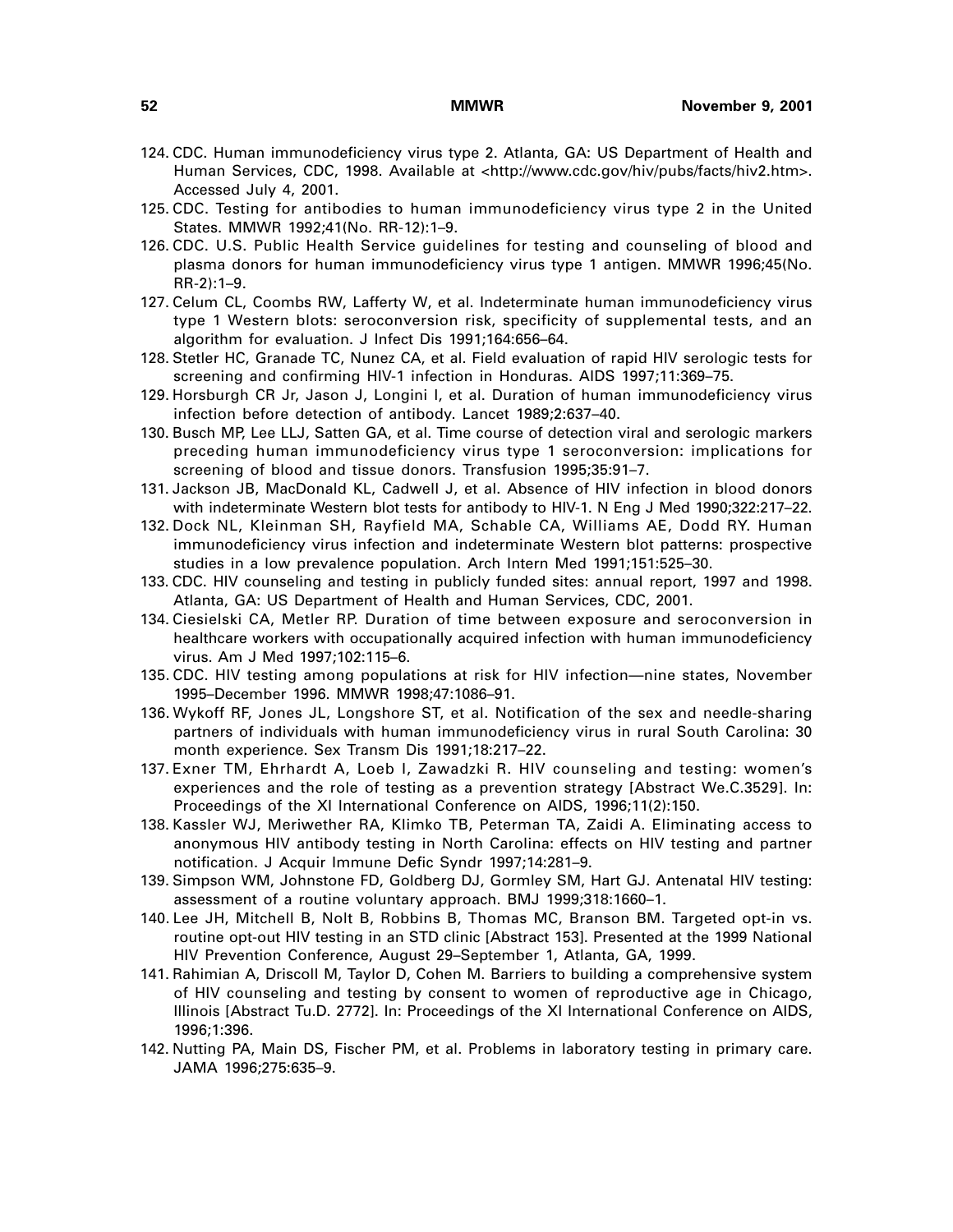124. CDC. Human immunodeficiency virus type 2. Atlanta, GA: US Department of Health and Human Services, CDC, 1998. Available at <http://www.cdc.gov/hiv/pubs/facts/hiv2.htm>. Accessed July 4, 2001.
125. CDC. Testing for antibodies to human immunodeficiency virus type 2 in the United States. MMWR 1992;41(No. RR-12):1–9.
126. CDC. U.S. Public Health Service guidelines for testing and counseling of blood and plasma donors for human immunodeficiency virus type 1 antigen. MMWR 1996;45(No. RR-2):1–9.
127. Celum CL, Coombs RW, Lafferty W, et al. Indeterminate human immunodeficiency virus type 1 Western blots: seroconversion risk, specificity of supplemental tests, and an algorithm for evaluation. J Infect Dis 1991;164:656–64.
128. Stetler HC, Granade TC, Nunez CA, et al. Field evaluation of rapid HIV serologic tests for screening and confirming HIV-1 infection in Honduras. AIDS 1997;11:369–75.
129. Horsburgh CR Jr, Jason J, Longini I, et al. Duration of human immunodeficiency virus infection before detection of antibody. Lancet 1989;2:637–40.
130. Busch MP, Lee LLJ, Satten GA, et al. Time course of detection viral and serologic markers preceding human immunodeficiency virus type 1 seroconversion: implications for screening of blood and tissue donors. Transfusion 1995;35:91–7.
131. Jackson JB, MacDonald KL, Cadwell J, et al. Absence of HIV infection in blood donors with indeterminate Western blot tests for antibody to HIV-1. N Eng J Med 1990;322:217–22.
132. Dock NL, Kleinman SH, Rayfield MA, Schable CA, Williams AE, Dodd RY. Human immunodeficiency virus infection and indeterminate Western blot patterns: prospective studies in a low prevalence population. Arch Intern Med 1991;151:525–30.
133. CDC. HIV counseling and testing in publicly funded sites: annual report, 1997 and 1998. Atlanta, GA: US Department of Health and Human Services, CDC, 2001.
134. Ciesielski CA, Metler RP. Duration of time between exposure and seroconversion in healthcare workers with occupationally acquired infection with human immunodeficiency virus. Am J Med 1997;102:115–6.
135. CDC. HIV testing among populations at risk for HIV infection—nine states, November 1995–December 1996. MMWR 1998;47:1086–91.
136. Wykoff RF, Jones JL, Longshore ST, et al. Notification of the sex and needle-sharing partners of individuals with human immunodeficiency virus in rural South Carolina: 30 month experience. Sex Transm Dis 1991;18:217–22.
137. Exner TM, Ehrhardt A, Loeb I, Zawadzki R. HIV counseling and testing: women's experiences and the role of testing as a prevention strategy [Abstract We.C.3529]. In: Proceedings of the XI International Conference on AIDS, 1996;11(2):150.
138. Kassler WJ, Meriwether RA, Klimko TB, Peterman TA, Zaidi A. Eliminating access to anonymous HIV antibody testing in North Carolina: effects on HIV testing and partner notification. J Acquir Immune Defic Syndr 1997;14:281–9.
139. Simpson WM, Johnstone FD, Goldberg DJ, Gormley SM, Hart GJ. Antenatal HIV testing: assessment of a routine voluntary approach. BMJ 1999;318:1660–1.
140. Lee JH, Mitchell B, Nolt B, Robbins B, Thomas MC, Branson BM. Targeted opt-in vs. routine opt-out HIV testing in an STD clinic [Abstract 153]. Presented at the 1999 National HIV Prevention Conference, August 29–September 1, Atlanta, GA, 1999.
141. Rahimian A, Driscoll M, Taylor D, Cohen M. Barriers to building a comprehensive system of HIV counseling and testing by consent to women of reproductive age in Chicago, Illinois [Abstract Tu.D. 2772]. In: Proceedings of the XI International Conference on AIDS, 1996;1:396.
142. Nutting PA, Main DS, Fischer PM, et al. Problems in laboratory testing in primary care. JAMA 1996;275:635–9.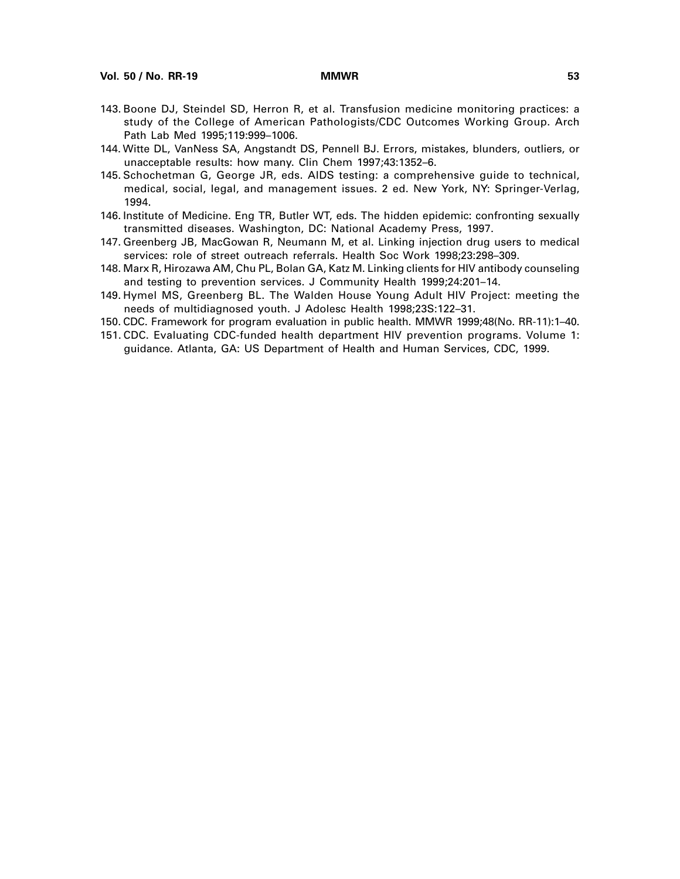143. Boone DJ, Steindel SD, Herron R, et al. Transfusion medicine monitoring practices: a study of the College of American Pathologists/CDC Outcomes Working Group. Arch Path Lab Med 1995;119:999–1006.
144. Witte DL, VanNess SA, Angstandt DS, Pennell BJ. Errors, mistakes, blunders, outliers, or unacceptable results: how many. Clin Chem 1997;43:1352–6.
145. Schochetman G, George JR, eds. AIDS testing: a comprehensive guide to technical, medical, social, legal, and management issues. 2 ed. New York, NY: Springer-Verlag, 1994.
146. Institute of Medicine. Eng TR, Butler WT, eds. The hidden epidemic: confronting sexually transmitted diseases. Washington, DC: National Academy Press, 1997.
147. Greenberg JB, MacGowan R, Neumann M, et al. Linking injection drug users to medical services: role of street outreach referrals. Health Soc Work 1998;23:298–309.
148. Marx R, Hirozawa AM, Chu PL, Bolan GA, Katz M. Linking clients for HIV antibody counseling and testing to prevention services. J Community Health 1999;24:201–14.
149. Hymel MS, Greenberg BL. The Walden House Young Adult HIV Project: meeting the needs of multidiagnosed youth. J Adolesc Health 1998;23S:122–31.
150. CDC. Framework for program evaluation in public health. MMWR 1999;48(No. RR-11):1–40.
151. CDC. Evaluating CDC-funded health department HIV prevention programs. Volume 1: guidance. Atlanta, GA: US Department of Health and Human Services, CDC, 1999.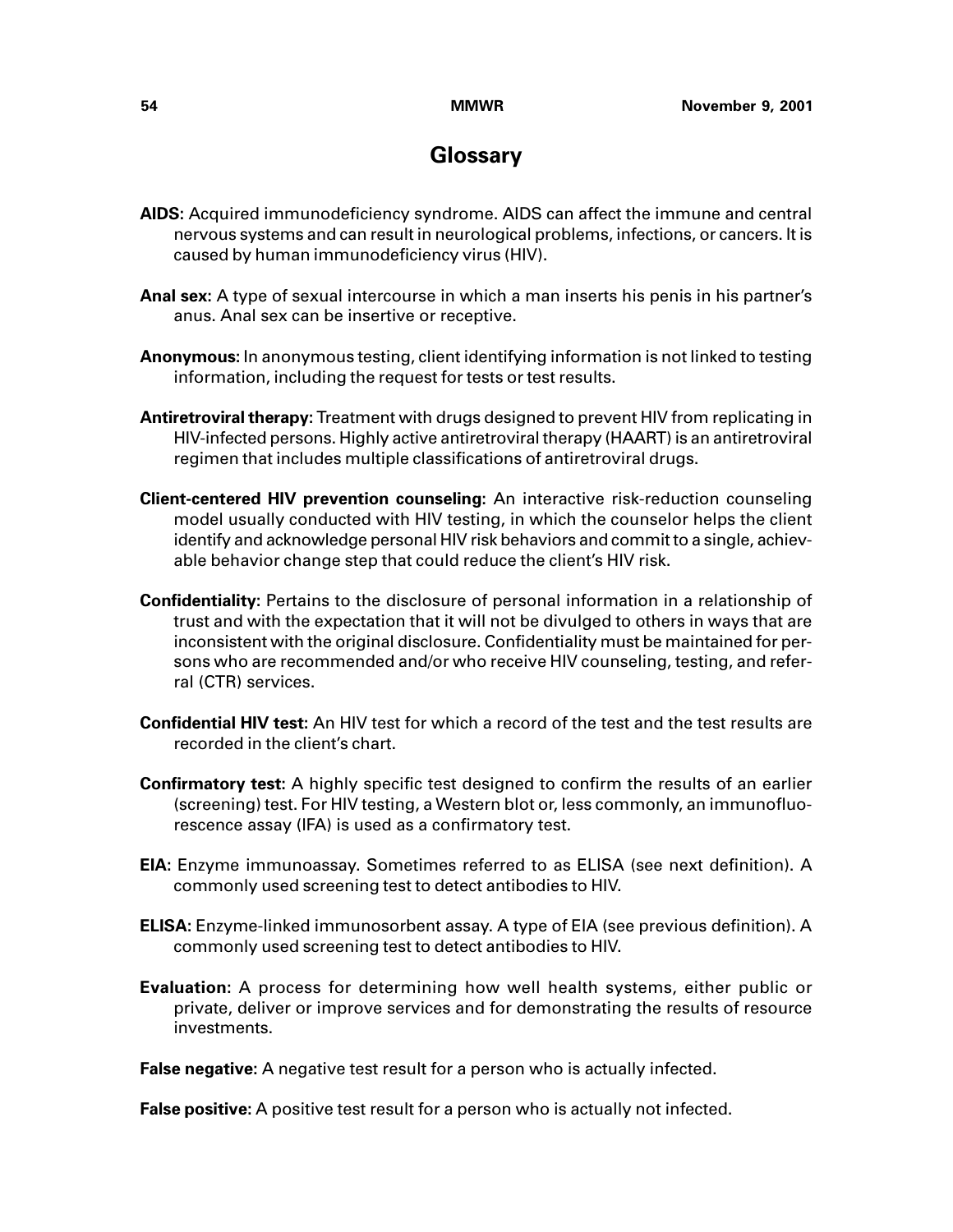# Glossary

**AIDS:** Acquired immunodeficiency syndrome. AIDS can affect the immune and central nervous systems and can result in neurological problems, infections, or cancers. It is caused by human immunodeficiency virus (HIV).

**Anal sex:** A type of sexual intercourse in which a man inserts his penis in his partner's anus. Anal sex can be insertive or receptive.

**Anonymous:** In anonymous testing, client identifying information is not linked to testing information, including the request for tests or test results.

**Antiretroviral therapy:** Treatment with drugs designed to prevent HIV from replicating in HIV-infected persons. Highly active antiretroviral therapy (HAART) is an antiretroviral regimen that includes multiple classifications of antiretroviral drugs.

**Client-centered HIV prevention counseling:** An interactive risk-reduction counseling model usually conducted with HIV testing, in which the counselor helps the client identify and acknowledge personal HIV risk behaviors and commit to a single, achievable behavior change step that could reduce the client's HIV risk.

**Confidentiality:** Pertains to the disclosure of personal information in a relationship of trust and with the expectation that it will not be divulged to others in ways that are inconsistent with the original disclosure. Confidentiality must be maintained for persons who are recommended and/or who receive HIV counseling, testing, and referral (CTR) services.

**Confidential HIV test:** An HIV test for which a record of the test and the test results are recorded in the client's chart.

**Confirmatory test:** A highly specific test designed to confirm the results of an earlier (screening) test. For HIV testing, a Western blot or, less commonly, an immunofluorescence assay (IFA) is used as a confirmatory test.

**EIA:** Enzyme immunoassay. Sometimes referred to as ELISA (see next definition). A commonly used screening test to detect antibodies to HIV.

**ELISA:** Enzyme-linked immunosorbent assay. A type of EIA (see previous definition). A commonly used screening test to detect antibodies to HIV.

**Evaluation:** A process for determining how well health systems, either public or private, deliver or improve services and for demonstrating the results of resource investments.

**False negative:** A negative test result for a person who is actually infected.

**False positive:** A positive test result for a person who is actually not infected.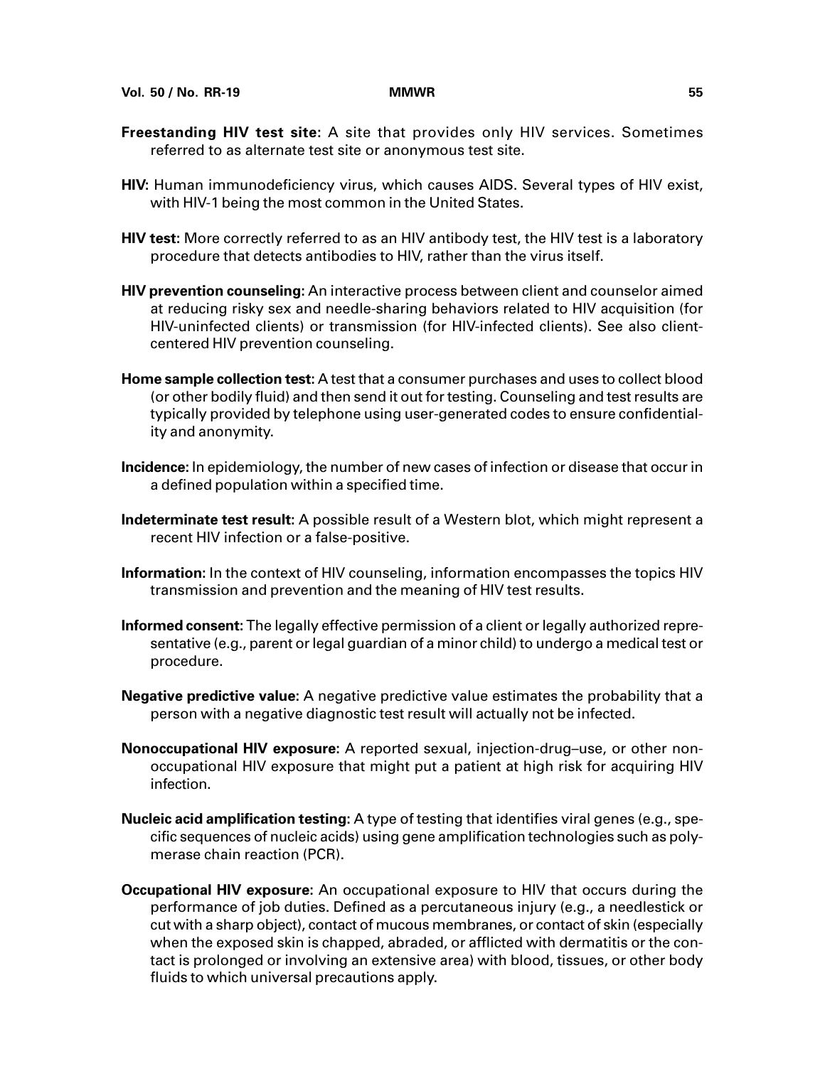**Freestanding HIV test site:** A site that provides only HIV services. Sometimes referred to as alternate test site or anonymous test site.

**HIV:** Human immunodeficiency virus, which causes AIDS. Several types of HIV exist, with HIV-1 being the most common in the United States.

**HIV test:** More correctly referred to as an HIV antibody test, the HIV test is a laboratory procedure that detects antibodies to HIV, rather than the virus itself.

**HIV prevention counseling:** An interactive process between client and counselor aimed at reducing risky sex and needle-sharing behaviors related to HIV acquisition (for HIV-uninfected clients) or transmission (for HIV-infected clients). See also client-centered HIV prevention counseling.

**Home sample collection test:** A test that a consumer purchases and uses to collect blood (or other bodily fluid) and then send it out for testing. Counseling and test results are typically provided by telephone using user-generated codes to ensure confidentiality and anonymity.

**Incidence:** In epidemiology, the number of new cases of infection or disease that occur in a defined population within a specified time.

**Indeterminate test result:** A possible result of a Western blot, which might represent a recent HIV infection or a false-positive.

**Information:** In the context of HIV counseling, information encompasses the topics HIV transmission and prevention and the meaning of HIV test results.

**Informed consent:** The legally effective permission of a client or legally authorized representative (e.g., parent or legal guardian of a minor child) to undergo a medical test or procedure.

**Negative predictive value:** A negative predictive value estimates the probability that a person with a negative diagnostic test result will actually not be infected.

**Nonoccupational HIV exposure:** A reported sexual, injection-drug–use, or other nonoccupational HIV exposure that might put a patient at high risk for acquiring HIV infection.

**Nucleic acid amplification testing:** A type of testing that identifies viral genes (e.g., specific sequences of nucleic acids) using gene amplification technologies such as polymerase chain reaction (PCR).

**Occupational HIV exposure:** An occupational exposure to HIV that occurs during the performance of job duties. Defined as a percutaneous injury (e.g., a needlestick or cut with a sharp object), contact of mucous membranes, or contact of skin (especially when the exposed skin is chapped, abraded, or afflicted with dermatitis or the contact is prolonged or involving an extensive area) with blood, tissues, or other body fluids to which universal precautions apply.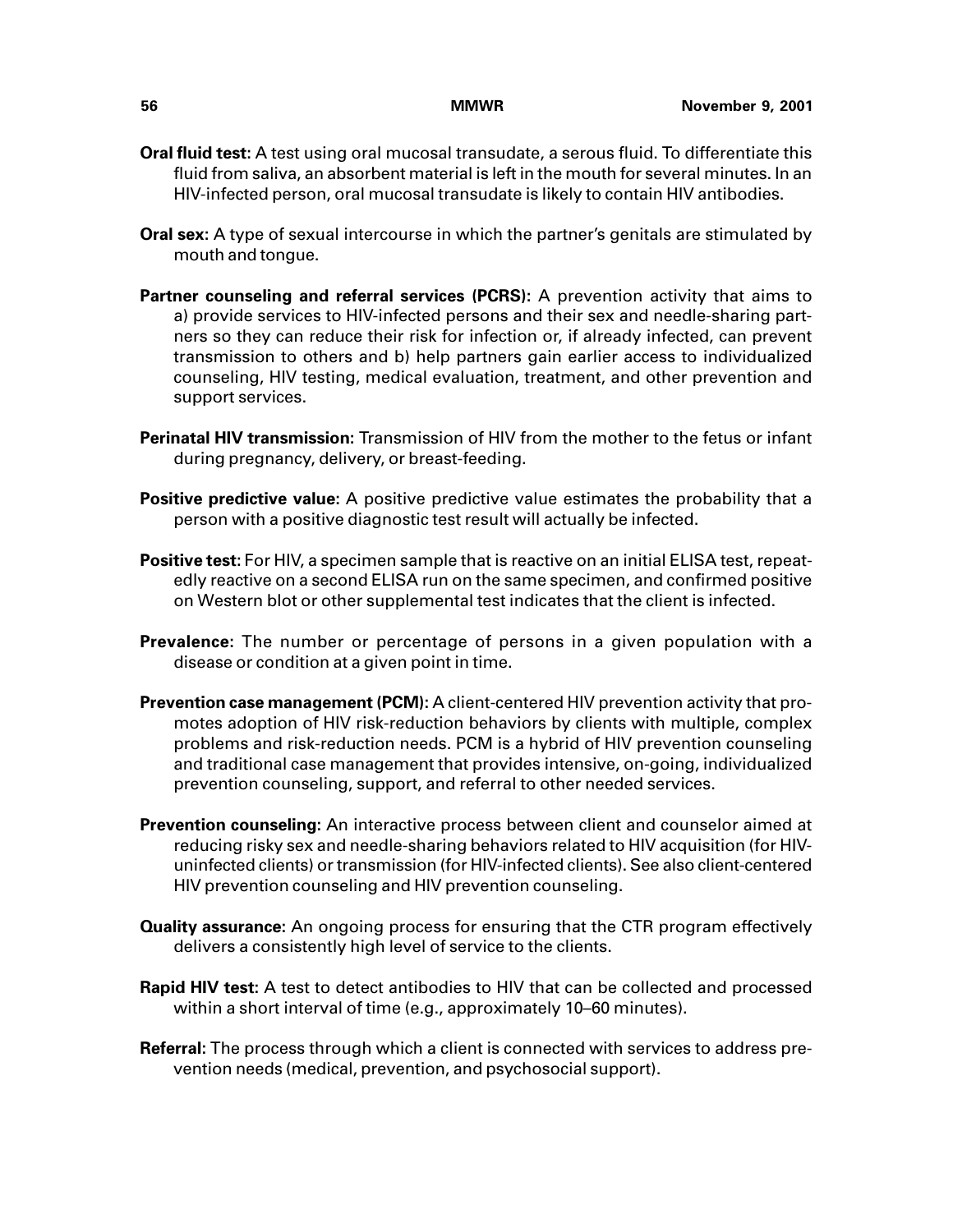**Oral fluid test:** A test using oral mucosal transudate, a serous fluid. To differentiate this fluid from saliva, an absorbent material is left in the mouth for several minutes. In an HIV-infected person, oral mucosal transudate is likely to contain HIV antibodies.

**Oral sex:** A type of sexual intercourse in which the partner's genitals are stimulated by mouth and tongue.

**Partner counseling and referral services (PCRS):** A prevention activity that aims to a) provide services to HIV-infected persons and their sex and needle-sharing partners so they can reduce their risk for infection or, if already infected, can prevent transmission to others and b) help partners gain earlier access to individualized counseling, HIV testing, medical evaluation, treatment, and other prevention and support services.

**Perinatal HIV transmission:** Transmission of HIV from the mother to the fetus or infant during pregnancy, delivery, or breast-feeding.

**Positive predictive value:** A positive predictive value estimates the probability that a person with a positive diagnostic test result will actually be infected.

**Positive test:** For HIV, a specimen sample that is reactive on an initial ELISA test, repeatedly reactive on a second ELISA run on the same specimen, and confirmed positive on Western blot or other supplemental test indicates that the client is infected.

**Prevalence:** The number or percentage of persons in a given population with a disease or condition at a given point in time.

**Prevention case management (PCM):** A client-centered HIV prevention activity that promotes adoption of HIV risk-reduction behaviors by clients with multiple, complex problems and risk-reduction needs. PCM is a hybrid of HIV prevention counseling and traditional case management that provides intensive, on-going, individualized prevention counseling, support, and referral to other needed services.

**Prevention counseling:** An interactive process between client and counselor aimed at reducing risky sex and needle-sharing behaviors related to HIV acquisition (for HIV-uninfected clients) or transmission (for HIV-infected clients). See also client-centered HIV prevention counseling and HIV prevention counseling.

**Quality assurance:** An ongoing process for ensuring that the CTR program effectively delivers a consistently high level of service to the clients.

**Rapid HIV test:** A test to detect antibodies to HIV that can be collected and processed within a short interval of time (e.g., approximately 10–60 minutes).

**Referral:** The process through which a client is connected with services to address prevention needs (medical, prevention, and psychosocial support).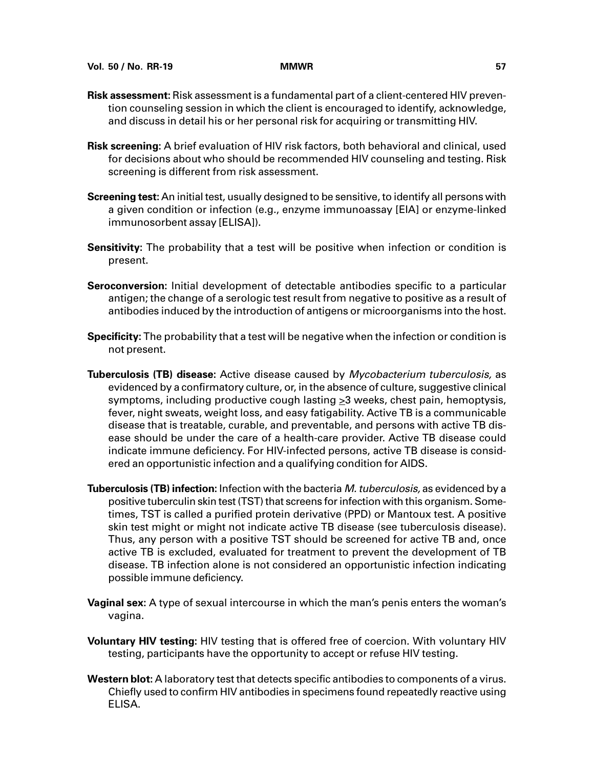**Risk assessment:** Risk assessment is a fundamental part of a client-centered HIV prevention counseling session in which the client is encouraged to identify, acknowledge, and discuss in detail his or her personal risk for acquiring or transmitting HIV.

**Risk screening:** A brief evaluation of HIV risk factors, both behavioral and clinical, used for decisions about who should be recommended HIV counseling and testing. Risk screening is different from risk assessment.

**Screening test:** An initial test, usually designed to be sensitive, to identify all persons with a given condition or infection (e.g., enzyme immunoassay [EIA] or enzyme-linked immunosorbent assay [ELISA]).

**Sensitivity:** The probability that a test will be positive when infection or condition is present.

**Seroconversion:** Initial development of detectable antibodies specific to a particular antigen; the change of a serologic test result from negative to positive as a result of antibodies induced by the introduction of antigens or microorganisms into the host.

**Specificity:** The probability that a test will be negative when the infection or condition is not present.

**Tuberculosis (TB) disease:** Active disease caused by *Mycobacterium tuberculosis,* as evidenced by a confirmatory culture, or, in the absence of culture, suggestive clinical symptoms, including productive cough lasting $\geq$3 weeks, chest pain, hemoptysis, fever, night sweats, weight loss, and easy fatigability. Active TB is a communicable disease that is treatable, curable, and preventable, and persons with active TB disease should be under the care of a health-care provider. Active TB disease could indicate immune deficiency. For HIV-infected persons, active TB disease is considered an opportunistic infection and a qualifying condition for AIDS.

**Tuberculosis (TB) infection:** Infection with the bacteria *M. tuberculosis,* as evidenced by a positive tuberculin skin test (TST) that screens for infection with this organism. Sometimes, TST is called a purified protein derivative (PPD) or Mantoux test. A positive skin test might or might not indicate active TB disease (see tuberculosis disease). Thus, any person with a positive TST should be screened for active TB and, once active TB is excluded, evaluated for treatment to prevent the development of TB disease. TB infection alone is not considered an opportunistic infection indicating possible immune deficiency.

**Vaginal sex:** A type of sexual intercourse in which the man's penis enters the woman's vagina.

**Voluntary HIV testing:** HIV testing that is offered free of coercion. With voluntary HIV testing, participants have the opportunity to accept or refuse HIV testing.

**Western blot:** A laboratory test that detects specific antibodies to components of a virus. Chiefly used to confirm HIV antibodies in specimens found repeatedly reactive using ELISA.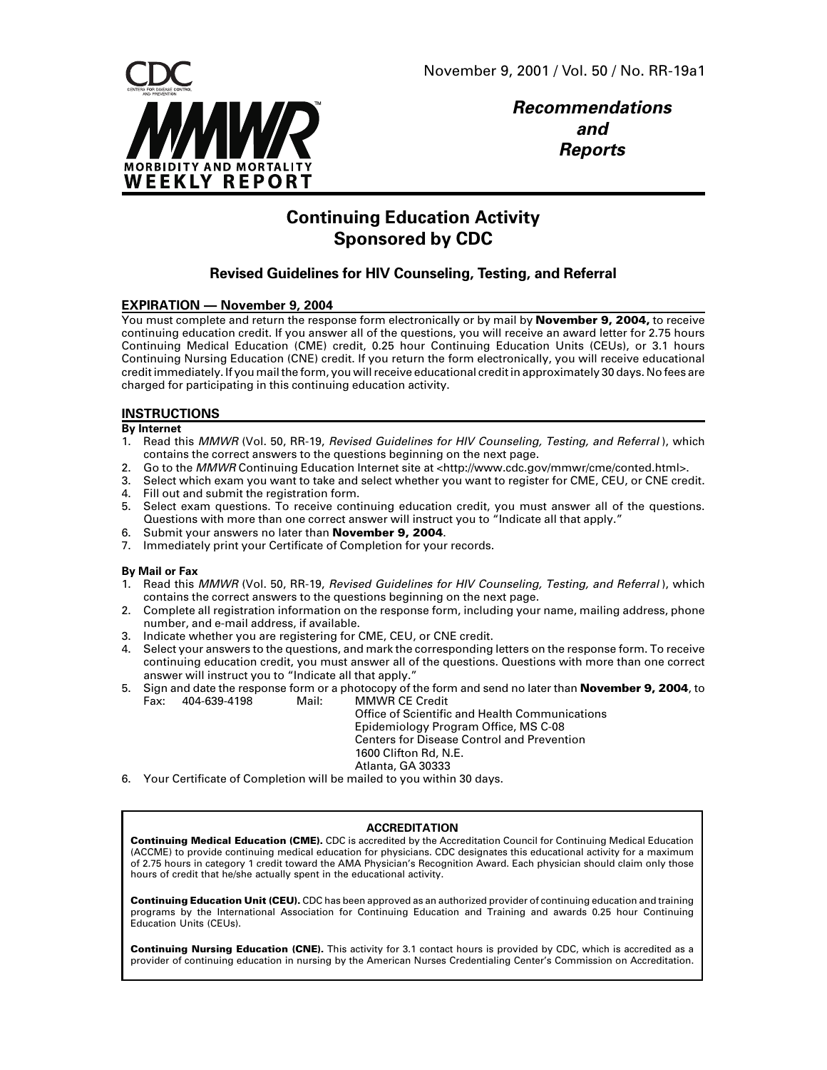# Continuing Education Activity Sponsored by CDC

## Revised Guidelines for HIV Counseling, Testing, and Referral

### EXPIRATION — November 9, 2004

You must complete and return the response form electronically or by mail by **November 9, 2004,** to receive continuing education credit. If you answer all of the questions, you will receive an award letter for 2.75 hours Continuing Medical Education (CME) credit, 0.25 hour Continuing Education Units (CEUs), or 3.1 hours Continuing Nursing Education (CNE) credit. If you return the form electronically, you will receive educational credit immediately. If you mail the form, you will receive educational credit in approximately 30 days. No fees are charged for participating in this continuing education activity.

### INSTRUCTIONS

**By Internet**

1. Read this *MMWR* (Vol. 50, RR-19, *Revised Guidelines for HIV Counseling, Testing, and Referral*), which contains the correct answers to the questions beginning on the next page.
2. Go to the *MMWR* Continuing Education Internet site at <http://www.cdc.gov/mmwr/cme/conted.html>.
3. Select which exam you want to take and select whether you want to register for CME, CEU, or CNE credit.
4. Fill out and submit the registration form.
5. Select exam questions. To receive continuing education credit, you must answer all of the questions. Questions with more than one correct answer will instruct you to "Indicate all that apply."
6. Submit your answers no later than **November 9, 2004**.
7. Immediately print your Certificate of Completion for your records.

**By Mail or Fax**

1. Read this *MMWR* (Vol. 50, RR-19, *Revised Guidelines for HIV Counseling, Testing, and Referral*), which contains the correct answers to the questions beginning on the next page.
2. Complete all registration information on the response form, including your name, mailing address, phone number, and e-mail address, if available.
3. Indicate whether you are registering for CME, CEU, or CNE credit.
4. Select your answers to the questions, and mark the corresponding letters on the response form. To receive continuing education credit, you must answer all of the questions. Questions with more than one correct answer will instruct you to "Indicate all that apply."
5. Sign and date the response form or a photocopy of the form and send no later than **November 9, 2004**, to
   Fax: 404-639-4198
   Mail: MMWR CE Credit
   Office of Scientific and Health Communications
   Epidemiology Program Office, MS C-08
   Centers for Disease Control and Prevention
   1600 Clifton Rd, N.E.
   Atlanta, GA 30333
6. Your Certificate of Completion will be mailed to you within 30 days.

### ACCREDITATION

**Continuing Medical Education (CME).** CDC is accredited by the Accreditation Council for Continuing Medical Education (ACCME) to provide continuing medical education for physicians. CDC designates this educational activity for a maximum of 2.75 hours in category 1 credit toward the AMA Physician's Recognition Award. Each physician should claim only those hours of credit that he/she actually spent in the educational activity.

**Continuing Education Unit (CEU).** CDC has been approved as an authorized provider of continuing education and training programs by the International Association for Continuing Education and Training and awards 0.25 hour Continuing Education Units (CEUs).

**Continuing Nursing Education (CNE).** This activity for 3.1 contact hours is provided by CDC, which is accredited as a provider of continuing education in nursing by the American Nurses Credentialing Center's Commission on Accreditation.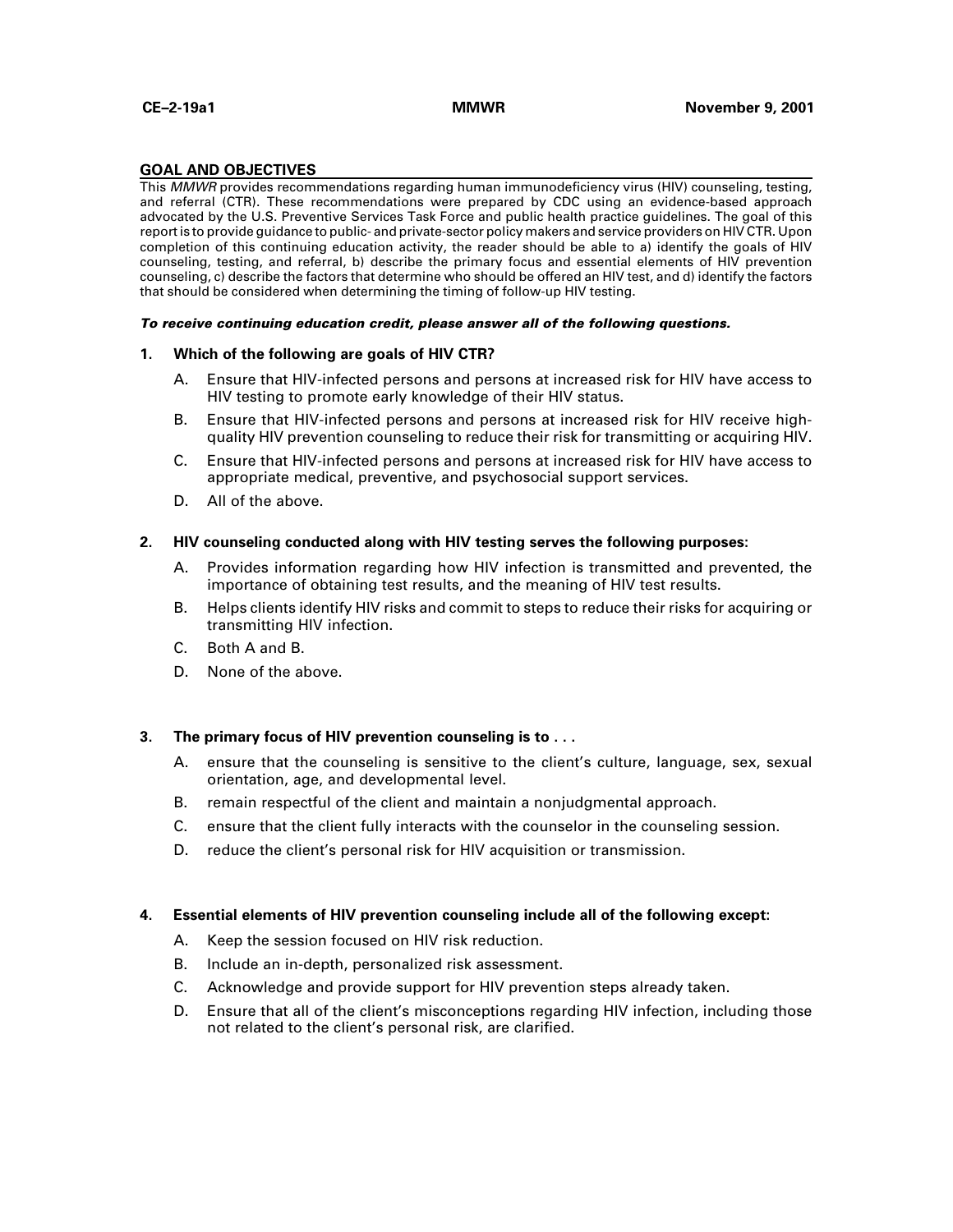## GOAL AND OBJECTIVES

This *MMWR* provides recommendations regarding human immunodeficiency virus (HIV) counseling, testing, and referral (CTR). These recommendations were prepared by CDC using an evidence-based approach advocated by the U.S. Preventive Services Task Force and public health practice guidelines. The goal of this report is to provide guidance to public- and private-sector policy makers and service providers on HIV CTR. Upon completion of this continuing education activity, the reader should be able to a) identify the goals of HIV counseling, testing, and referral, b) describe the primary focus and essential elements of HIV prevention counseling, c) describe the factors that determine who should be offered an HIV test, and d) identify the factors that should be considered when determining the timing of follow-up HIV testing.

***To receive continuing education credit, please answer all of the following questions.***

**1. Which of the following are goals of HIV CTR?**

A. Ensure that HIV-infected persons and persons at increased risk for HIV have access to HIV testing to promote early knowledge of their HIV status.

B. Ensure that HIV-infected persons and persons at increased risk for HIV receive high-quality HIV prevention counseling to reduce their risk for transmitting or acquiring HIV.

C. Ensure that HIV-infected persons and persons at increased risk for HIV have access to appropriate medical, preventive, and psychosocial support services.

D. All of the above.

**2. HIV counseling conducted along with HIV testing serves the following purposes:**

A. Provides information regarding how HIV infection is transmitted and prevented, the importance of obtaining test results, and the meaning of HIV test results.

B. Helps clients identify HIV risks and commit to steps to reduce their risks for acquiring or transmitting HIV infection.

C. Both A and B.

D. None of the above.

**3. The primary focus of HIV prevention counseling is to . . .**

A. ensure that the counseling is sensitive to the client's culture, language, sex, sexual orientation, age, and developmental level.

B. remain respectful of the client and maintain a nonjudgmental approach.

C. ensure that the client fully interacts with the counselor in the counseling session.

D. reduce the client's personal risk for HIV acquisition or transmission.

**4. Essential elements of HIV prevention counseling include all of the following except:**

A. Keep the session focused on HIV risk reduction.

B. Include an in-depth, personalized risk assessment.

C. Acknowledge and provide support for HIV prevention steps already taken.

D. Ensure that all of the client's misconceptions regarding HIV infection, including those not related to the client's personal risk, are clarified.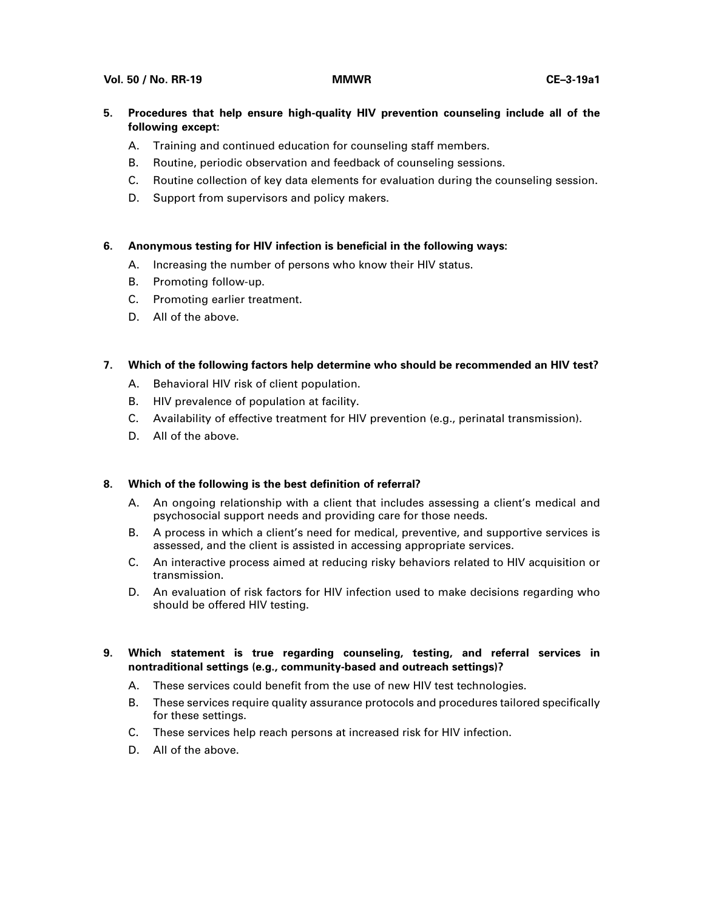**5. Procedures that help ensure high-quality HIV prevention counseling include all of the following except:**

A. Training and continued education for counseling staff members.

B. Routine, periodic observation and feedback of counseling sessions.

C. Routine collection of key data elements for evaluation during the counseling session.

D. Support from supervisors and policy makers.

**6. Anonymous testing for HIV infection is beneficial in the following ways:**

A. Increasing the number of persons who know their HIV status.

B. Promoting follow-up.

C. Promoting earlier treatment.

D. All of the above.

**7. Which of the following factors help determine who should be recommended an HIV test?**

A. Behavioral HIV risk of client population.

B. HIV prevalence of population at facility.

C. Availability of effective treatment for HIV prevention (e.g., perinatal transmission).

D. All of the above.

**8. Which of the following is the best definition of referral?**

A. An ongoing relationship with a client that includes assessing a client's medical and psychosocial support needs and providing care for those needs.

B. A process in which a client's need for medical, preventive, and supportive services is assessed, and the client is assisted in accessing appropriate services.

C. An interactive process aimed at reducing risky behaviors related to HIV acquisition or transmission.

D. An evaluation of risk factors for HIV infection used to make decisions regarding who should be offered HIV testing.

**9. Which statement is true regarding counseling, testing, and referral services in nontraditional settings (e.g., community-based and outreach settings)?**

A. These services could benefit from the use of new HIV test technologies.

B. These services require quality assurance protocols and procedures tailored specifically for these settings.

C. These services help reach persons at increased risk for HIV infection.

D. All of the above.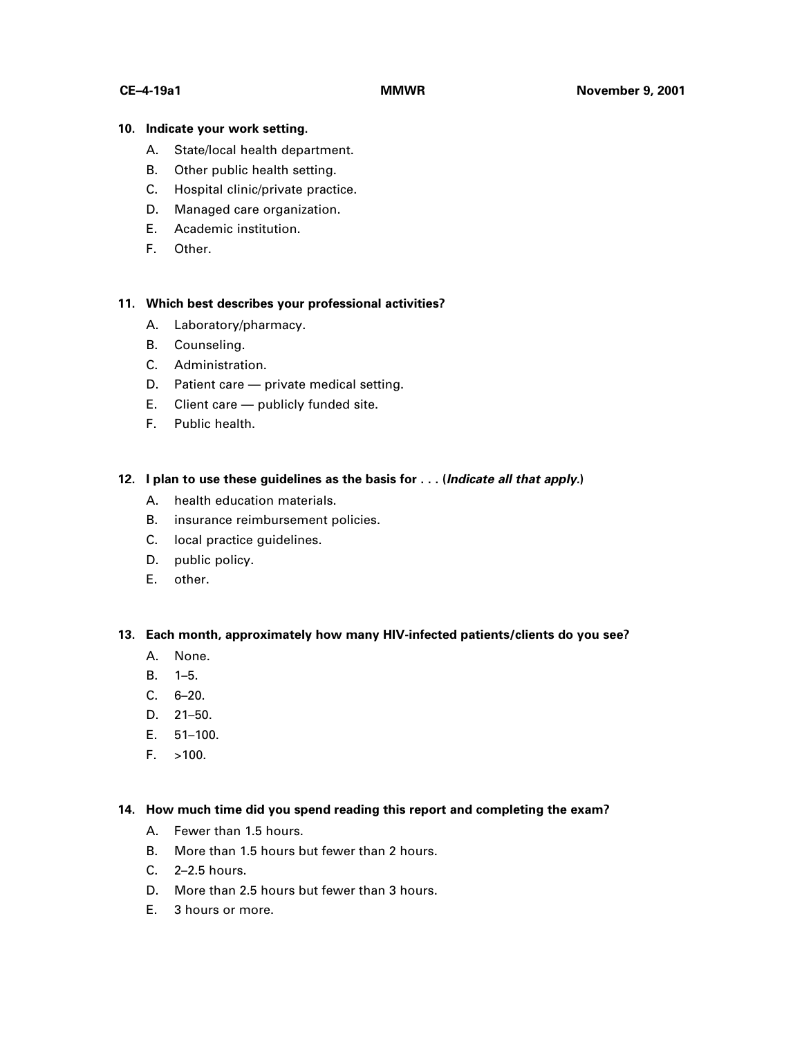**10. Indicate your work setting.**

A. State/local health department.

B. Other public health setting.

C. Hospital clinic/private practice.

D. Managed care organization.

E. Academic institution.

F. Other.

**11. Which best describes your professional activities?**

A. Laboratory/pharmacy.

B. Counseling.

C. Administration.

D. Patient care — private medical setting.

E. Client care — publicly funded site.

F. Public health.

**12. I plan to use these guidelines as the basis for . . . (*Indicate all that apply.*)**

A. health education materials.

B. insurance reimbursement policies.

C. local practice guidelines.

D. public policy.

E. other.

**13. Each month, approximately how many HIV-infected patients/clients do you see?**

A. None.

B. 1–5.

C. 6–20.

D. 21–50.

E. 51–100.

F. >100.

**14. How much time did you spend reading this report and completing the exam?**

A. Fewer than 1.5 hours.

B. More than 1.5 hours but fewer than 2 hours.

C. 2–2.5 hours.

D. More than 2.5 hours but fewer than 3 hours.

E. 3 hours or more.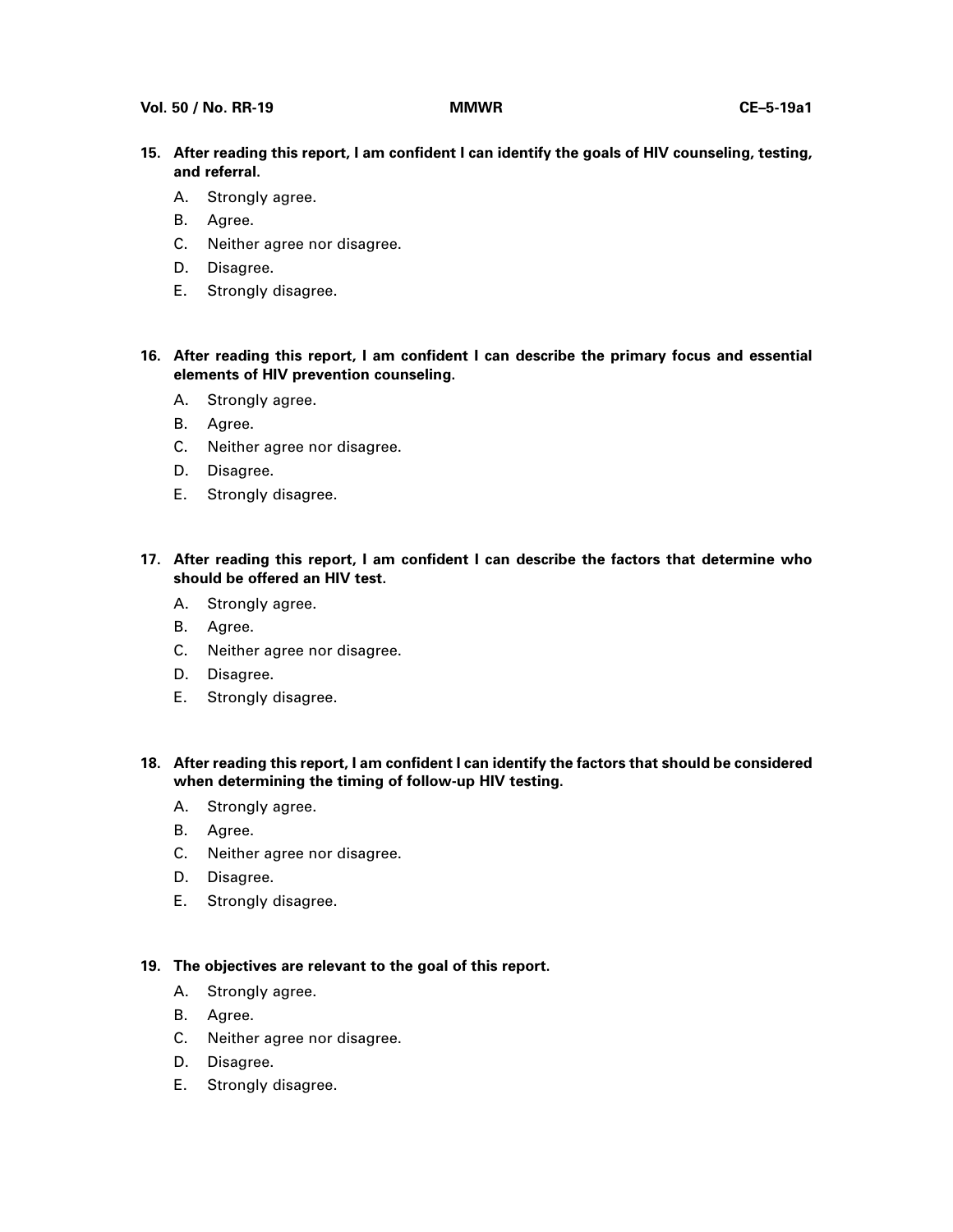**15. After reading this report, I am confident I can identify the goals of HIV counseling, testing, and referral.**

A. Strongly agree.
B. Agree.
C. Neither agree nor disagree.
D. Disagree.
E. Strongly disagree.

**16. After reading this report, I am confident I can describe the primary focus and essential elements of HIV prevention counseling.**

A. Strongly agree.
B. Agree.
C. Neither agree nor disagree.
D. Disagree.
E. Strongly disagree.

**17. After reading this report, I am confident I can describe the factors that determine who should be offered an HIV test.**

A. Strongly agree.
B. Agree.
C. Neither agree nor disagree.
D. Disagree.
E. Strongly disagree.

**18. After reading this report, I am confident I can identify the factors that should be considered when determining the timing of follow-up HIV testing.**

A. Strongly agree.
B. Agree.
C. Neither agree nor disagree.
D. Disagree.
E. Strongly disagree.

**19. The objectives are relevant to the goal of this report.**

A. Strongly agree.
B. Agree.
C. Neither agree nor disagree.
D. Disagree.
E. Strongly disagree.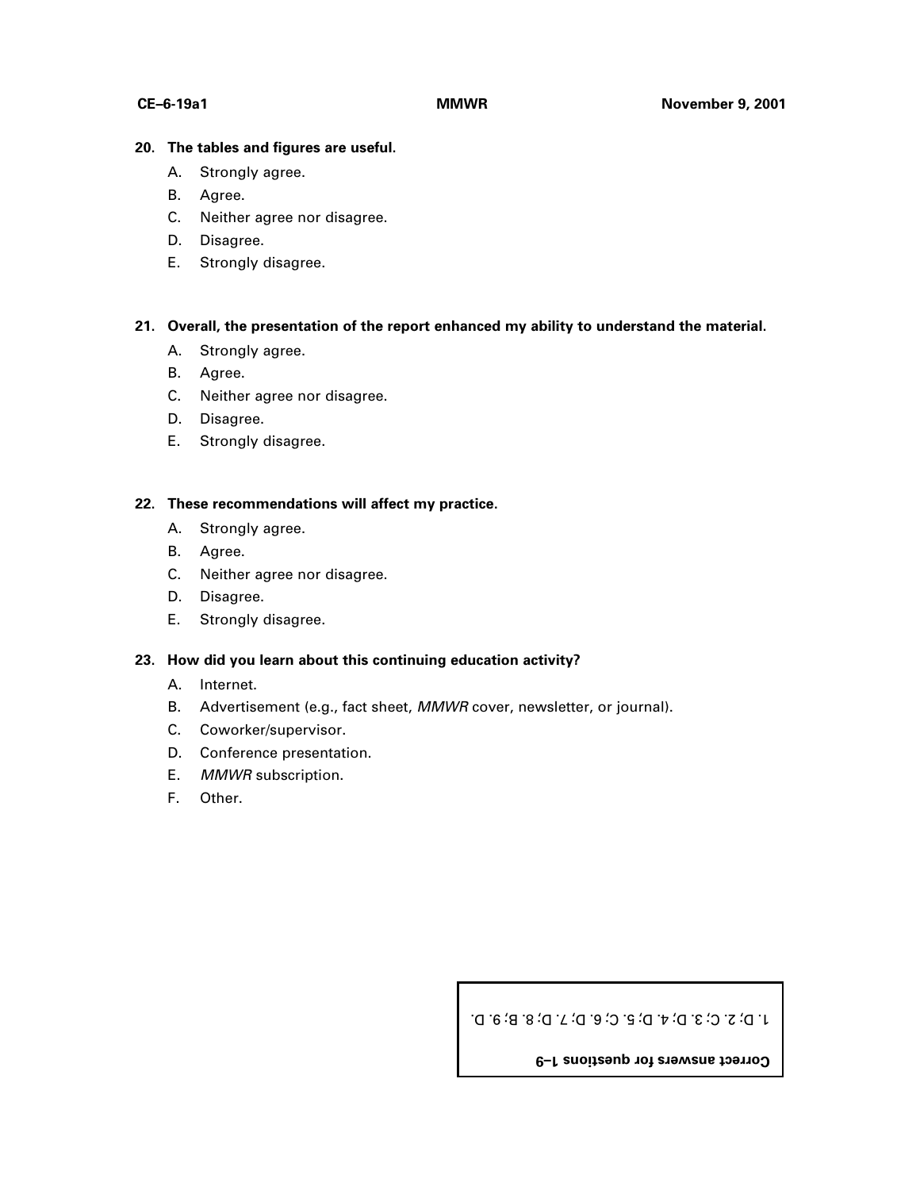**20. The tables and figures are useful.**

A. Strongly agree.
B. Agree.
C. Neither agree nor disagree.
D. Disagree.
E. Strongly disagree.

**21. Overall, the presentation of the report enhanced my ability to understand the material.**

A. Strongly agree.
B. Agree.
C. Neither agree nor disagree.
D. Disagree.
E. Strongly disagree.

**22. These recommendations will affect my practice.**

A. Strongly agree.
B. Agree.
C. Neither agree nor disagree.
D. Disagree.
E. Strongly disagree.

**23. How did you learn about this continuing education activity?**

A. Internet.
B. Advertisement (e.g., fact sheet, *MMWR* cover, newsletter, or journal).
C. Coworker/supervisor.
D. Conference presentation.
E. *MMWR* subscription.
F. Other.

**Correct answers for questions 1–9**

1. D; 2. C; 3. D; 4. D; 5. C; 6. D; 7. D; 8. B; 9. D.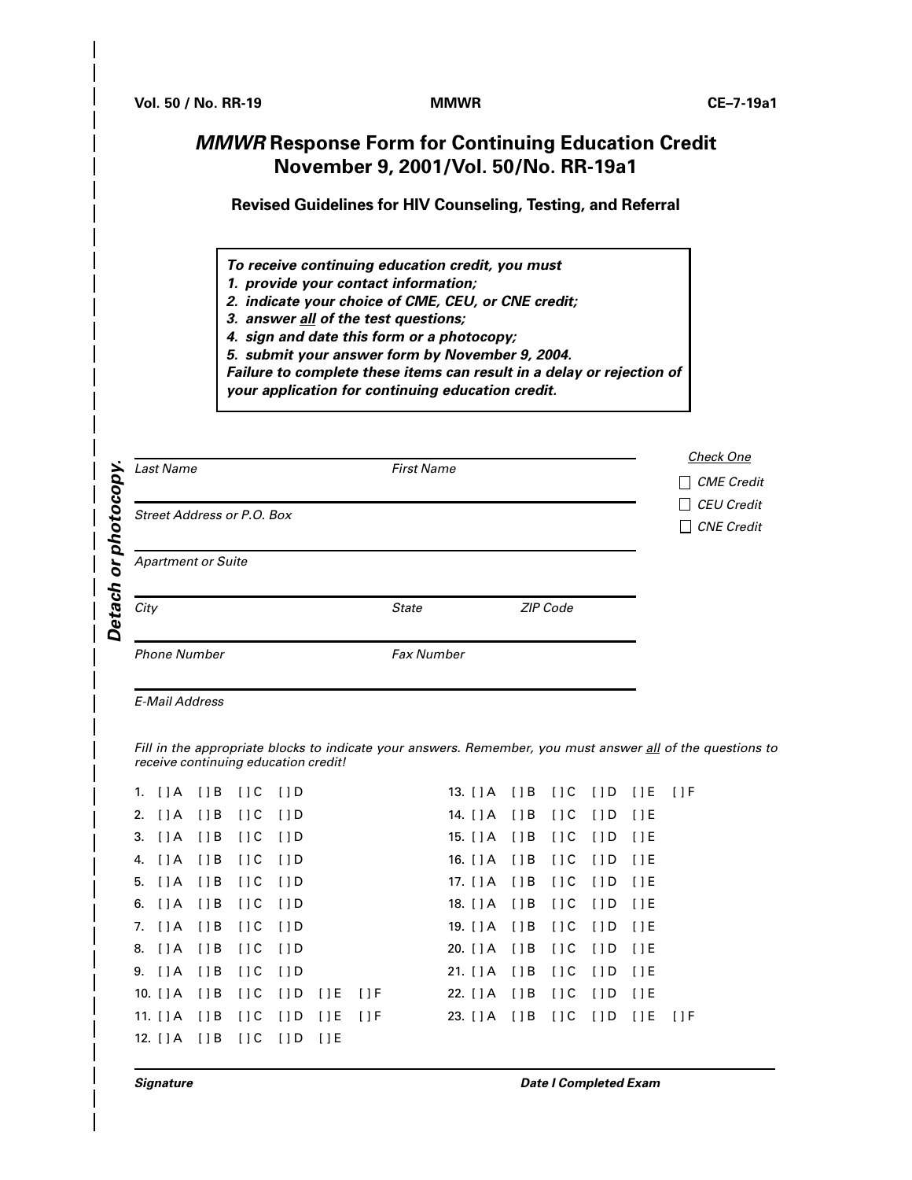# *MMWR* Response Form for Continuing Education Credit November 9, 2001/Vol. 50/No. RR-19a1

### Revised Guidelines for HIV Counseling, Testing, and Referral

***To receive continuing education credit, you must***
***1. provide your contact information;***
***2. indicate your choice of CME, CEU, or CNE credit;***
***3. answer all of the test questions;***
***4. sign and date this form or a photocopy;***
***5. submit your answer form by November 9, 2004.***
***Failure to complete these items can result in a delay or rejection of your application for continuing education credit.***

*Detach or photocopy.*

| | | |
|---|---|---|
| *Last Name* | *First Name* | |
| *Street Address or P.O. Box* | | |
| *Apartment or Suite* | | |
| *City* | *State* | *ZIP Code* |
| *Phone Number* | *Fax Number* | |
| *E-Mail Address* | | |

*Check One*

- ☐ *CME Credit*
- ☐ *CEU Credit*
- ☐ *CNE Credit*

*Fill in the appropriate blocks to indicate your answers. Remember, you must answer all of the questions to receive continuing education credit!*

1. [ ] A [ ] B [ ] C [ ] D
2. [ ] A [ ] B [ ] C [ ] D
3. [ ] A [ ] B [ ] C [ ] D
4. [ ] A [ ] B [ ] C [ ] D
5. [ ] A [ ] B [ ] C [ ] D
6. [ ] A [ ] B [ ] C [ ] D
7. [ ] A [ ] B [ ] C [ ] D
8. [ ] A [ ] B [ ] C [ ] D
9. [ ] A [ ] B [ ] C [ ] D
10. [ ] A [ ] B [ ] C [ ] D [ ] E [ ] F
11. [ ] A [ ] B [ ] C [ ] D [ ] E [ ] F
12. [ ] A [ ] B [ ] C [ ] D [ ] E
13. [ ] A [ ] B [ ] C [ ] D [ ] E [ ] F
14. [ ] A [ ] B [ ] C [ ] D [ ] E
15. [ ] A [ ] B [ ] C [ ] D [ ] E
16. [ ] A [ ] B [ ] C [ ] D [ ] E
17. [ ] A [ ] B [ ] C [ ] D [ ] E
18. [ ] A [ ] B [ ] C [ ] D [ ] E
19. [ ] A [ ] B [ ] C [ ] D [ ] E
20. [ ] A [ ] B [ ] C [ ] D [ ] E
21. [ ] A [ ] B [ ] C [ ] D [ ] E
22. [ ] A [ ] B [ ] C [ ] D [ ] E
23. [ ] A [ ] B [ ] C [ ] D [ ] E [ ] F

| | |
|---|---|
| ***Signature*** | ***Date I Completed Exam*** |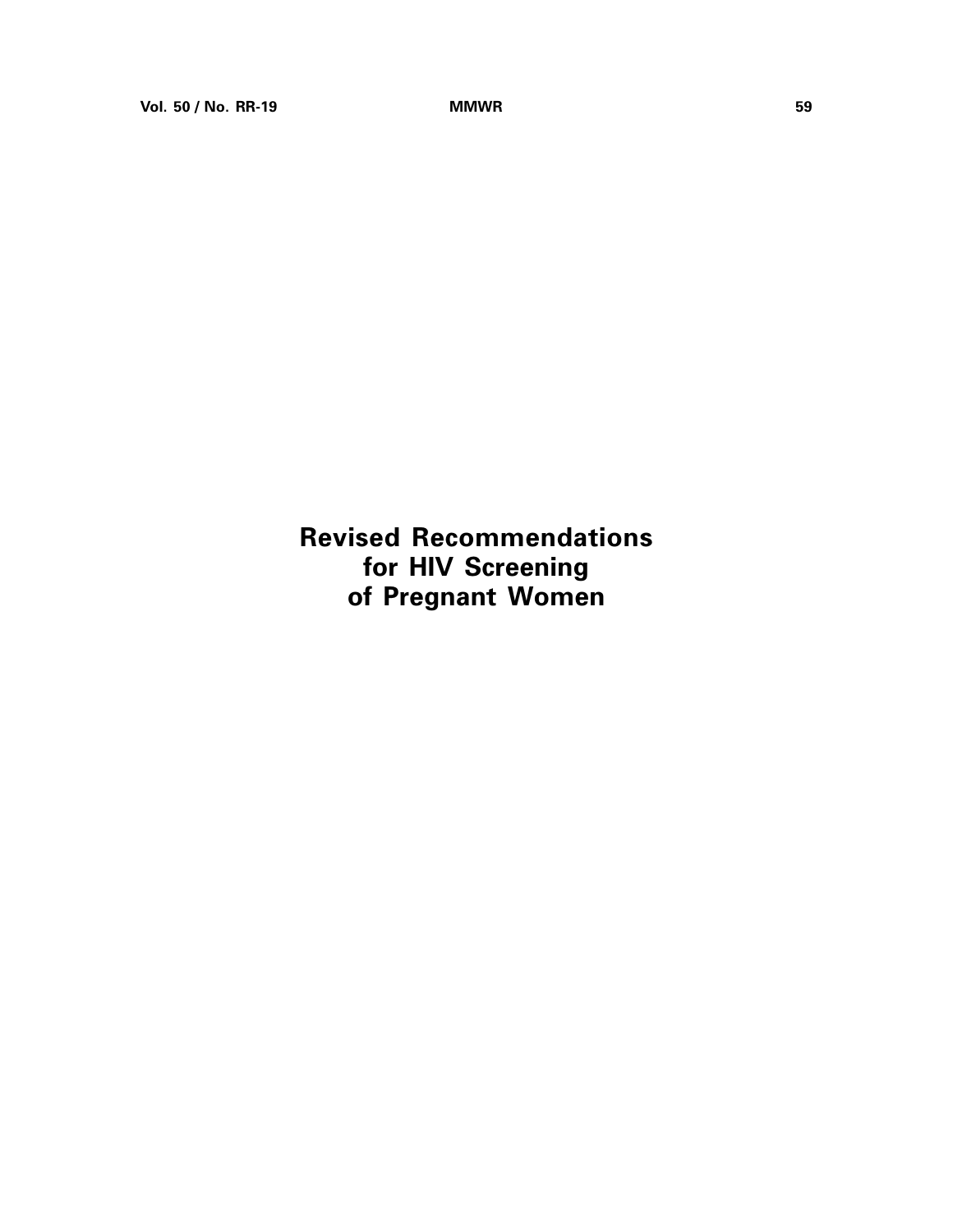# Revised Recommendations for HIV Screening of Pregnant Women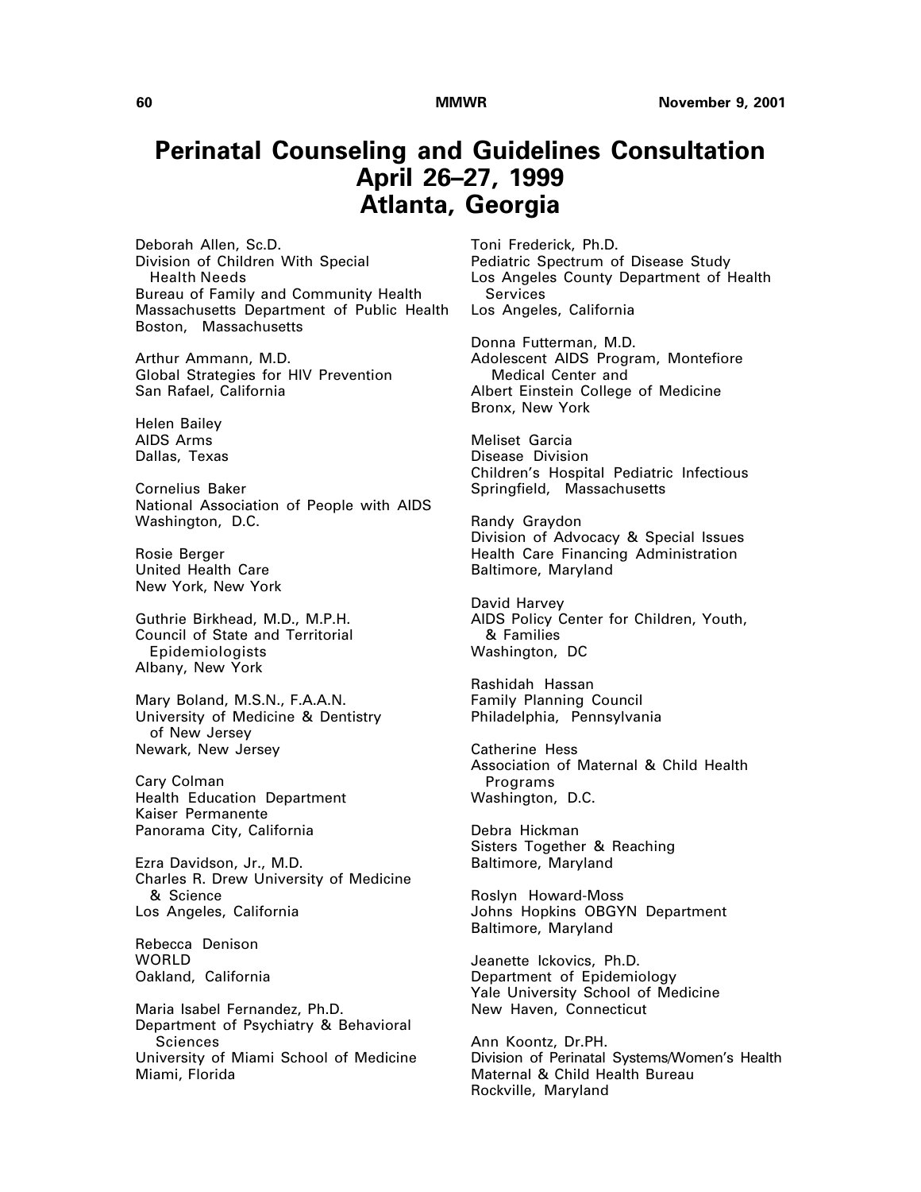# Perinatal Counseling and Guidelines Consultation
# April 26–27, 1999
# Atlanta, Georgia

Deborah Allen, Sc.D.
Division of Children With Special Health Needs
Bureau of Family and Community Health
Massachusetts Department of Public Health
Boston, Massachusetts

Arthur Ammann, M.D.
Global Strategies for HIV Prevention
San Rafael, California

Helen Bailey
AIDS Arms
Dallas, Texas

Cornelius Baker
National Association of People with AIDS
Washington, D.C.

Rosie Berger
United Health Care
New York, New York

Guthrie Birkhead, M.D., M.P.H.
Council of State and Territorial Epidemiologists
Albany, New York

Mary Boland, M.S.N., F.A.A.N.
University of Medicine & Dentistry of New Jersey
Newark, New Jersey

Cary Colman
Health Education Department
Kaiser Permanente
Panorama City, California

Ezra Davidson, Jr., M.D.
Charles R. Drew University of Medicine & Science
Los Angeles, California

Rebecca Denison
WORLD
Oakland, California

Maria Isabel Fernandez, Ph.D.
Department of Psychiatry & Behavioral Sciences
University of Miami School of Medicine
Miami, Florida

Toni Frederick, Ph.D.
Pediatric Spectrum of Disease Study
Los Angeles County Department of Health Services
Los Angeles, California

Donna Futterman, M.D.
Adolescent AIDS Program, Montefiore Medical Center and
Albert Einstein College of Medicine
Bronx, New York

Meliset Garcia
Disease Division
Children's Hospital Pediatric Infectious
Springfield, Massachusetts

Randy Graydon
Division of Advocacy & Special Issues
Health Care Financing Administration
Baltimore, Maryland

David Harvey
AIDS Policy Center for Children, Youth, & Families
Washington, DC

Rashidah Hassan
Family Planning Council
Philadelphia, Pennsylvania

Catherine Hess
Association of Maternal & Child Health Programs
Washington, D.C.

Debra Hickman
Sisters Together & Reaching
Baltimore, Maryland

Roslyn Howard-Moss
Johns Hopkins OBGYN Department
Baltimore, Maryland

Jeanette Ickovics, Ph.D.
Department of Epidemiology
Yale University School of Medicine
New Haven, Connecticut

Ann Koontz, Dr.PH.
Division of Perinatal Systems/Women's Health
Maternal & Child Health Bureau
Rockville, Maryland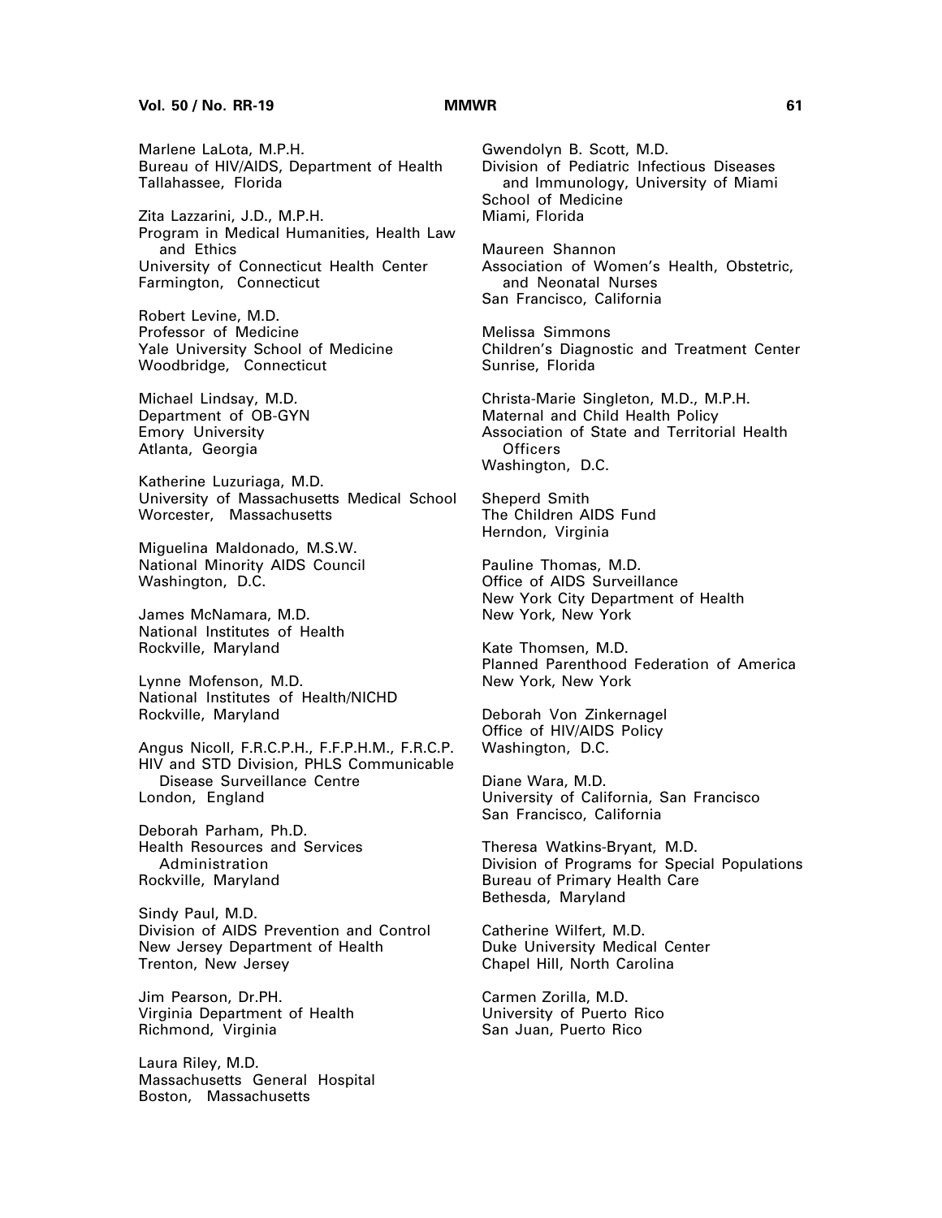Marlene LaLota, M.P.H.
Bureau of HIV/AIDS, Department of Health
Tallahassee, Florida

Zita Lazzarini, J.D., M.P.H.
Program in Medical Humanities, Health Law and Ethics
University of Connecticut Health Center
Farmington, Connecticut

Robert Levine, M.D.
Professor of Medicine
Yale University School of Medicine
Woodbridge, Connecticut

Michael Lindsay, M.D.
Department of OB-GYN
Emory University
Atlanta, Georgia

Katherine Luzuriaga, M.D.
University of Massachusetts Medical School
Worcester, Massachusetts

Miguelina Maldonado, M.S.W.
National Minority AIDS Council
Washington, D.C.

James McNamara, M.D.
National Institutes of Health
Rockville, Maryland

Lynne Mofenson, M.D.
National Institutes of Health/NICHD
Rockville, Maryland

Angus Nicoll, F.R.C.P.H., F.F.P.H.M., F.R.C.P.
HIV and STD Division, PHLS Communicable Disease Surveillance Centre
London, England

Deborah Parham, Ph.D.
Health Resources and Services Administration
Rockville, Maryland

Sindy Paul, M.D.
Division of AIDS Prevention and Control
New Jersey Department of Health
Trenton, New Jersey

Jim Pearson, Dr.PH.
Virginia Department of Health
Richmond, Virginia

Laura Riley, M.D.
Massachusetts General Hospital
Boston, Massachusetts

Gwendolyn B. Scott, M.D.
Division of Pediatric Infectious Diseases and Immunology, University of Miami School of Medicine
Miami, Florida

Maureen Shannon
Association of Women's Health, Obstetric, and Neonatal Nurses
San Francisco, California

Melissa Simmons
Children's Diagnostic and Treatment Center
Sunrise, Florida

Christa-Marie Singleton, M.D., M.P.H.
Maternal and Child Health Policy
Association of State and Territorial Health Officers
Washington, D.C.

Sheperd Smith
The Children AIDS Fund
Herndon, Virginia

Pauline Thomas, M.D.
Office of AIDS Surveillance
New York City Department of Health
New York, New York

Kate Thomsen, M.D.
Planned Parenthood Federation of America
New York, New York

Deborah Von Zinkernagel
Office of HIV/AIDS Policy
Washington, D.C.

Diane Wara, M.D.
University of California, San Francisco
San Francisco, California

Theresa Watkins-Bryant, M.D.
Division of Programs for Special Populations
Bureau of Primary Health Care
Bethesda, Maryland

Catherine Wilfert, M.D.
Duke University Medical Center
Chapel Hill, North Carolina

Carmen Zorilla, M.D.
University of Puerto Rico
San Juan, Puerto Rico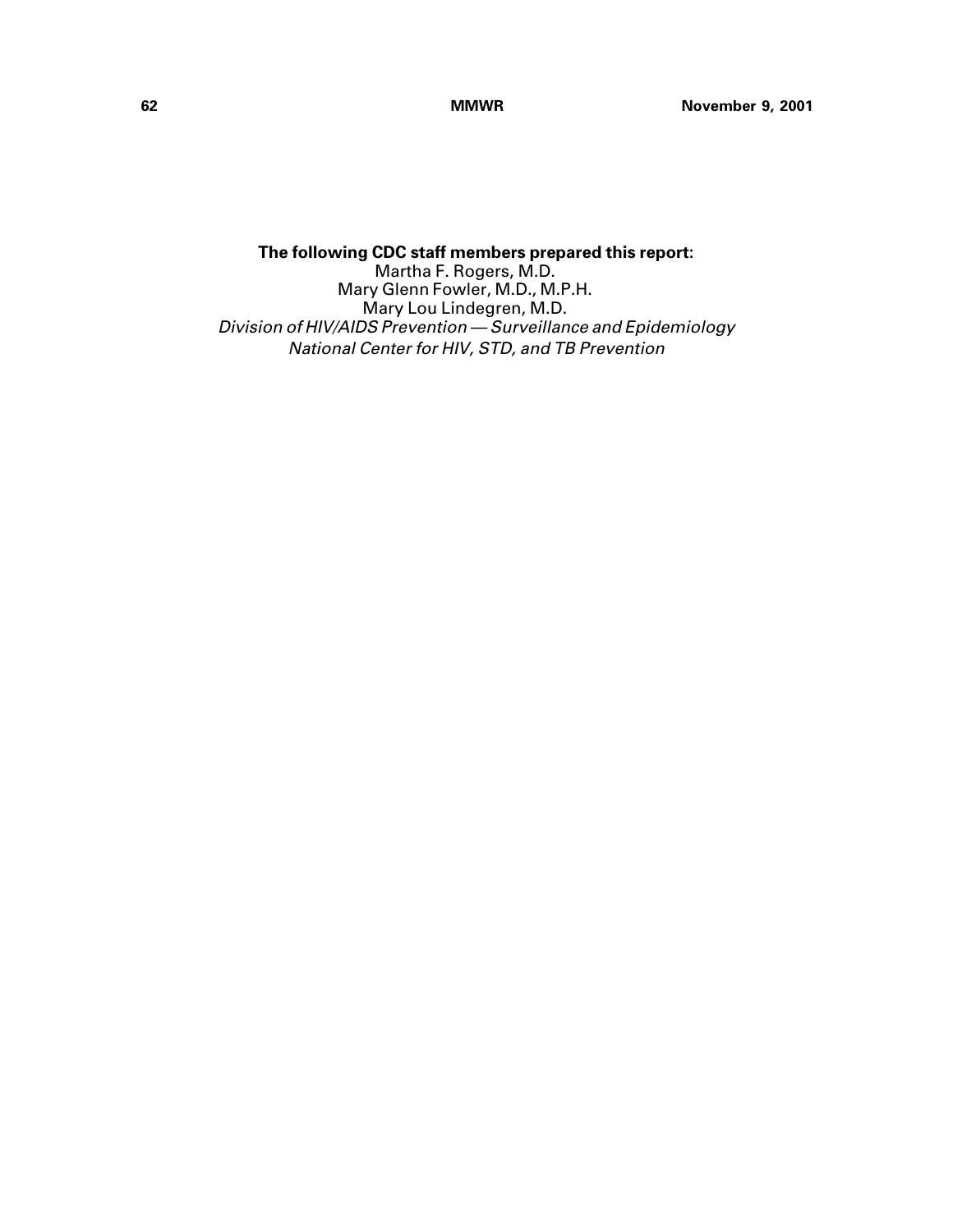**The following CDC staff members prepared this report:**

Martha F. Rogers, M.D.

Mary Glenn Fowler, M.D., M.P.H.

Mary Lou Lindegren, M.D.

*Division of HIV/AIDS Prevention — Surveillance and Epidemiology*

*National Center for HIV, STD, and TB Prevention*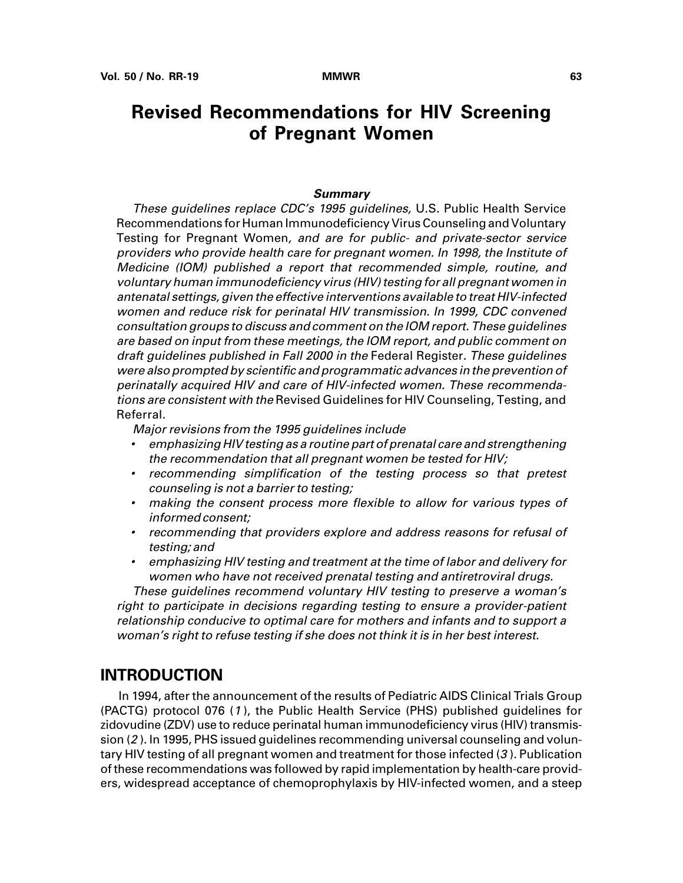# Revised Recommendations for HIV Screening of Pregnant Women

### *Summary*

*These guidelines replace CDC's 1995 guidelines,* U.S. Public Health Service Recommendations for Human Immunodeficiency Virus Counseling and Voluntary Testing for Pregnant Women*, and are for public- and private-sector service providers who provide health care for pregnant women. In 1998, the Institute of Medicine (IOM) published a report that recommended simple, routine, and voluntary human immunodeficiency virus (HIV) testing for all pregnant women in antenatal settings, given the effective interventions available to treat HIV-infected women and reduce risk for perinatal HIV transmission. In 1999, CDC convened consultation groups to discuss and comment on the IOM report. These guidelines are based on input from these meetings, the IOM report, and public comment on draft guidelines published in Fall 2000 in the* Federal Register*. These guidelines were also prompted by scientific and programmatic advances in the prevention of perinatally acquired HIV and care of HIV-infected women. These recommendations are consistent with the* Revised Guidelines for HIV Counseling, Testing, and Referral.

*Major revisions from the 1995 guidelines include*

- *emphasizing HIV testing as a routine part of prenatal care and strengthening the recommendation that all pregnant women be tested for HIV;*
- *recommending simplification of the testing process so that pretest counseling is not a barrier to testing;*
- *making the consent process more flexible to allow for various types of informed consent;*
- *recommending that providers explore and address reasons for refusal of testing; and*
- *emphasizing HIV testing and treatment at the time of labor and delivery for women who have not received prenatal testing and antiretroviral drugs.*

*These guidelines recommend voluntary HIV testing to preserve a woman's right to participate in decisions regarding testing to ensure a provider-patient relationship conducive to optimal care for mothers and infants and to support a woman's right to refuse testing if she does not think it is in her best interest.*

## INTRODUCTION

In 1994, after the announcement of the results of Pediatric AIDS Clinical Trials Group (PACTG) protocol 076 (*1*), the Public Health Service (PHS) published guidelines for zidovudine (ZDV) use to reduce perinatal human immunodeficiency virus (HIV) transmission (*2*). In 1995, PHS issued guidelines recommending universal counseling and voluntary HIV testing of all pregnant women and treatment for those infected (*3*). Publication of these recommendations was followed by rapid implementation by health-care providers, widespread acceptance of chemoprophylaxis by HIV-infected women, and a steep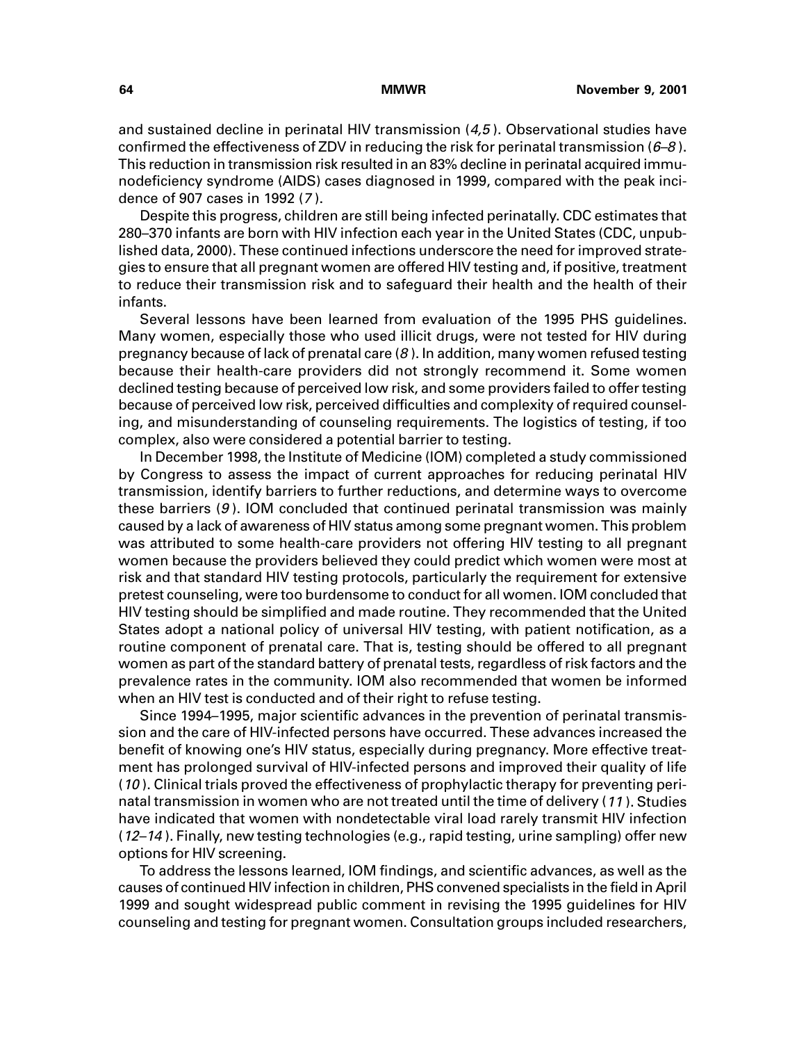and sustained decline in perinatal HIV transmission (*4,5*). Observational studies have confirmed the effectiveness of ZDV in reducing the risk for perinatal transmission (*6–8*). This reduction in transmission risk resulted in an 83% decline in perinatal acquired immunodeficiency syndrome (AIDS) cases diagnosed in 1999, compared with the peak incidence of 907 cases in 1992 (*7*).

Despite this progress, children are still being infected perinatally. CDC estimates that 280–370 infants are born with HIV infection each year in the United States (CDC, unpublished data, 2000). These continued infections underscore the need for improved strategies to ensure that all pregnant women are offered HIV testing and, if positive, treatment to reduce their transmission risk and to safeguard their health and the health of their infants.

Several lessons have been learned from evaluation of the 1995 PHS guidelines. Many women, especially those who used illicit drugs, were not tested for HIV during pregnancy because of lack of prenatal care (*8*). In addition, many women refused testing because their health-care providers did not strongly recommend it. Some women declined testing because of perceived low risk, and some providers failed to offer testing because of perceived low risk, perceived difficulties and complexity of required counseling, and misunderstanding of counseling requirements. The logistics of testing, if too complex, also were considered a potential barrier to testing.

In December 1998, the Institute of Medicine (IOM) completed a study commissioned by Congress to assess the impact of current approaches for reducing perinatal HIV transmission, identify barriers to further reductions, and determine ways to overcome these barriers (*9*). IOM concluded that continued perinatal transmission was mainly caused by a lack of awareness of HIV status among some pregnant women. This problem was attributed to some health-care providers not offering HIV testing to all pregnant women because the providers believed they could predict which women were most at risk and that standard HIV testing protocols, particularly the requirement for extensive pretest counseling, were too burdensome to conduct for all women. IOM concluded that HIV testing should be simplified and made routine. They recommended that the United States adopt a national policy of universal HIV testing, with patient notification, as a routine component of prenatal care. That is, testing should be offered to all pregnant women as part of the standard battery of prenatal tests, regardless of risk factors and the prevalence rates in the community. IOM also recommended that women be informed when an HIV test is conducted and of their right to refuse testing.

Since 1994–1995, major scientific advances in the prevention of perinatal transmission and the care of HIV-infected persons have occurred. These advances increased the benefit of knowing one's HIV status, especially during pregnancy. More effective treatment has prolonged survival of HIV-infected persons and improved their quality of life (*10*). Clinical trials proved the effectiveness of prophylactic therapy for preventing perinatal transmission in women who are not treated until the time of delivery (*11*). Studies have indicated that women with nondetectable viral load rarely transmit HIV infection (*12–14*). Finally, new testing technologies (e.g., rapid testing, urine sampling) offer new options for HIV screening.

To address the lessons learned, IOM findings, and scientific advances, as well as the causes of continued HIV infection in children, PHS convened specialists in the field in April 1999 and sought widespread public comment in revising the 1995 guidelines for HIV counseling and testing for pregnant women. Consultation groups included researchers,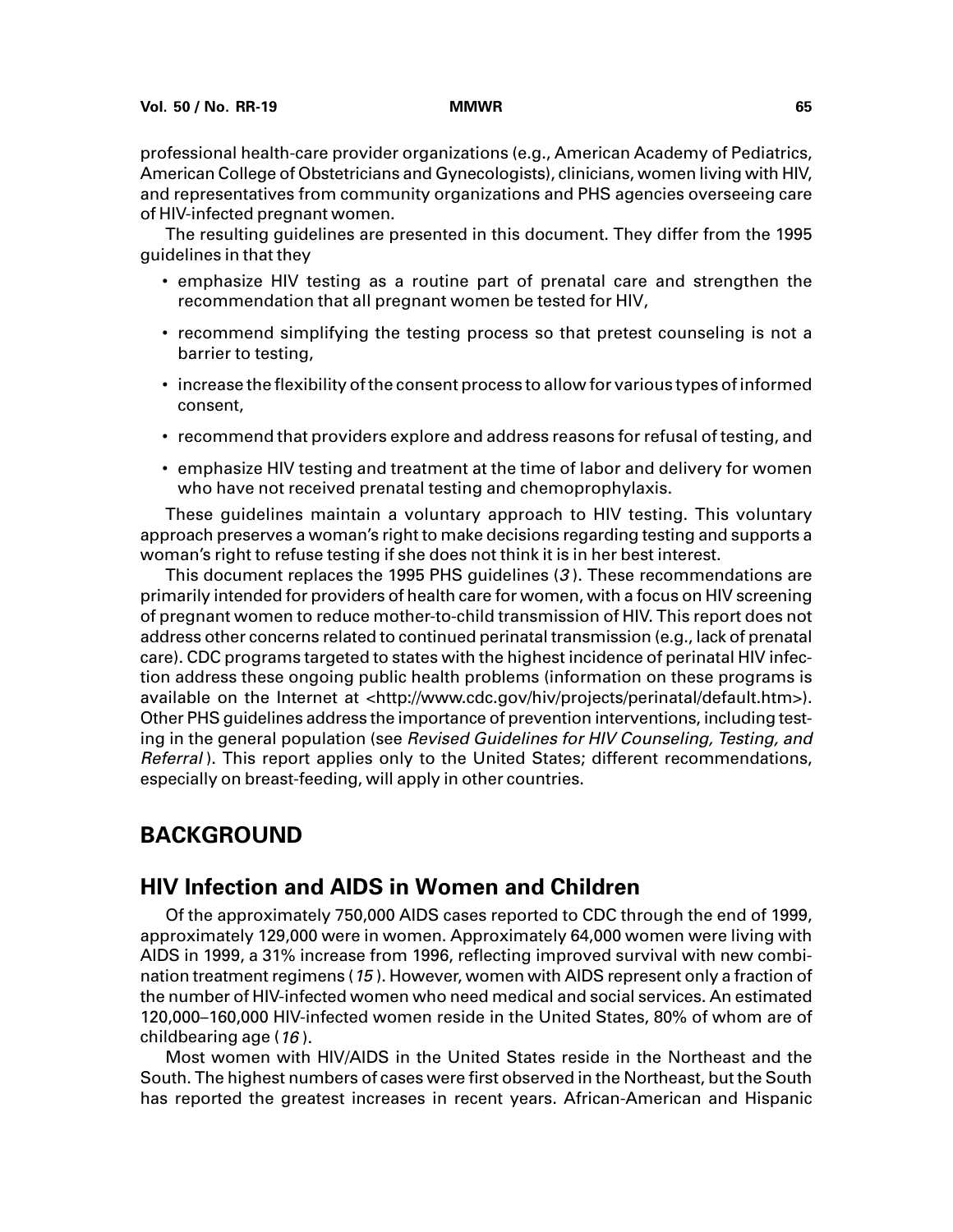professional health-care provider organizations (e.g., American Academy of Pediatrics, American College of Obstetricians and Gynecologists), clinicians, women living with HIV, and representatives from community organizations and PHS agencies overseeing care of HIV-infected pregnant women.

The resulting guidelines are presented in this document. They differ from the 1995 guidelines in that they

- emphasize HIV testing as a routine part of prenatal care and strengthen the recommendation that all pregnant women be tested for HIV,
- recommend simplifying the testing process so that pretest counseling is not a barrier to testing,
- increase the flexibility of the consent process to allow for various types of informed consent,
- recommend that providers explore and address reasons for refusal of testing, and
- emphasize HIV testing and treatment at the time of labor and delivery for women who have not received prenatal testing and chemoprophylaxis.

These guidelines maintain a voluntary approach to HIV testing. This voluntary approach preserves a woman's right to make decisions regarding testing and supports a woman's right to refuse testing if she does not think it is in her best interest.

This document replaces the 1995 PHS guidelines (*3*). These recommendations are primarily intended for providers of health care for women, with a focus on HIV screening of pregnant women to reduce mother-to-child transmission of HIV. This report does not address other concerns related to continued perinatal transmission (e.g., lack of prenatal care). CDC programs targeted to states with the highest incidence of perinatal HIV infection address these ongoing public health problems (information on these programs is available on the Internet at <http://www.cdc.gov/hiv/projects/perinatal/default.htm>). Other PHS guidelines address the importance of prevention interventions, including testing in the general population (see *Revised Guidelines for HIV Counseling, Testing, and Referral*). This report applies only to the United States; different recommendations, especially on breast-feeding, will apply in other countries.

# BACKGROUND

## HIV Infection and AIDS in Women and Children

Of the approximately 750,000 AIDS cases reported to CDC through the end of 1999, approximately 129,000 were in women. Approximately 64,000 women were living with AIDS in 1999, a 31% increase from 1996, reflecting improved survival with new combination treatment regimens (*15*). However, women with AIDS represent only a fraction of the number of HIV-infected women who need medical and social services. An estimated 120,000–160,000 HIV-infected women reside in the United States, 80% of whom are of childbearing age (*16*).

Most women with HIV/AIDS in the United States reside in the Northeast and the South. The highest numbers of cases were first observed in the Northeast, but the South has reported the greatest increases in recent years. African-American and Hispanic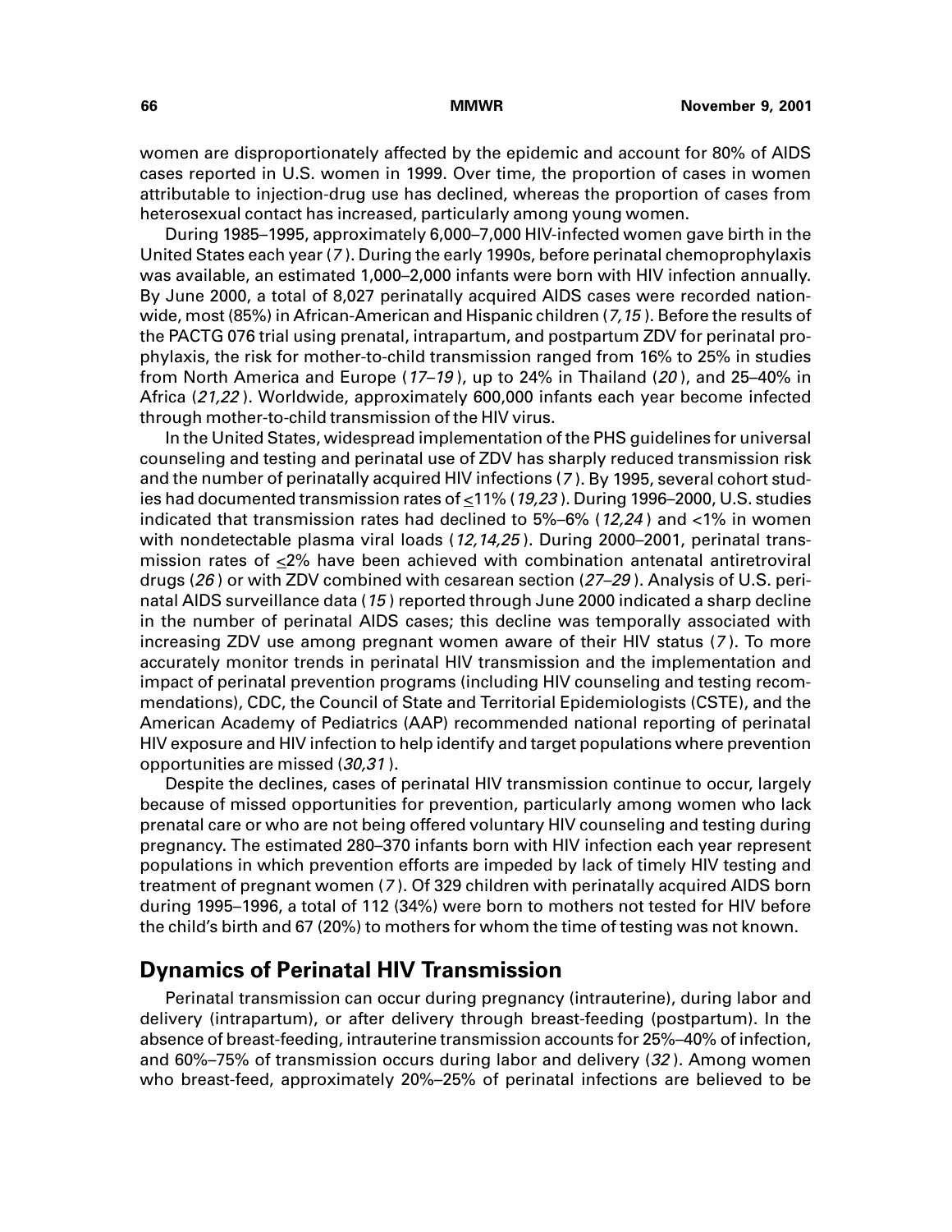women are disproportionately affected by the epidemic and account for 80% of AIDS cases reported in U.S. women in 1999. Over time, the proportion of cases in women attributable to injection-drug use has declined, whereas the proportion of cases from heterosexual contact has increased, particularly among young women.

During 1985–1995, approximately 6,000–7,000 HIV-infected women gave birth in the United States each year (*7*). During the early 1990s, before perinatal chemoprophylaxis was available, an estimated 1,000–2,000 infants were born with HIV infection annually. By June 2000, a total of 8,027 perinatally acquired AIDS cases were recorded nationwide, most (85%) in African-American and Hispanic children (*7,15*). Before the results of the PACTG 076 trial using prenatal, intrapartum, and postpartum ZDV for perinatal prophylaxis, the risk for mother-to-child transmission ranged from 16% to 25% in studies from North America and Europe (*17–19*), up to 24% in Thailand (*20*), and 25–40% in Africa (*21,22*). Worldwide, approximately 600,000 infants each year become infected through mother-to-child transmission of the HIV virus.

In the United States, widespread implementation of the PHS guidelines for universal counseling and testing and perinatal use of ZDV has sharply reduced transmission risk and the number of perinatally acquired HIV infections (*7*). By 1995, several cohort studies had documented transmission rates of ≤11% (*19,23*). During 1996–2000, U.S. studies indicated that transmission rates had declined to 5%–6% (*12,24*) and <1% in women with nondetectable plasma viral loads (*12,14,25*). During 2000–2001, perinatal transmission rates of ≤2% have been achieved with combination antenatal antiretroviral drugs (*26*) or with ZDV combined with cesarean section (*27–29*). Analysis of U.S. perinatal AIDS surveillance data (*15*) reported through June 2000 indicated a sharp decline in the number of perinatal AIDS cases; this decline was temporally associated with increasing ZDV use among pregnant women aware of their HIV status (*7*). To more accurately monitor trends in perinatal HIV transmission and the implementation and impact of perinatal prevention programs (including HIV counseling and testing recommendations), CDC, the Council of State and Territorial Epidemiologists (CSTE), and the American Academy of Pediatrics (AAP) recommended national reporting of perinatal HIV exposure and HIV infection to help identify and target populations where prevention opportunities are missed (*30,31*).

Despite the declines, cases of perinatal HIV transmission continue to occur, largely because of missed opportunities for prevention, particularly among women who lack prenatal care or who are not being offered voluntary HIV counseling and testing during pregnancy. The estimated 280–370 infants born with HIV infection each year represent populations in which prevention efforts are impeded by lack of timely HIV testing and treatment of pregnant women (*7*). Of 329 children with perinatally acquired AIDS born during 1995–1996, a total of 112 (34%) were born to mothers not tested for HIV before the child's birth and 67 (20%) to mothers for whom the time of testing was not known.

## Dynamics of Perinatal HIV Transmission

Perinatal transmission can occur during pregnancy (intrauterine), during labor and delivery (intrapartum), or after delivery through breast-feeding (postpartum). In the absence of breast-feeding, intrauterine transmission accounts for 25%–40% of infection, and 60%–75% of transmission occurs during labor and delivery (*32*). Among women who breast-feed, approximately 20%–25% of perinatal infections are believed to be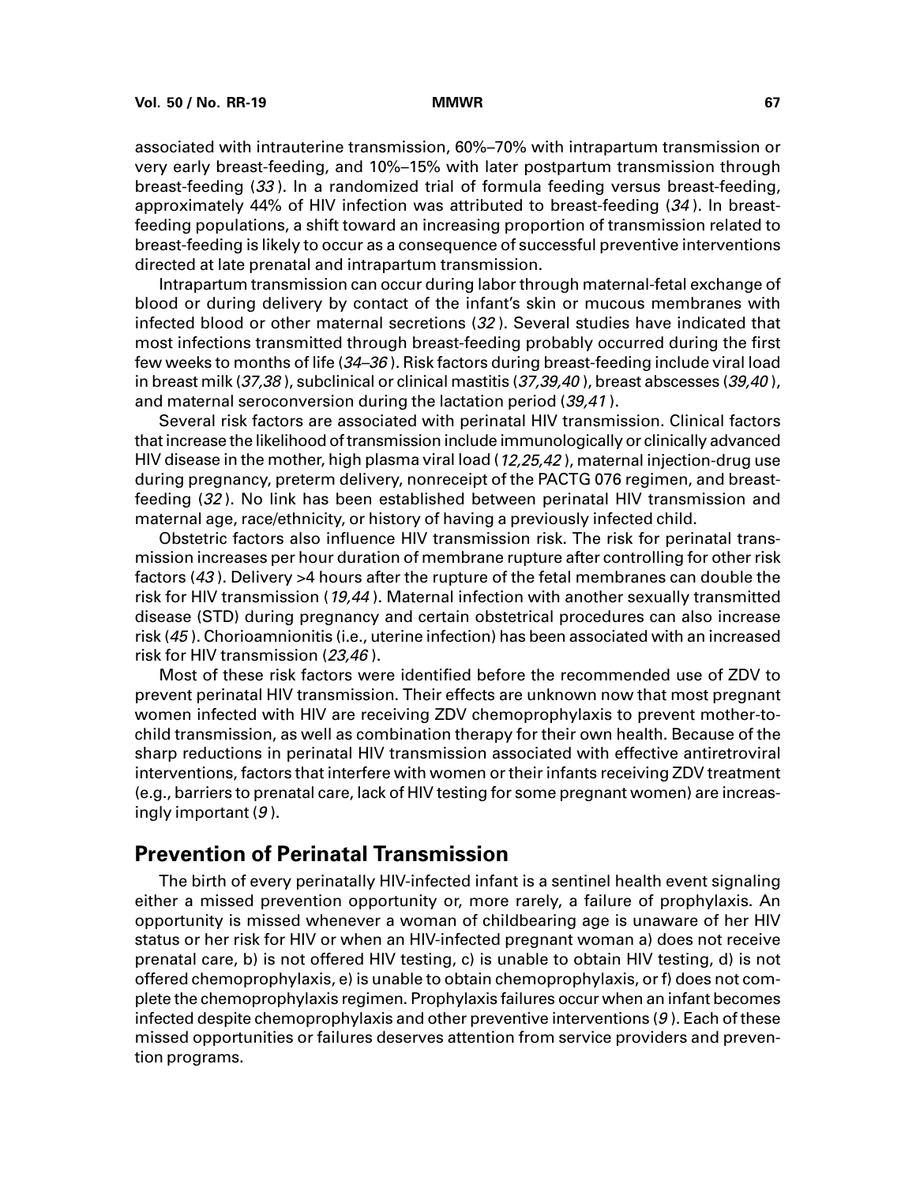associated with intrauterine transmission, 60%–70% with intrapartum transmission or very early breast-feeding, and 10%–15% with later postpartum transmission through breast-feeding (*33*). In a randomized trial of formula feeding versus breast-feeding, approximately 44% of HIV infection was attributed to breast-feeding (*34*). In breast-feeding populations, a shift toward an increasing proportion of transmission related to breast-feeding is likely to occur as a consequence of successful preventive interventions directed at late prenatal and intrapartum transmission.

Intrapartum transmission can occur during labor through maternal-fetal exchange of blood or during delivery by contact of the infant's skin or mucous membranes with infected blood or other maternal secretions (*32*). Several studies have indicated that most infections transmitted through breast-feeding probably occurred during the first few weeks to months of life (*34–36*). Risk factors during breast-feeding include viral load in breast milk (*37,38*), subclinical or clinical mastitis (*37,39,40*), breast abscesses (*39,40*), and maternal seroconversion during the lactation period (*39,41*).

Several risk factors are associated with perinatal HIV transmission. Clinical factors that increase the likelihood of transmission include immunologically or clinically advanced HIV disease in the mother, high plasma viral load (*12,25,42*), maternal injection-drug use during pregnancy, preterm delivery, nonreceipt of the PACTG 076 regimen, and breast-feeding (*32*). No link has been established between perinatal HIV transmission and maternal age, race/ethnicity, or history of having a previously infected child.

Obstetric factors also influence HIV transmission risk. The risk for perinatal transmission increases per hour duration of membrane rupture after controlling for other risk factors (*43*). Delivery >4 hours after the rupture of the fetal membranes can double the risk for HIV transmission (*19,44*). Maternal infection with another sexually transmitted disease (STD) during pregnancy and certain obstetrical procedures can also increase risk (*45*). Chorioamnionitis (i.e., uterine infection) has been associated with an increased risk for HIV transmission (*23,46*).

Most of these risk factors were identified before the recommended use of ZDV to prevent perinatal HIV transmission. Their effects are unknown now that most pregnant women infected with HIV are receiving ZDV chemoprophylaxis to prevent mother-to-child transmission, as well as combination therapy for their own health. Because of the sharp reductions in perinatal HIV transmission associated with effective antiretroviral interventions, factors that interfere with women or their infants receiving ZDV treatment (e.g., barriers to prenatal care, lack of HIV testing for some pregnant women) are increasingly important (*9*).

## Prevention of Perinatal Transmission

The birth of every perinatally HIV-infected infant is a sentinel health event signaling either a missed prevention opportunity or, more rarely, a failure of prophylaxis. An opportunity is missed whenever a woman of childbearing age is unaware of her HIV status or her risk for HIV or when an HIV-infected pregnant woman a) does not receive prenatal care, b) is not offered HIV testing, c) is unable to obtain HIV testing, d) is not offered chemoprophylaxis, e) is unable to obtain chemoprophylaxis, or f) does not complete the chemoprophylaxis regimen. Prophylaxis failures occur when an infant becomes infected despite chemoprophylaxis and other preventive interventions (*9*). Each of these missed opportunities or failures deserves attention from service providers and prevention programs.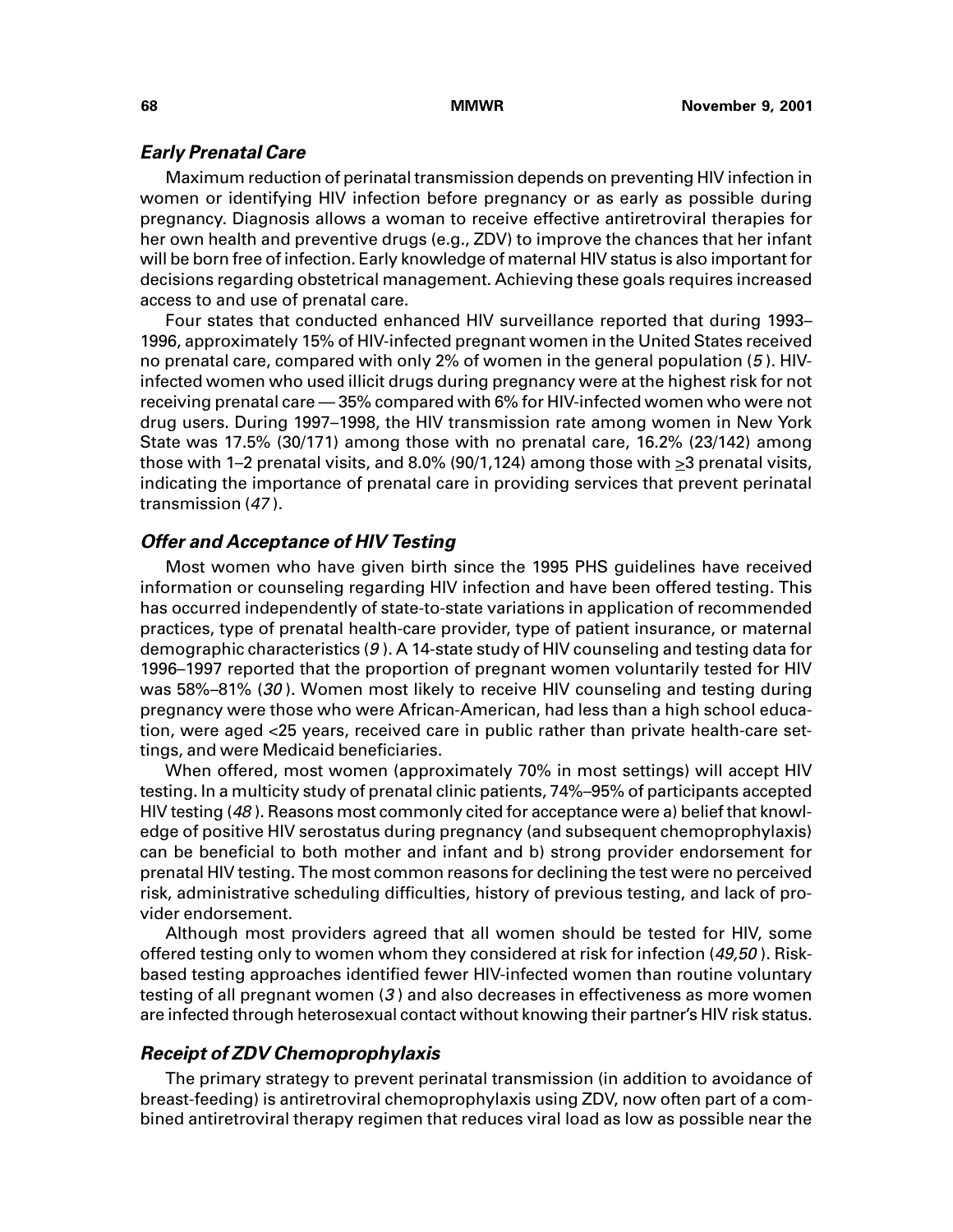### *Early Prenatal Care*

Maximum reduction of perinatal transmission depends on preventing HIV infection in women or identifying HIV infection before pregnancy or as early as possible during pregnancy. Diagnosis allows a woman to receive effective antiretroviral therapies for her own health and preventive drugs (e.g., ZDV) to improve the chances that her infant will be born free of infection. Early knowledge of maternal HIV status is also important for decisions regarding obstetrical management. Achieving these goals requires increased access to and use of prenatal care.

Four states that conducted enhanced HIV surveillance reported that during 1993–1996, approximately 15% of HIV-infected pregnant women in the United States received no prenatal care, compared with only 2% of women in the general population (*5*). HIV-infected women who used illicit drugs during pregnancy were at the highest risk for not receiving prenatal care — 35% compared with 6% for HIV-infected women who were not drug users. During 1997–1998, the HIV transmission rate among women in New York State was 17.5% (30/171) among those with no prenatal care, 16.2% (23/142) among those with 1–2 prenatal visits, and 8.0% (90/1,124) among those with $\geq$3 prenatal visits, indicating the importance of prenatal care in providing services that prevent perinatal transmission (*47*).

### *Offer and Acceptance of HIV Testing*

Most women who have given birth since the 1995 PHS guidelines have received information or counseling regarding HIV infection and have been offered testing. This has occurred independently of state-to-state variations in application of recommended practices, type of prenatal health-care provider, type of patient insurance, or maternal demographic characteristics (*9*). A 14-state study of HIV counseling and testing data for 1996–1997 reported that the proportion of pregnant women voluntarily tested for HIV was 58%–81% (*30*). Women most likely to receive HIV counseling and testing during pregnancy were those who were African-American, had less than a high school education, were aged <25 years, received care in public rather than private health-care settings, and were Medicaid beneficiaries.

When offered, most women (approximately 70% in most settings) will accept HIV testing. In a multicity study of prenatal clinic patients, 74%–95% of participants accepted HIV testing (*48*). Reasons most commonly cited for acceptance were a) belief that knowledge of positive HIV serostatus during pregnancy (and subsequent chemoprophylaxis) can be beneficial to both mother and infant and b) strong provider endorsement for prenatal HIV testing. The most common reasons for declining the test were no perceived risk, administrative scheduling difficulties, history of previous testing, and lack of provider endorsement.

Although most providers agreed that all women should be tested for HIV, some offered testing only to women whom they considered at risk for infection (*49,50*). Risk-based testing approaches identified fewer HIV-infected women than routine voluntary testing of all pregnant women (*3*) and also decreases in effectiveness as more women are infected through heterosexual contact without knowing their partner's HIV risk status.

### *Receipt of ZDV Chemoprophylaxis*

The primary strategy to prevent perinatal transmission (in addition to avoidance of breast-feeding) is antiretroviral chemoprophylaxis using ZDV, now often part of a combined antiretroviral therapy regimen that reduces viral load as low as possible near the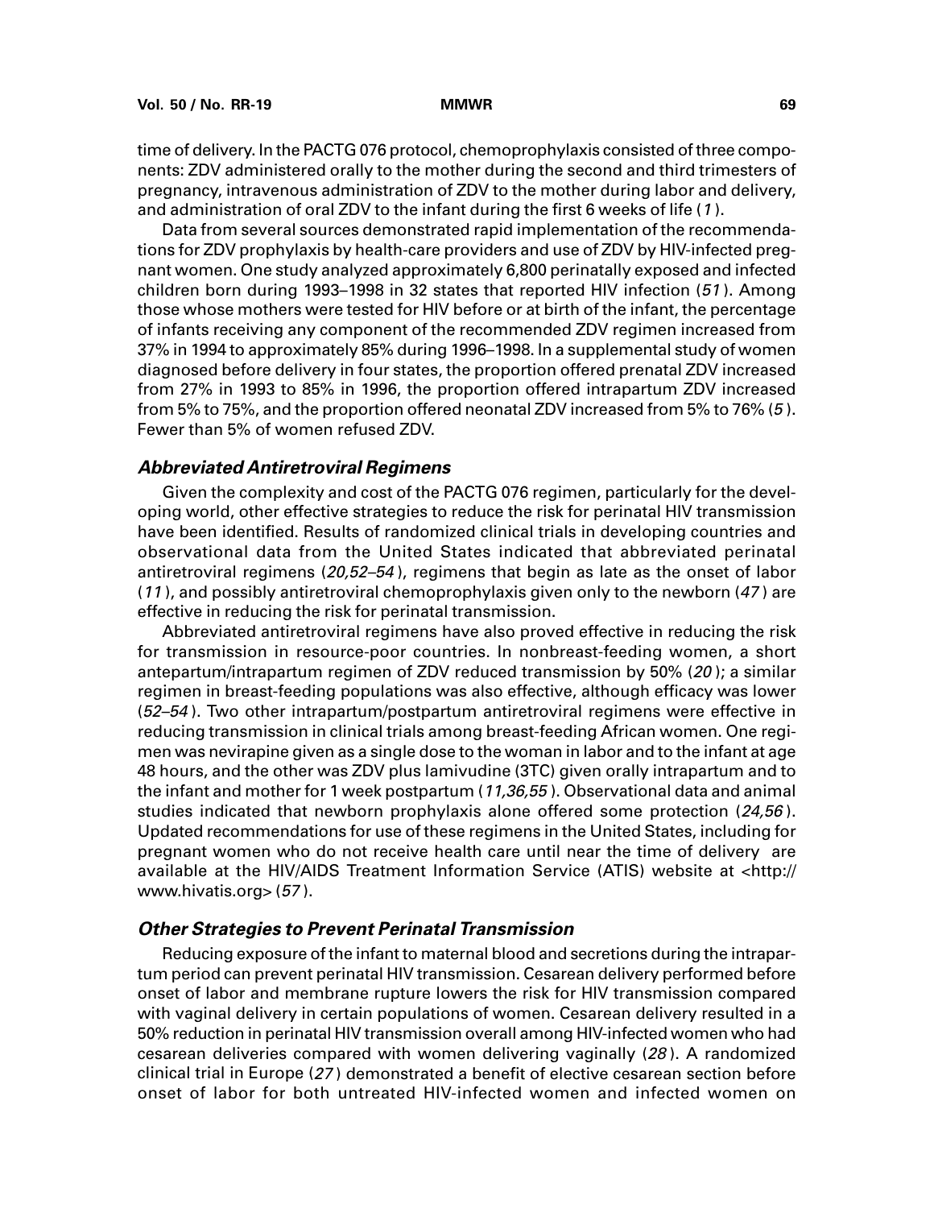time of delivery. In the PACTG 076 protocol, chemoprophylaxis consisted of three components: ZDV administered orally to the mother during the second and third trimesters of pregnancy, intravenous administration of ZDV to the mother during labor and delivery, and administration of oral ZDV to the infant during the first 6 weeks of life (*1*).

Data from several sources demonstrated rapid implementation of the recommendations for ZDV prophylaxis by health-care providers and use of ZDV by HIV-infected pregnant women. One study analyzed approximately 6,800 perinatally exposed and infected children born during 1993–1998 in 32 states that reported HIV infection (*51*). Among those whose mothers were tested for HIV before or at birth of the infant, the percentage of infants receiving any component of the recommended ZDV regimen increased from 37% in 1994 to approximately 85% during 1996–1998. In a supplemental study of women diagnosed before delivery in four states, the proportion offered prenatal ZDV increased from 27% in 1993 to 85% in 1996, the proportion offered intrapartum ZDV increased from 5% to 75%, and the proportion offered neonatal ZDV increased from 5% to 76% (*5*). Fewer than 5% of women refused ZDV.

### *Abbreviated Antiretroviral Regimens*

Given the complexity and cost of the PACTG 076 regimen, particularly for the developing world, other effective strategies to reduce the risk for perinatal HIV transmission have been identified. Results of randomized clinical trials in developing countries and observational data from the United States indicated that abbreviated perinatal antiretroviral regimens (*20,52–54*), regimens that begin as late as the onset of labor (*11*), and possibly antiretroviral chemoprophylaxis given only to the newborn (*47*) are effective in reducing the risk for perinatal transmission.

Abbreviated antiretroviral regimens have also proved effective in reducing the risk for transmission in resource-poor countries. In nonbreast-feeding women, a short antepartum/intrapartum regimen of ZDV reduced transmission by 50% (*20*); a similar regimen in breast-feeding populations was also effective, although efficacy was lower (*52–54*). Two other intrapartum/postpartum antiretroviral regimens were effective in reducing transmission in clinical trials among breast-feeding African women. One regimen was nevirapine given as a single dose to the woman in labor and to the infant at age 48 hours, and the other was ZDV plus lamivudine (3TC) given orally intrapartum and to the infant and mother for 1 week postpartum (*11,36,55*). Observational data and animal studies indicated that newborn prophylaxis alone offered some protection (*24,56*). Updated recommendations for use of these regimens in the United States, including for pregnant women who do not receive health care until near the time of delivery are available at the HIV/AIDS Treatment Information Service (ATIS) website at <http://www.hivatis.org> (*57*).

### *Other Strategies to Prevent Perinatal Transmission*

Reducing exposure of the infant to maternal blood and secretions during the intrapartum period can prevent perinatal HIV transmission. Cesarean delivery performed before onset of labor and membrane rupture lowers the risk for HIV transmission compared with vaginal delivery in certain populations of women. Cesarean delivery resulted in a 50% reduction in perinatal HIV transmission overall among HIV-infected women who had cesarean deliveries compared with women delivering vaginally (*28*). A randomized clinical trial in Europe (*27*) demonstrated a benefit of elective cesarean section before onset of labor for both untreated HIV-infected women and infected women on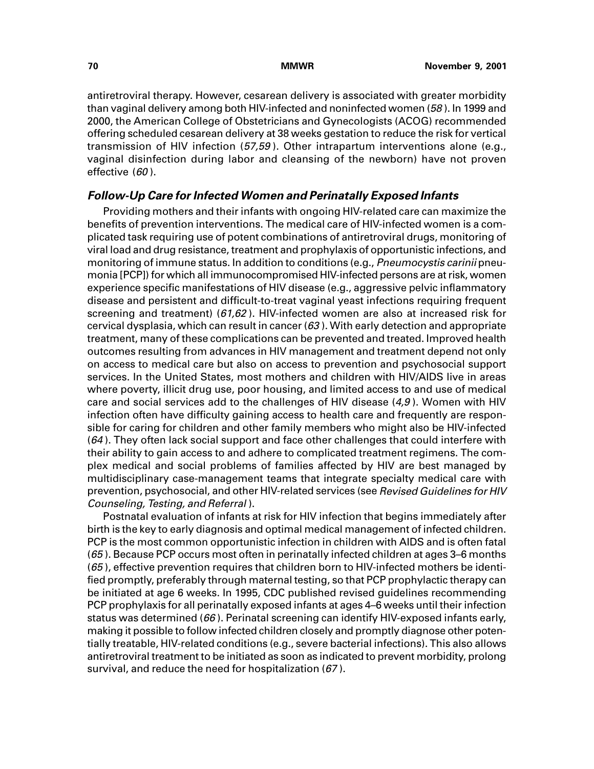antiretroviral therapy. However, cesarean delivery is associated with greater morbidity than vaginal delivery among both HIV-infected and noninfected women (*58*). In 1999 and 2000, the American College of Obstetricians and Gynecologists (ACOG) recommended offering scheduled cesarean delivery at 38 weeks gestation to reduce the risk for vertical transmission of HIV infection (*57,59*). Other intrapartum interventions alone (e.g., vaginal disinfection during labor and cleansing of the newborn) have not proven effective (*60*).

### *Follow-Up Care for Infected Women and Perinatally Exposed Infants*

Providing mothers and their infants with ongoing HIV-related care can maximize the benefits of prevention interventions. The medical care of HIV-infected women is a complicated task requiring use of potent combinations of antiretroviral drugs, monitoring of viral load and drug resistance, treatment and prophylaxis of opportunistic infections, and monitoring of immune status. In addition to conditions (e.g., *Pneumocystis carinii* pneumonia [PCP]) for which all immunocompromised HIV-infected persons are at risk, women experience specific manifestations of HIV disease (e.g., aggressive pelvic inflammatory disease and persistent and difficult-to-treat vaginal yeast infections requiring frequent screening and treatment) (*61,62*). HIV-infected women are also at increased risk for cervical dysplasia, which can result in cancer (*63*). With early detection and appropriate treatment, many of these complications can be prevented and treated. Improved health outcomes resulting from advances in HIV management and treatment depend not only on access to medical care but also on access to prevention and psychosocial support services. In the United States, most mothers and children with HIV/AIDS live in areas where poverty, illicit drug use, poor housing, and limited access to and use of medical care and social services add to the challenges of HIV disease (*4,9*). Women with HIV infection often have difficulty gaining access to health care and frequently are responsible for caring for children and other family members who might also be HIV-infected (*64*). They often lack social support and face other challenges that could interfere with their ability to gain access to and adhere to complicated treatment regimens. The complex medical and social problems of families affected by HIV are best managed by multidisciplinary case-management teams that integrate specialty medical care with prevention, psychosocial, and other HIV-related services (see *Revised Guidelines for HIV Counseling, Testing, and Referral*).

Postnatal evaluation of infants at risk for HIV infection that begins immediately after birth is the key to early diagnosis and optimal medical management of infected children. PCP is the most common opportunistic infection in children with AIDS and is often fatal (*65*). Because PCP occurs most often in perinatally infected children at ages 3–6 months (*65*), effective prevention requires that children born to HIV-infected mothers be identified promptly, preferably through maternal testing, so that PCP prophylactic therapy can be initiated at age 6 weeks. In 1995, CDC published revised guidelines recommending PCP prophylaxis for all perinatally exposed infants at ages 4–6 weeks until their infection status was determined (*66*). Perinatal screening can identify HIV-exposed infants early, making it possible to follow infected children closely and promptly diagnose other potentially treatable, HIV-related conditions (e.g., severe bacterial infections). This also allows antiretroviral treatment to be initiated as soon as indicated to prevent morbidity, prolong survival, and reduce the need for hospitalization (*67*).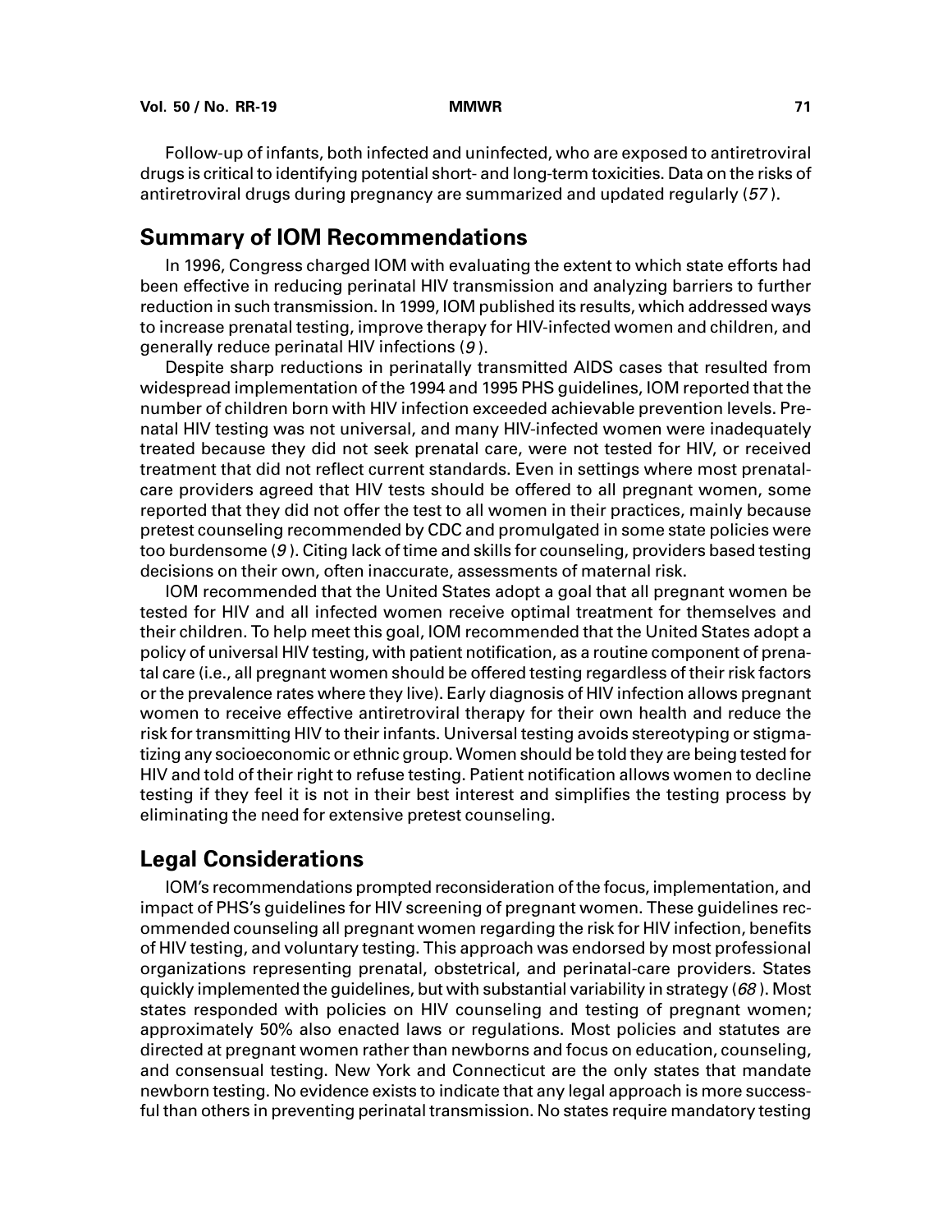Follow-up of infants, both infected and uninfected, who are exposed to antiretroviral drugs is critical to identifying potential short- and long-term toxicities. Data on the risks of antiretroviral drugs during pregnancy are summarized and updated regularly (*57*).

## Summary of IOM Recommendations

In 1996, Congress charged IOM with evaluating the extent to which state efforts had been effective in reducing perinatal HIV transmission and analyzing barriers to further reduction in such transmission. In 1999, IOM published its results, which addressed ways to increase prenatal testing, improve therapy for HIV-infected women and children, and generally reduce perinatal HIV infections (*9*).

Despite sharp reductions in perinatally transmitted AIDS cases that resulted from widespread implementation of the 1994 and 1995 PHS guidelines, IOM reported that the number of children born with HIV infection exceeded achievable prevention levels. Prenatal HIV testing was not universal, and many HIV-infected women were inadequately treated because they did not seek prenatal care, were not tested for HIV, or received treatment that did not reflect current standards. Even in settings where most prenatal-care providers agreed that HIV tests should be offered to all pregnant women, some reported that they did not offer the test to all women in their practices, mainly because pretest counseling recommended by CDC and promulgated in some state policies were too burdensome (*9*). Citing lack of time and skills for counseling, providers based testing decisions on their own, often inaccurate, assessments of maternal risk.

IOM recommended that the United States adopt a goal that all pregnant women be tested for HIV and all infected women receive optimal treatment for themselves and their children. To help meet this goal, IOM recommended that the United States adopt a policy of universal HIV testing, with patient notification, as a routine component of prenatal care (i.e., all pregnant women should be offered testing regardless of their risk factors or the prevalence rates where they live). Early diagnosis of HIV infection allows pregnant women to receive effective antiretroviral therapy for their own health and reduce the risk for transmitting HIV to their infants. Universal testing avoids stereotyping or stigmatizing any socioeconomic or ethnic group. Women should be told they are being tested for HIV and told of their right to refuse testing. Patient notification allows women to decline testing if they feel it is not in their best interest and simplifies the testing process by eliminating the need for extensive pretest counseling.

## Legal Considerations

IOM's recommendations prompted reconsideration of the focus, implementation, and impact of PHS's guidelines for HIV screening of pregnant women. These guidelines recommended counseling all pregnant women regarding the risk for HIV infection, benefits of HIV testing, and voluntary testing. This approach was endorsed by most professional organizations representing prenatal, obstetrical, and perinatal-care providers. States quickly implemented the guidelines, but with substantial variability in strategy (*68*). Most states responded with policies on HIV counseling and testing of pregnant women; approximately 50% also enacted laws or regulations. Most policies and statutes are directed at pregnant women rather than newborns and focus on education, counseling, and consensual testing. New York and Connecticut are the only states that mandate newborn testing. No evidence exists to indicate that any legal approach is more successful than others in preventing perinatal transmission. No states require mandatory testing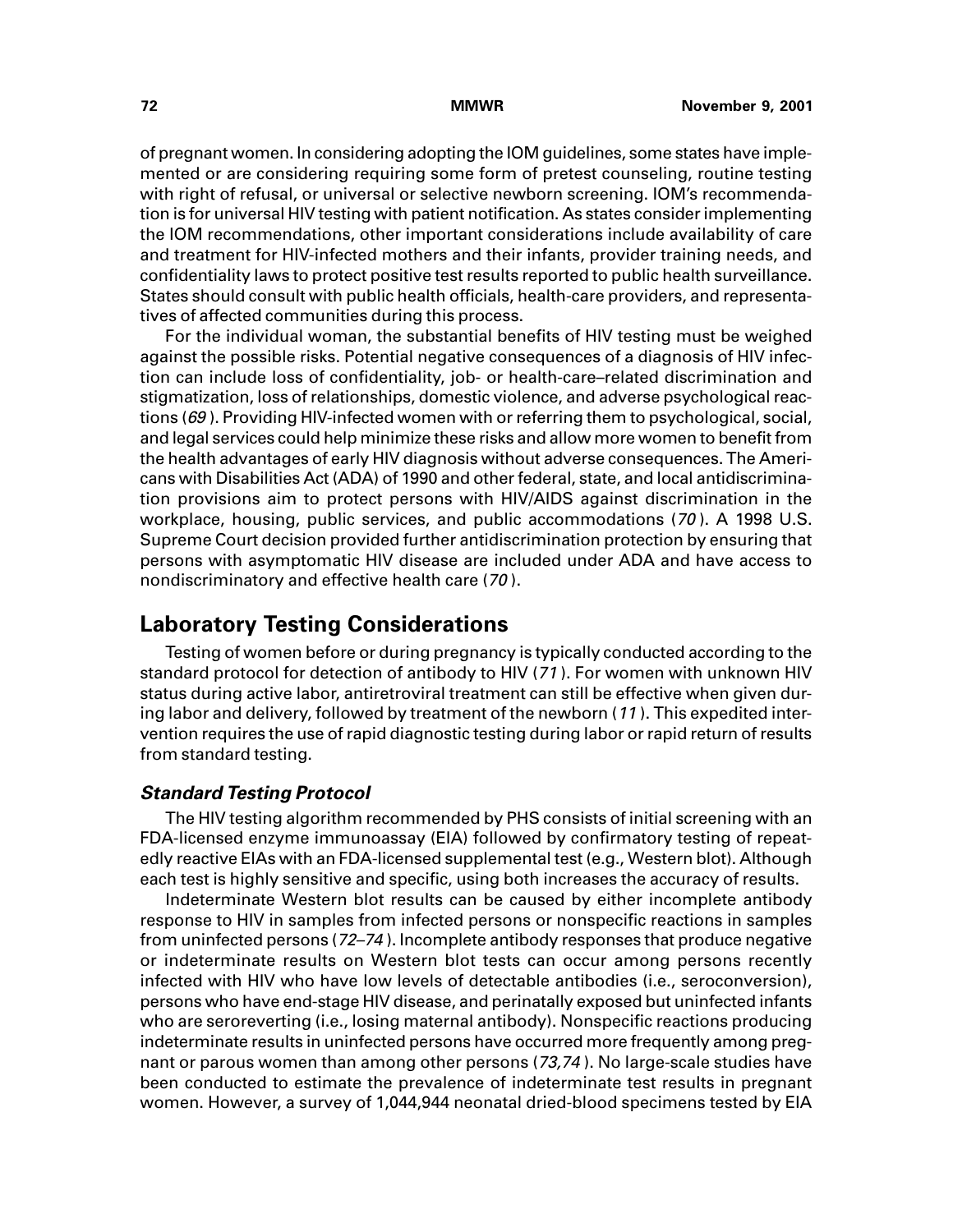of pregnant women. In considering adopting the IOM guidelines, some states have implemented or are considering requiring some form of pretest counseling, routine testing with right of refusal, or universal or selective newborn screening. IOM's recommendation is for universal HIV testing with patient notification. As states consider implementing the IOM recommendations, other important considerations include availability of care and treatment for HIV-infected mothers and their infants, provider training needs, and confidentiality laws to protect positive test results reported to public health surveillance. States should consult with public health officials, health-care providers, and representatives of affected communities during this process.

For the individual woman, the substantial benefits of HIV testing must be weighed against the possible risks. Potential negative consequences of a diagnosis of HIV infection can include loss of confidentiality, job- or health-care–related discrimination and stigmatization, loss of relationships, domestic violence, and adverse psychological reactions (*69*). Providing HIV-infected women with or referring them to psychological, social, and legal services could help minimize these risks and allow more women to benefit from the health advantages of early HIV diagnosis without adverse consequences. The Americans with Disabilities Act (ADA) of 1990 and other federal, state, and local antidiscrimination provisions aim to protect persons with HIV/AIDS against discrimination in the workplace, housing, public services, and public accommodations (*70*). A 1998 U.S. Supreme Court decision provided further antidiscrimination protection by ensuring that persons with asymptomatic HIV disease are included under ADA and have access to nondiscriminatory and effective health care (*70*).

## Laboratory Testing Considerations

Testing of women before or during pregnancy is typically conducted according to the standard protocol for detection of antibody to HIV (*71*). For women with unknown HIV status during active labor, antiretroviral treatment can still be effective when given during labor and delivery, followed by treatment of the newborn (*11*). This expedited intervention requires the use of rapid diagnostic testing during labor or rapid return of results from standard testing.

### *Standard Testing Protocol*

The HIV testing algorithm recommended by PHS consists of initial screening with an FDA-licensed enzyme immunoassay (EIA) followed by confirmatory testing of repeatedly reactive EIAs with an FDA-licensed supplemental test (e.g., Western blot). Although each test is highly sensitive and specific, using both increases the accuracy of results.

Indeterminate Western blot results can be caused by either incomplete antibody response to HIV in samples from infected persons or nonspecific reactions in samples from uninfected persons (*72–74*). Incomplete antibody responses that produce negative or indeterminate results on Western blot tests can occur among persons recently infected with HIV who have low levels of detectable antibodies (i.e., seroconversion), persons who have end-stage HIV disease, and perinatally exposed but uninfected infants who are seroreverting (i.e., losing maternal antibody). Nonspecific reactions producing indeterminate results in uninfected persons have occurred more frequently among pregnant or parous women than among other persons (*73,74*). No large-scale studies have been conducted to estimate the prevalence of indeterminate test results in pregnant women. However, a survey of 1,044,944 neonatal dried-blood specimens tested by EIA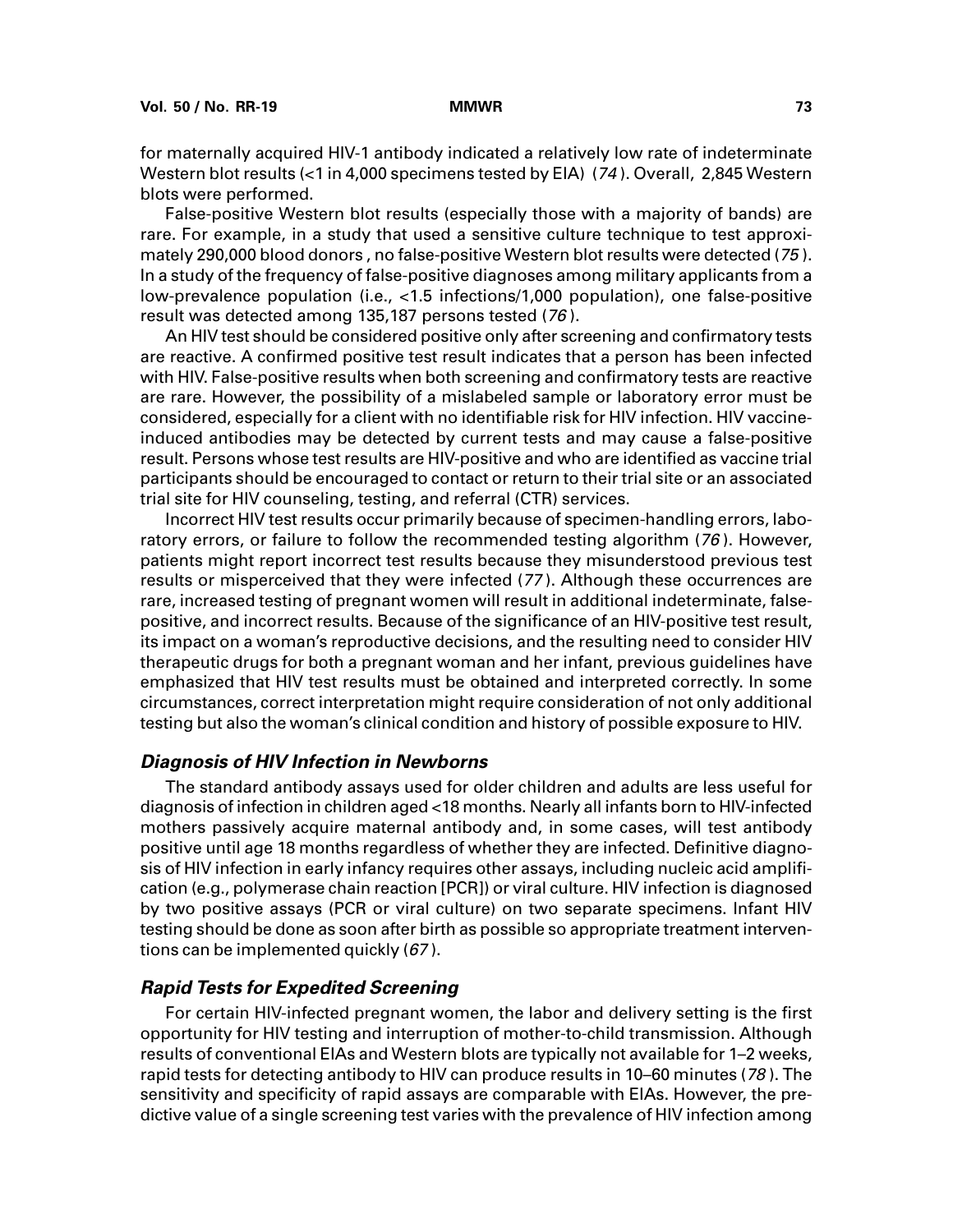for maternally acquired HIV-1 antibody indicated a relatively low rate of indeterminate Western blot results (<1 in 4,000 specimens tested by EIA) (*74*). Overall, 2,845 Western blots were performed.

False-positive Western blot results (especially those with a majority of bands) are rare. For example, in a study that used a sensitive culture technique to test approximately 290,000 blood donors , no false-positive Western blot results were detected (*75*). In a study of the frequency of false-positive diagnoses among military applicants from a low-prevalence population (i.e., <1.5 infections/1,000 population), one false-positive result was detected among 135,187 persons tested (*76*).

An HIV test should be considered positive only after screening and confirmatory tests are reactive. A confirmed positive test result indicates that a person has been infected with HIV. False-positive results when both screening and confirmatory tests are reactive are rare. However, the possibility of a mislabeled sample or laboratory error must be considered, especially for a client with no identifiable risk for HIV infection. HIV vaccine-induced antibodies may be detected by current tests and may cause a false-positive result. Persons whose test results are HIV-positive and who are identified as vaccine trial participants should be encouraged to contact or return to their trial site or an associated trial site for HIV counseling, testing, and referral (CTR) services.

Incorrect HIV test results occur primarily because of specimen-handling errors, laboratory errors, or failure to follow the recommended testing algorithm (*76*). However, patients might report incorrect test results because they misunderstood previous test results or misperceived that they were infected (*77*). Although these occurrences are rare, increased testing of pregnant women will result in additional indeterminate, false-positive, and incorrect results. Because of the significance of an HIV-positive test result, its impact on a woman's reproductive decisions, and the resulting need to consider HIV therapeutic drugs for both a pregnant woman and her infant, previous guidelines have emphasized that HIV test results must be obtained and interpreted correctly. In some circumstances, correct interpretation might require consideration of not only additional testing but also the woman's clinical condition and history of possible exposure to HIV.

### *Diagnosis of HIV Infection in Newborns*

The standard antibody assays used for older children and adults are less useful for diagnosis of infection in children aged <18 months. Nearly all infants born to HIV-infected mothers passively acquire maternal antibody and, in some cases, will test antibody positive until age 18 months regardless of whether they are infected. Definitive diagnosis of HIV infection in early infancy requires other assays, including nucleic acid amplification (e.g., polymerase chain reaction [PCR]) or viral culture. HIV infection is diagnosed by two positive assays (PCR or viral culture) on two separate specimens. Infant HIV testing should be done as soon after birth as possible so appropriate treatment interventions can be implemented quickly (*67*).

### *Rapid Tests for Expedited Screening*

For certain HIV-infected pregnant women, the labor and delivery setting is the first opportunity for HIV testing and interruption of mother-to-child transmission. Although results of conventional EIAs and Western blots are typically not available for 1–2 weeks, rapid tests for detecting antibody to HIV can produce results in 10–60 minutes (*78*). The sensitivity and specificity of rapid assays are comparable with EIAs. However, the predictive value of a single screening test varies with the prevalence of HIV infection among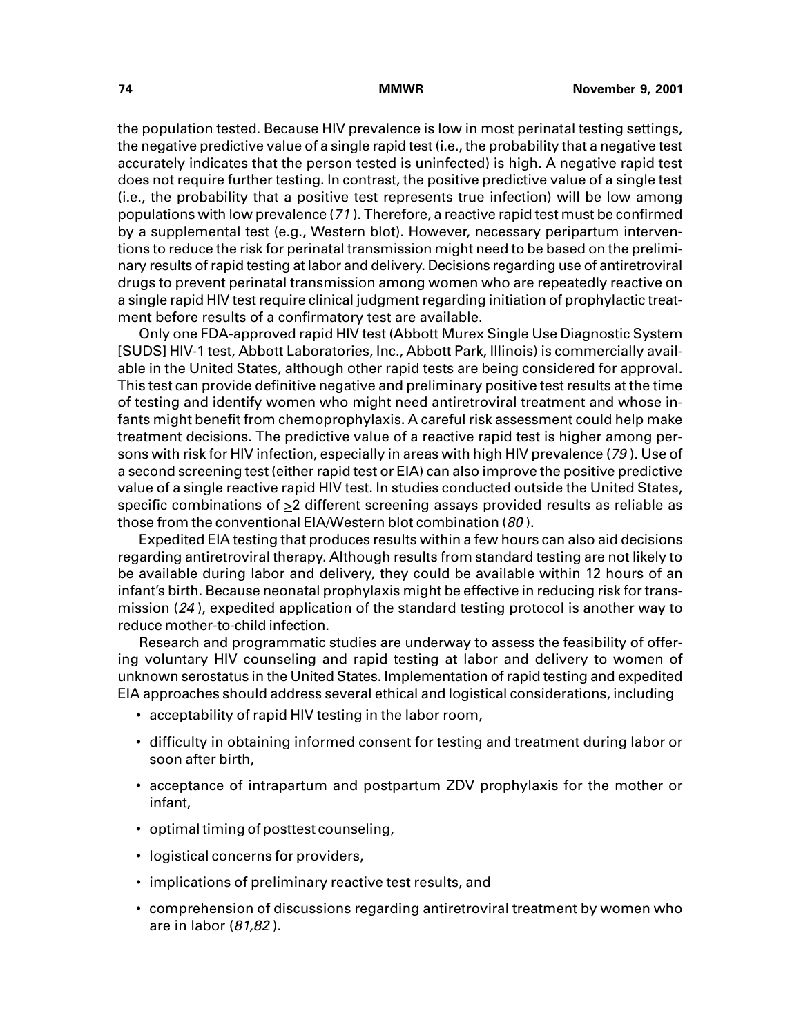the population tested. Because HIV prevalence is low in most perinatal testing settings, the negative predictive value of a single rapid test (i.e., the probability that a negative test accurately indicates that the person tested is uninfected) is high. A negative rapid test does not require further testing. In contrast, the positive predictive value of a single test (i.e., the probability that a positive test represents true infection) will be low among populations with low prevalence (*71*). Therefore, a reactive rapid test must be confirmed by a supplemental test (e.g., Western blot). However, necessary peripartum interventions to reduce the risk for perinatal transmission might need to be based on the preliminary results of rapid testing at labor and delivery. Decisions regarding use of antiretroviral drugs to prevent perinatal transmission among women who are repeatedly reactive on a single rapid HIV test require clinical judgment regarding initiation of prophylactic treatment before results of a confirmatory test are available.

Only one FDA-approved rapid HIV test (Abbott Murex Single Use Diagnostic System [SUDS] HIV-1 test, Abbott Laboratories, Inc., Abbott Park, Illinois) is commercially available in the United States, although other rapid tests are being considered for approval. This test can provide definitive negative and preliminary positive test results at the time of testing and identify women who might need antiretroviral treatment and whose infants might benefit from chemoprophylaxis. A careful risk assessment could help make treatment decisions. The predictive value of a reactive rapid test is higher among persons with risk for HIV infection, especially in areas with high HIV prevalence (*79*). Use of a second screening test (either rapid test or EIA) can also improve the positive predictive value of a single reactive rapid HIV test. In studies conducted outside the United States, specific combinations of $\geq$2 different screening assays provided results as reliable as those from the conventional EIA/Western blot combination (*80*).

Expedited EIA testing that produces results within a few hours can also aid decisions regarding antiretroviral therapy. Although results from standard testing are not likely to be available during labor and delivery, they could be available within 12 hours of an infant's birth. Because neonatal prophylaxis might be effective in reducing risk for transmission (*24*), expedited application of the standard testing protocol is another way to reduce mother-to-child infection.

Research and programmatic studies are underway to assess the feasibility of offering voluntary HIV counseling and rapid testing at labor and delivery to women of unknown serostatus in the United States. Implementation of rapid testing and expedited EIA approaches should address several ethical and logistical considerations, including

- acceptability of rapid HIV testing in the labor room,
- difficulty in obtaining informed consent for testing and treatment during labor or soon after birth,
- acceptance of intrapartum and postpartum ZDV prophylaxis for the mother or infant,
- optimal timing of posttest counseling,
- logistical concerns for providers,
- implications of preliminary reactive test results, and
- comprehension of discussions regarding antiretroviral treatment by women who are in labor (*81,82*).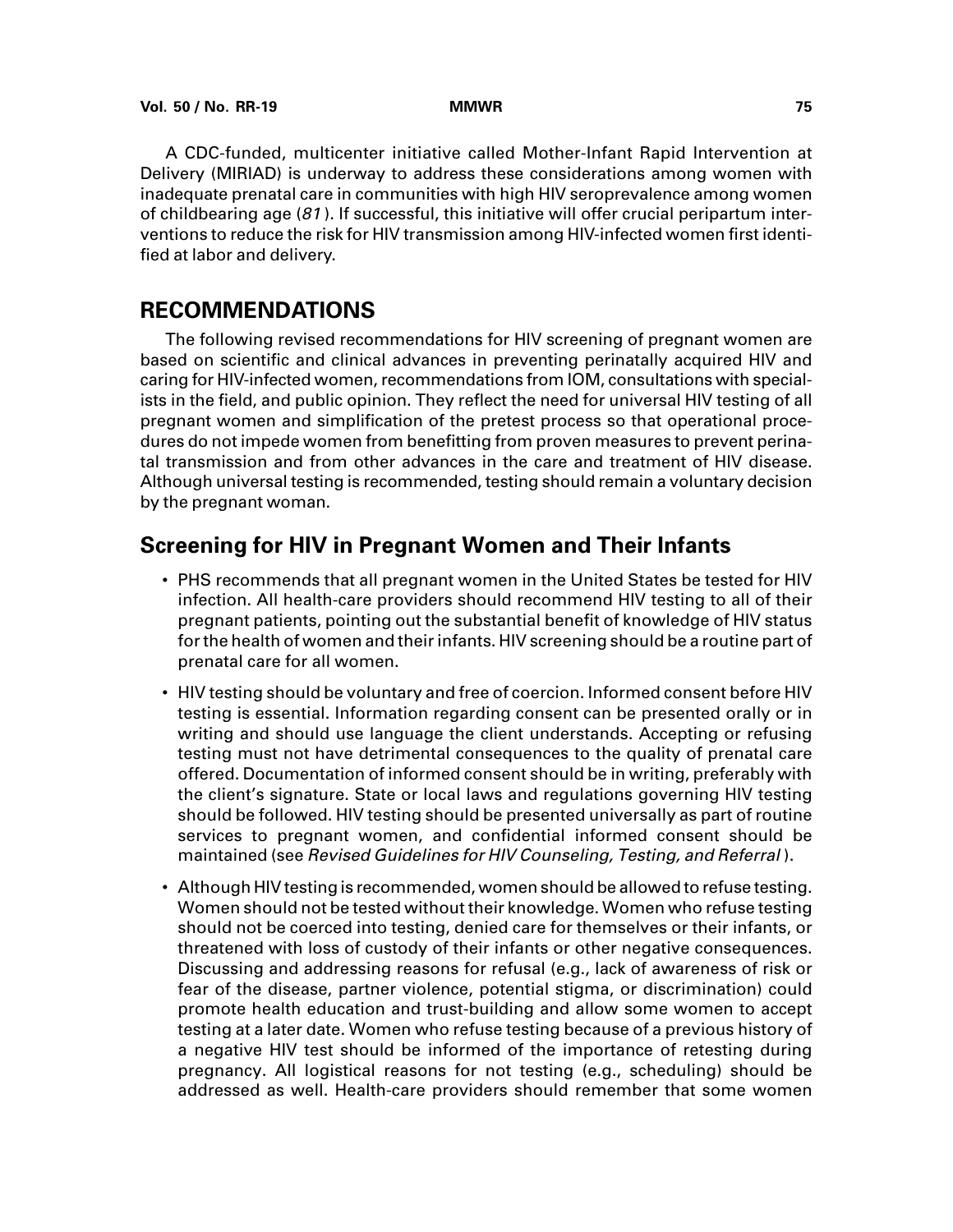A CDC-funded, multicenter initiative called Mother-Infant Rapid Intervention at Delivery (MIRIAD) is underway to address these considerations among women with inadequate prenatal care in communities with high HIV seroprevalence among women of childbearing age (*81*). If successful, this initiative will offer crucial peripartum interventions to reduce the risk for HIV transmission among HIV-infected women first identified at labor and delivery.

# RECOMMENDATIONS

The following revised recommendations for HIV screening of pregnant women are based on scientific and clinical advances in preventing perinatally acquired HIV and caring for HIV-infected women, recommendations from IOM, consultations with specialists in the field, and public opinion. They reflect the need for universal HIV testing of all pregnant women and simplification of the pretest process so that operational procedures do not impede women from benefitting from proven measures to prevent perinatal transmission and from other advances in the care and treatment of HIV disease. Although universal testing is recommended, testing should remain a voluntary decision by the pregnant woman.

## Screening for HIV in Pregnant Women and Their Infants

- PHS recommends that all pregnant women in the United States be tested for HIV infection. All health-care providers should recommend HIV testing to all of their pregnant patients, pointing out the substantial benefit of knowledge of HIV status for the health of women and their infants. HIV screening should be a routine part of prenatal care for all women.
- HIV testing should be voluntary and free of coercion. Informed consent before HIV testing is essential. Information regarding consent can be presented orally or in writing and should use language the client understands. Accepting or refusing testing must not have detrimental consequences to the quality of prenatal care offered. Documentation of informed consent should be in writing, preferably with the client's signature. State or local laws and regulations governing HIV testing should be followed. HIV testing should be presented universally as part of routine services to pregnant women, and confidential informed consent should be maintained (see *Revised Guidelines for HIV Counseling, Testing, and Referral*).
- Although HIV testing is recommended, women should be allowed to refuse testing. Women should not be tested without their knowledge. Women who refuse testing should not be coerced into testing, denied care for themselves or their infants, or threatened with loss of custody of their infants or other negative consequences. Discussing and addressing reasons for refusal (e.g., lack of awareness of risk or fear of the disease, partner violence, potential stigma, or discrimination) could promote health education and trust-building and allow some women to accept testing at a later date. Women who refuse testing because of a previous history of a negative HIV test should be informed of the importance of retesting during pregnancy. All logistical reasons for not testing (e.g., scheduling) should be addressed as well. Health-care providers should remember that some women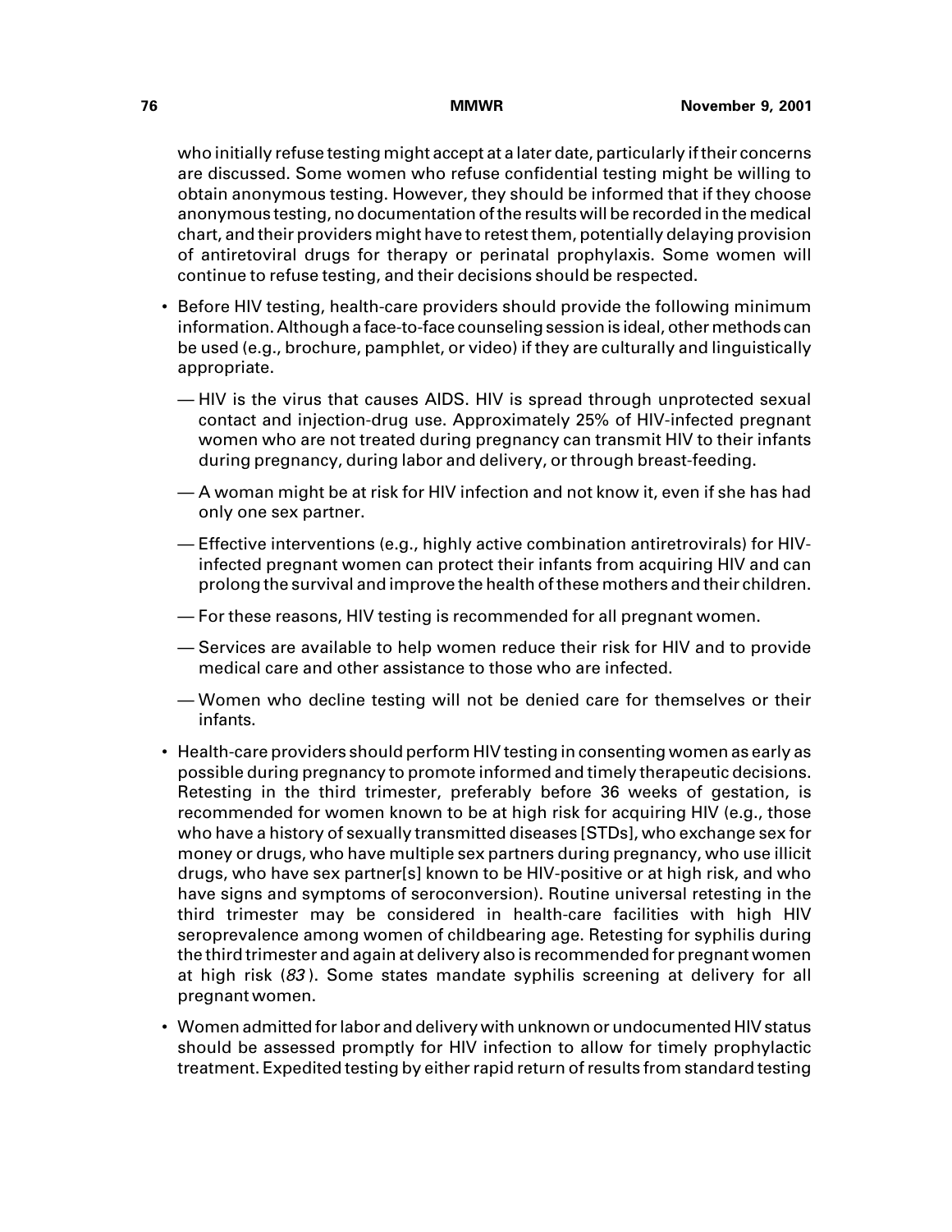who initially refuse testing might accept at a later date, particularly if their concerns are discussed. Some women who refuse confidential testing might be willing to obtain anonymous testing. However, they should be informed that if they choose anonymous testing, no documentation of the results will be recorded in the medical chart, and their providers might have to retest them, potentially delaying provision of antiretoviral drugs for therapy or perinatal prophylaxis. Some women will continue to refuse testing, and their decisions should be respected.

- Before HIV testing, health-care providers should provide the following minimum information. Although a face-to-face counseling session is ideal, other methods can be used (e.g., brochure, pamphlet, or video) if they are culturally and linguistically appropriate.
  - — HIV is the virus that causes AIDS. HIV is spread through unprotected sexual contact and injection-drug use. Approximately 25% of HIV-infected pregnant women who are not treated during pregnancy can transmit HIV to their infants during pregnancy, during labor and delivery, or through breast-feeding.
  - — A woman might be at risk for HIV infection and not know it, even if she has had only one sex partner.
  - — Effective interventions (e.g., highly active combination antiretrovirals) for HIV-infected pregnant women can protect their infants from acquiring HIV and can prolong the survival and improve the health of these mothers and their children.
  - — For these reasons, HIV testing is recommended for all pregnant women.
  - — Services are available to help women reduce their risk for HIV and to provide medical care and other assistance to those who are infected.
  - — Women who decline testing will not be denied care for themselves or their infants.
- Health-care providers should perform HIV testing in consenting women as early as possible during pregnancy to promote informed and timely therapeutic decisions. Retesting in the third trimester, preferably before 36 weeks of gestation, is recommended for women known to be at high risk for acquiring HIV (e.g., those who have a history of sexually transmitted diseases [STDs], who exchange sex for money or drugs, who have multiple sex partners during pregnancy, who use illicit drugs, who have sex partner[s] known to be HIV-positive or at high risk, and who have signs and symptoms of seroconversion). Routine universal retesting in the third trimester may be considered in health-care facilities with high HIV seroprevalence among women of childbearing age. Retesting for syphilis during the third trimester and again at delivery also is recommended for pregnant women at high risk (*83*). Some states mandate syphilis screening at delivery for all pregnant women.
- Women admitted for labor and delivery with unknown or undocumented HIV status should be assessed promptly for HIV infection to allow for timely prophylactic treatment. Expedited testing by either rapid return of results from standard testing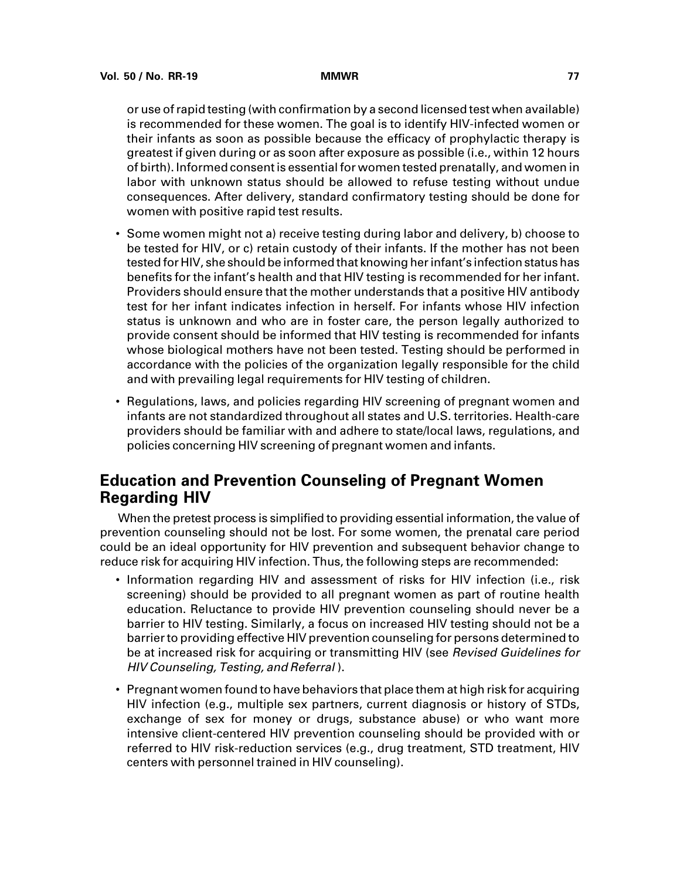or use of rapid testing (with confirmation by a second licensed test when available) is recommended for these women. The goal is to identify HIV-infected women or their infants as soon as possible because the efficacy of prophylactic therapy is greatest if given during or as soon after exposure as possible (i.e., within 12 hours of birth). Informed consent is essential for women tested prenatally, and women in labor with unknown status should be allowed to refuse testing without undue consequences. After delivery, standard confirmatory testing should be done for women with positive rapid test results.

- Some women might not a) receive testing during labor and delivery, b) choose to be tested for HIV, or c) retain custody of their infants. If the mother has not been tested for HIV, she should be informed that knowing her infant's infection status has benefits for the infant's health and that HIV testing is recommended for her infant. Providers should ensure that the mother understands that a positive HIV antibody test for her infant indicates infection in herself. For infants whose HIV infection status is unknown and who are in foster care, the person legally authorized to provide consent should be informed that HIV testing is recommended for infants whose biological mothers have not been tested. Testing should be performed in accordance with the policies of the organization legally responsible for the child and with prevailing legal requirements for HIV testing of children.
- Regulations, laws, and policies regarding HIV screening of pregnant women and infants are not standardized throughout all states and U.S. territories. Health-care providers should be familiar with and adhere to state/local laws, regulations, and policies concerning HIV screening of pregnant women and infants.

## Education and Prevention Counseling of Pregnant Women Regarding HIV

When the pretest process is simplified to providing essential information, the value of prevention counseling should not be lost. For some women, the prenatal care period could be an ideal opportunity for HIV prevention and subsequent behavior change to reduce risk for acquiring HIV infection. Thus, the following steps are recommended:

- Information regarding HIV and assessment of risks for HIV infection (i.e., risk screening) should be provided to all pregnant women as part of routine health education. Reluctance to provide HIV prevention counseling should never be a barrier to HIV testing. Similarly, a focus on increased HIV testing should not be a barrier to providing effective HIV prevention counseling for persons determined to be at increased risk for acquiring or transmitting HIV (see *Revised Guidelines for HIV Counseling, Testing, and Referral*).
- Pregnant women found to have behaviors that place them at high risk for acquiring HIV infection (e.g., multiple sex partners, current diagnosis or history of STDs, exchange of sex for money or drugs, substance abuse) or who want more intensive client-centered HIV prevention counseling should be provided with or referred to HIV risk-reduction services (e.g., drug treatment, STD treatment, HIV centers with personnel trained in HIV counseling).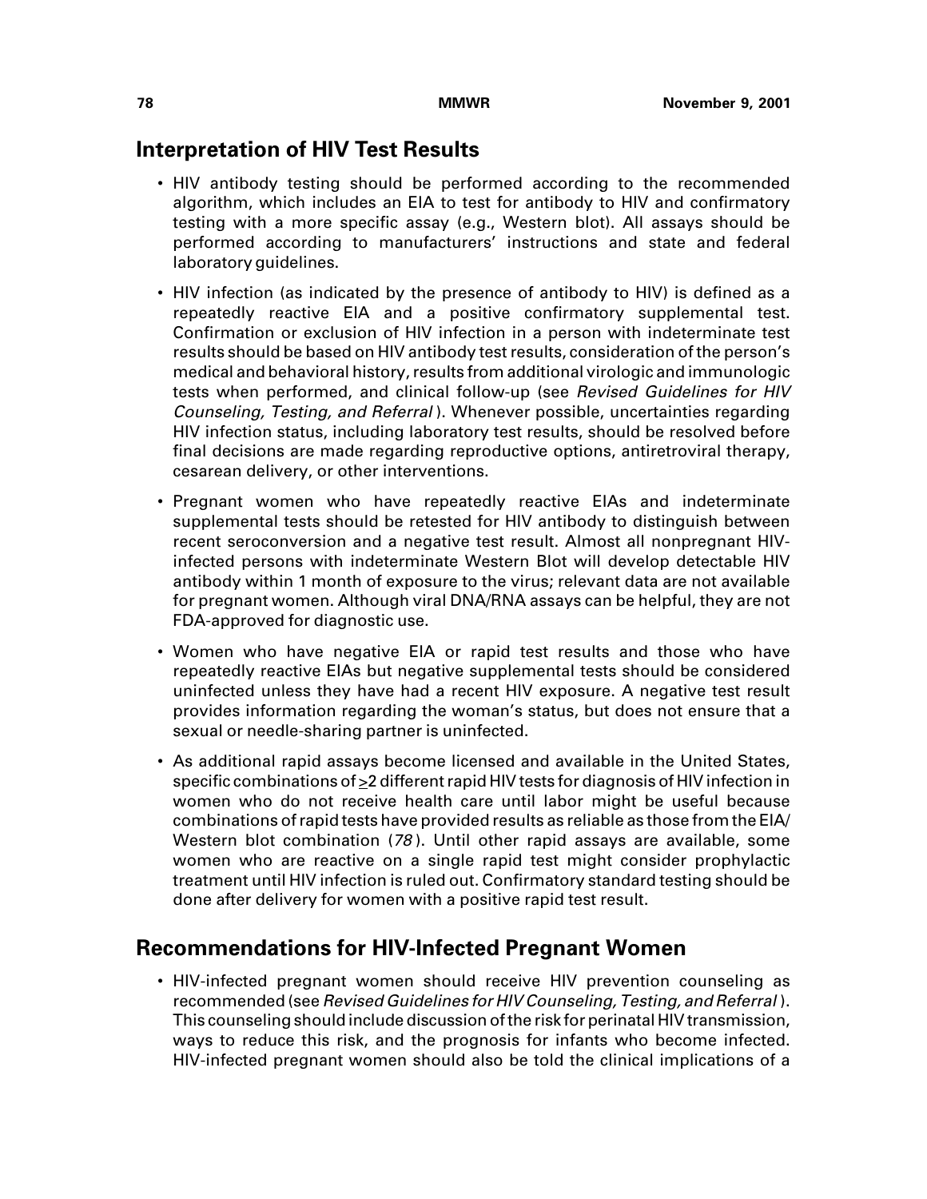## Interpretation of HIV Test Results

- HIV antibody testing should be performed according to the recommended algorithm, which includes an EIA to test for antibody to HIV and confirmatory testing with a more specific assay (e.g., Western blot). All assays should be performed according to manufacturers' instructions and state and federal laboratory guidelines.
- HIV infection (as indicated by the presence of antibody to HIV) is defined as a repeatedly reactive EIA and a positive confirmatory supplemental test. Confirmation or exclusion of HIV infection in a person with indeterminate test results should be based on HIV antibody test results, consideration of the person's medical and behavioral history, results from additional virologic and immunologic tests when performed, and clinical follow-up (see *Revised Guidelines for HIV Counseling, Testing, and Referral*). Whenever possible, uncertainties regarding HIV infection status, including laboratory test results, should be resolved before final decisions are made regarding reproductive options, antiretroviral therapy, cesarean delivery, or other interventions.
- Pregnant women who have repeatedly reactive EIAs and indeterminate supplemental tests should be retested for HIV antibody to distinguish between recent seroconversion and a negative test result. Almost all nonpregnant HIV-infected persons with indeterminate Western Blot will develop detectable HIV antibody within 1 month of exposure to the virus; relevant data are not available for pregnant women. Although viral DNA/RNA assays can be helpful, they are not FDA-approved for diagnostic use.
- Women who have negative EIA or rapid test results and those who have repeatedly reactive EIAs but negative supplemental tests should be considered uninfected unless they have had a recent HIV exposure. A negative test result provides information regarding the woman's status, but does not ensure that a sexual or needle-sharing partner is uninfected.
- As additional rapid assays become licensed and available in the United States, specific combinations of $\geq$2 different rapid HIV tests for diagnosis of HIV infection in women who do not receive health care until labor might be useful because combinations of rapid tests have provided results as reliable as those from the EIA/ Western blot combination (*78*). Until other rapid assays are available, some women who are reactive on a single rapid test might consider prophylactic treatment until HIV infection is ruled out. Confirmatory standard testing should be done after delivery for women with a positive rapid test result.

## Recommendations for HIV-Infected Pregnant Women

- HIV-infected pregnant women should receive HIV prevention counseling as recommended (see *Revised Guidelines for HIV Counseling, Testing, and Referral*). This counseling should include discussion of the risk for perinatal HIV transmission, ways to reduce this risk, and the prognosis for infants who become infected. HIV-infected pregnant women should also be told the clinical implications of a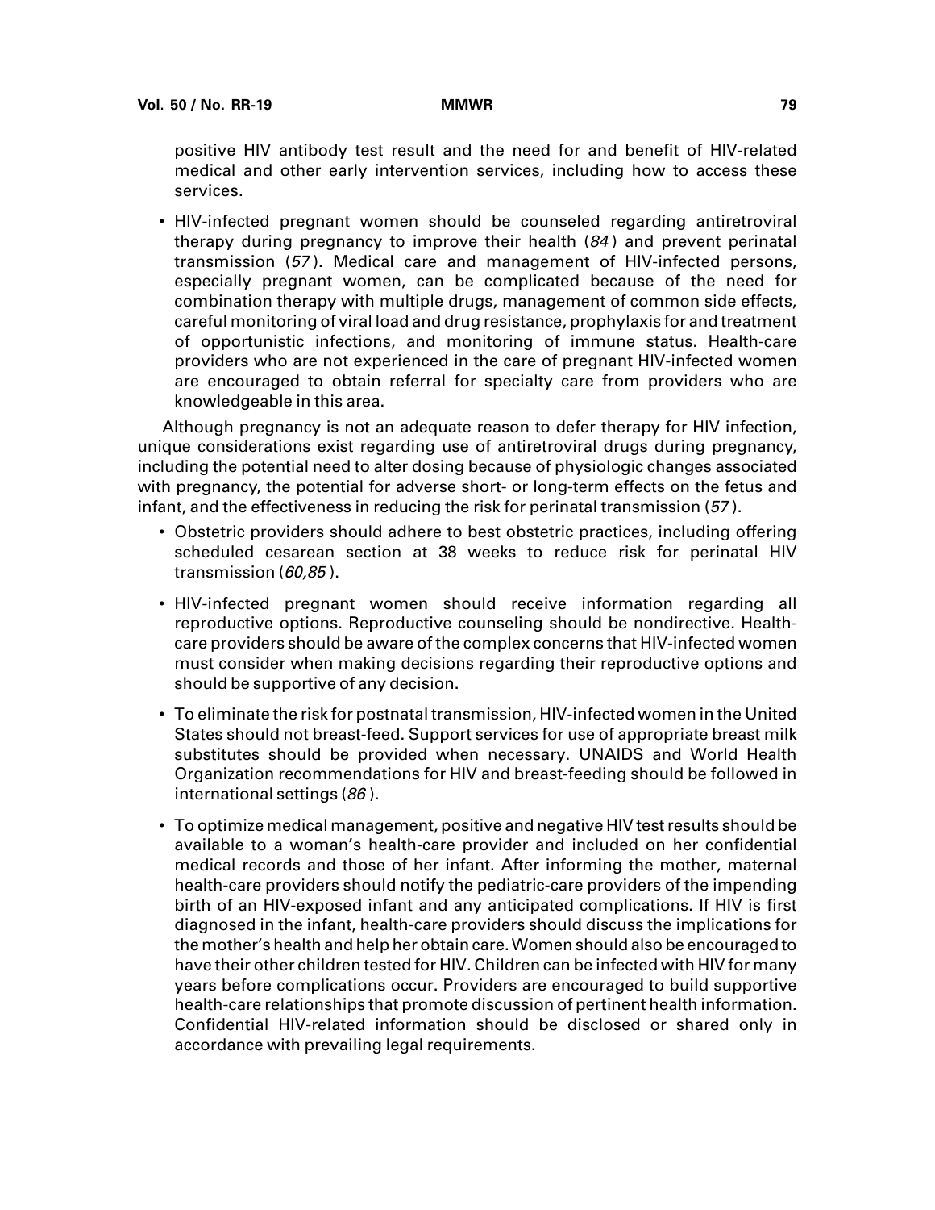positive HIV antibody test result and the need for and benefit of HIV-related medical and other early intervention services, including how to access these services.

- HIV-infected pregnant women should be counseled regarding antiretroviral therapy during pregnancy to improve their health (*84*) and prevent perinatal transmission (*57*). Medical care and management of HIV-infected persons, especially pregnant women, can be complicated because of the need for combination therapy with multiple drugs, management of common side effects, careful monitoring of viral load and drug resistance, prophylaxis for and treatment of opportunistic infections, and monitoring of immune status. Health-care providers who are not experienced in the care of pregnant HIV-infected women are encouraged to obtain referral for specialty care from providers who are knowledgeable in this area.

Although pregnancy is not an adequate reason to defer therapy for HIV infection, unique considerations exist regarding use of antiretroviral drugs during pregnancy, including the potential need to alter dosing because of physiologic changes associated with pregnancy, the potential for adverse short- or long-term effects on the fetus and infant, and the effectiveness in reducing the risk for perinatal transmission (*57*).

- Obstetric providers should adhere to best obstetric practices, including offering scheduled cesarean section at 38 weeks to reduce risk for perinatal HIV transmission (*60,85*).
- HIV-infected pregnant women should receive information regarding all reproductive options. Reproductive counseling should be nondirective. Health-care providers should be aware of the complex concerns that HIV-infected women must consider when making decisions regarding their reproductive options and should be supportive of any decision.
- To eliminate the risk for postnatal transmission, HIV-infected women in the United States should not breast-feed. Support services for use of appropriate breast milk substitutes should be provided when necessary. UNAIDS and World Health Organization recommendations for HIV and breast-feeding should be followed in international settings (*86*).
- To optimize medical management, positive and negative HIV test results should be available to a woman's health-care provider and included on her confidential medical records and those of her infant. After informing the mother, maternal health-care providers should notify the pediatric-care providers of the impending birth of an HIV-exposed infant and any anticipated complications. If HIV is first diagnosed in the infant, health-care providers should discuss the implications for the mother's health and help her obtain care. Women should also be encouraged to have their other children tested for HIV. Children can be infected with HIV for many years before complications occur. Providers are encouraged to build supportive health-care relationships that promote discussion of pertinent health information. Confidential HIV-related information should be disclosed or shared only in accordance with prevailing legal requirements.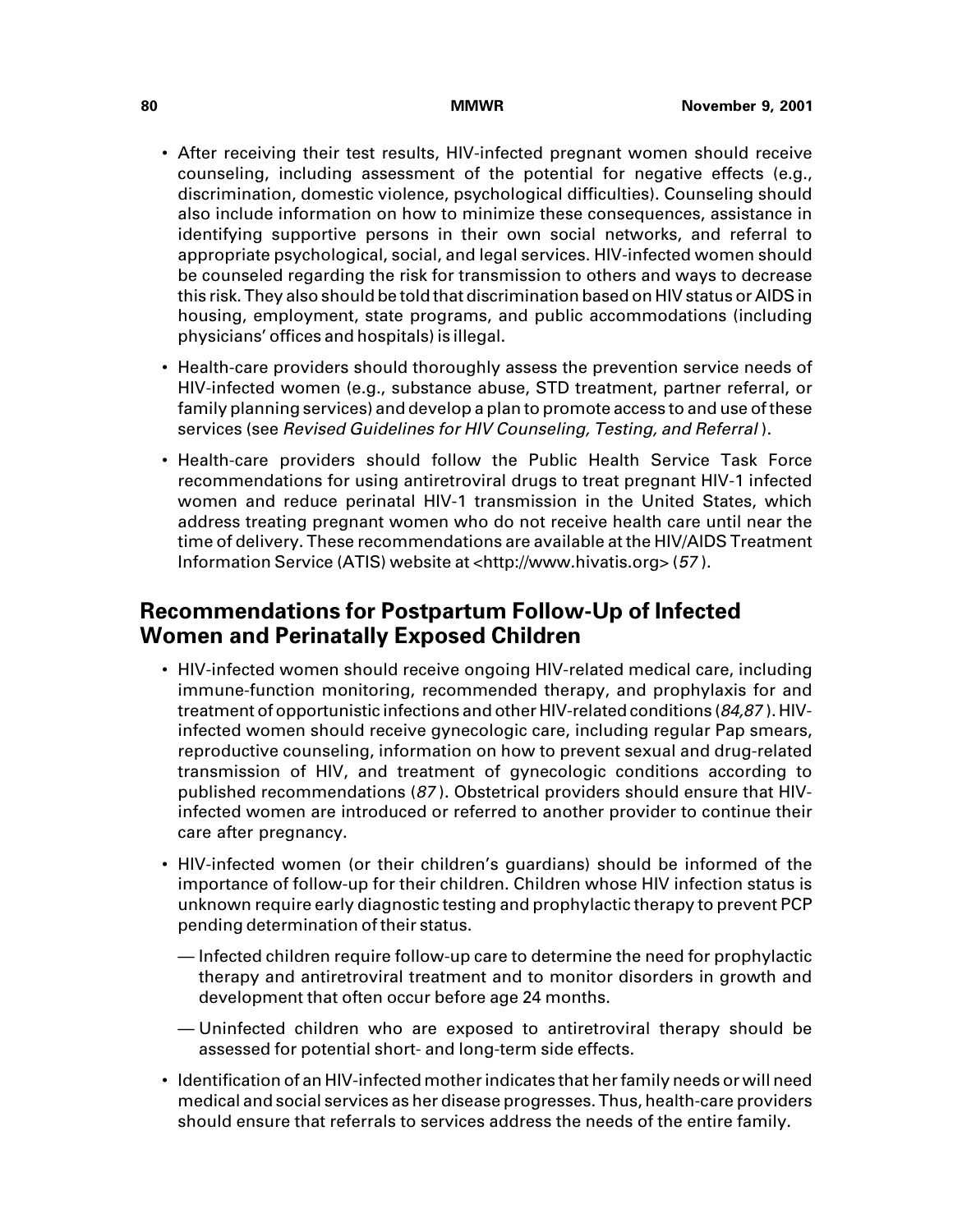- After receiving their test results, HIV-infected pregnant women should receive counseling, including assessment of the potential for negative effects (e.g., discrimination, domestic violence, psychological difficulties). Counseling should also include information on how to minimize these consequences, assistance in identifying supportive persons in their own social networks, and referral to appropriate psychological, social, and legal services. HIV-infected women should be counseled regarding the risk for transmission to others and ways to decrease this risk. They also should be told that discrimination based on HIV status or AIDS in housing, employment, state programs, and public accommodations (including physicians' offices and hospitals) is illegal.
- Health-care providers should thoroughly assess the prevention service needs of HIV-infected women (e.g., substance abuse, STD treatment, partner referral, or family planning services) and develop a plan to promote access to and use of these services (see *Revised Guidelines for HIV Counseling, Testing, and Referral*).
- Health-care providers should follow the Public Health Service Task Force recommendations for using antiretroviral drugs to treat pregnant HIV-1 infected women and reduce perinatal HIV-1 transmission in the United States, which address treating pregnant women who do not receive health care until near the time of delivery. These recommendations are available at the HIV/AIDS Treatment Information Service (ATIS) website at <http://www.hivatis.org> (*57*).

## Recommendations for Postpartum Follow-Up of Infected Women and Perinatally Exposed Children

- HIV-infected women should receive ongoing HIV-related medical care, including immune-function monitoring, recommended therapy, and prophylaxis for and treatment of opportunistic infections and other HIV-related conditions (*84,87*). HIV-infected women should receive gynecologic care, including regular Pap smears, reproductive counseling, information on how to prevent sexual and drug-related transmission of HIV, and treatment of gynecologic conditions according to published recommendations (*87*). Obstetrical providers should ensure that HIV-infected women are introduced or referred to another provider to continue their care after pregnancy.
- HIV-infected women (or their children's guardians) should be informed of the importance of follow-up for their children. Children whose HIV infection status is unknown require early diagnostic testing and prophylactic therapy to prevent PCP pending determination of their status.
  - — Infected children require follow-up care to determine the need for prophylactic therapy and antiretroviral treatment and to monitor disorders in growth and development that often occur before age 24 months.
  - — Uninfected children who are exposed to antiretroviral therapy should be assessed for potential short- and long-term side effects.
- Identification of an HIV-infected mother indicates that her family needs or will need medical and social services as her disease progresses. Thus, health-care providers should ensure that referrals to services address the needs of the entire family.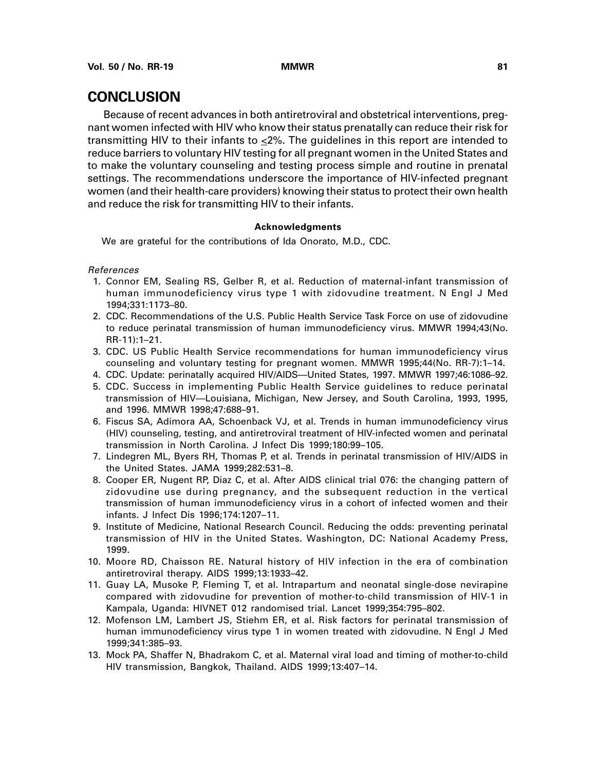# CONCLUSION

Because of recent advances in both antiretroviral and obstetrical interventions, pregnant women infected with HIV who know their status prenatally can reduce their risk for transmitting HIV to their infants to $\leq$2%. The guidelines in this report are intended to reduce barriers to voluntary HIV testing for all pregnant women in the United States and to make the voluntary counseling and testing process simple and routine in prenatal settings. The recommendations underscore the importance of HIV-infected pregnant women (and their health-care providers) knowing their status to protect their own health and reduce the risk for transmitting HIV to their infants.

**Acknowledgments**

We are grateful for the contributions of Ida Onorato, M.D., CDC.

*References*

1. Connor EM, Sealing RS, Gelber R, et al. Reduction of maternal-infant transmission of human immunodeficiency virus type 1 with zidovudine treatment. N Engl J Med 1994;331:1173–80.
2. CDC. Recommendations of the U.S. Public Health Service Task Force on use of zidovudine to reduce perinatal transmission of human immunodeficiency virus. MMWR 1994;43(No. RR-11):1–21.
3. CDC. US Public Health Service recommendations for human immunodeficiency virus counseling and voluntary testing for pregnant women. MMWR 1995;44(No. RR-7):1–14.
4. CDC. Update: perinatally acquired HIV/AIDS—United States, 1997. MMWR 1997;46:1086–92.
5. CDC. Success in implementing Public Health Service guidelines to reduce perinatal transmission of HIV—Louisiana, Michigan, New Jersey, and South Carolina, 1993, 1995, and 1996. MMWR 1998;47:688–91.
6. Fiscus SA, Adimora AA, Schoenback VJ, et al. Trends in human immunodeficiency virus (HIV) counseling, testing, and antiretroviral treatment of HIV-infected women and perinatal transmission in North Carolina. J Infect Dis 1999;180:99–105.
7. Lindegren ML, Byers RH, Thomas P, et al. Trends in perinatal transmission of HIV/AIDS in the United States. JAMA 1999;282:531–8.
8. Cooper ER, Nugent RP, Diaz C, et al. After AIDS clinical trial 076: the changing pattern of zidovudine use during pregnancy, and the subsequent reduction in the vertical transmission of human immunodeficiency virus in a cohort of infected women and their infants. J Infect Dis 1996;174:1207–11.
9. Institute of Medicine, National Research Council. Reducing the odds: preventing perinatal transmission of HIV in the United States. Washington, DC: National Academy Press, 1999.
10. Moore RD, Chaisson RE. Natural history of HIV infection in the era of combination antiretroviral therapy. AIDS 1999;13:1933–42.
11. Guay LA, Musoke P, Fleming T, et al. Intrapartum and neonatal single-dose nevirapine compared with zidovudine for prevention of mother-to-child transmission of HIV-1 in Kampala, Uganda: HIVNET 012 randomised trial. Lancet 1999;354:795–802.
12. Mofenson LM, Lambert JS, Stiehm ER, et al. Risk factors for perinatal transmission of human immunodeficiency virus type 1 in women treated with zidovudine. N Engl J Med 1999;341:385–93.
13. Mock PA, Shaffer N, Bhadrakom C, et al. Maternal viral load and timing of mother-to-child HIV transmission, Bangkok, Thailand. AIDS 1999;13:407–14.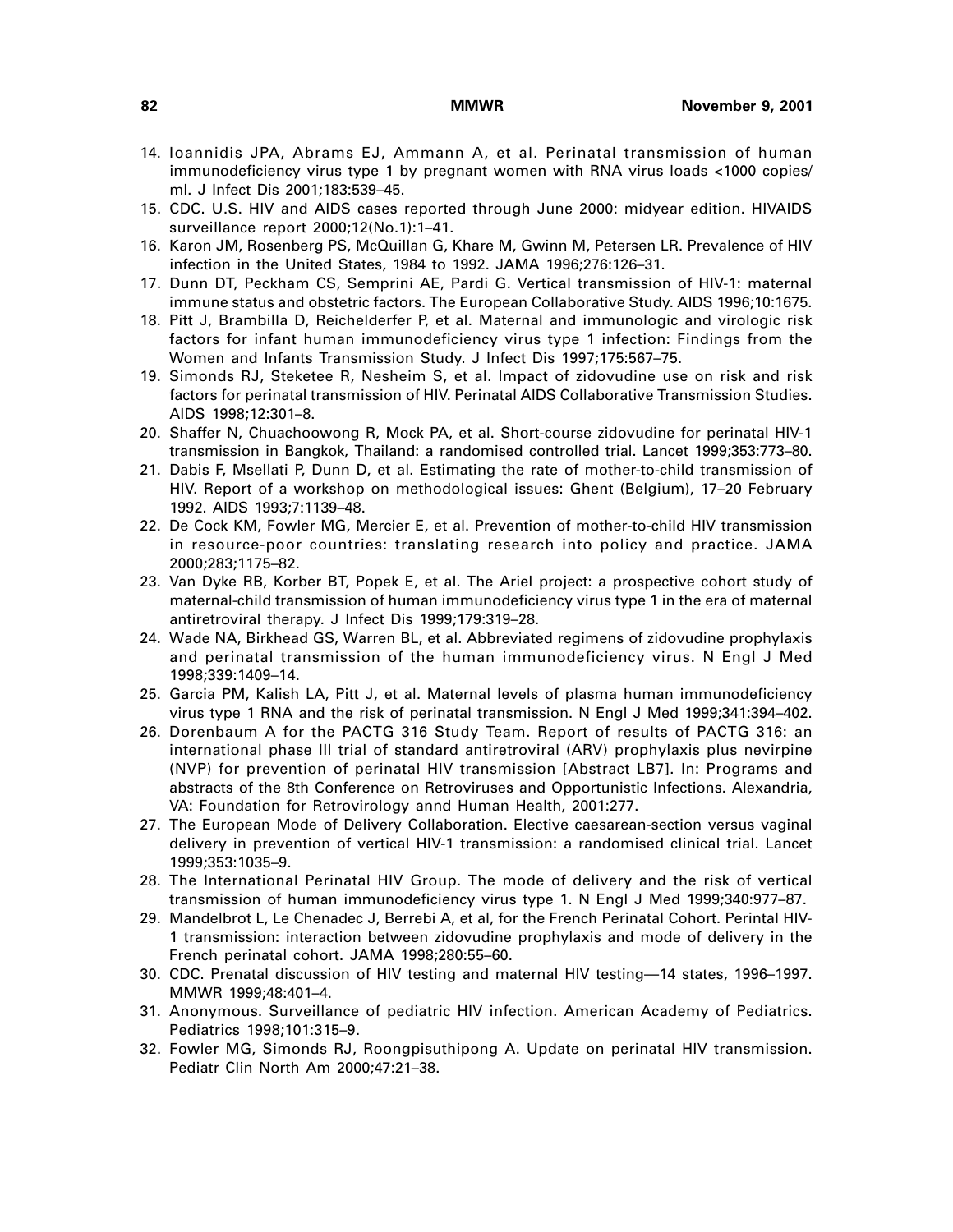14. Ioannidis JPA, Abrams EJ, Ammann A, et al. Perinatal transmission of human immunodeficiency virus type 1 by pregnant women with RNA virus loads <1000 copies/ml. J Infect Dis 2001;183:539–45.
15. CDC. U.S. HIV and AIDS cases reported through June 2000: midyear edition. HIVAIDS surveillance report 2000;12(No.1):1–41.
16. Karon JM, Rosenberg PS, McQuillan G, Khare M, Gwinn M, Petersen LR. Prevalence of HIV infection in the United States, 1984 to 1992. JAMA 1996;276:126–31.
17. Dunn DT, Peckham CS, Semprini AE, Pardi G. Vertical transmission of HIV-1: maternal immune status and obstetric factors. The European Collaborative Study. AIDS 1996;10:1675.
18. Pitt J, Brambilla D, Reichelderfer P, et al. Maternal and immunologic and virologic risk factors for infant human immunodeficiency virus type 1 infection: Findings from the Women and Infants Transmission Study. J Infect Dis 1997;175:567–75.
19. Simonds RJ, Steketee R, Nesheim S, et al. Impact of zidovudine use on risk and risk factors for perinatal transmission of HIV. Perinatal AIDS Collaborative Transmission Studies. AIDS 1998;12:301–8.
20. Shaffer N, Chuachoowong R, Mock PA, et al. Short-course zidovudine for perinatal HIV-1 transmission in Bangkok, Thailand: a randomised controlled trial. Lancet 1999;353:773–80.
21. Dabis F, Msellati P, Dunn D, et al. Estimating the rate of mother-to-child transmission of HIV. Report of a workshop on methodological issues: Ghent (Belgium), 17–20 February 1992. AIDS 1993;7:1139–48.
22. De Cock KM, Fowler MG, Mercier E, et al. Prevention of mother-to-child HIV transmission in resource-poor countries: translating research into policy and practice. JAMA 2000;283;1175–82.
23. Van Dyke RB, Korber BT, Popek E, et al. The Ariel project: a prospective cohort study of maternal-child transmission of human immunodeficiency virus type 1 in the era of maternal antiretroviral therapy. J Infect Dis 1999;179:319–28.
24. Wade NA, Birkhead GS, Warren BL, et al. Abbreviated regimens of zidovudine prophylaxis and perinatal transmission of the human immunodeficiency virus. N Engl J Med 1998;339:1409–14.
25. Garcia PM, Kalish LA, Pitt J, et al. Maternal levels of plasma human immunodeficiency virus type 1 RNA and the risk of perinatal transmission. N Engl J Med 1999;341:394–402.
26. Dorenbaum A for the PACTG 316 Study Team. Report of results of PACTG 316: an international phase III trial of standard antiretroviral (ARV) prophylaxis plus nevirpine (NVP) for prevention of perinatal HIV transmission [Abstract LB7]. In: Programs and abstracts of the 8th Conference on Retroviruses and Opportunistic Infections. Alexandria, VA: Foundation for Retrovirology annd Human Health, 2001:277.
27. The European Mode of Delivery Collaboration. Elective caesarean-section versus vaginal delivery in prevention of vertical HIV-1 transmission: a randomised clinical trial. Lancet 1999;353:1035–9.
28. The International Perinatal HIV Group. The mode of delivery and the risk of vertical transmission of human immunodeficiency virus type 1. N Engl J Med 1999;340:977–87.
29. Mandelbrot L, Le Chenadec J, Berrebi A, et al, for the French Perinatal Cohort. Perintal HIV-1 transmission: interaction between zidovudine prophylaxis and mode of delivery in the French perinatal cohort. JAMA 1998;280:55–60.
30. CDC. Prenatal discussion of HIV testing and maternal HIV testing—14 states, 1996–1997. MMWR 1999;48:401–4.
31. Anonymous. Surveillance of pediatric HIV infection. American Academy of Pediatrics. Pediatrics 1998;101:315–9.
32. Fowler MG, Simonds RJ, Roongpisuthipong A. Update on perinatal HIV transmission. Pediatr Clin North Am 2000;47:21–38.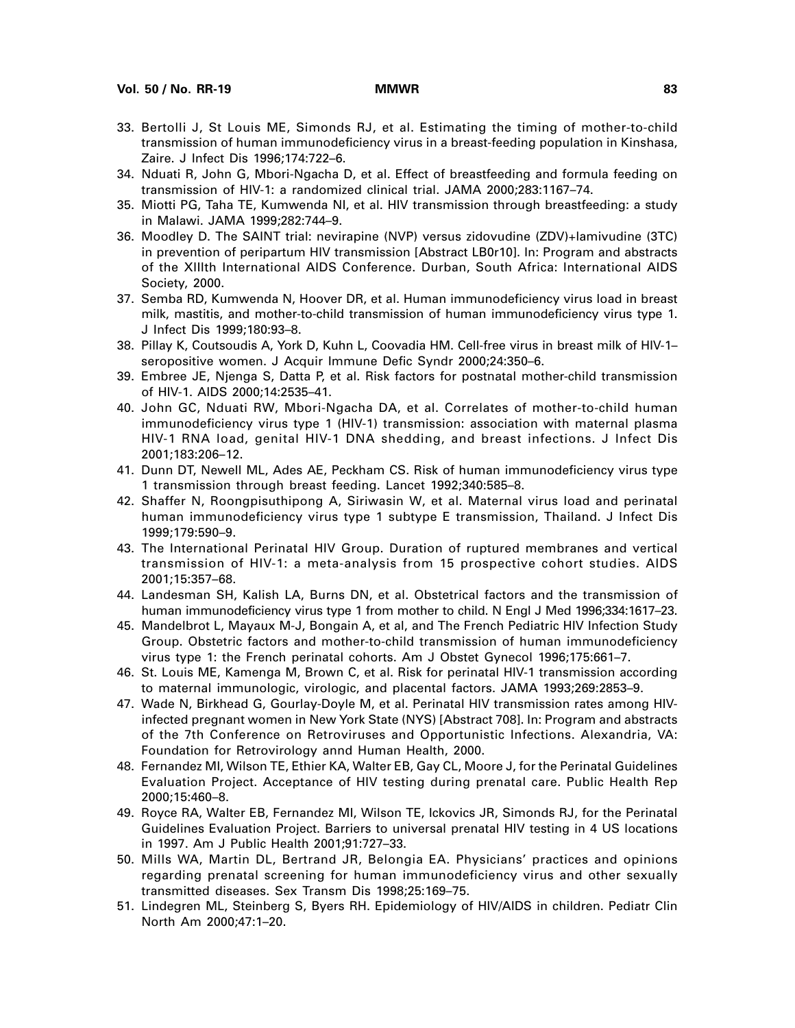33. Bertolli J, St Louis ME, Simonds RJ, et al. Estimating the timing of mother-to-child transmission of human immunodeficiency virus in a breast-feeding population in Kinshasa, Zaire. J Infect Dis 1996;174:722–6.
34. Nduati R, John G, Mbori-Ngacha D, et al. Effect of breastfeeding and formula feeding on transmission of HIV-1: a randomized clinical trial. JAMA 2000;283:1167–74.
35. Miotti PG, Taha TE, Kumwenda NI, et al. HIV transmission through breastfeeding: a study in Malawi. JAMA 1999;282:744–9.
36. Moodley D. The SAINT trial: nevirapine (NVP) versus zidovudine (ZDV)+lamivudine (3TC) in prevention of peripartum HIV transmission [Abstract LB0r10]. In: Program and abstracts of the XIIIth International AIDS Conference. Durban, South Africa: International AIDS Society, 2000.
37. Semba RD, Kumwenda N, Hoover DR, et al. Human immunodeficiency virus load in breast milk, mastitis, and mother-to-child transmission of human immunodeficiency virus type 1. J Infect Dis 1999;180:93–8.
38. Pillay K, Coutsoudis A, York D, Kuhn L, Coovadia HM. Cell-free virus in breast milk of HIV-1–seropositive women. J Acquir Immune Defic Syndr 2000;24:350–6.
39. Embree JE, Njenga S, Datta P, et al. Risk factors for postnatal mother-child transmission of HIV-1. AIDS 2000;14:2535–41.
40. John GC, Nduati RW, Mbori-Ngacha DA, et al. Correlates of mother-to-child human immunodeficiency virus type 1 (HIV-1) transmission: association with maternal plasma HIV-1 RNA load, genital HIV-1 DNA shedding, and breast infections. J Infect Dis 2001;183:206–12.
41. Dunn DT, Newell ML, Ades AE, Peckham CS. Risk of human immunodeficiency virus type 1 transmission through breast feeding. Lancet 1992;340:585–8.
42. Shaffer N, Roongpisuthipong A, Siriwasin W, et al. Maternal virus load and perinatal human immunodeficiency virus type 1 subtype E transmission, Thailand. J Infect Dis 1999;179:590–9.
43. The International Perinatal HIV Group. Duration of ruptured membranes and vertical transmission of HIV-1: a meta-analysis from 15 prospective cohort studies. AIDS 2001;15:357–68.
44. Landesman SH, Kalish LA, Burns DN, et al. Obstetrical factors and the transmission of human immunodeficiency virus type 1 from mother to child. N Engl J Med 1996;334:1617–23.
45. Mandelbrot L, Mayaux M-J, Bongain A, et al, and The French Pediatric HIV Infection Study Group. Obstetric factors and mother-to-child transmission of human immunodeficiency virus type 1: the French perinatal cohorts. Am J Obstet Gynecol 1996;175:661–7.
46. St. Louis ME, Kamenga M, Brown C, et al. Risk for perinatal HIV-1 transmission according to maternal immunologic, virologic, and placental factors. JAMA 1993;269:2853–9.
47. Wade N, Birkhead G, Gourlay-Doyle M, et al. Perinatal HIV transmission rates among HIV-infected pregnant women in New York State (NYS) [Abstract 708]. In: Program and abstracts of the 7th Conference on Retroviruses and Opportunistic Infections. Alexandria, VA: Foundation for Retrovirology annd Human Health, 2000.
48. Fernandez MI, Wilson TE, Ethier KA, Walter EB, Gay CL, Moore J, for the Perinatal Guidelines Evaluation Project. Acceptance of HIV testing during prenatal care. Public Health Rep 2000;15:460–8.
49. Royce RA, Walter EB, Fernandez MI, Wilson TE, Ickovics JR, Simonds RJ, for the Perinatal Guidelines Evaluation Project. Barriers to universal prenatal HIV testing in 4 US locations in 1997. Am J Public Health 2001;91:727–33.
50. Mills WA, Martin DL, Bertrand JR, Belongia EA. Physicians' practices and opinions regarding prenatal screening for human immunodeficiency virus and other sexually transmitted diseases. Sex Transm Dis 1998;25:169–75.
51. Lindegren ML, Steinberg S, Byers RH. Epidemiology of HIV/AIDS in children. Pediatr Clin North Am 2000;47:1–20.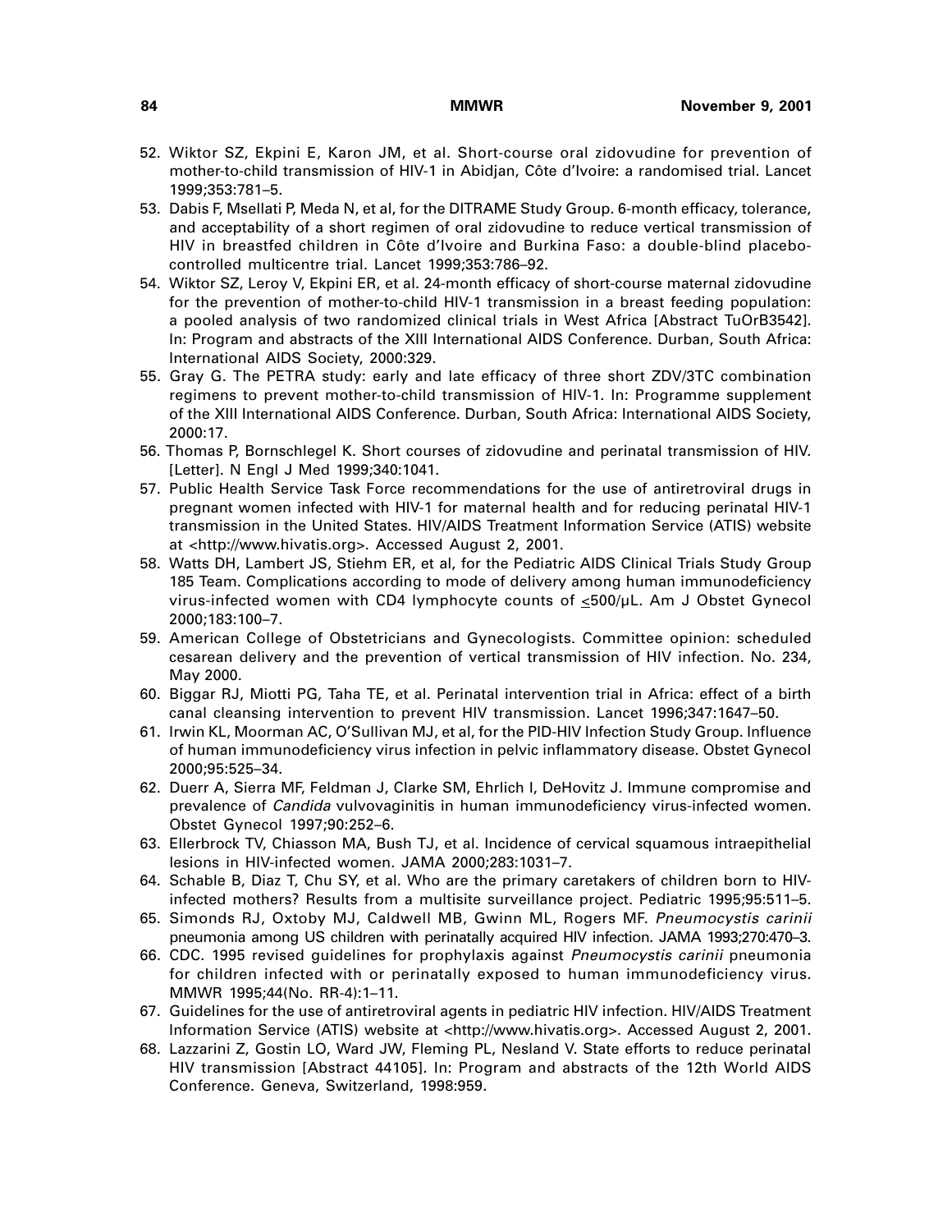52. Wiktor SZ, Ekpini E, Karon JM, et al. Short-course oral zidovudine for prevention of mother-to-child transmission of HIV-1 in Abidjan, Côte d'Ivoire: a randomised trial. Lancet 1999;353:781–5.
53. Dabis F, Msellati P, Meda N, et al, for the DITRAME Study Group. 6-month efficacy, tolerance, and acceptability of a short regimen of oral zidovudine to reduce vertical transmission of HIV in breastfed children in Côte d'Ivoire and Burkina Faso: a double-blind placebo-controlled multicentre trial. Lancet 1999;353:786–92.
54. Wiktor SZ, Leroy V, Ekpini ER, et al. 24-month efficacy of short-course maternal zidovudine for the prevention of mother-to-child HIV-1 transmission in a breast feeding population: a pooled analysis of two randomized clinical trials in West Africa [Abstract TuOrB3542]. In: Program and abstracts of the XIII International AIDS Conference. Durban, South Africa: International AIDS Society, 2000:329.
55. Gray G. The PETRA study: early and late efficacy of three short ZDV/3TC combination regimens to prevent mother-to-child transmission of HIV-1. In: Programme supplement of the XIII International AIDS Conference. Durban, South Africa: International AIDS Society, 2000:17.
56. Thomas P, Bornschlegel K. Short courses of zidovudine and perinatal transmission of HIV. [Letter]. N Engl J Med 1999;340:1041.
57. Public Health Service Task Force recommendations for the use of antiretroviral drugs in pregnant women infected with HIV-1 for maternal health and for reducing perinatal HIV-1 transmission in the United States. HIV/AIDS Treatment Information Service (ATIS) website at <http://www.hivatis.org>. Accessed August 2, 2001.
58. Watts DH, Lambert JS, Stiehm ER, et al, for the Pediatric AIDS Clinical Trials Study Group 185 Team. Complications according to mode of delivery among human immunodeficiency virus-infected women with CD4 lymphocyte counts of $\leq$500/µL. Am J Obstet Gynecol 2000;183:100–7.
59. American College of Obstetricians and Gynecologists. Committee opinion: scheduled cesarean delivery and the prevention of vertical transmission of HIV infection. No. 234, May 2000.
60. Biggar RJ, Miotti PG, Taha TE, et al. Perinatal intervention trial in Africa: effect of a birth canal cleansing intervention to prevent HIV transmission. Lancet 1996;347:1647–50.
61. Irwin KL, Moorman AC, O'Sullivan MJ, et al, for the PID-HIV Infection Study Group. Influence of human immunodeficiency virus infection in pelvic inflammatory disease. Obstet Gynecol 2000;95:525–34.
62. Duerr A, Sierra MF, Feldman J, Clarke SM, Ehrlich I, DeHovitz J. Immune compromise and prevalence of *Candida* vulvovaginitis in human immunodeficiency virus-infected women. Obstet Gynecol 1997;90:252–6.
63. Ellerbrock TV, Chiasson MA, Bush TJ, et al. Incidence of cervical squamous intraepithelial lesions in HIV-infected women. JAMA 2000;283:1031–7.
64. Schable B, Diaz T, Chu SY, et al. Who are the primary caretakers of children born to HIV-infected mothers? Results from a multisite surveillance project. Pediatric 1995;95:511–5.
65. Simonds RJ, Oxtoby MJ, Caldwell MB, Gwinn ML, Rogers MF. *Pneumocystis carinii* pneumonia among US children with perinatally acquired HIV infection. JAMA 1993;270:470–3.
66. CDC. 1995 revised guidelines for prophylaxis against *Pneumocystis carinii* pneumonia for children infected with or perinatally exposed to human immunodeficiency virus. MMWR 1995;44(No. RR-4):1–11.
67. Guidelines for the use of antiretroviral agents in pediatric HIV infection. HIV/AIDS Treatment Information Service (ATIS) website at <http://www.hivatis.org>. Accessed August 2, 2001.
68. Lazzarini Z, Gostin LO, Ward JW, Fleming PL, Nesland V. State efforts to reduce perinatal HIV transmission [Abstract 44105]. In: Program and abstracts of the 12th World AIDS Conference. Geneva, Switzerland, 1998:959.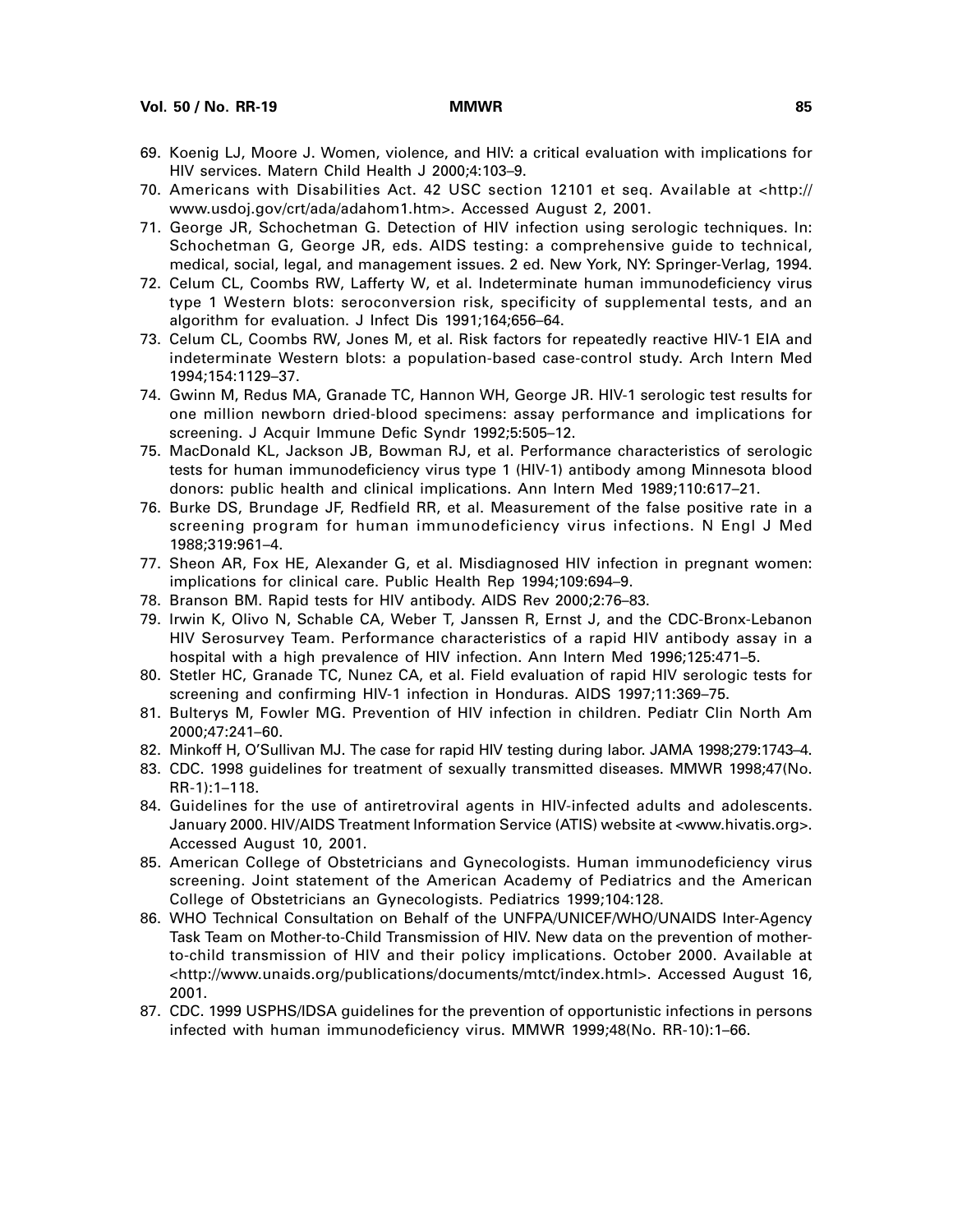69. Koenig LJ, Moore J. Women, violence, and HIV: a critical evaluation with implications for HIV services. Matern Child Health J 2000;4:103–9.
70. Americans with Disabilities Act. 42 USC section 12101 et seq. Available at <http://www.usdoj.gov/crt/ada/adahom1.htm>. Accessed August 2, 2001.
71. George JR, Schochetman G. Detection of HIV infection using serologic techniques. In: Schochetman G, George JR, eds. AIDS testing: a comprehensive guide to technical, medical, social, legal, and management issues. 2 ed. New York, NY: Springer-Verlag, 1994.
72. Celum CL, Coombs RW, Lafferty W, et al. Indeterminate human immunodeficiency virus type 1 Western blots: seroconversion risk, specificity of supplemental tests, and an algorithm for evaluation. J Infect Dis 1991;164;656–64.
73. Celum CL, Coombs RW, Jones M, et al. Risk factors for repeatedly reactive HIV-1 EIA and indeterminate Western blots: a population-based case-control study. Arch Intern Med 1994;154:1129–37.
74. Gwinn M, Redus MA, Granade TC, Hannon WH, George JR. HIV-1 serologic test results for one million newborn dried-blood specimens: assay performance and implications for screening. J Acquir Immune Defic Syndr 1992;5:505–12.
75. MacDonald KL, Jackson JB, Bowman RJ, et al. Performance characteristics of serologic tests for human immunodeficiency virus type 1 (HIV-1) antibody among Minnesota blood donors: public health and clinical implications. Ann Intern Med 1989;110:617–21.
76. Burke DS, Brundage JF, Redfield RR, et al. Measurement of the false positive rate in a screening program for human immunodeficiency virus infections. N Engl J Med 1988;319:961–4.
77. Sheon AR, Fox HE, Alexander G, et al. Misdiagnosed HIV infection in pregnant women: implications for clinical care. Public Health Rep 1994;109:694–9.
78. Branson BM. Rapid tests for HIV antibody. AIDS Rev 2000;2:76–83.
79. Irwin K, Olivo N, Schable CA, Weber T, Janssen R, Ernst J, and the CDC-Bronx-Lebanon HIV Serosurvey Team. Performance characteristics of a rapid HIV antibody assay in a hospital with a high prevalence of HIV infection. Ann Intern Med 1996;125:471–5.
80. Stetler HC, Granade TC, Nunez CA, et al. Field evaluation of rapid HIV serologic tests for screening and confirming HIV-1 infection in Honduras. AIDS 1997;11:369–75.
81. Bulterys M, Fowler MG. Prevention of HIV infection in children. Pediatr Clin North Am 2000;47:241–60.
82. Minkoff H, O'Sullivan MJ. The case for rapid HIV testing during labor. JAMA 1998;279:1743–4.
83. CDC. 1998 guidelines for treatment of sexually transmitted diseases. MMWR 1998;47(No. RR-1):1–118.
84. Guidelines for the use of antiretroviral agents in HIV-infected adults and adolescents. January 2000. HIV/AIDS Treatment Information Service (ATIS) website at <www.hivatis.org>. Accessed August 10, 2001.
85. American College of Obstetricians and Gynecologists. Human immunodeficiency virus screening. Joint statement of the American Academy of Pediatrics and the American College of Obstetricians an Gynecologists. Pediatrics 1999;104:128.
86. WHO Technical Consultation on Behalf of the UNFPA/UNICEF/WHO/UNAIDS Inter-Agency Task Team on Mother-to-Child Transmission of HIV. New data on the prevention of mother-to-child transmission of HIV and their policy implications. October 2000. Available at <http://www.unaids.org/publications/documents/mtct/index.html>. Accessed August 16, 2001.
87. CDC. 1999 USPHS/IDSA guidelines for the prevention of opportunistic infections in persons infected with human immunodeficiency virus. MMWR 1999;48(No. RR-10):1–66.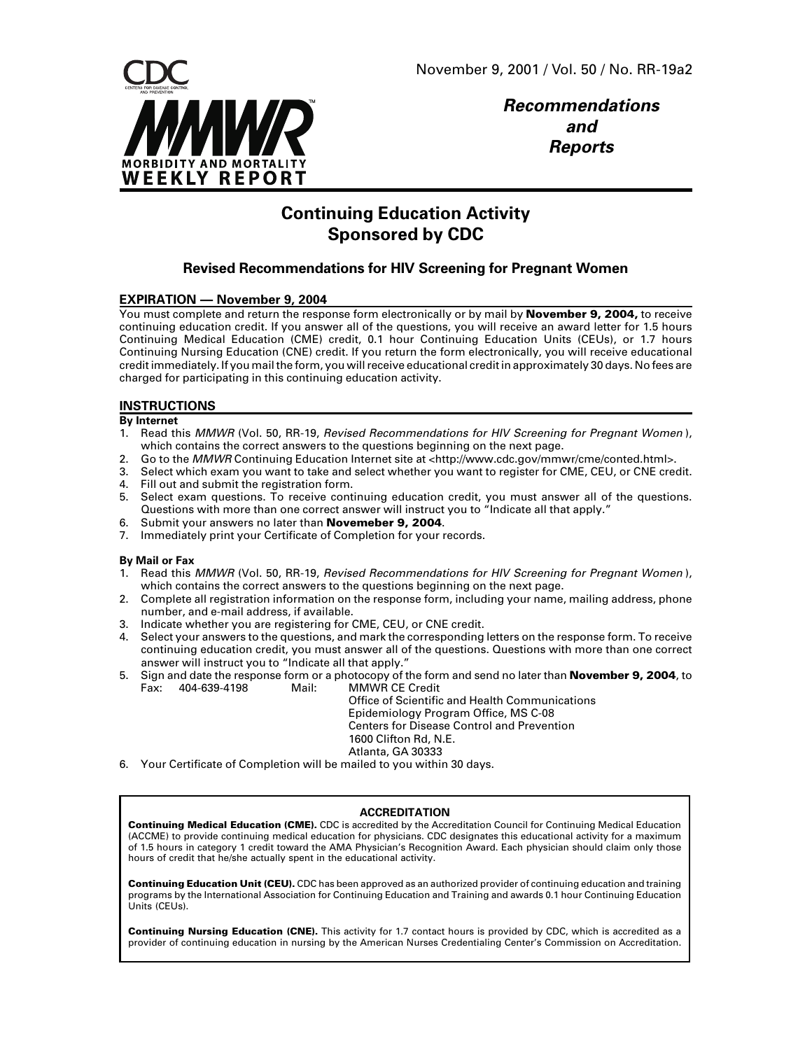# Continuing Education Activity Sponsored by CDC

## Revised Recommendations for HIV Screening for Pregnant Women

### EXPIRATION — November 9, 2004

You must complete and return the response form electronically or by mail by **November 9, 2004,** to receive continuing education credit. If you answer all of the questions, you will receive an award letter for 1.5 hours Continuing Medical Education (CME) credit, 0.1 hour Continuing Education Units (CEUs), or 1.7 hours Continuing Nursing Education (CNE) credit. If you return the form electronically, you will receive educational credit immediately. If you mail the form, you will receive educational credit in approximately 30 days. No fees are charged for participating in this continuing education activity.

### INSTRUCTIONS

**By Internet**

1. Read this *MMWR* (Vol. 50, RR-19, *Revised Recommendations for HIV Screening for Pregnant Women*), which contains the correct answers to the questions beginning on the next page.
2. Go to the *MMWR* Continuing Education Internet site at <http://www.cdc.gov/mmwr/cme/conted.html>.
3. Select which exam you want to take and select whether you want to register for CME, CEU, or CNE credit.
4. Fill out and submit the registration form.
5. Select exam questions. To receive continuing education credit, you must answer all of the questions. Questions with more than one correct answer will instruct you to "Indicate all that apply."
6. Submit your answers no later than **Novemeber 9, 2004**.
7. Immediately print your Certificate of Completion for your records.

**By Mail or Fax**

1. Read this *MMWR* (Vol. 50, RR-19, *Revised Recommendations for HIV Screening for Pregnant Women*), which contains the correct answers to the questions beginning on the next page.
2. Complete all registration information on the response form, including your name, mailing address, phone number, and e-mail address, if available.
3. Indicate whether you are registering for CME, CEU, or CNE credit.
4. Select your answers to the questions, and mark the corresponding letters on the response form. To receive continuing education credit, you must answer all of the questions. Questions with more than one correct answer will instruct you to "Indicate all that apply."
5. Sign and date the response form or a photocopy of the form and send no later than **November 9, 2004**, to
   Fax: 404-639-4198
   Mail: MMWR CE Credit
   Office of Scientific and Health Communications
   Epidemiology Program Office, MS C-08
   Centers for Disease Control and Prevention
   1600 Clifton Rd, N.E.
   Atlanta, GA 30333
6. Your Certificate of Completion will be mailed to you within 30 days.

### ACCREDITATION

**Continuing Medical Education (CME).** CDC is accredited by the Accreditation Council for Continuing Medical Education (ACCME) to provide continuing medical education for physicians. CDC designates this educational activity for a maximum of 1.5 hours in category 1 credit toward the AMA Physician's Recognition Award. Each physician should claim only those hours of credit that he/she actually spent in the educational activity.

**Continuing Education Unit (CEU).** CDC has been approved as an authorized provider of continuing education and training programs by the International Association for Continuing Education and Training and awards 0.1 hour Continuing Education Units (CEUs).

**Continuing Nursing Education (CNE).** This activity for 1.7 contact hours is provided by CDC, which is accredited as a provider of continuing education in nursing by the American Nurses Credentialing Center's Commission on Accreditation.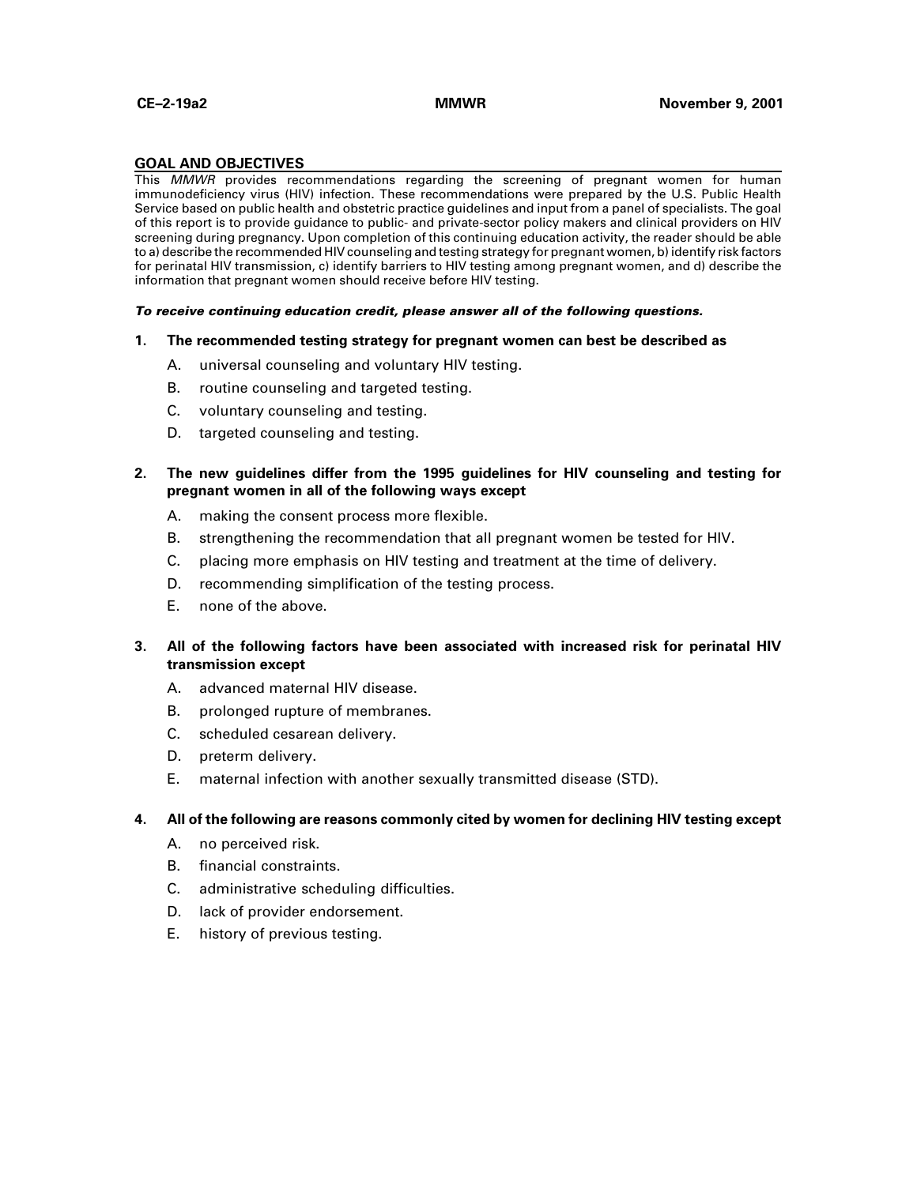## GOAL AND OBJECTIVES

This *MMWR* provides recommendations regarding the screening of pregnant women for human immunodeficiency virus (HIV) infection. These recommendations were prepared by the U.S. Public Health Service based on public health and obstetric practice guidelines and input from a panel of specialists. The goal of this report is to provide guidance to public- and private-sector policy makers and clinical providers on HIV screening during pregnancy. Upon completion of this continuing education activity, the reader should be able to a) describe the recommended HIV counseling and testing strategy for pregnant women, b) identify risk factors for perinatal HIV transmission, c) identify barriers to HIV testing among pregnant women, and d) describe the information that pregnant women should receive before HIV testing.

***To receive continuing education credit, please answer all of the following questions.***

**1. The recommended testing strategy for pregnant women can best be described as**

A. universal counseling and voluntary HIV testing.

B. routine counseling and targeted testing.

C. voluntary counseling and testing.

D. targeted counseling and testing.

**2. The new guidelines differ from the 1995 guidelines for HIV counseling and testing for pregnant women in all of the following ways except**

A. making the consent process more flexible.

B. strengthening the recommendation that all pregnant women be tested for HIV.

C. placing more emphasis on HIV testing and treatment at the time of delivery.

D. recommending simplification of the testing process.

E. none of the above.

**3. All of the following factors have been associated with increased risk for perinatal HIV transmission except**

A. advanced maternal HIV disease.

B. prolonged rupture of membranes.

C. scheduled cesarean delivery.

D. preterm delivery.

E. maternal infection with another sexually transmitted disease (STD).

**4. All of the following are reasons commonly cited by women for declining HIV testing except**

A. no perceived risk.

B. financial constraints.

C. administrative scheduling difficulties.

D. lack of provider endorsement.

E. history of previous testing.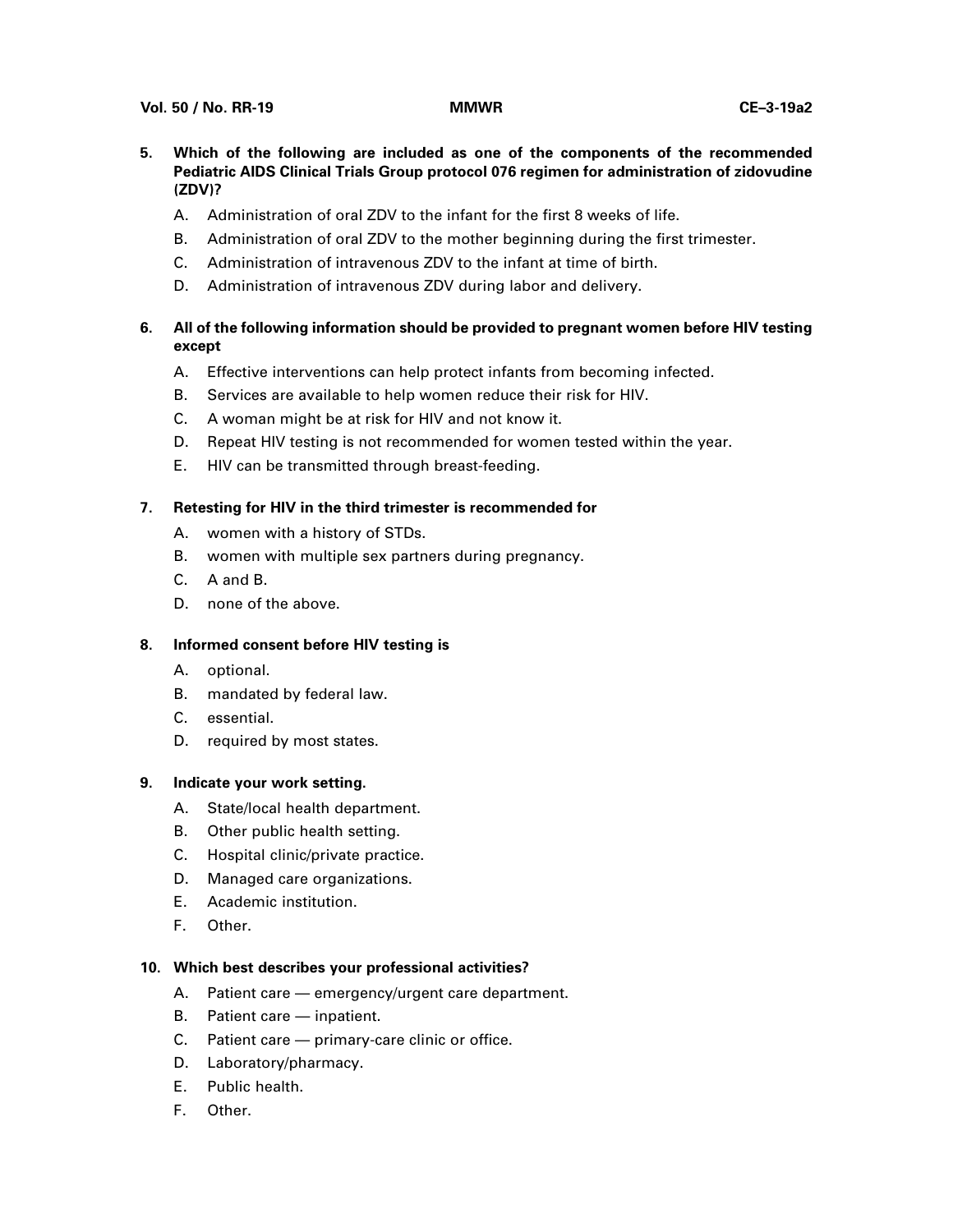5. **Which of the following are included as one of the components of the recommended Pediatric AIDS Clinical Trials Group protocol 076 regimen for administration of zidovudine (ZDV)?**
   - A. Administration of oral ZDV to the infant for the first 8 weeks of life.
   - B. Administration of oral ZDV to the mother beginning during the first trimester.
   - C. Administration of intravenous ZDV to the infant at time of birth.
   - D. Administration of intravenous ZDV during labor and delivery.

6. **All of the following information should be provided to pregnant women before HIV testing except**
   - A. Effective interventions can help protect infants from becoming infected.
   - B. Services are available to help women reduce their risk for HIV.
   - C. A woman might be at risk for HIV and not know it.
   - D. Repeat HIV testing is not recommended for women tested within the year.
   - E. HIV can be transmitted through breast-feeding.

7. **Retesting for HIV in the third trimester is recommended for**
   - A. women with a history of STDs.
   - B. women with multiple sex partners during pregnancy.
   - C. A and B.
   - D. none of the above.

8. **Informed consent before HIV testing is**
   - A. optional.
   - B. mandated by federal law.
   - C. essential.
   - D. required by most states.

9. **Indicate your work setting.**
   - A. State/local health department.
   - B. Other public health setting.
   - C. Hospital clinic/private practice.
   - D. Managed care organizations.
   - E. Academic institution.
   - F. Other.

10. **Which best describes your professional activities?**
    - A. Patient care — emergency/urgent care department.
    - B. Patient care — inpatient.
    - C. Patient care — primary-care clinic or office.
    - D. Laboratory/pharmacy.
    - E. Public health.
    - F. Other.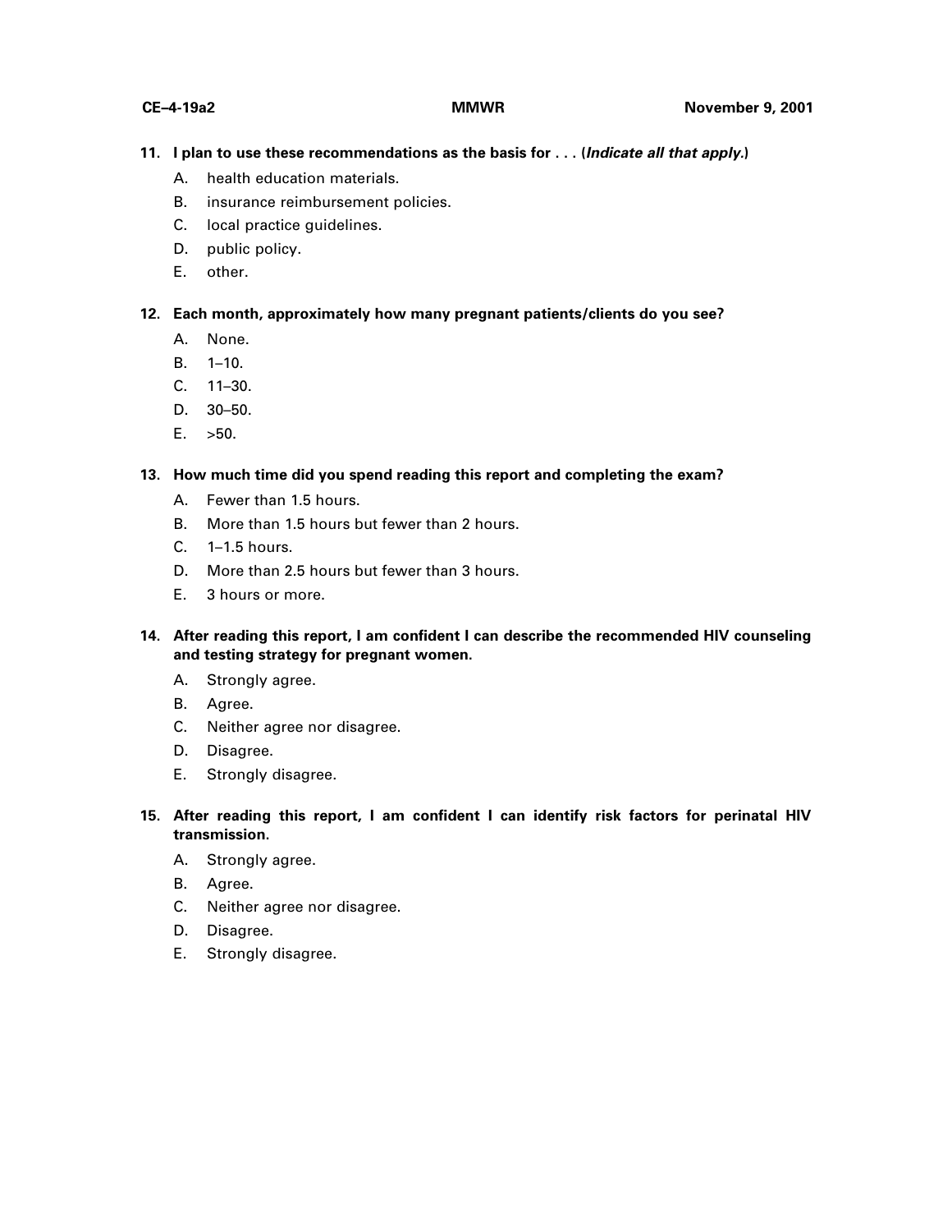**11. I plan to use these recommendations as the basis for . . . (*Indicate all that apply.*)**

A. health education materials.

B. insurance reimbursement policies.

C. local practice guidelines.

D. public policy.

E. other.

**12. Each month, approximately how many pregnant patients/clients do you see?**

A. None.

B. 1–10.

C. 11–30.

D. 30–50.

E. >50.

**13. How much time did you spend reading this report and completing the exam?**

A. Fewer than 1.5 hours.

B. More than 1.5 hours but fewer than 2 hours.

C. 1–1.5 hours.

D. More than 2.5 hours but fewer than 3 hours.

E. 3 hours or more.

**14. After reading this report, I am confident I can describe the recommended HIV counseling and testing strategy for pregnant women.**

A. Strongly agree.

B. Agree.

C. Neither agree nor disagree.

D. Disagree.

E. Strongly disagree.

**15. After reading this report, I am confident I can identify risk factors for perinatal HIV transmission.**

A. Strongly agree.

B. Agree.

C. Neither agree nor disagree.

D. Disagree.

E. Strongly disagree.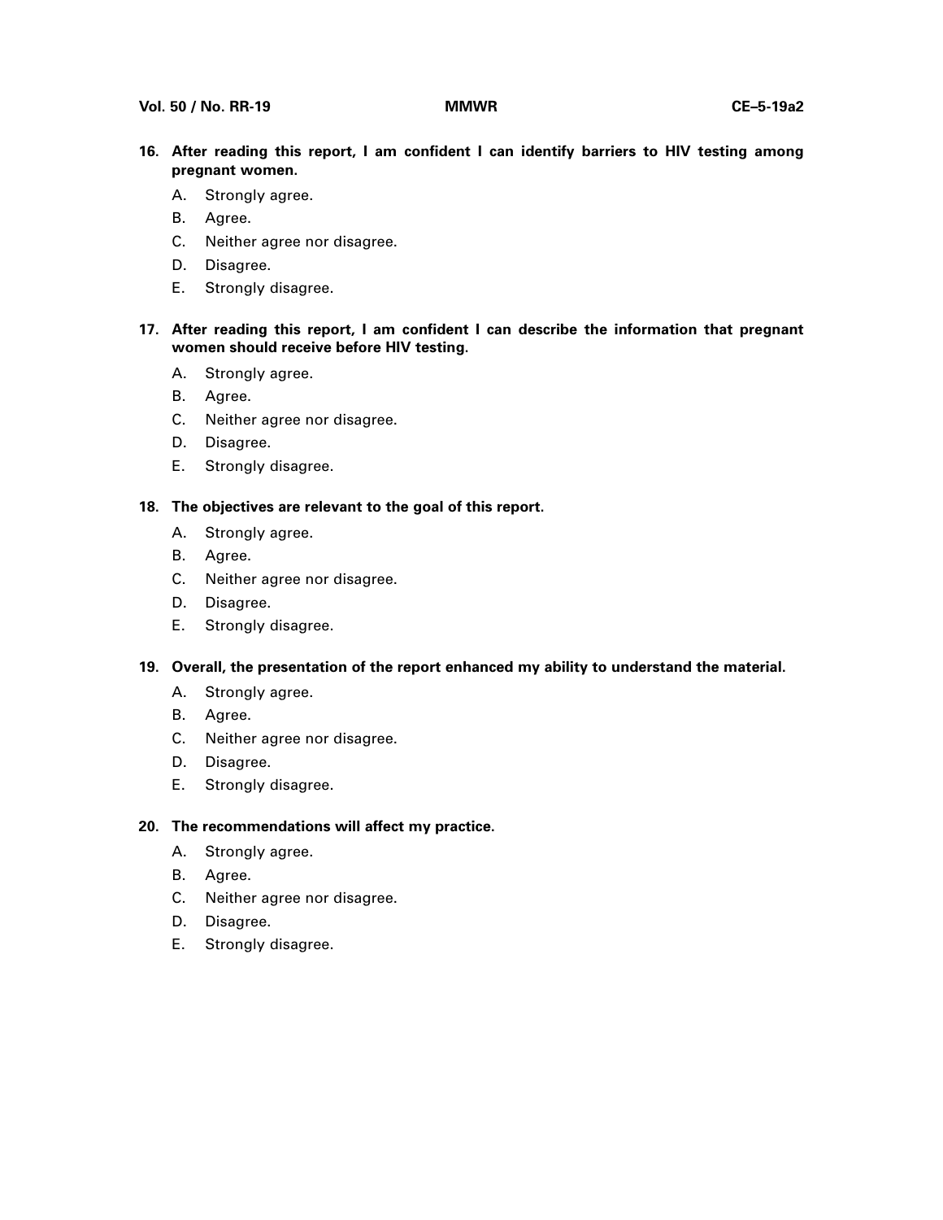**16. After reading this report, I am confident I can identify barriers to HIV testing among pregnant women.**

A. Strongly agree.
B. Agree.
C. Neither agree nor disagree.
D. Disagree.
E. Strongly disagree.

**17. After reading this report, I am confident I can describe the information that pregnant women should receive before HIV testing.**

A. Strongly agree.
B. Agree.
C. Neither agree nor disagree.
D. Disagree.
E. Strongly disagree.

**18. The objectives are relevant to the goal of this report.**

A. Strongly agree.
B. Agree.
C. Neither agree nor disagree.
D. Disagree.
E. Strongly disagree.

**19. Overall, the presentation of the report enhanced my ability to understand the material.**

A. Strongly agree.
B. Agree.
C. Neither agree nor disagree.
D. Disagree.
E. Strongly disagree.

**20. The recommendations will affect my practice.**

A. Strongly agree.
B. Agree.
C. Neither agree nor disagree.
D. Disagree.
E. Strongly disagree.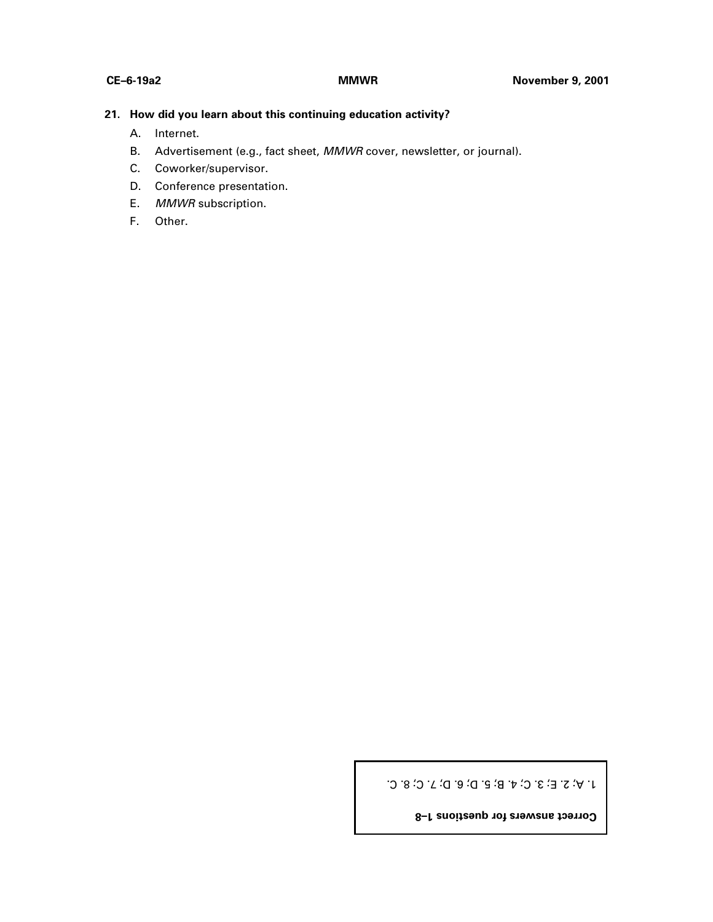**21. How did you learn about this continuing education activity?**

A. Internet.

B. Advertisement (e.g., fact sheet, *MMWR* cover, newsletter, or journal).

C. Coworker/supervisor.

D. Conference presentation.

E. *MMWR* subscription.

F. Other.

**Correct answers for questions 1–8**

1. A; 2. E; 3. C; 4. B; 5. D; 6. D; 7. C; 8. C.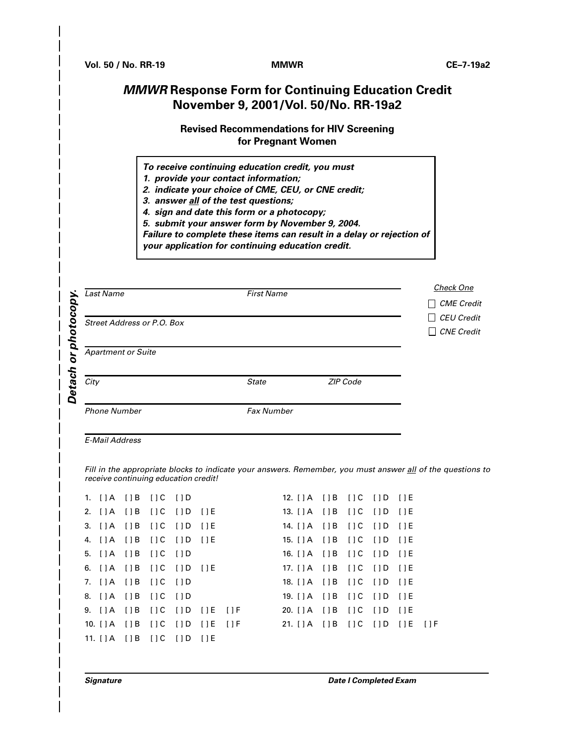# *MMWR* Response Form for Continuing Education Credit
# November 9, 2001/Vol. 50/No. RR-19a2

### Revised Recommendations for HIV Screening for Pregnant Women

***To receive continuing education credit, you must***
***1. provide your contact information;***
***2. indicate your choice of CME, CEU, or CNE credit;***
***3. answer all of the test questions;***
***4. sign and date this form or a photocopy;***
***5. submit your answer form by November 9, 2004.***
***Failure to complete these items can result in a delay or rejection of your application for continuing education credit.***

*Detach or photocopy.*

| | | |
|---|---|---|
| *Last Name* | *First Name* | |
| *Street Address or P.O. Box* | | |
| *Apartment or Suite* | | |
| *City* | *State* | *ZIP Code* |
| *Phone Number* | *Fax Number* | |
| *E-Mail Address* | | |

*Check One*
- [ ] *CME Credit*
- [ ] *CEU Credit*
- [ ] *CNE Credit*

*Fill in the appropriate blocks to indicate your answers. Remember, you must answer all of the questions to receive continuing education credit!*

1. [ ] A [ ] B [ ] C [ ] D
2. [ ] A [ ] B [ ] C [ ] D [ ] E
3. [ ] A [ ] B [ ] C [ ] D [ ] E
4. [ ] A [ ] B [ ] C [ ] D [ ] E
5. [ ] A [ ] B [ ] C [ ] D
6. [ ] A [ ] B [ ] C [ ] D [ ] E
7. [ ] A [ ] B [ ] C [ ] D
8. [ ] A [ ] B [ ] C [ ] D
9. [ ] A [ ] B [ ] C [ ] D [ ] E [ ] F
10. [ ] A [ ] B [ ] C [ ] D [ ] E [ ] F
11. [ ] A [ ] B [ ] C [ ] D [ ] E
12. [ ] A [ ] B [ ] C [ ] D [ ] E
13. [ ] A [ ] B [ ] C [ ] D [ ] E
14. [ ] A [ ] B [ ] C [ ] D [ ] E
15. [ ] A [ ] B [ ] C [ ] D [ ] E
16. [ ] A [ ] B [ ] C [ ] D [ ] E
17. [ ] A [ ] B [ ] C [ ] D [ ] E
18. [ ] A [ ] B [ ] C [ ] D [ ] E
19. [ ] A [ ] B [ ] C [ ] D [ ] E
20. [ ] A [ ] B [ ] C [ ] D [ ] E
21. [ ] A [ ] B [ ] C [ ] D [ ] E [ ] F

| | |
|---|---|
| ***Signature*** | ***Date I Completed Exam*** |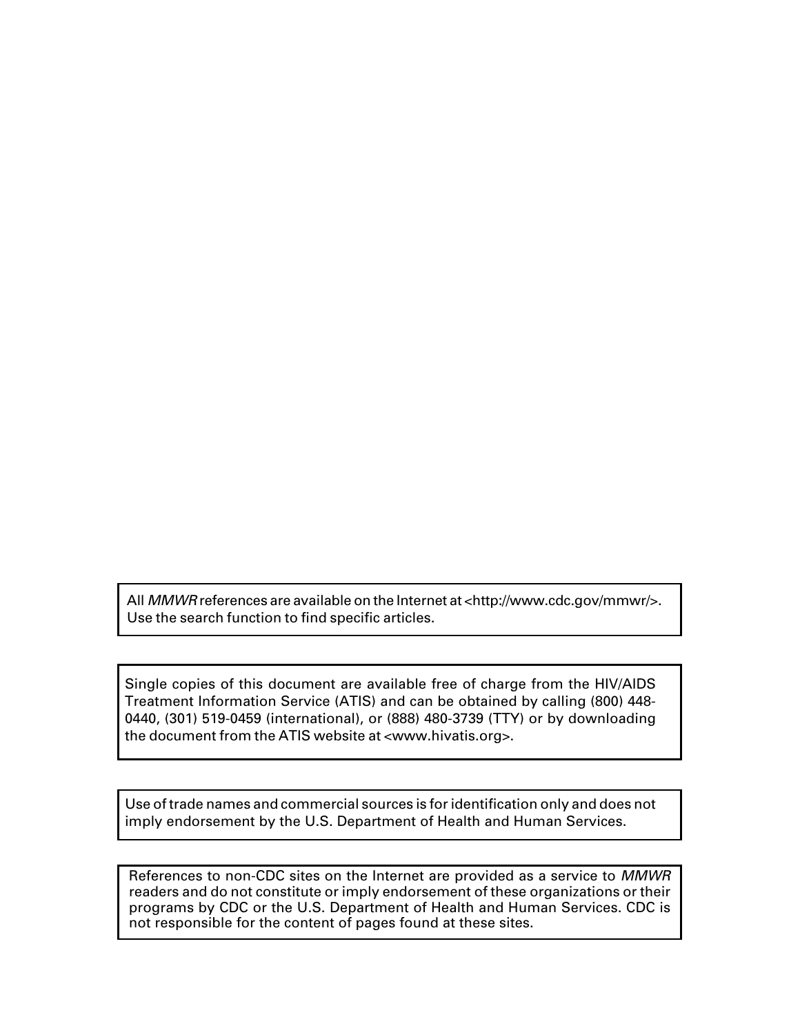All *MMWR* references are available on the Internet at <http://www.cdc.gov/mmwr/>. Use the search function to find specific articles.

Single copies of this document are available free of charge from the HIV/AIDS Treatment Information Service (ATIS) and can be obtained by calling (800) 448-0440, (301) 519-0459 (international), or (888) 480-3739 (TTY) or by downloading the document from the ATIS website at <www.hivatis.org>.

Use of trade names and commercial sources is for identification only and does not imply endorsement by the U.S. Department of Health and Human Services.

References to non-CDC sites on the Internet are provided as a service to *MMWR* readers and do not constitute or imply endorsement of these organizations or their programs by CDC or the U.S. Department of Health and Human Services. CDC is not responsible for the content of pages found at these sites.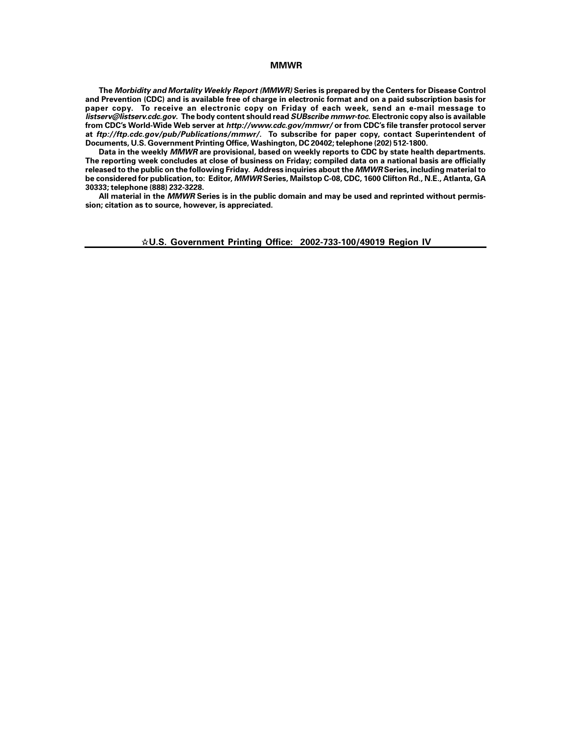**MMWR**

**The *Morbidity and Mortality Weekly Report (MMWR)* Series is prepared by the Centers for Disease Control and Prevention (CDC) and is available free of charge in electronic format and on a paid subscription basis for paper copy. To receive an electronic copy on Friday of each week, send an e-mail message to *listserv@listserv.cdc.gov*. The body content should read *SUBscribe mmwr-toc*. Electronic copy also is available from CDC's World-Wide Web server at *http://www.cdc.gov/mmwr/* or from CDC's file transfer protocol server at *ftp://ftp.cdc.gov/pub/Publications/mmwr/*. To subscribe for paper copy, contact Superintendent of Documents, U.S. Government Printing Office, Washington, DC 20402; telephone (202) 512-1800.**

**Data in the weekly *MMWR* are provisional, based on weekly reports to CDC by state health departments. The reporting week concludes at close of business on Friday; compiled data on a national basis are officially released to the public on the following Friday. Address inquiries about the *MMWR* Series, including material to be considered for publication, to: Editor, *MMWR* Series, Mailstop C-08, CDC, 1600 Clifton Rd., N.E., Atlanta, GA 30333; telephone (888) 232-3228.**

**All material in the *MMWR* Series is in the public domain and may be used and reprinted without permission; citation as to source, however, is appreciated.**

**☆U.S. Government Printing Office: 2002-733-100/49019 Region IV**